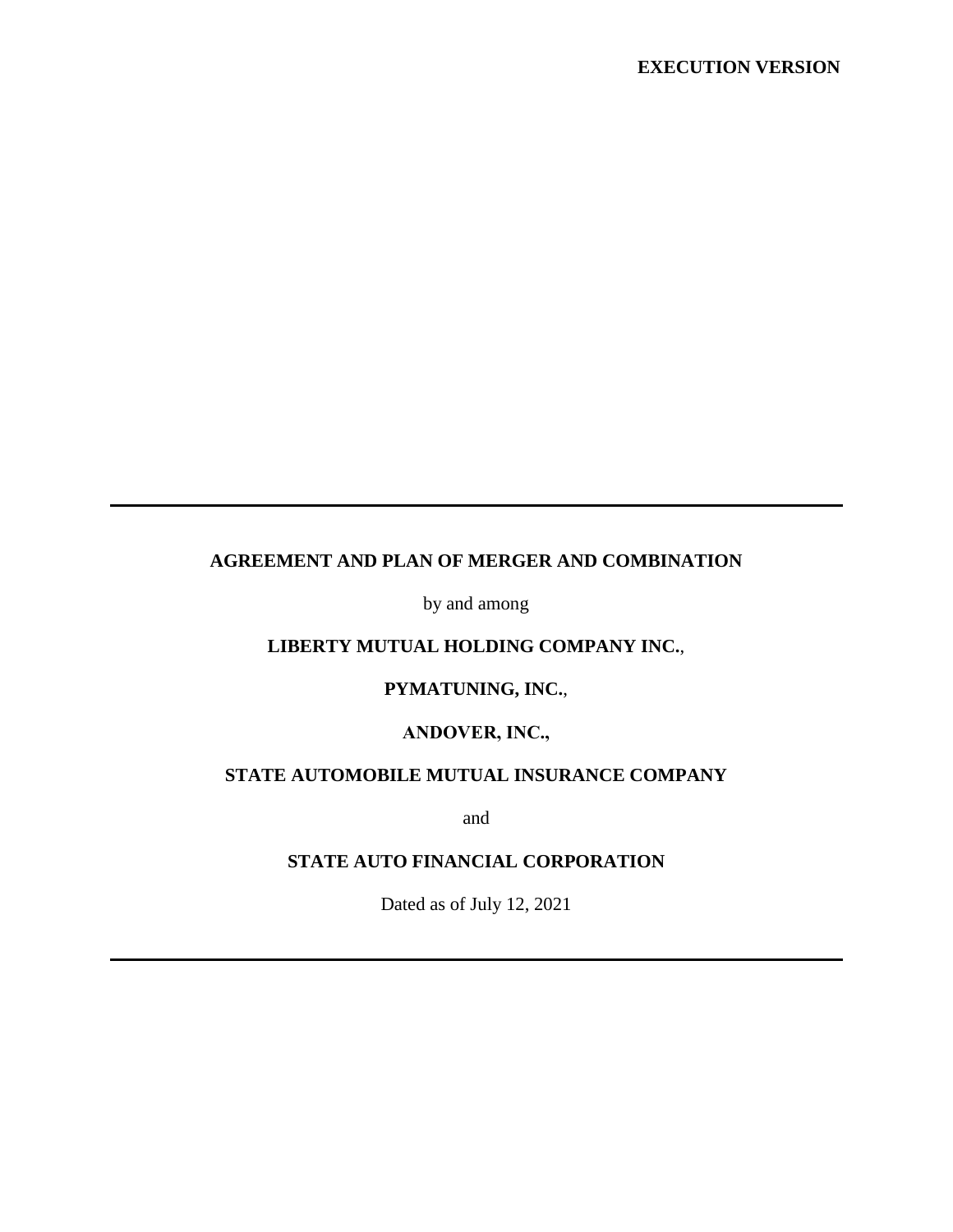**EXECUTION VERSION**

---

# AGREEMENT AND PLAN OF MERGER AND COMBINATION

by and among

**LIBERTY MUTUAL HOLDING COMPANY INC.**,

**PYMATUNING, INC.**,

**ANDOVER, INC.,**

**STATE AUTOMOBILE MUTUAL INSURANCE COMPANY**

and

**STATE AUTO FINANCIAL CORPORATION**

Dated as of July 12, 2021

---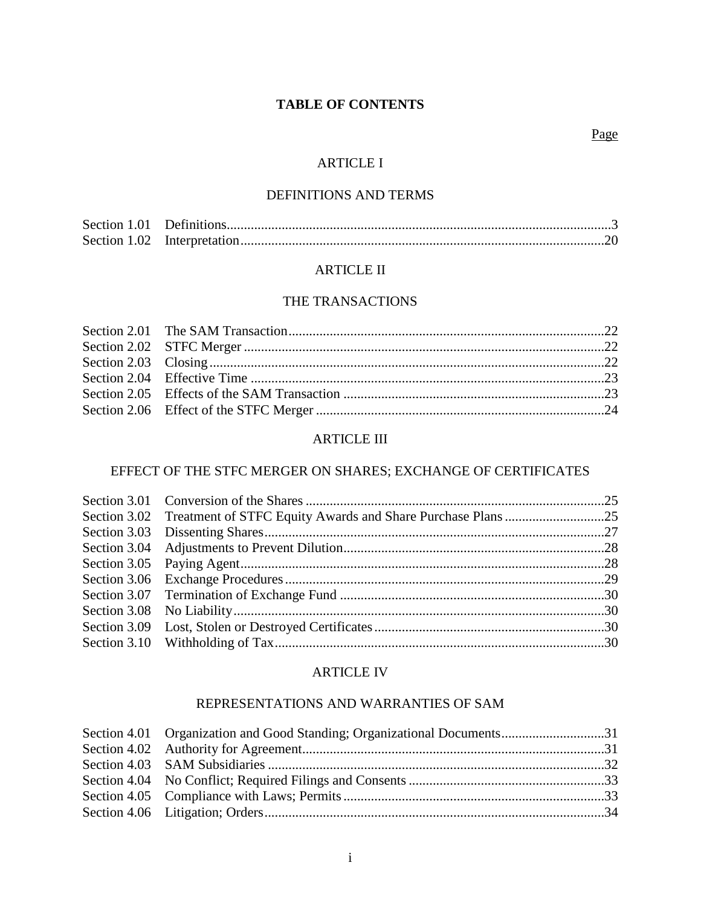# TABLE OF CONTENTS

Page

## ARTICLE I

## DEFINITIONS AND TERMS

| | | |
|---|---|---|
| Section 1.01 | Definitions | 3 |
| Section 1.02 | Interpretation | 20 |

## ARTICLE II

## THE TRANSACTIONS

| | | |
|---|---|---|
| Section 2.01 | The SAM Transaction | 22 |
| Section 2.02 | STFC Merger | 22 |
| Section 2.03 | Closing | 22 |
| Section 2.04 | Effective Time | 23 |
| Section 2.05 | Effects of the SAM Transaction | 23 |
| Section 2.06 | Effect of the STFC Merger | 24 |

## ARTICLE III

## EFFECT OF THE STFC MERGER ON SHARES; EXCHANGE OF CERTIFICATES

| | | |
|---|---|---|
| Section 3.01 | Conversion of the Shares | 25 |
| Section 3.02 | Treatment of STFC Equity Awards and Share Purchase Plans | 25 |
| Section 3.03 | Dissenting Shares | 27 |
| Section 3.04 | Adjustments to Prevent Dilution | 28 |
| Section 3.05 | Paying Agent | 28 |
| Section 3.06 | Exchange Procedures | 29 |
| Section 3.07 | Termination of Exchange Fund | 30 |
| Section 3.08 | No Liability | 30 |
| Section 3.09 | Lost, Stolen or Destroyed Certificates | 30 |
| Section 3.10 | Withholding of Tax | 30 |

## ARTICLE IV

## REPRESENTATIONS AND WARRANTIES OF SAM

| | | |
|---|---|---|
| Section 4.01 | Organization and Good Standing; Organizational Documents | 31 |
| Section 4.02 | Authority for Agreement | 31 |
| Section 4.03 | SAM Subsidiaries | 32 |
| Section 4.04 | No Conflict; Required Filings and Consents | 33 |
| Section 4.05 | Compliance with Laws; Permits | 33 |
| Section 4.06 | Litigation; Orders | 34 |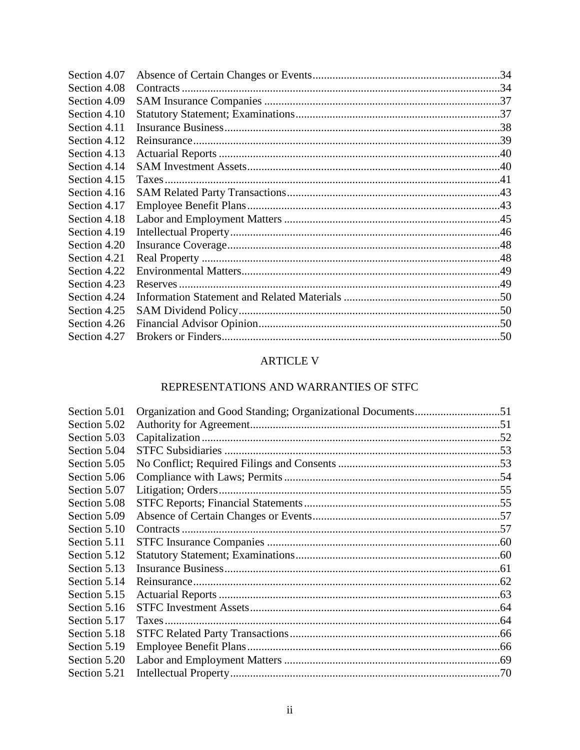| | | |
|---|---|---|
| Section 4.07 | Absence of Certain Changes or Events | 34 |
| Section 4.08 | Contracts | 34 |
| Section 4.09 | SAM Insurance Companies | 37 |
| Section 4.10 | Statutory Statement; Examinations | 37 |
| Section 4.11 | Insurance Business | 38 |
| Section 4.12 | Reinsurance | 39 |
| Section 4.13 | Actuarial Reports | 40 |
| Section 4.14 | SAM Investment Assets | 40 |
| Section 4.15 | Taxes | 41 |
| Section 4.16 | SAM Related Party Transactions | 43 |
| Section 4.17 | Employee Benefit Plans | 43 |
| Section 4.18 | Labor and Employment Matters | 45 |
| Section 4.19 | Intellectual Property | 46 |
| Section 4.20 | Insurance Coverage | 48 |
| Section 4.21 | Real Property | 48 |
| Section 4.22 | Environmental Matters | 49 |
| Section 4.23 | Reserves | 49 |
| Section 4.24 | Information Statement and Related Materials | 50 |
| Section 4.25 | SAM Dividend Policy | 50 |
| Section 4.26 | Financial Advisor Opinion | 50 |
| Section 4.27 | Brokers or Finders | 50 |

## ARTICLE V

## REPRESENTATIONS AND WARRANTIES OF STFC

| | | |
|---|---|---|
| Section 5.01 | Organization and Good Standing; Organizational Documents | 51 |
| Section 5.02 | Authority for Agreement | 51 |
| Section 5.03 | Capitalization | 52 |
| Section 5.04 | STFC Subsidiaries | 53 |
| Section 5.05 | No Conflict; Required Filings and Consents | 53 |
| Section 5.06 | Compliance with Laws; Permits | 54 |
| Section 5.07 | Litigation; Orders | 55 |
| Section 5.08 | STFC Reports; Financial Statements | 55 |
| Section 5.09 | Absence of Certain Changes or Events | 57 |
| Section 5.10 | Contracts | 57 |
| Section 5.11 | STFC Insurance Companies | 60 |
| Section 5.12 | Statutory Statement; Examinations | 60 |
| Section 5.13 | Insurance Business | 61 |
| Section 5.14 | Reinsurance | 62 |
| Section 5.15 | Actuarial Reports | 63 |
| Section 5.16 | STFC Investment Assets | 64 |
| Section 5.17 | Taxes | 64 |
| Section 5.18 | STFC Related Party Transactions | 66 |
| Section 5.19 | Employee Benefit Plans | 66 |
| Section 5.20 | Labor and Employment Matters | 69 |
| Section 5.21 | Intellectual Property | 70 |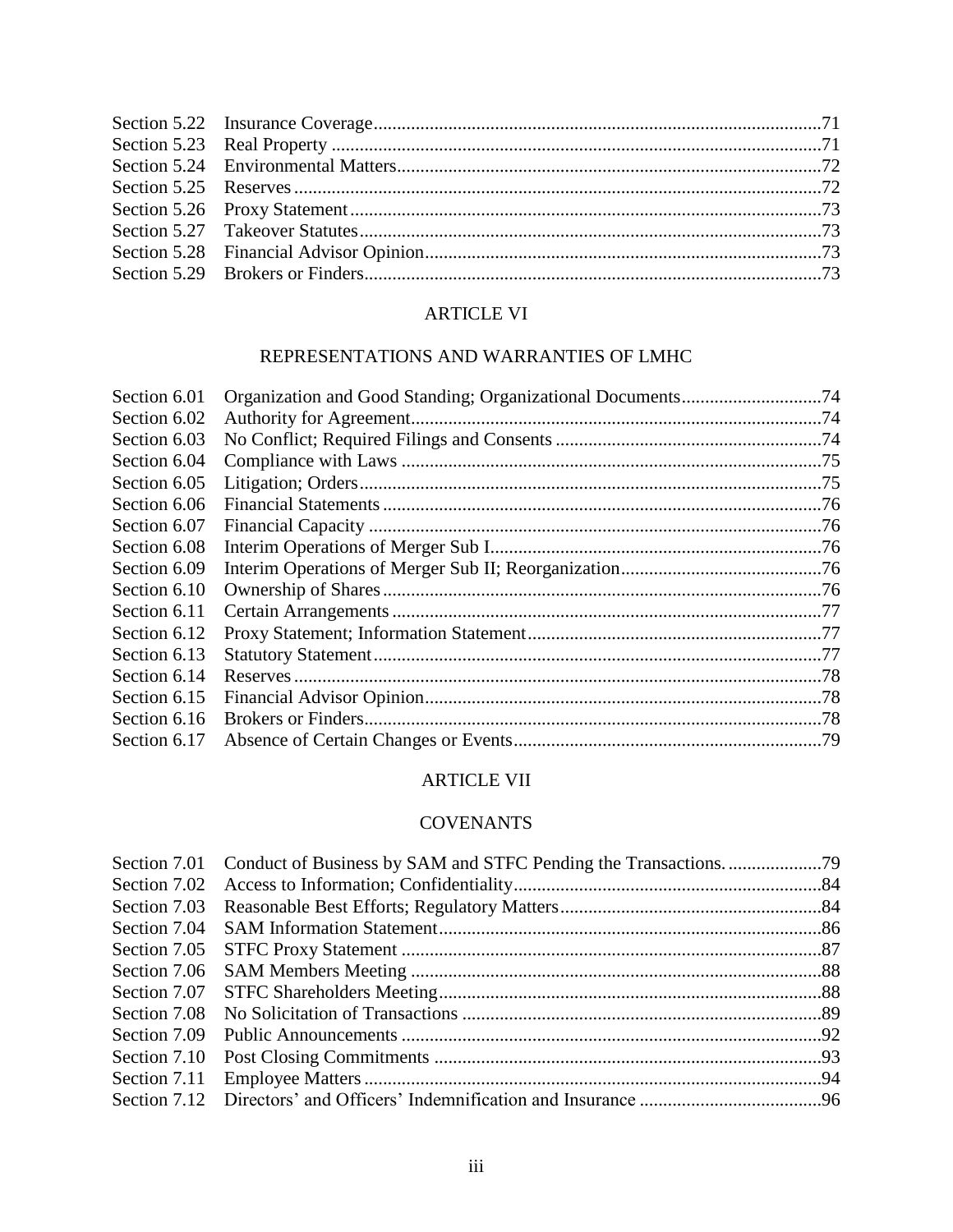| | | |
|---|---|---|
| Section 5.22 | Insurance Coverage | 71 |
| Section 5.23 | Real Property | 71 |
| Section 5.24 | Environmental Matters | 72 |
| Section 5.25 | Reserves | 72 |
| Section 5.26 | Proxy Statement | 73 |
| Section 5.27 | Takeover Statutes | 73 |
| Section 5.28 | Financial Advisor Opinion | 73 |
| Section 5.29 | Brokers or Finders | 73 |

ARTICLE VI

REPRESENTATIONS AND WARRANTIES OF LMHC

| | | |
|---|---|---|
| Section 6.01 | Organization and Good Standing; Organizational Documents | 74 |
| Section 6.02 | Authority for Agreement | 74 |
| Section 6.03 | No Conflict; Required Filings and Consents | 74 |
| Section 6.04 | Compliance with Laws | 75 |
| Section 6.05 | Litigation; Orders | 75 |
| Section 6.06 | Financial Statements | 76 |
| Section 6.07 | Financial Capacity | 76 |
| Section 6.08 | Interim Operations of Merger Sub I | 76 |
| Section 6.09 | Interim Operations of Merger Sub II; Reorganization | 76 |
| Section 6.10 | Ownership of Shares | 76 |
| Section 6.11 | Certain Arrangements | 77 |
| Section 6.12 | Proxy Statement; Information Statement | 77 |
| Section 6.13 | Statutory Statement | 77 |
| Section 6.14 | Reserves | 78 |
| Section 6.15 | Financial Advisor Opinion | 78 |
| Section 6.16 | Brokers or Finders | 78 |
| Section 6.17 | Absence of Certain Changes or Events | 79 |

ARTICLE VII

COVENANTS

| | | |
|---|---|---|
| Section 7.01 | Conduct of Business by SAM and STFC Pending the Transactions. | 79 |
| Section 7.02 | Access to Information; Confidentiality | 84 |
| Section 7.03 | Reasonable Best Efforts; Regulatory Matters | 84 |
| Section 7.04 | SAM Information Statement | 86 |
| Section 7.05 | STFC Proxy Statement | 87 |
| Section 7.06 | SAM Members Meeting | 88 |
| Section 7.07 | STFC Shareholders Meeting | 88 |
| Section 7.08 | No Solicitation of Transactions | 89 |
| Section 7.09 | Public Announcements | 92 |
| Section 7.10 | Post Closing Commitments | 93 |
| Section 7.11 | Employee Matters | 94 |
| Section 7.12 | Directors' and Officers' Indemnification and Insurance | 96 |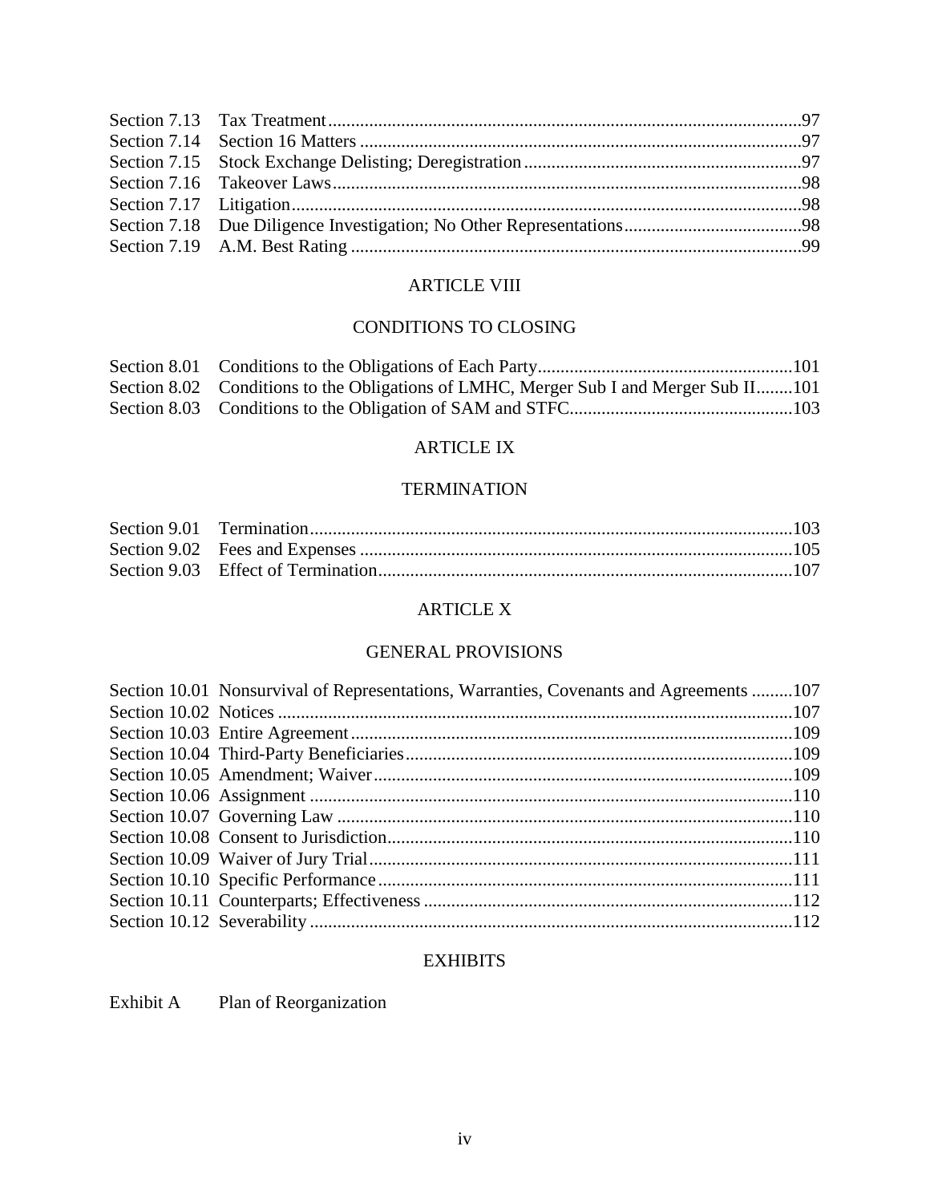| | | |
|---|---|---|
| Section 7.13 | Tax Treatment | 97 |
| Section 7.14 | Section 16 Matters | 97 |
| Section 7.15 | Stock Exchange Delisting; Deregistration | 97 |
| Section 7.16 | Takeover Laws | 98 |
| Section 7.17 | Litigation | 98 |
| Section 7.18 | Due Diligence Investigation; No Other Representations | 98 |
| Section 7.19 | A.M. Best Rating | 99 |

## ARTICLE VIII

## CONDITIONS TO CLOSING

| | | |
|---|---|---|
| Section 8.01 | Conditions to the Obligations of Each Party | 101 |
| Section 8.02 | Conditions to the Obligations of LMHC, Merger Sub I and Merger Sub II | 101 |
| Section 8.03 | Conditions to the Obligation of SAM and STFC | 103 |

## ARTICLE IX

## TERMINATION

| | | |
|---|---|---|
| Section 9.01 | Termination | 103 |
| Section 9.02 | Fees and Expenses | 105 |
| Section 9.03 | Effect of Termination | 107 |

## ARTICLE X

## GENERAL PROVISIONS

| | | |
|---|---|---|
| Section 10.01 | Nonsurvival of Representations, Warranties, Covenants and Agreements | 107 |
| Section 10.02 | Notices | 107 |
| Section 10.03 | Entire Agreement | 109 |
| Section 10.04 | Third-Party Beneficiaries | 109 |
| Section 10.05 | Amendment; Waiver | 109 |
| Section 10.06 | Assignment | 110 |
| Section 10.07 | Governing Law | 110 |
| Section 10.08 | Consent to Jurisdiction | 110 |
| Section 10.09 | Waiver of Jury Trial | 111 |
| Section 10.10 | Specific Performance | 111 |
| Section 10.11 | Counterparts; Effectiveness | 112 |
| Section 10.12 | Severability | 112 |

## EXHIBITS

| | |
|---|---|
| Exhibit A | Plan of Reorganization |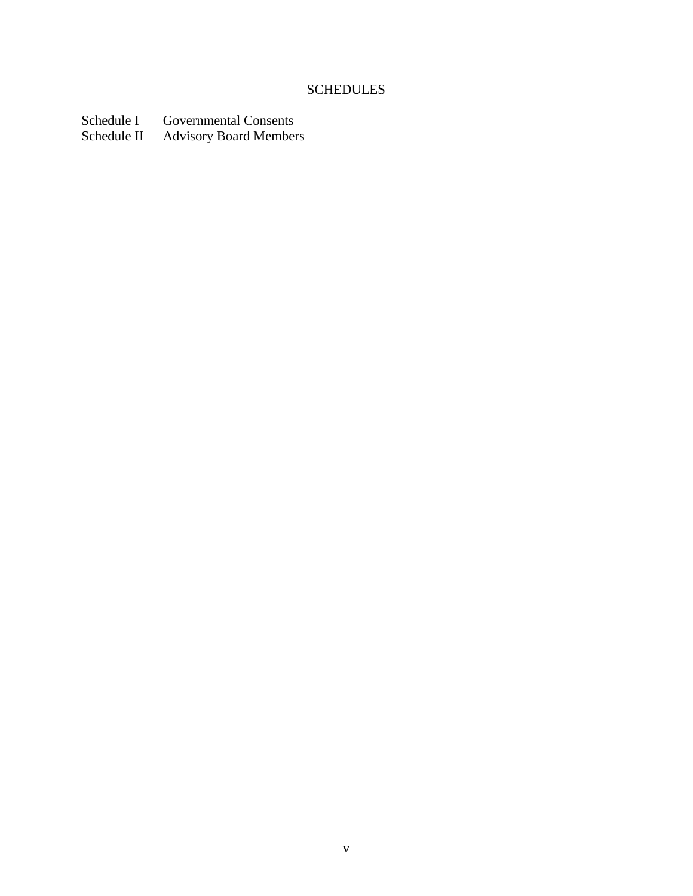# SCHEDULES

| | |
|---|---|
| Schedule I | Governmental Consents |
| Schedule II | Advisory Board Members |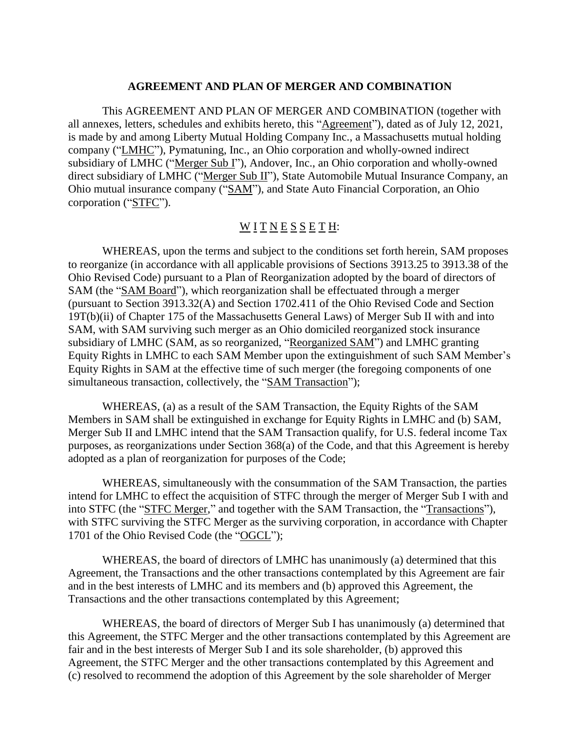**AGREEMENT AND PLAN OF MERGER AND COMBINATION**

This AGREEMENT AND PLAN OF MERGER AND COMBINATION (together with all annexes, letters, schedules and exhibits hereto, this "Agreement"), dated as of July 12, 2021, is made by and among Liberty Mutual Holding Company Inc., a Massachusetts mutual holding company ("LMHC"), Pymatuning, Inc., an Ohio corporation and wholly-owned indirect subsidiary of LMHC ("Merger Sub I"), Andover, Inc., an Ohio corporation and wholly-owned direct subsidiary of LMHC ("Merger Sub II"), State Automobile Mutual Insurance Company, an Ohio mutual insurance company ("SAM"), and State Auto Financial Corporation, an Ohio corporation ("STFC").

W I T N E S S E T H:

WHEREAS, upon the terms and subject to the conditions set forth herein, SAM proposes to reorganize (in accordance with all applicable provisions of Sections 3913.25 to 3913.38 of the Ohio Revised Code) pursuant to a Plan of Reorganization adopted by the board of directors of SAM (the "SAM Board"), which reorganization shall be effectuated through a merger (pursuant to Section 3913.32(A) and Section 1702.411 of the Ohio Revised Code and Section 19T(b)(ii) of Chapter 175 of the Massachusetts General Laws) of Merger Sub II with and into SAM, with SAM surviving such merger as an Ohio domiciled reorganized stock insurance subsidiary of LMHC (SAM, as so reorganized, "Reorganized SAM") and LMHC granting Equity Rights in LMHC to each SAM Member upon the extinguishment of such SAM Member's Equity Rights in SAM at the effective time of such merger (the foregoing components of one simultaneous transaction, collectively, the "SAM Transaction");

WHEREAS, (a) as a result of the SAM Transaction, the Equity Rights of the SAM Members in SAM shall be extinguished in exchange for Equity Rights in LMHC and (b) SAM, Merger Sub II and LMHC intend that the SAM Transaction qualify, for U.S. federal income Tax purposes, as reorganizations under Section 368(a) of the Code, and that this Agreement is hereby adopted as a plan of reorganization for purposes of the Code;

WHEREAS, simultaneously with the consummation of the SAM Transaction, the parties intend for LMHC to effect the acquisition of STFC through the merger of Merger Sub I with and into STFC (the "STFC Merger," and together with the SAM Transaction, the "Transactions"), with STFC surviving the STFC Merger as the surviving corporation, in accordance with Chapter 1701 of the Ohio Revised Code (the "OGCL");

WHEREAS, the board of directors of LMHC has unanimously (a) determined that this Agreement, the Transactions and the other transactions contemplated by this Agreement are fair and in the best interests of LMHC and its members and (b) approved this Agreement, the Transactions and the other transactions contemplated by this Agreement;

WHEREAS, the board of directors of Merger Sub I has unanimously (a) determined that this Agreement, the STFC Merger and the other transactions contemplated by this Agreement are fair and in the best interests of Merger Sub I and its sole shareholder, (b) approved this Agreement, the STFC Merger and the other transactions contemplated by this Agreement and (c) resolved to recommend the adoption of this Agreement by the sole shareholder of Merger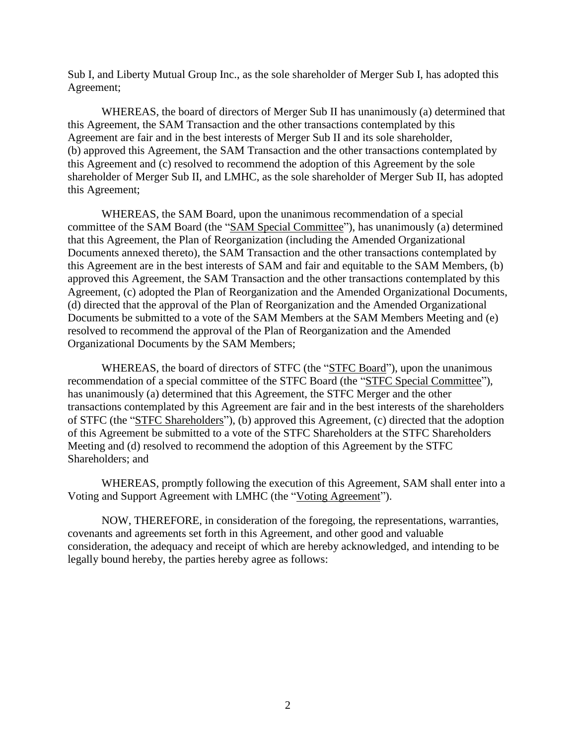Sub I, and Liberty Mutual Group Inc., as the sole shareholder of Merger Sub I, has adopted this Agreement;

WHEREAS, the board of directors of Merger Sub II has unanimously (a) determined that this Agreement, the SAM Transaction and the other transactions contemplated by this Agreement are fair and in the best interests of Merger Sub II and its sole shareholder, (b) approved this Agreement, the SAM Transaction and the other transactions contemplated by this Agreement and (c) resolved to recommend the adoption of this Agreement by the sole shareholder of Merger Sub II, and LMHC, as the sole shareholder of Merger Sub II, has adopted this Agreement;

WHEREAS, the SAM Board, upon the unanimous recommendation of a special committee of the SAM Board (the "SAM Special Committee"), has unanimously (a) determined that this Agreement, the Plan of Reorganization (including the Amended Organizational Documents annexed thereto), the SAM Transaction and the other transactions contemplated by this Agreement are in the best interests of SAM and fair and equitable to the SAM Members, (b) approved this Agreement, the SAM Transaction and the other transactions contemplated by this Agreement, (c) adopted the Plan of Reorganization and the Amended Organizational Documents, (d) directed that the approval of the Plan of Reorganization and the Amended Organizational Documents be submitted to a vote of the SAM Members at the SAM Members Meeting and (e) resolved to recommend the approval of the Plan of Reorganization and the Amended Organizational Documents by the SAM Members;

WHEREAS, the board of directors of STFC (the "STFC Board"), upon the unanimous recommendation of a special committee of the STFC Board (the "STFC Special Committee"), has unanimously (a) determined that this Agreement, the STFC Merger and the other transactions contemplated by this Agreement are fair and in the best interests of the shareholders of STFC (the "STFC Shareholders"), (b) approved this Agreement, (c) directed that the adoption of this Agreement be submitted to a vote of the STFC Shareholders at the STFC Shareholders Meeting and (d) resolved to recommend the adoption of this Agreement by the STFC Shareholders; and

WHEREAS, promptly following the execution of this Agreement, SAM shall enter into a Voting and Support Agreement with LMHC (the "Voting Agreement").

NOW, THEREFORE, in consideration of the foregoing, the representations, warranties, covenants and agreements set forth in this Agreement, and other good and valuable consideration, the adequacy and receipt of which are hereby acknowledged, and intending to be legally bound hereby, the parties hereby agree as follows: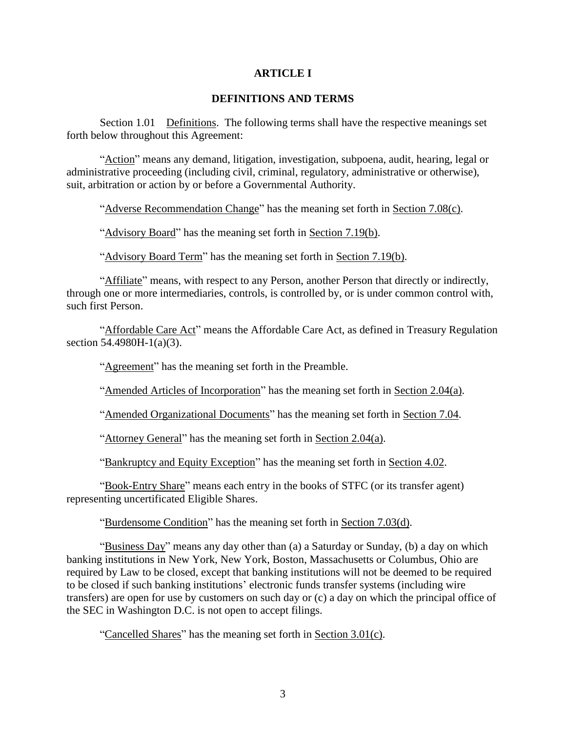# ARTICLE I

## DEFINITIONS AND TERMS

Section 1.01 Definitions. The following terms shall have the respective meanings set forth below throughout this Agreement:

"Action" means any demand, litigation, investigation, subpoena, audit, hearing, legal or administrative proceeding (including civil, criminal, regulatory, administrative or otherwise), suit, arbitration or action by or before a Governmental Authority.

"Adverse Recommendation Change" has the meaning set forth in Section 7.08(c).

"Advisory Board" has the meaning set forth in Section 7.19(b).

"Advisory Board Term" has the meaning set forth in Section 7.19(b).

"Affiliate" means, with respect to any Person, another Person that directly or indirectly, through one or more intermediaries, controls, is controlled by, or is under common control with, such first Person.

"Affordable Care Act" means the Affordable Care Act, as defined in Treasury Regulation section 54.4980H-1(a)(3).

"Agreement" has the meaning set forth in the Preamble.

"Amended Articles of Incorporation" has the meaning set forth in Section 2.04(a).

"Amended Organizational Documents" has the meaning set forth in Section 7.04.

"Attorney General" has the meaning set forth in Section 2.04(a).

"Bankruptcy and Equity Exception" has the meaning set forth in Section 4.02.

"Book-Entry Share" means each entry in the books of STFC (or its transfer agent) representing uncertificated Eligible Shares.

"Burdensome Condition" has the meaning set forth in Section 7.03(d).

"Business Day" means any day other than (a) a Saturday or Sunday, (b) a day on which banking institutions in New York, New York, Boston, Massachusetts or Columbus, Ohio are required by Law to be closed, except that banking institutions will not be deemed to be required to be closed if such banking institutions' electronic funds transfer systems (including wire transfers) are open for use by customers on such day or (c) a day on which the principal office of the SEC in Washington D.C. is not open to accept filings.

"Cancelled Shares" has the meaning set forth in Section 3.01(c).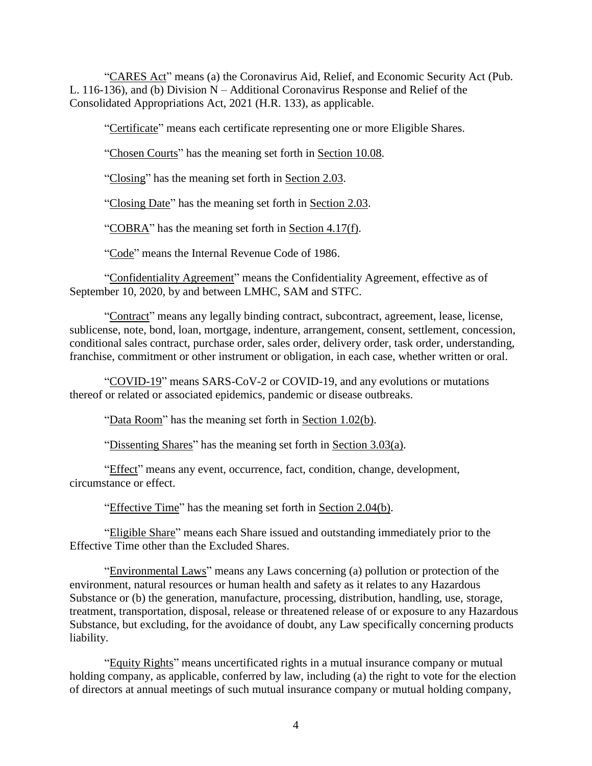"CARES Act" means (a) the Coronavirus Aid, Relief, and Economic Security Act (Pub. L. 116-136), and (b) Division N – Additional Coronavirus Response and Relief of the Consolidated Appropriations Act, 2021 (H.R. 133), as applicable.

"Certificate" means each certificate representing one or more Eligible Shares.

"Chosen Courts" has the meaning set forth in Section 10.08.

"Closing" has the meaning set forth in Section 2.03.

"Closing Date" has the meaning set forth in Section 2.03.

"COBRA" has the meaning set forth in Section 4.17(f).

"Code" means the Internal Revenue Code of 1986.

"Confidentiality Agreement" means the Confidentiality Agreement, effective as of September 10, 2020, by and between LMHC, SAM and STFC.

"Contract" means any legally binding contract, subcontract, agreement, lease, license, sublicense, note, bond, loan, mortgage, indenture, arrangement, consent, settlement, concession, conditional sales contract, purchase order, sales order, delivery order, task order, understanding, franchise, commitment or other instrument or obligation, in each case, whether written or oral.

"COVID-19" means SARS-CoV-2 or COVID-19, and any evolutions or mutations thereof or related or associated epidemics, pandemic or disease outbreaks.

"Data Room" has the meaning set forth in Section 1.02(b).

"Dissenting Shares" has the meaning set forth in Section 3.03(a).

"Effect" means any event, occurrence, fact, condition, change, development, circumstance or effect.

"Effective Time" has the meaning set forth in Section 2.04(b).

"Eligible Share" means each Share issued and outstanding immediately prior to the Effective Time other than the Excluded Shares.

"Environmental Laws" means any Laws concerning (a) pollution or protection of the environment, natural resources or human health and safety as it relates to any Hazardous Substance or (b) the generation, manufacture, processing, distribution, handling, use, storage, treatment, transportation, disposal, release or threatened release of or exposure to any Hazardous Substance, but excluding, for the avoidance of doubt, any Law specifically concerning products liability.

"Equity Rights" means uncertificated rights in a mutual insurance company or mutual holding company, as applicable, conferred by law, including (a) the right to vote for the election of directors at annual meetings of such mutual insurance company or mutual holding company,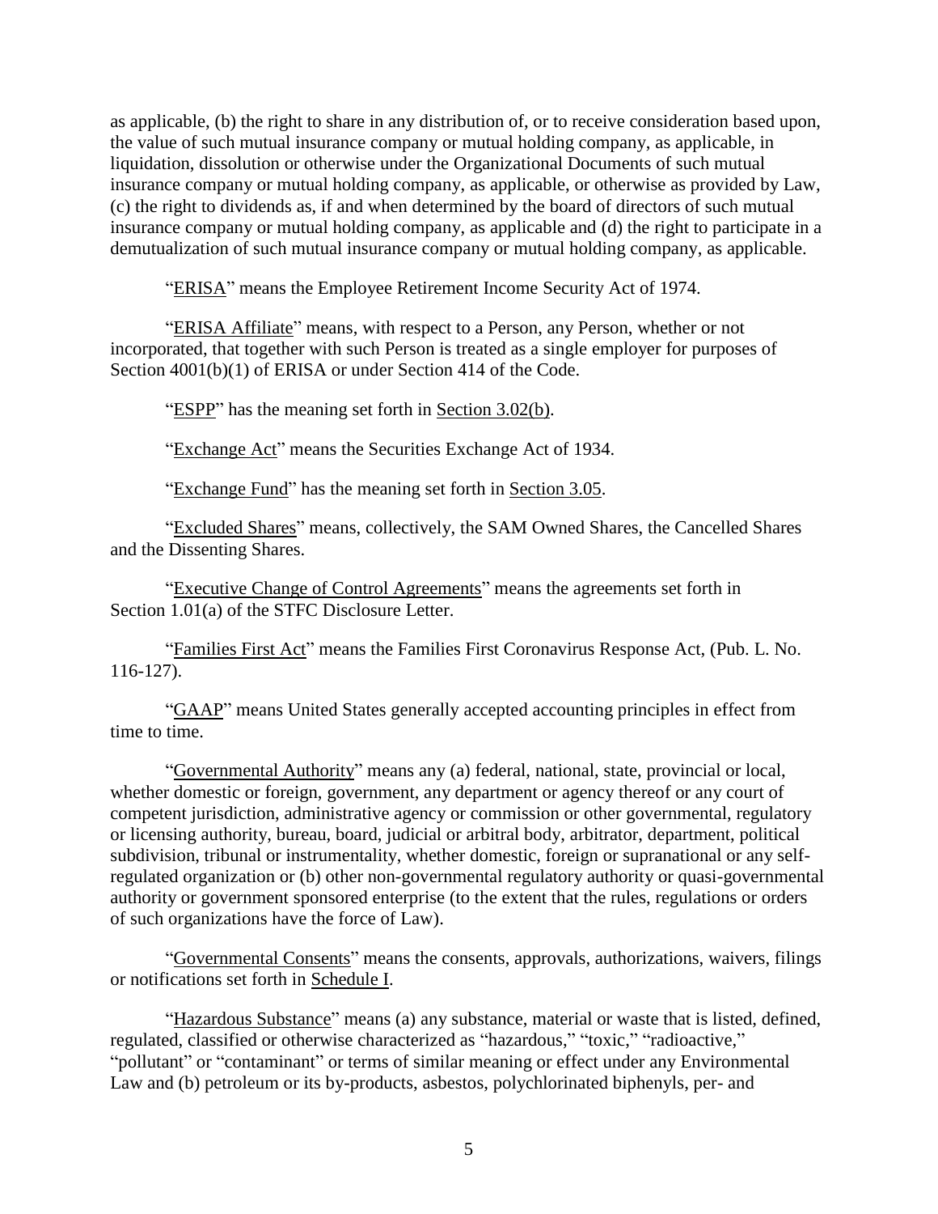as applicable, (b) the right to share in any distribution of, or to receive consideration based upon, the value of such mutual insurance company or mutual holding company, as applicable, in liquidation, dissolution or otherwise under the Organizational Documents of such mutual insurance company or mutual holding company, as applicable, or otherwise as provided by Law, (c) the right to dividends as, if and when determined by the board of directors of such mutual insurance company or mutual holding company, as applicable and (d) the right to participate in a demutualization of such mutual insurance company or mutual holding company, as applicable.

"ERISA" means the Employee Retirement Income Security Act of 1974.

"ERISA Affiliate" means, with respect to a Person, any Person, whether or not incorporated, that together with such Person is treated as a single employer for purposes of Section 4001(b)(1) of ERISA or under Section 414 of the Code.

"ESPP" has the meaning set forth in Section 3.02(b).

"Exchange Act" means the Securities Exchange Act of 1934.

"Exchange Fund" has the meaning set forth in Section 3.05.

"Excluded Shares" means, collectively, the SAM Owned Shares, the Cancelled Shares and the Dissenting Shares.

"Executive Change of Control Agreements" means the agreements set forth in Section 1.01(a) of the STFC Disclosure Letter.

"Families First Act" means the Families First Coronavirus Response Act, (Pub. L. No. 116-127).

"GAAP" means United States generally accepted accounting principles in effect from time to time.

"Governmental Authority" means any (a) federal, national, state, provincial or local, whether domestic or foreign, government, any department or agency thereof or any court of competent jurisdiction, administrative agency or commission or other governmental, regulatory or licensing authority, bureau, board, judicial or arbitral body, arbitrator, department, political subdivision, tribunal or instrumentality, whether domestic, foreign or supranational or any self-regulated organization or (b) other non-governmental regulatory authority or quasi-governmental authority or government sponsored enterprise (to the extent that the rules, regulations or orders of such organizations have the force of Law).

"Governmental Consents" means the consents, approvals, authorizations, waivers, filings or notifications set forth in Schedule I.

"Hazardous Substance" means (a) any substance, material or waste that is listed, defined, regulated, classified or otherwise characterized as "hazardous," "toxic," "radioactive," "pollutant" or "contaminant" or terms of similar meaning or effect under any Environmental Law and (b) petroleum or its by-products, asbestos, polychlorinated biphenyls, per- and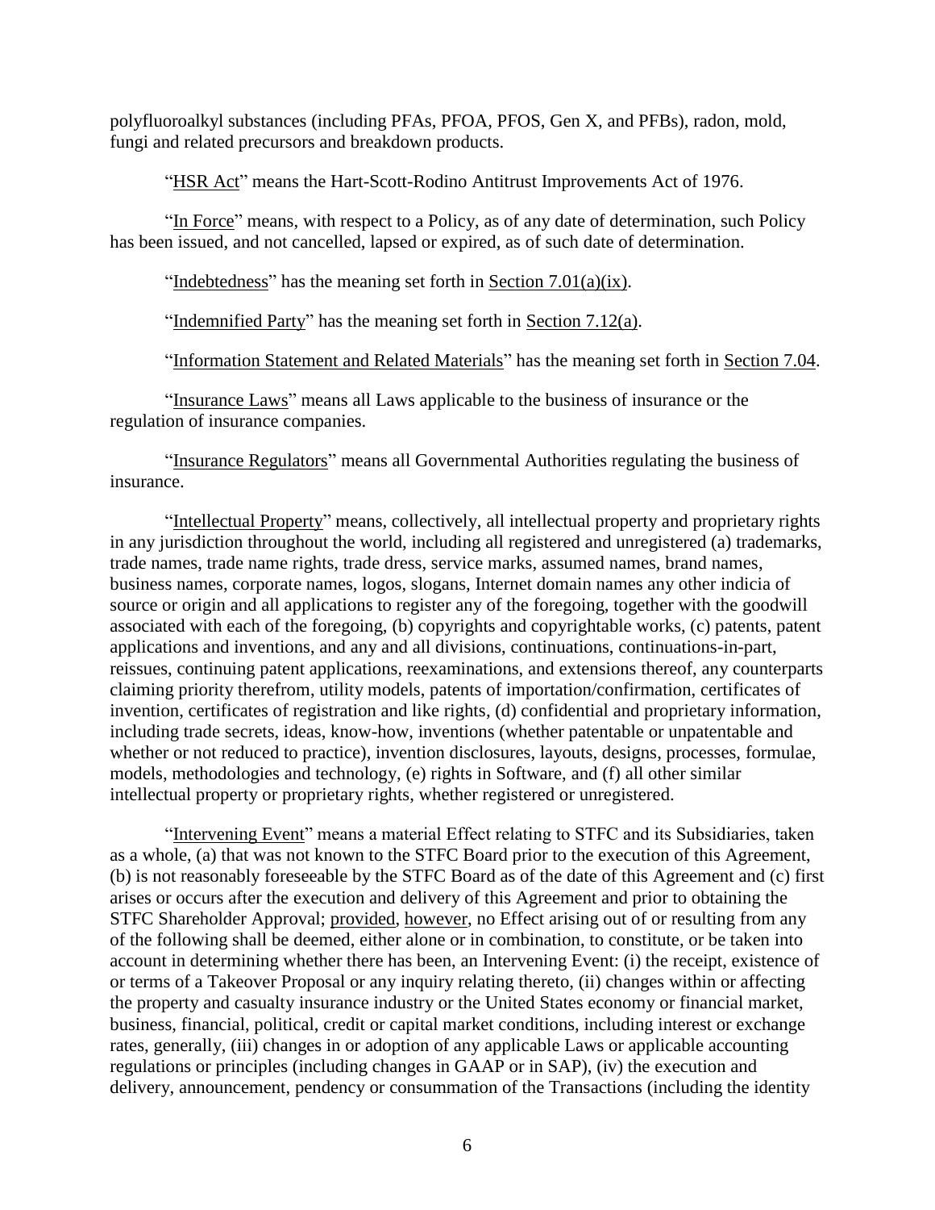polyfluoroalkyl substances (including PFAs, PFOA, PFOS, Gen X, and PFBs), radon, mold, fungi and related precursors and breakdown products.

"HSR Act" means the Hart-Scott-Rodino Antitrust Improvements Act of 1976.

"In Force" means, with respect to a Policy, as of any date of determination, such Policy has been issued, and not cancelled, lapsed or expired, as of such date of determination.

"Indebtedness" has the meaning set forth in Section 7.01(a)(ix).

"Indemnified Party" has the meaning set forth in Section 7.12(a).

"Information Statement and Related Materials" has the meaning set forth in Section 7.04.

"Insurance Laws" means all Laws applicable to the business of insurance or the regulation of insurance companies.

"Insurance Regulators" means all Governmental Authorities regulating the business of insurance.

"Intellectual Property" means, collectively, all intellectual property and proprietary rights in any jurisdiction throughout the world, including all registered and unregistered (a) trademarks, trade names, trade name rights, trade dress, service marks, assumed names, brand names, business names, corporate names, logos, slogans, Internet domain names any other indicia of source or origin and all applications to register any of the foregoing, together with the goodwill associated with each of the foregoing, (b) copyrights and copyrightable works, (c) patents, patent applications and inventions, and any and all divisions, continuations, continuations-in-part, reissues, continuing patent applications, reexaminations, and extensions thereof, any counterparts claiming priority therefrom, utility models, patents of importation/confirmation, certificates of invention, certificates of registration and like rights, (d) confidential and proprietary information, including trade secrets, ideas, know-how, inventions (whether patentable or unpatentable and whether or not reduced to practice), invention disclosures, layouts, designs, processes, formulae, models, methodologies and technology, (e) rights in Software, and (f) all other similar intellectual property or proprietary rights, whether registered or unregistered.

"Intervening Event" means a material Effect relating to STFC and its Subsidiaries, taken as a whole, (a) that was not known to the STFC Board prior to the execution of this Agreement, (b) is not reasonably foreseeable by the STFC Board as of the date of this Agreement and (c) first arises or occurs after the execution and delivery of this Agreement and prior to obtaining the STFC Shareholder Approval; provided, however, no Effect arising out of or resulting from any of the following shall be deemed, either alone or in combination, to constitute, or be taken into account in determining whether there has been, an Intervening Event: (i) the receipt, existence of or terms of a Takeover Proposal or any inquiry relating thereto, (ii) changes within or affecting the property and casualty insurance industry or the United States economy or financial market, business, financial, political, credit or capital market conditions, including interest or exchange rates, generally, (iii) changes in or adoption of any applicable Laws or applicable accounting regulations or principles (including changes in GAAP or in SAP), (iv) the execution and delivery, announcement, pendency or consummation of the Transactions (including the identity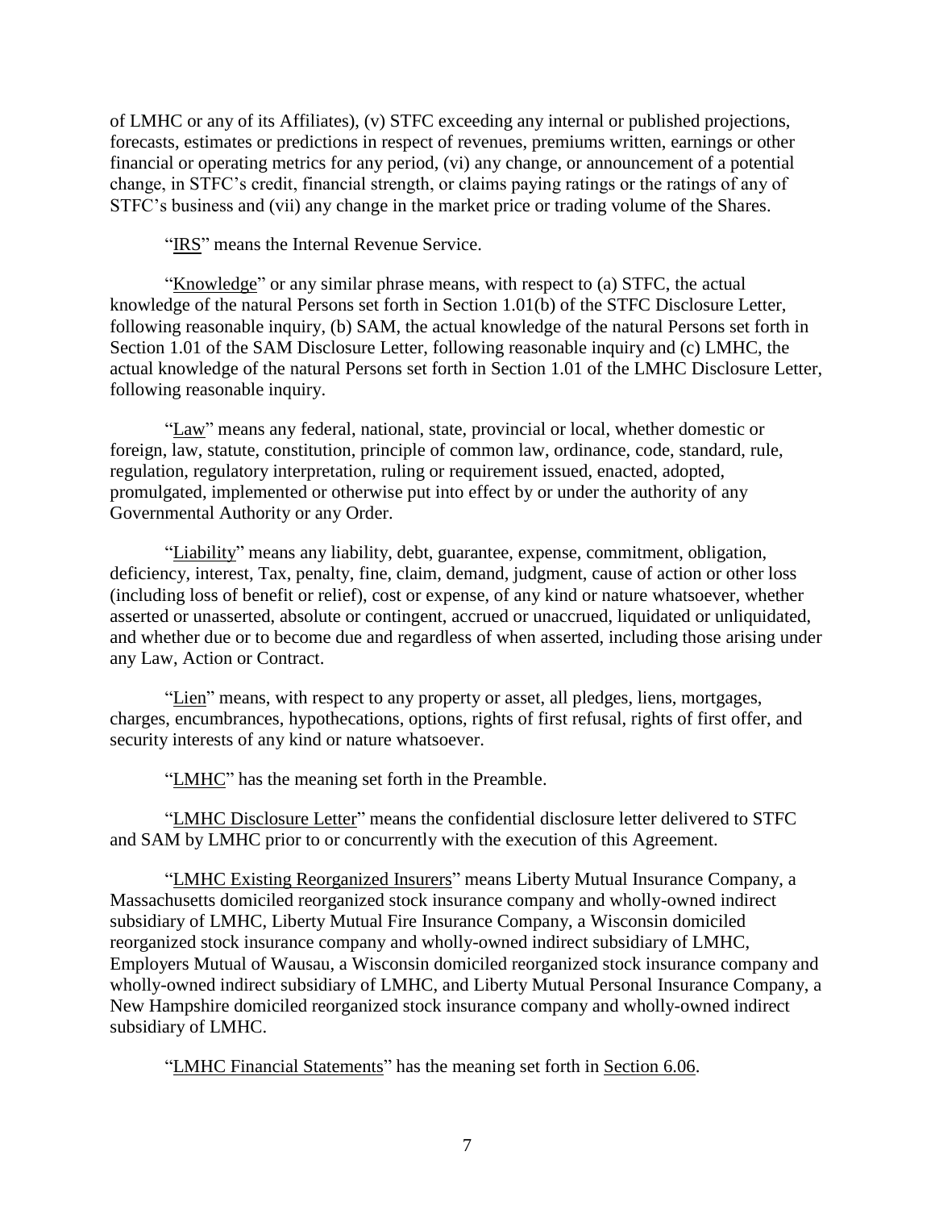of LMHC or any of its Affiliates), (v) STFC exceeding any internal or published projections, forecasts, estimates or predictions in respect of revenues, premiums written, earnings or other financial or operating metrics for any period, (vi) any change, or announcement of a potential change, in STFC's credit, financial strength, or claims paying ratings or the ratings of any of STFC's business and (vii) any change in the market price or trading volume of the Shares.

"IRS" means the Internal Revenue Service.

"Knowledge" or any similar phrase means, with respect to (a) STFC, the actual knowledge of the natural Persons set forth in Section 1.01(b) of the STFC Disclosure Letter, following reasonable inquiry, (b) SAM, the actual knowledge of the natural Persons set forth in Section 1.01 of the SAM Disclosure Letter, following reasonable inquiry and (c) LMHC, the actual knowledge of the natural Persons set forth in Section 1.01 of the LMHC Disclosure Letter, following reasonable inquiry.

"Law" means any federal, national, state, provincial or local, whether domestic or foreign, law, statute, constitution, principle of common law, ordinance, code, standard, rule, regulation, regulatory interpretation, ruling or requirement issued, enacted, adopted, promulgated, implemented or otherwise put into effect by or under the authority of any Governmental Authority or any Order.

"Liability" means any liability, debt, guarantee, expense, commitment, obligation, deficiency, interest, Tax, penalty, fine, claim, demand, judgment, cause of action or other loss (including loss of benefit or relief), cost or expense, of any kind or nature whatsoever, whether asserted or unasserted, absolute or contingent, accrued or unaccrued, liquidated or unliquidated, and whether due or to become due and regardless of when asserted, including those arising under any Law, Action or Contract.

"Lien" means, with respect to any property or asset, all pledges, liens, mortgages, charges, encumbrances, hypothecations, options, rights of first refusal, rights of first offer, and security interests of any kind or nature whatsoever.

"LMHC" has the meaning set forth in the Preamble.

"LMHC Disclosure Letter" means the confidential disclosure letter delivered to STFC and SAM by LMHC prior to or concurrently with the execution of this Agreement.

"LMHC Existing Reorganized Insurers" means Liberty Mutual Insurance Company, a Massachusetts domiciled reorganized stock insurance company and wholly-owned indirect subsidiary of LMHC, Liberty Mutual Fire Insurance Company, a Wisconsin domiciled reorganized stock insurance company and wholly-owned indirect subsidiary of LMHC, Employers Mutual of Wausau, a Wisconsin domiciled reorganized stock insurance company and wholly-owned indirect subsidiary of LMHC, and Liberty Mutual Personal Insurance Company, a New Hampshire domiciled reorganized stock insurance company and wholly-owned indirect subsidiary of LMHC.

"LMHC Financial Statements" has the meaning set forth in Section 6.06.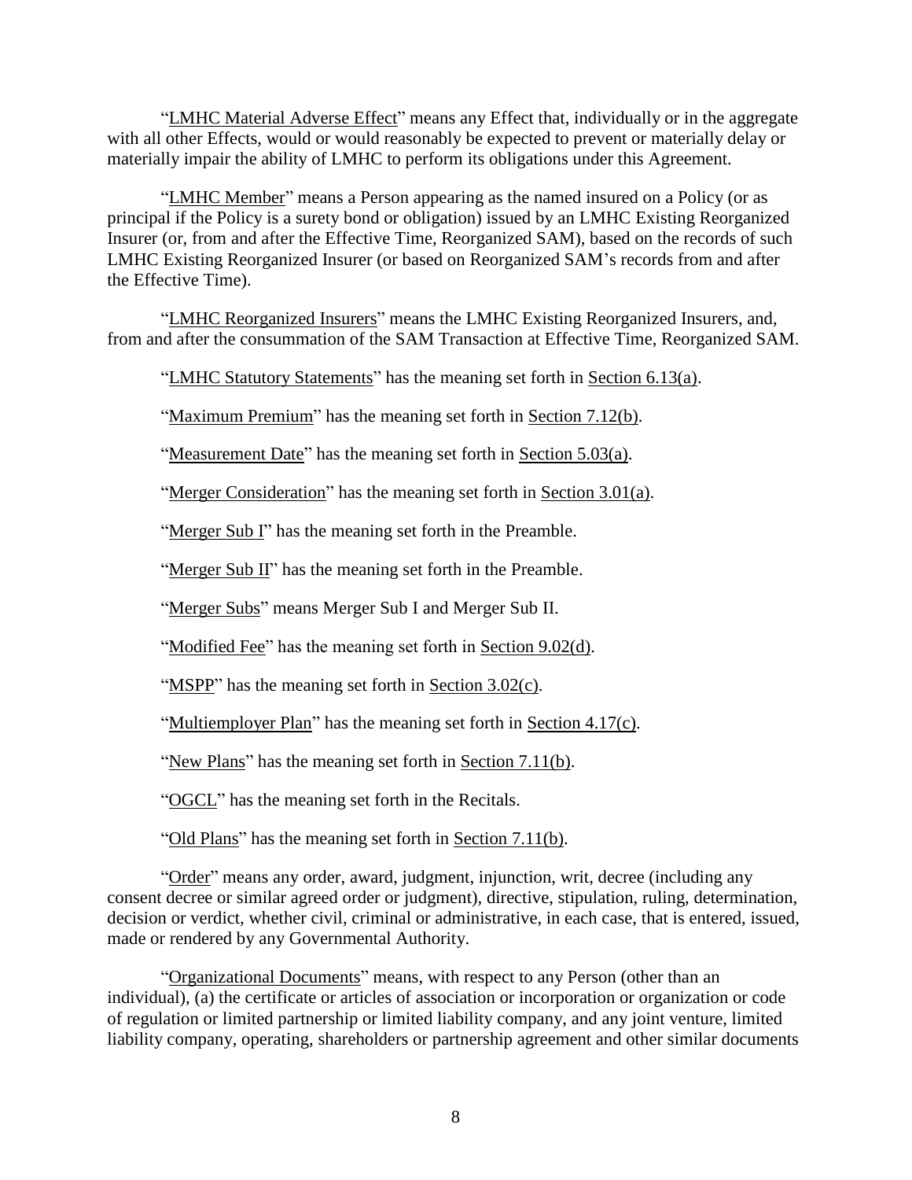"LMHC Material Adverse Effect" means any Effect that, individually or in the aggregate with all other Effects, would or would reasonably be expected to prevent or materially delay or materially impair the ability of LMHC to perform its obligations under this Agreement.

"LMHC Member" means a Person appearing as the named insured on a Policy (or as principal if the Policy is a surety bond or obligation) issued by an LMHC Existing Reorganized Insurer (or, from and after the Effective Time, Reorganized SAM), based on the records of such LMHC Existing Reorganized Insurer (or based on Reorganized SAM's records from and after the Effective Time).

"LMHC Reorganized Insurers" means the LMHC Existing Reorganized Insurers, and, from and after the consummation of the SAM Transaction at Effective Time, Reorganized SAM.

"LMHC Statutory Statements" has the meaning set forth in Section 6.13(a).

"Maximum Premium" has the meaning set forth in Section 7.12(b).

"Measurement Date" has the meaning set forth in Section 5.03(a).

"Merger Consideration" has the meaning set forth in Section 3.01(a).

"Merger Sub I" has the meaning set forth in the Preamble.

"Merger Sub II" has the meaning set forth in the Preamble.

"Merger Subs" means Merger Sub I and Merger Sub II.

"Modified Fee" has the meaning set forth in Section 9.02(d).

"MSPP" has the meaning set forth in Section 3.02(c).

"Multiemployer Plan" has the meaning set forth in Section 4.17(c).

"New Plans" has the meaning set forth in Section 7.11(b).

"OGCL" has the meaning set forth in the Recitals.

"Old Plans" has the meaning set forth in Section 7.11(b).

"Order" means any order, award, judgment, injunction, writ, decree (including any consent decree or similar agreed order or judgment), directive, stipulation, ruling, determination, decision or verdict, whether civil, criminal or administrative, in each case, that is entered, issued, made or rendered by any Governmental Authority.

"Organizational Documents" means, with respect to any Person (other than an individual), (a) the certificate or articles of association or incorporation or organization or code of regulation or limited partnership or limited liability company, and any joint venture, limited liability company, operating, shareholders or partnership agreement and other similar documents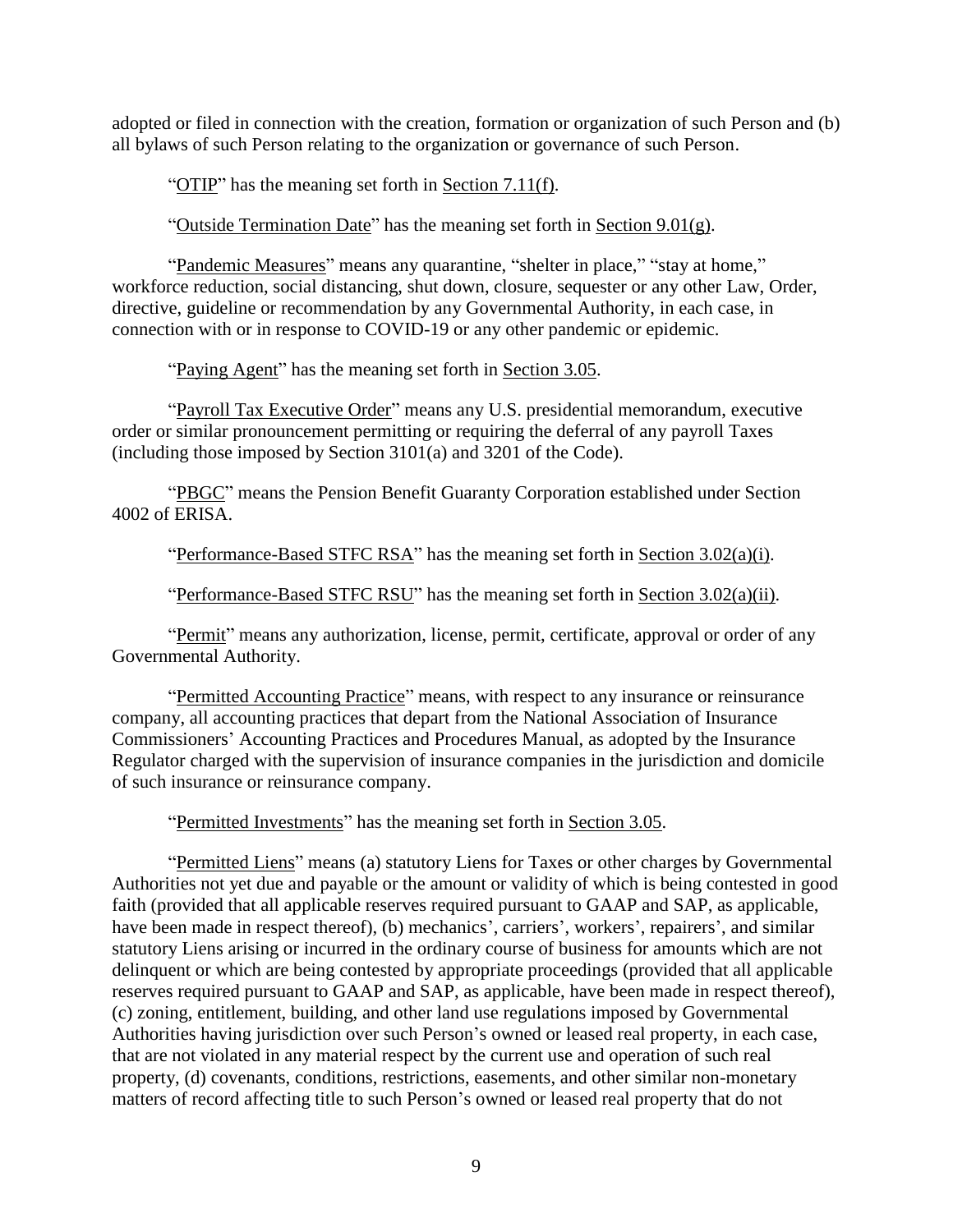adopted or filed in connection with the creation, formation or organization of such Person and (b) all bylaws of such Person relating to the organization or governance of such Person.

"OTIP" has the meaning set forth in Section 7.11(f).

"Outside Termination Date" has the meaning set forth in Section 9.01(g).

"Pandemic Measures" means any quarantine, "shelter in place," "stay at home," workforce reduction, social distancing, shut down, closure, sequester or any other Law, Order, directive, guideline or recommendation by any Governmental Authority, in each case, in connection with or in response to COVID-19 or any other pandemic or epidemic.

"Paying Agent" has the meaning set forth in Section 3.05.

"Payroll Tax Executive Order" means any U.S. presidential memorandum, executive order or similar pronouncement permitting or requiring the deferral of any payroll Taxes (including those imposed by Section 3101(a) and 3201 of the Code).

"PBGC" means the Pension Benefit Guaranty Corporation established under Section 4002 of ERISA.

"Performance-Based STFC RSA" has the meaning set forth in Section 3.02(a)(i).

"Performance-Based STFC RSU" has the meaning set forth in Section 3.02(a)(ii).

"Permit" means any authorization, license, permit, certificate, approval or order of any Governmental Authority.

"Permitted Accounting Practice" means, with respect to any insurance or reinsurance company, all accounting practices that depart from the National Association of Insurance Commissioners' Accounting Practices and Procedures Manual, as adopted by the Insurance Regulator charged with the supervision of insurance companies in the jurisdiction and domicile of such insurance or reinsurance company.

"Permitted Investments" has the meaning set forth in Section 3.05.

"Permitted Liens" means (a) statutory Liens for Taxes or other charges by Governmental Authorities not yet due and payable or the amount or validity of which is being contested in good faith (provided that all applicable reserves required pursuant to GAAP and SAP, as applicable, have been made in respect thereof), (b) mechanics', carriers', workers', repairers', and similar statutory Liens arising or incurred in the ordinary course of business for amounts which are not delinquent or which are being contested by appropriate proceedings (provided that all applicable reserves required pursuant to GAAP and SAP, as applicable, have been made in respect thereof), (c) zoning, entitlement, building, and other land use regulations imposed by Governmental Authorities having jurisdiction over such Person's owned or leased real property, in each case, that are not violated in any material respect by the current use and operation of such real property, (d) covenants, conditions, restrictions, easements, and other similar non-monetary matters of record affecting title to such Person's owned or leased real property that do not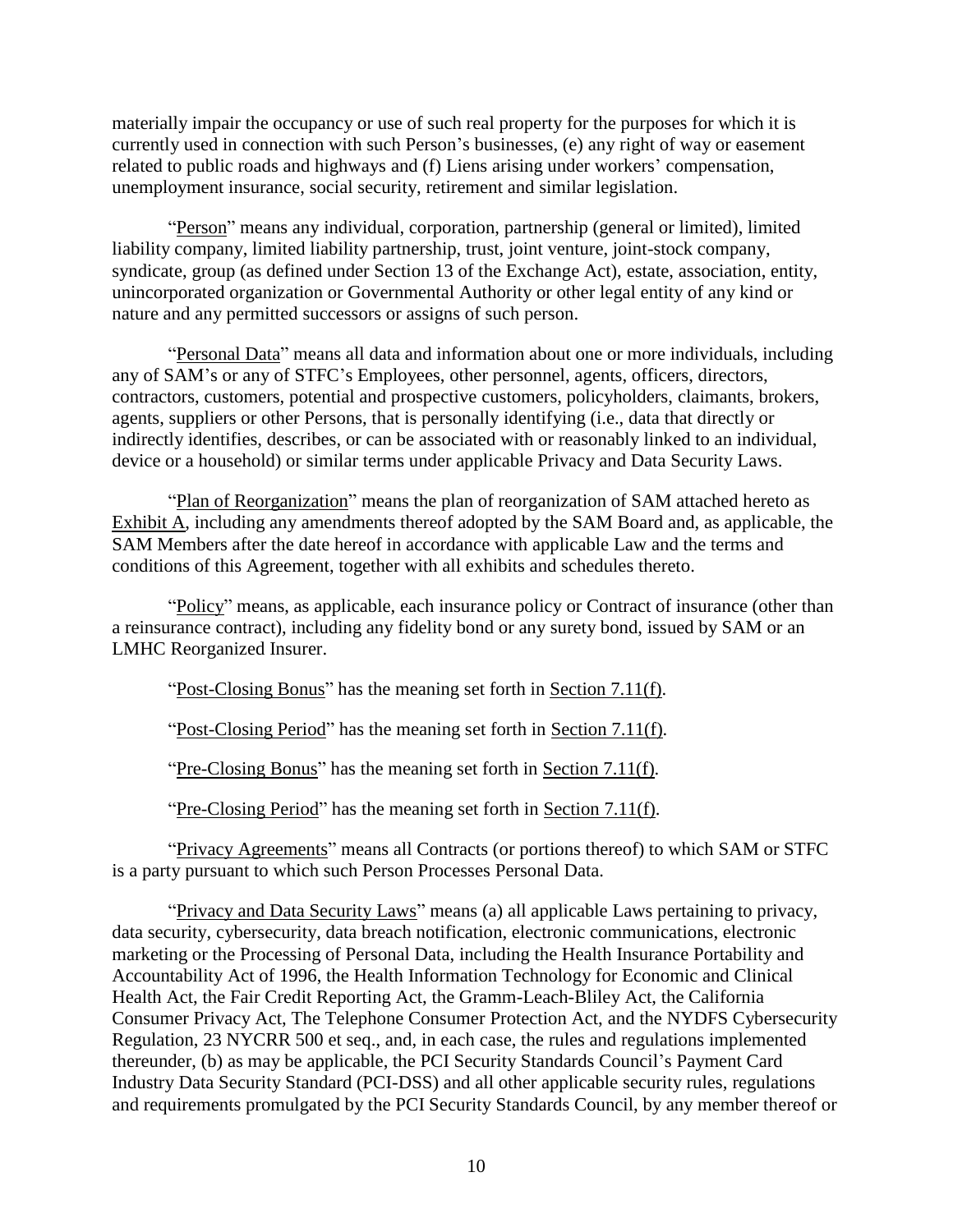materially impair the occupancy or use of such real property for the purposes for which it is currently used in connection with such Person's businesses, (e) any right of way or easement related to public roads and highways and (f) Liens arising under workers' compensation, unemployment insurance, social security, retirement and similar legislation.

"Person" means any individual, corporation, partnership (general or limited), limited liability company, limited liability partnership, trust, joint venture, joint-stock company, syndicate, group (as defined under Section 13 of the Exchange Act), estate, association, entity, unincorporated organization or Governmental Authority or other legal entity of any kind or nature and any permitted successors or assigns of such person.

"Personal Data" means all data and information about one or more individuals, including any of SAM's or any of STFC's Employees, other personnel, agents, officers, directors, contractors, customers, potential and prospective customers, policyholders, claimants, brokers, agents, suppliers or other Persons, that is personally identifying (i.e., data that directly or indirectly identifies, describes, or can be associated with or reasonably linked to an individual, device or a household) or similar terms under applicable Privacy and Data Security Laws.

"Plan of Reorganization" means the plan of reorganization of SAM attached hereto as Exhibit A, including any amendments thereof adopted by the SAM Board and, as applicable, the SAM Members after the date hereof in accordance with applicable Law and the terms and conditions of this Agreement, together with all exhibits and schedules thereto.

"Policy" means, as applicable, each insurance policy or Contract of insurance (other than a reinsurance contract), including any fidelity bond or any surety bond, issued by SAM or an LMHC Reorganized Insurer.

"Post-Closing Bonus" has the meaning set forth in Section 7.11(f).

"Post-Closing Period" has the meaning set forth in Section 7.11(f).

"Pre-Closing Bonus" has the meaning set forth in Section 7.11(f).

"Pre-Closing Period" has the meaning set forth in Section 7.11(f).

"Privacy Agreements" means all Contracts (or portions thereof) to which SAM or STFC is a party pursuant to which such Person Processes Personal Data.

"Privacy and Data Security Laws" means (a) all applicable Laws pertaining to privacy, data security, cybersecurity, data breach notification, electronic communications, electronic marketing or the Processing of Personal Data, including the Health Insurance Portability and Accountability Act of 1996, the Health Information Technology for Economic and Clinical Health Act, the Fair Credit Reporting Act, the Gramm-Leach-Bliley Act, the California Consumer Privacy Act, The Telephone Consumer Protection Act, and the NYDFS Cybersecurity Regulation, 23 NYCRR 500 et seq., and, in each case, the rules and regulations implemented thereunder, (b) as may be applicable, the PCI Security Standards Council's Payment Card Industry Data Security Standard (PCI-DSS) and all other applicable security rules, regulations and requirements promulgated by the PCI Security Standards Council, by any member thereof or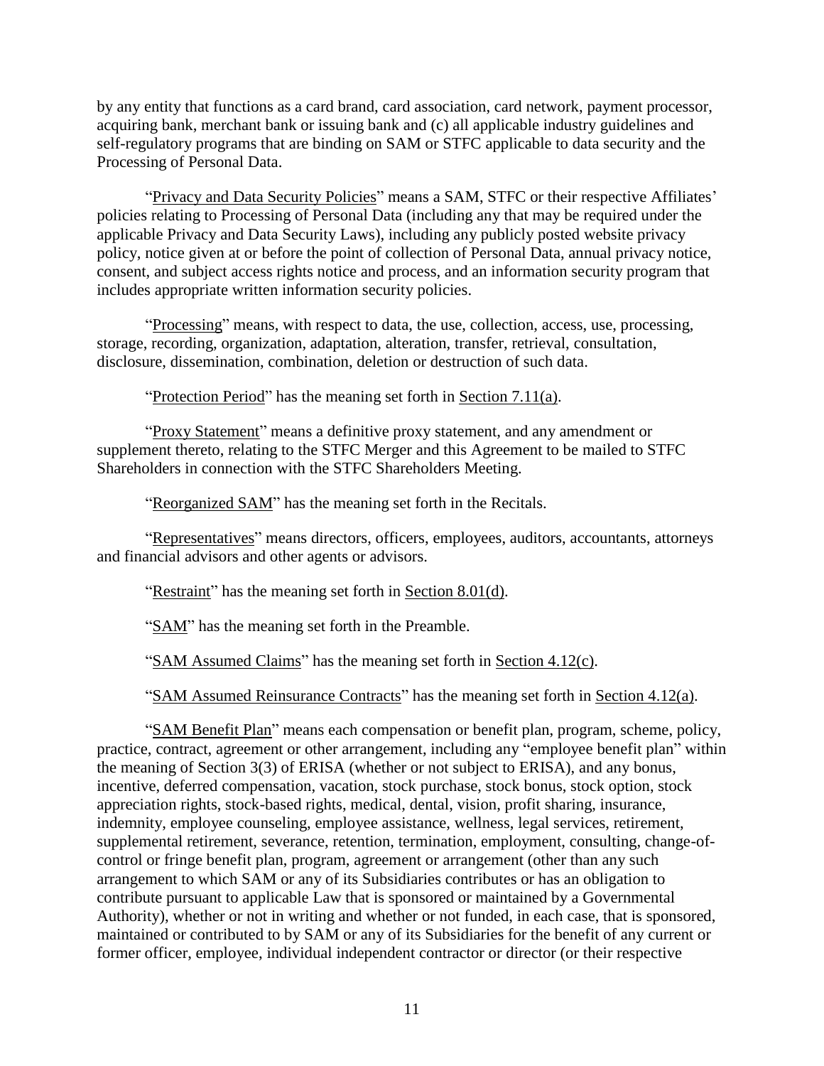by any entity that functions as a card brand, card association, card network, payment processor, acquiring bank, merchant bank or issuing bank and (c) all applicable industry guidelines and self-regulatory programs that are binding on SAM or STFC applicable to data security and the Processing of Personal Data.

"Privacy and Data Security Policies" means a SAM, STFC or their respective Affiliates' policies relating to Processing of Personal Data (including any that may be required under the applicable Privacy and Data Security Laws), including any publicly posted website privacy policy, notice given at or before the point of collection of Personal Data, annual privacy notice, consent, and subject access rights notice and process, and an information security program that includes appropriate written information security policies.

"Processing" means, with respect to data, the use, collection, access, use, processing, storage, recording, organization, adaptation, alteration, transfer, retrieval, consultation, disclosure, dissemination, combination, deletion or destruction of such data.

"Protection Period" has the meaning set forth in Section 7.11(a).

"Proxy Statement" means a definitive proxy statement, and any amendment or supplement thereto, relating to the STFC Merger and this Agreement to be mailed to STFC Shareholders in connection with the STFC Shareholders Meeting.

"Reorganized SAM" has the meaning set forth in the Recitals.

"Representatives" means directors, officers, employees, auditors, accountants, attorneys and financial advisors and other agents or advisors.

"Restraint" has the meaning set forth in Section 8.01(d).

"SAM" has the meaning set forth in the Preamble.

"SAM Assumed Claims" has the meaning set forth in Section 4.12(c).

"SAM Assumed Reinsurance Contracts" has the meaning set forth in Section 4.12(a).

"SAM Benefit Plan" means each compensation or benefit plan, program, scheme, policy, practice, contract, agreement or other arrangement, including any "employee benefit plan" within the meaning of Section 3(3) of ERISA (whether or not subject to ERISA), and any bonus, incentive, deferred compensation, vacation, stock purchase, stock bonus, stock option, stock appreciation rights, stock-based rights, medical, dental, vision, profit sharing, insurance, indemnity, employee counseling, employee assistance, wellness, legal services, retirement, supplemental retirement, severance, retention, termination, employment, consulting, change-of-control or fringe benefit plan, program, agreement or arrangement (other than any such arrangement to which SAM or any of its Subsidiaries contributes or has an obligation to contribute pursuant to applicable Law that is sponsored or maintained by a Governmental Authority), whether or not in writing and whether or not funded, in each case, that is sponsored, maintained or contributed to by SAM or any of its Subsidiaries for the benefit of any current or former officer, employee, individual independent contractor or director (or their respective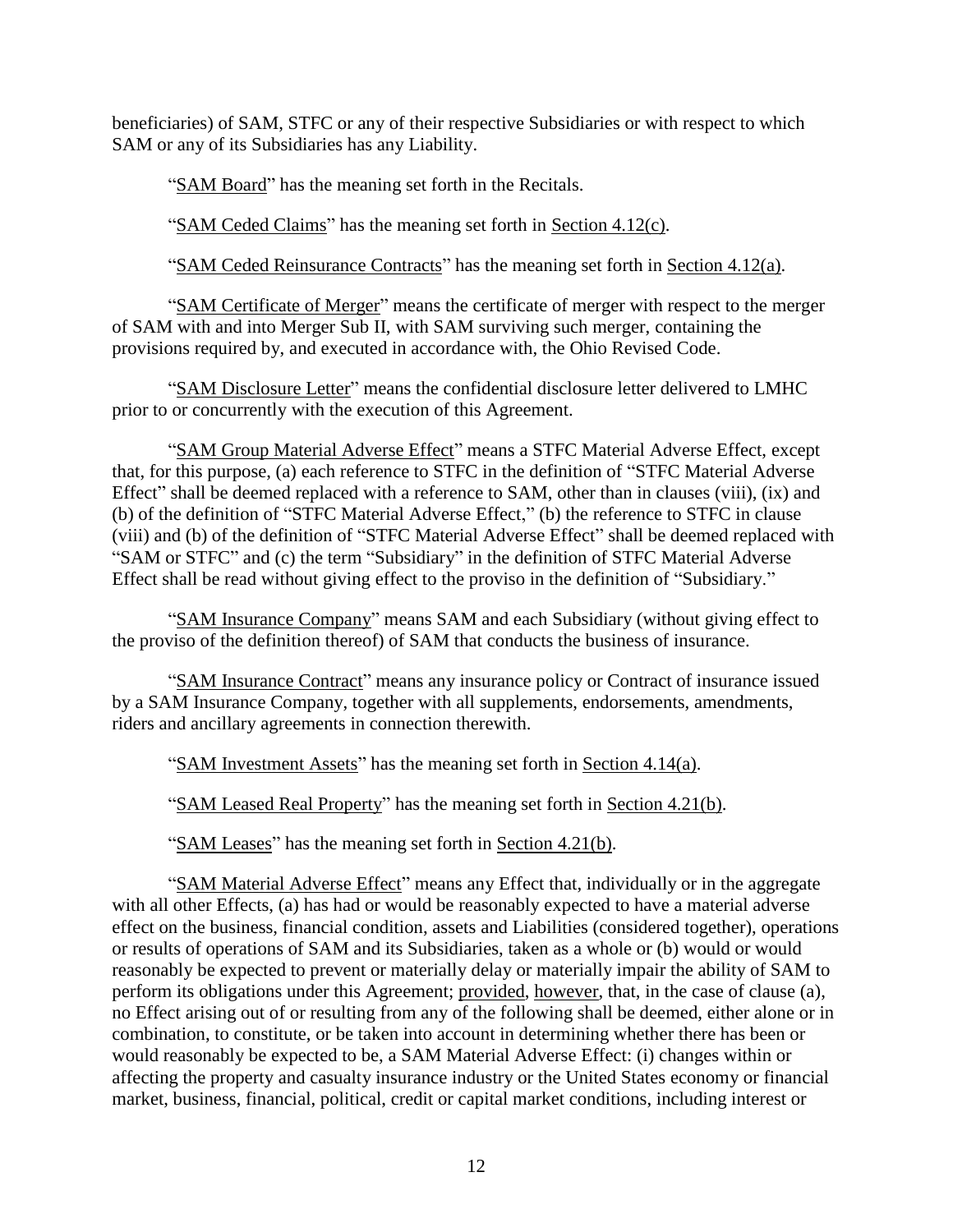beneficiaries) of SAM, STFC or any of their respective Subsidiaries or with respect to which SAM or any of its Subsidiaries has any Liability.

"<u>SAM Board</u>" has the meaning set forth in the Recitals.

"<u>SAM Ceded Claims</u>" has the meaning set forth in <u>Section 4.12(c)</u>.

"<u>SAM Ceded Reinsurance Contracts</u>" has the meaning set forth in <u>Section 4.12(a)</u>.

"<u>SAM Certificate of Merger</u>" means the certificate of merger with respect to the merger of SAM with and into Merger Sub II, with SAM surviving such merger, containing the provisions required by, and executed in accordance with, the Ohio Revised Code.

"<u>SAM Disclosure Letter</u>" means the confidential disclosure letter delivered to LMHC prior to or concurrently with the execution of this Agreement.

"<u>SAM Group Material Adverse Effect</u>" means a STFC Material Adverse Effect, except that, for this purpose, (a) each reference to STFC in the definition of "STFC Material Adverse Effect" shall be deemed replaced with a reference to SAM, other than in clauses (viii), (ix) and (b) of the definition of "STFC Material Adverse Effect," (b) the reference to STFC in clause (viii) and (b) of the definition of "STFC Material Adverse Effect" shall be deemed replaced with "SAM or STFC" and (c) the term "Subsidiary" in the definition of STFC Material Adverse Effect shall be read without giving effect to the proviso in the definition of "Subsidiary."

"<u>SAM Insurance Company</u>" means SAM and each Subsidiary (without giving effect to the proviso of the definition thereof) of SAM that conducts the business of insurance.

"<u>SAM Insurance Contract</u>" means any insurance policy or Contract of insurance issued by a SAM Insurance Company, together with all supplements, endorsements, amendments, riders and ancillary agreements in connection therewith.

"<u>SAM Investment Assets</u>" has the meaning set forth in <u>Section 4.14(a)</u>.

"<u>SAM Leased Real Property</u>" has the meaning set forth in <u>Section 4.21(b)</u>.

"<u>SAM Leases</u>" has the meaning set forth in <u>Section 4.21(b)</u>.

"<u>SAM Material Adverse Effect</u>" means any Effect that, individually or in the aggregate with all other Effects, (a) has had or would be reasonably expected to have a material adverse effect on the business, financial condition, assets and Liabilities (considered together), operations or results of operations of SAM and its Subsidiaries, taken as a whole or (b) would or would reasonably be expected to prevent or materially delay or materially impair the ability of SAM to perform its obligations under this Agreement; <u>provided</u>, <u>however</u>, that, in the case of clause (a), no Effect arising out of or resulting from any of the following shall be deemed, either alone or in combination, to constitute, or be taken into account in determining whether there has been or would reasonably be expected to be, a SAM Material Adverse Effect: (i) changes within or affecting the property and casualty insurance industry or the United States economy or financial market, business, financial, political, credit or capital market conditions, including interest or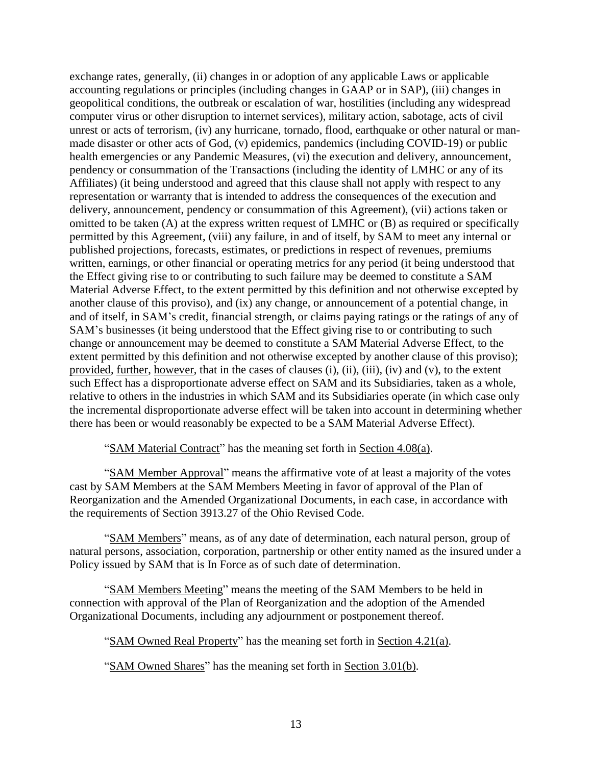exchange rates, generally, (ii) changes in or adoption of any applicable Laws or applicable accounting regulations or principles (including changes in GAAP or in SAP), (iii) changes in geopolitical conditions, the outbreak or escalation of war, hostilities (including any widespread computer virus or other disruption to internet services), military action, sabotage, acts of civil unrest or acts of terrorism, (iv) any hurricane, tornado, flood, earthquake or other natural or man-made disaster or other acts of God, (v) epidemics, pandemics (including COVID-19) or public health emergencies or any Pandemic Measures, (vi) the execution and delivery, announcement, pendency or consummation of the Transactions (including the identity of LMHC or any of its Affiliates) (it being understood and agreed that this clause shall not apply with respect to any representation or warranty that is intended to address the consequences of the execution and delivery, announcement, pendency or consummation of this Agreement), (vii) actions taken or omitted to be taken (A) at the express written request of LMHC or (B) as required or specifically permitted by this Agreement, (viii) any failure, in and of itself, by SAM to meet any internal or published projections, forecasts, estimates, or predictions in respect of revenues, premiums written, earnings, or other financial or operating metrics for any period (it being understood that the Effect giving rise to or contributing to such failure may be deemed to constitute a SAM Material Adverse Effect, to the extent permitted by this definition and not otherwise excepted by another clause of this proviso), and (ix) any change, or announcement of a potential change, in and of itself, in SAM's credit, financial strength, or claims paying ratings or the ratings of any of SAM's businesses (it being understood that the Effect giving rise to or contributing to such change or announcement may be deemed to constitute a SAM Material Adverse Effect, to the extent permitted by this definition and not otherwise excepted by another clause of this proviso); provided, further, however, that in the cases of clauses (i), (ii), (iii), (iv) and (v), to the extent such Effect has a disproportionate adverse effect on SAM and its Subsidiaries, taken as a whole, relative to others in the industries in which SAM and its Subsidiaries operate (in which case only the incremental disproportionate adverse effect will be taken into account in determining whether there has been or would reasonably be expected to be a SAM Material Adverse Effect).

"SAM Material Contract" has the meaning set forth in Section 4.08(a).

"SAM Member Approval" means the affirmative vote of at least a majority of the votes cast by SAM Members at the SAM Members Meeting in favor of approval of the Plan of Reorganization and the Amended Organizational Documents, in each case, in accordance with the requirements of Section 3913.27 of the Ohio Revised Code.

"SAM Members" means, as of any date of determination, each natural person, group of natural persons, association, corporation, partnership or other entity named as the insured under a Policy issued by SAM that is In Force as of such date of determination.

"SAM Members Meeting" means the meeting of the SAM Members to be held in connection with approval of the Plan of Reorganization and the adoption of the Amended Organizational Documents, including any adjournment or postponement thereof.

"SAM Owned Real Property" has the meaning set forth in Section 4.21(a).

"SAM Owned Shares" has the meaning set forth in Section 3.01(b).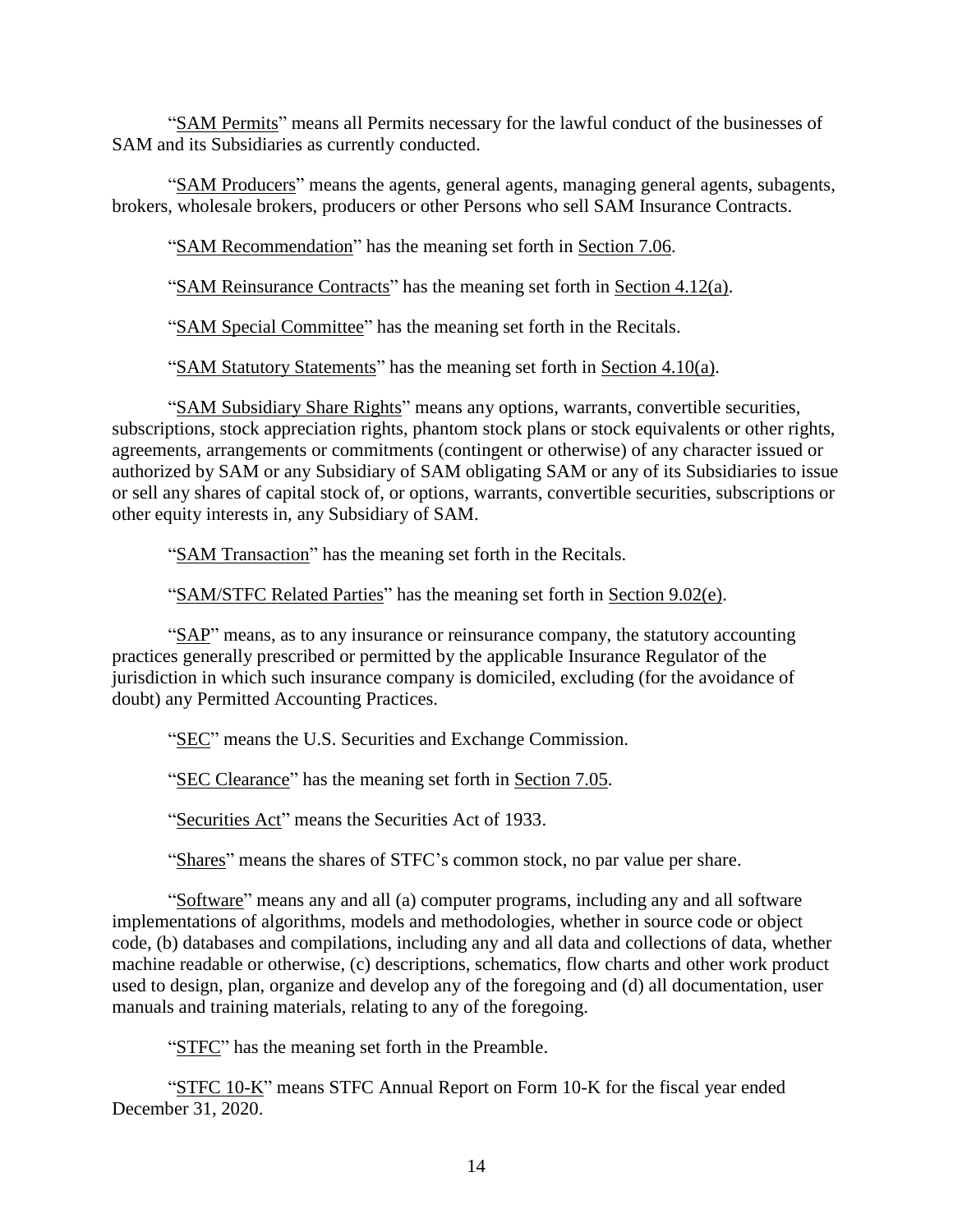"SAM Permits" means all Permits necessary for the lawful conduct of the businesses of SAM and its Subsidiaries as currently conducted.

"SAM Producers" means the agents, general agents, managing general agents, subagents, brokers, wholesale brokers, producers or other Persons who sell SAM Insurance Contracts.

"SAM Recommendation" has the meaning set forth in Section 7.06.

"SAM Reinsurance Contracts" has the meaning set forth in Section 4.12(a).

"SAM Special Committee" has the meaning set forth in the Recitals.

"SAM Statutory Statements" has the meaning set forth in Section 4.10(a).

"SAM Subsidiary Share Rights" means any options, warrants, convertible securities, subscriptions, stock appreciation rights, phantom stock plans or stock equivalents or other rights, agreements, arrangements or commitments (contingent or otherwise) of any character issued or authorized by SAM or any Subsidiary of SAM obligating SAM or any of its Subsidiaries to issue or sell any shares of capital stock of, or options, warrants, convertible securities, subscriptions or other equity interests in, any Subsidiary of SAM.

"SAM Transaction" has the meaning set forth in the Recitals.

"SAM/STFC Related Parties" has the meaning set forth in Section 9.02(e).

"SAP" means, as to any insurance or reinsurance company, the statutory accounting practices generally prescribed or permitted by the applicable Insurance Regulator of the jurisdiction in which such insurance company is domiciled, excluding (for the avoidance of doubt) any Permitted Accounting Practices.

"SEC" means the U.S. Securities and Exchange Commission.

"SEC Clearance" has the meaning set forth in Section 7.05.

"Securities Act" means the Securities Act of 1933.

"Shares" means the shares of STFC's common stock, no par value per share.

"Software" means any and all (a) computer programs, including any and all software implementations of algorithms, models and methodologies, whether in source code or object code, (b) databases and compilations, including any and all data and collections of data, whether machine readable or otherwise, (c) descriptions, schematics, flow charts and other work product used to design, plan, organize and develop any of the foregoing and (d) all documentation, user manuals and training materials, relating to any of the foregoing.

"STFC" has the meaning set forth in the Preamble.

"STFC 10-K" means STFC Annual Report on Form 10-K for the fiscal year ended December 31, 2020.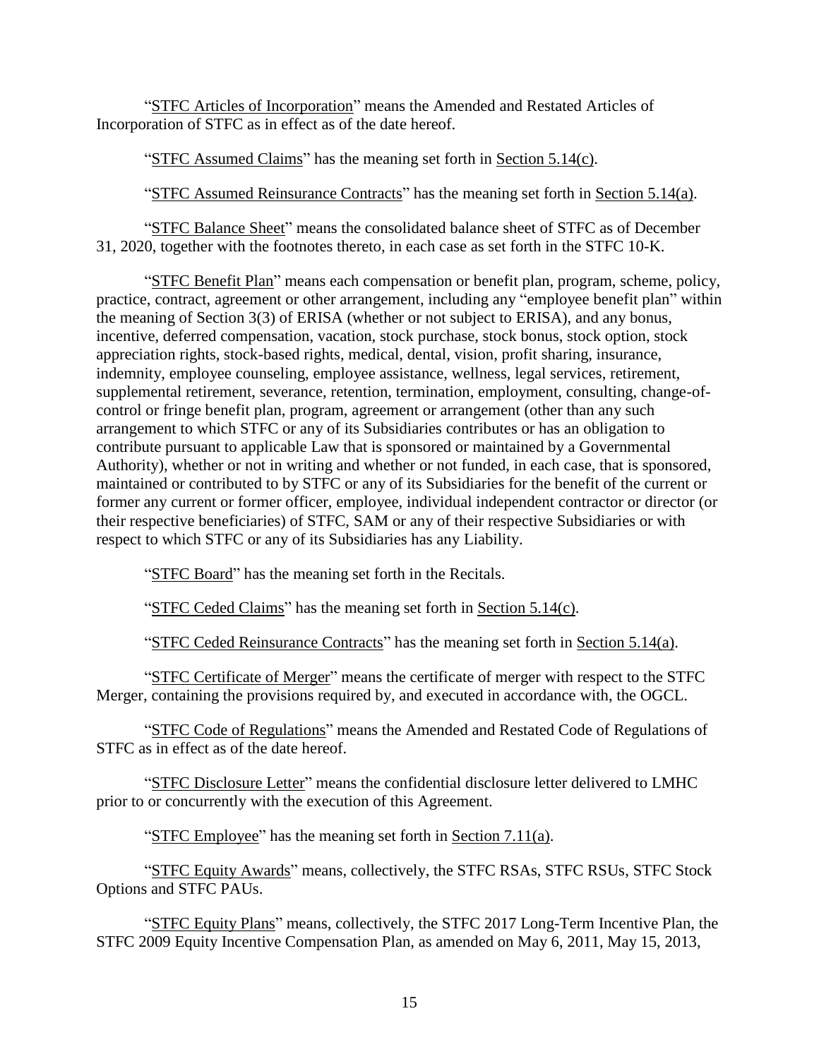"STFC Articles of Incorporation" means the Amended and Restated Articles of Incorporation of STFC as in effect as of the date hereof.

"STFC Assumed Claims" has the meaning set forth in Section 5.14(c).

"STFC Assumed Reinsurance Contracts" has the meaning set forth in Section 5.14(a).

"STFC Balance Sheet" means the consolidated balance sheet of STFC as of December 31, 2020, together with the footnotes thereto, in each case as set forth in the STFC 10-K.

"STFC Benefit Plan" means each compensation or benefit plan, program, scheme, policy, practice, contract, agreement or other arrangement, including any "employee benefit plan" within the meaning of Section 3(3) of ERISA (whether or not subject to ERISA), and any bonus, incentive, deferred compensation, vacation, stock purchase, stock bonus, stock option, stock appreciation rights, stock-based rights, medical, dental, vision, profit sharing, insurance, indemnity, employee counseling, employee assistance, wellness, legal services, retirement, supplemental retirement, severance, retention, termination, employment, consulting, change-of-control or fringe benefit plan, program, agreement or arrangement (other than any such arrangement to which STFC or any of its Subsidiaries contributes or has an obligation to contribute pursuant to applicable Law that is sponsored or maintained by a Governmental Authority), whether or not in writing and whether or not funded, in each case, that is sponsored, maintained or contributed to by STFC or any of its Subsidiaries for the benefit of the current or former any current or former officer, employee, individual independent contractor or director (or their respective beneficiaries) of STFC, SAM or any of their respective Subsidiaries or with respect to which STFC or any of its Subsidiaries has any Liability.

"STFC Board" has the meaning set forth in the Recitals.

"STFC Ceded Claims" has the meaning set forth in Section 5.14(c).

"STFC Ceded Reinsurance Contracts" has the meaning set forth in Section 5.14(a).

"STFC Certificate of Merger" means the certificate of merger with respect to the STFC Merger, containing the provisions required by, and executed in accordance with, the OGCL.

"STFC Code of Regulations" means the Amended and Restated Code of Regulations of STFC as in effect as of the date hereof.

"STFC Disclosure Letter" means the confidential disclosure letter delivered to LMHC prior to or concurrently with the execution of this Agreement.

"STFC Employee" has the meaning set forth in Section 7.11(a).

"STFC Equity Awards" means, collectively, the STFC RSAs, STFC RSUs, STFC Stock Options and STFC PAUs.

"STFC Equity Plans" means, collectively, the STFC 2017 Long-Term Incentive Plan, the STFC 2009 Equity Incentive Compensation Plan, as amended on May 6, 2011, May 15, 2013,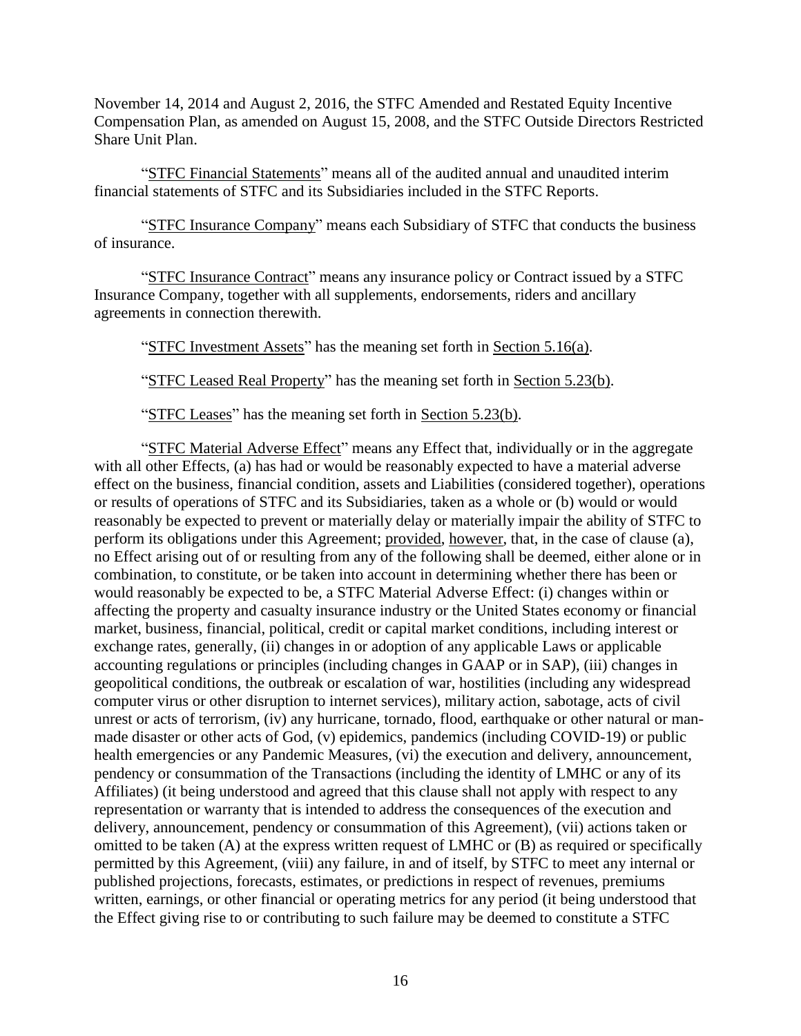November 14, 2014 and August 2, 2016, the STFC Amended and Restated Equity Incentive Compensation Plan, as amended on August 15, 2008, and the STFC Outside Directors Restricted Share Unit Plan.

"STFC Financial Statements" means all of the audited annual and unaudited interim financial statements of STFC and its Subsidiaries included in the STFC Reports.

"STFC Insurance Company" means each Subsidiary of STFC that conducts the business of insurance.

"STFC Insurance Contract" means any insurance policy or Contract issued by a STFC Insurance Company, together with all supplements, endorsements, riders and ancillary agreements in connection therewith.

"STFC Investment Assets" has the meaning set forth in Section 5.16(a).

"STFC Leased Real Property" has the meaning set forth in Section 5.23(b).

"STFC Leases" has the meaning set forth in Section 5.23(b).

"STFC Material Adverse Effect" means any Effect that, individually or in the aggregate with all other Effects, (a) has had or would be reasonably expected to have a material adverse effect on the business, financial condition, assets and Liabilities (considered together), operations or results of operations of STFC and its Subsidiaries, taken as a whole or (b) would or would reasonably be expected to prevent or materially delay or materially impair the ability of STFC to perform its obligations under this Agreement; provided, however, that, in the case of clause (a), no Effect arising out of or resulting from any of the following shall be deemed, either alone or in combination, to constitute, or be taken into account in determining whether there has been or would reasonably be expected to be, a STFC Material Adverse Effect: (i) changes within or affecting the property and casualty insurance industry or the United States economy or financial market, business, financial, political, credit or capital market conditions, including interest or exchange rates, generally, (ii) changes in or adoption of any applicable Laws or applicable accounting regulations or principles (including changes in GAAP or in SAP), (iii) changes in geopolitical conditions, the outbreak or escalation of war, hostilities (including any widespread computer virus or other disruption to internet services), military action, sabotage, acts of civil unrest or acts of terrorism, (iv) any hurricane, tornado, flood, earthquake or other natural or man-made disaster or other acts of God, (v) epidemics, pandemics (including COVID-19) or public health emergencies or any Pandemic Measures, (vi) the execution and delivery, announcement, pendency or consummation of the Transactions (including the identity of LMHC or any of its Affiliates) (it being understood and agreed that this clause shall not apply with respect to any representation or warranty that is intended to address the consequences of the execution and delivery, announcement, pendency or consummation of this Agreement), (vii) actions taken or omitted to be taken (A) at the express written request of LMHC or (B) as required or specifically permitted by this Agreement, (viii) any failure, in and of itself, by STFC to meet any internal or published projections, forecasts, estimates, or predictions in respect of revenues, premiums written, earnings, or other financial or operating metrics for any period (it being understood that the Effect giving rise to or contributing to such failure may be deemed to constitute a STFC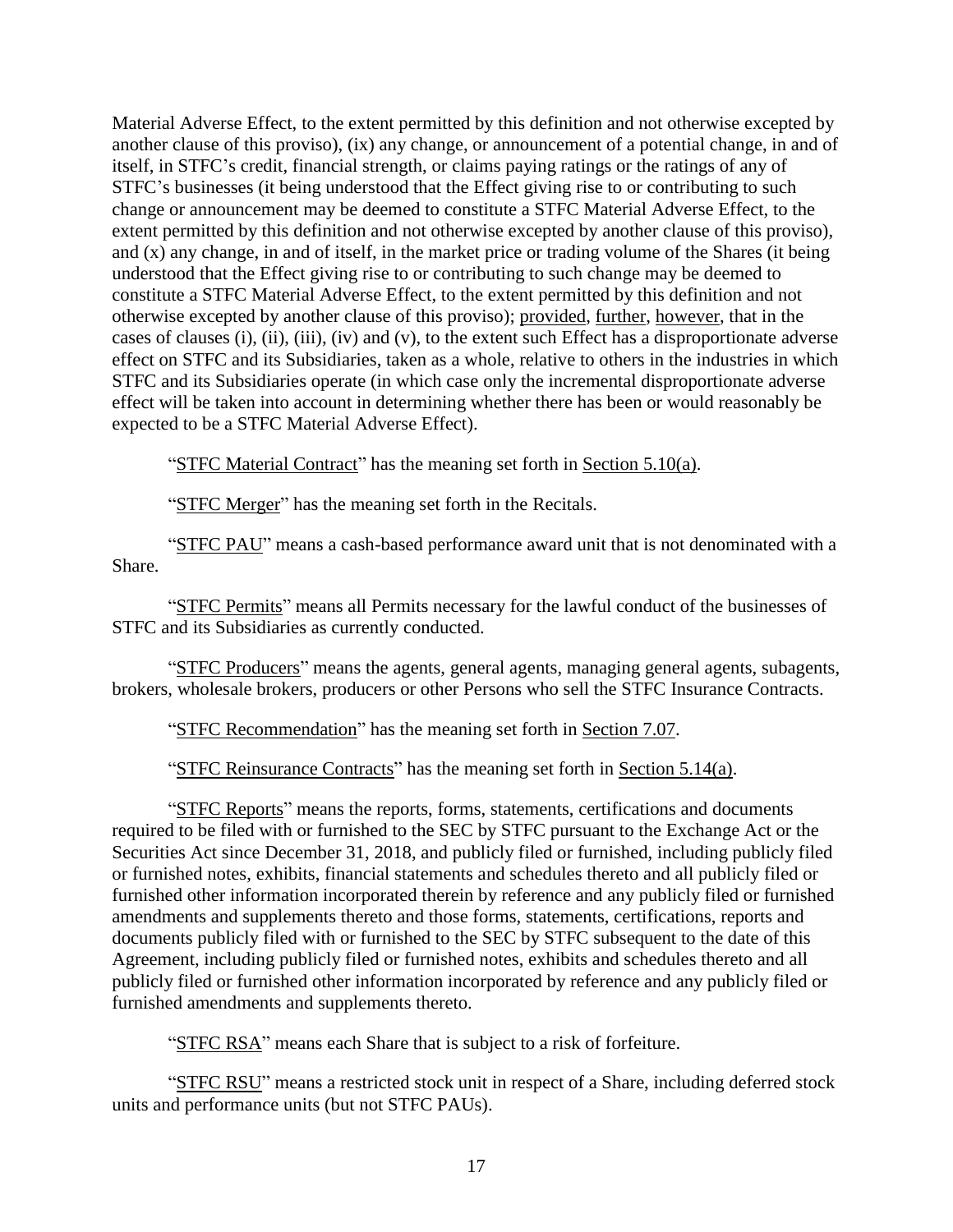Material Adverse Effect, to the extent permitted by this definition and not otherwise excepted by another clause of this proviso), (ix) any change, or announcement of a potential change, in and of itself, in STFC's credit, financial strength, or claims paying ratings or the ratings of any of STFC's businesses (it being understood that the Effect giving rise to or contributing to such change or announcement may be deemed to constitute a STFC Material Adverse Effect, to the extent permitted by this definition and not otherwise excepted by another clause of this proviso), and (x) any change, in and of itself, in the market price or trading volume of the Shares (it being understood that the Effect giving rise to or contributing to such change may be deemed to constitute a STFC Material Adverse Effect, to the extent permitted by this definition and not otherwise excepted by another clause of this proviso); provided, further, however, that in the cases of clauses (i), (ii), (iii), (iv) and (v), to the extent such Effect has a disproportionate adverse effect on STFC and its Subsidiaries, taken as a whole, relative to others in the industries in which STFC and its Subsidiaries operate (in which case only the incremental disproportionate adverse effect will be taken into account in determining whether there has been or would reasonably be expected to be a STFC Material Adverse Effect).

"STFC Material Contract" has the meaning set forth in Section 5.10(a).

"STFC Merger" has the meaning set forth in the Recitals.

"STFC PAU" means a cash-based performance award unit that is not denominated with a Share.

"STFC Permits" means all Permits necessary for the lawful conduct of the businesses of STFC and its Subsidiaries as currently conducted.

"STFC Producers" means the agents, general agents, managing general agents, subagents, brokers, wholesale brokers, producers or other Persons who sell the STFC Insurance Contracts.

"STFC Recommendation" has the meaning set forth in Section 7.07.

"STFC Reinsurance Contracts" has the meaning set forth in Section 5.14(a).

"STFC Reports" means the reports, forms, statements, certifications and documents required to be filed with or furnished to the SEC by STFC pursuant to the Exchange Act or the Securities Act since December 31, 2018, and publicly filed or furnished, including publicly filed or furnished notes, exhibits, financial statements and schedules thereto and all publicly filed or furnished other information incorporated therein by reference and any publicly filed or furnished amendments and supplements thereto and those forms, statements, certifications, reports and documents publicly filed with or furnished to the SEC by STFC subsequent to the date of this Agreement, including publicly filed or furnished notes, exhibits and schedules thereto and all publicly filed or furnished other information incorporated by reference and any publicly filed or furnished amendments and supplements thereto.

"STFC RSA" means each Share that is subject to a risk of forfeiture.

"STFC RSU" means a restricted stock unit in respect of a Share, including deferred stock units and performance units (but not STFC PAUs).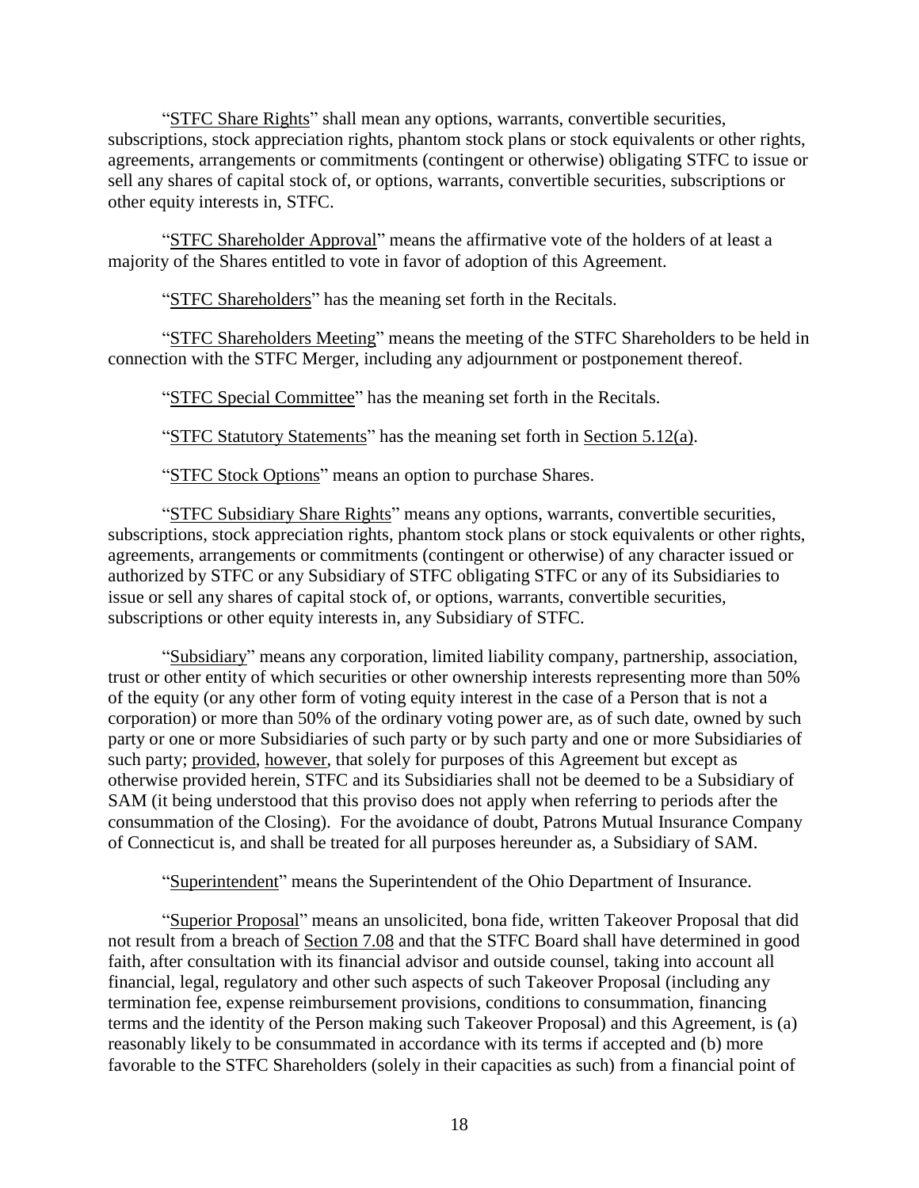"STFC Share Rights" shall mean any options, warrants, convertible securities, subscriptions, stock appreciation rights, phantom stock plans or stock equivalents or other rights, agreements, arrangements or commitments (contingent or otherwise) obligating STFC to issue or sell any shares of capital stock of, or options, warrants, convertible securities, subscriptions or other equity interests in, STFC.

"STFC Shareholder Approval" means the affirmative vote of the holders of at least a majority of the Shares entitled to vote in favor of adoption of this Agreement.

"STFC Shareholders" has the meaning set forth in the Recitals.

"STFC Shareholders Meeting" means the meeting of the STFC Shareholders to be held in connection with the STFC Merger, including any adjournment or postponement thereof.

"STFC Special Committee" has the meaning set forth in the Recitals.

"STFC Statutory Statements" has the meaning set forth in Section 5.12(a).

"STFC Stock Options" means an option to purchase Shares.

"STFC Subsidiary Share Rights" means any options, warrants, convertible securities, subscriptions, stock appreciation rights, phantom stock plans or stock equivalents or other rights, agreements, arrangements or commitments (contingent or otherwise) of any character issued or authorized by STFC or any Subsidiary of STFC obligating STFC or any of its Subsidiaries to issue or sell any shares of capital stock of, or options, warrants, convertible securities, subscriptions or other equity interests in, any Subsidiary of STFC.

"Subsidiary" means any corporation, limited liability company, partnership, association, trust or other entity of which securities or other ownership interests representing more than 50% of the equity (or any other form of voting equity interest in the case of a Person that is not a corporation) or more than 50% of the ordinary voting power are, as of such date, owned by such party or one or more Subsidiaries of such party or by such party and one or more Subsidiaries of such party; provided, however, that solely for purposes of this Agreement but except as otherwise provided herein, STFC and its Subsidiaries shall not be deemed to be a Subsidiary of SAM (it being understood that this proviso does not apply when referring to periods after the consummation of the Closing). For the avoidance of doubt, Patrons Mutual Insurance Company of Connecticut is, and shall be treated for all purposes hereunder as, a Subsidiary of SAM.

"Superintendent" means the Superintendent of the Ohio Department of Insurance.

"Superior Proposal" means an unsolicited, bona fide, written Takeover Proposal that did not result from a breach of Section 7.08 and that the STFC Board shall have determined in good faith, after consultation with its financial advisor and outside counsel, taking into account all financial, legal, regulatory and other such aspects of such Takeover Proposal (including any termination fee, expense reimbursement provisions, conditions to consummation, financing terms and the identity of the Person making such Takeover Proposal) and this Agreement, is (a) reasonably likely to be consummated in accordance with its terms if accepted and (b) more favorable to the STFC Shareholders (solely in their capacities as such) from a financial point of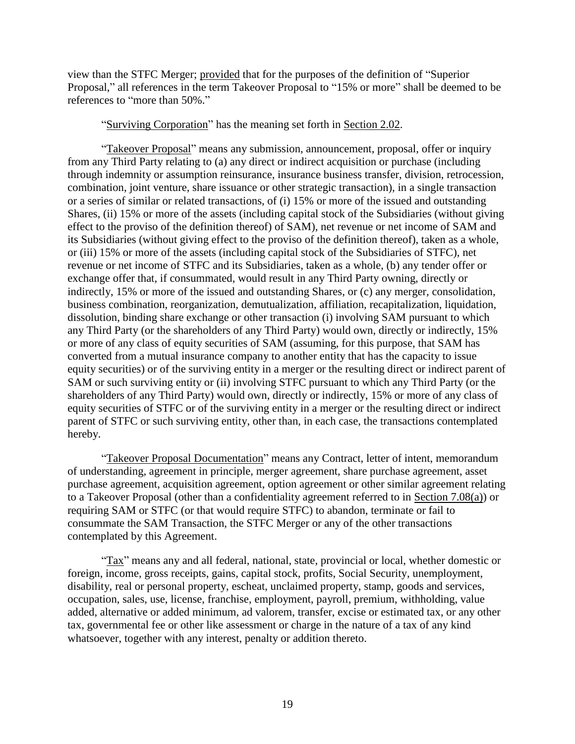view than the STFC Merger; provided that for the purposes of the definition of "Superior Proposal," all references in the term Takeover Proposal to "15% or more" shall be deemed to be references to "more than 50%."

"Surviving Corporation" has the meaning set forth in Section 2.02.

"Takeover Proposal" means any submission, announcement, proposal, offer or inquiry from any Third Party relating to (a) any direct or indirect acquisition or purchase (including through indemnity or assumption reinsurance, insurance business transfer, division, retrocession, combination, joint venture, share issuance or other strategic transaction), in a single transaction or a series of similar or related transactions, of (i) 15% or more of the issued and outstanding Shares, (ii) 15% or more of the assets (including capital stock of the Subsidiaries (without giving effect to the proviso of the definition thereof) of SAM), net revenue or net income of SAM and its Subsidiaries (without giving effect to the proviso of the definition thereof), taken as a whole, or (iii) 15% or more of the assets (including capital stock of the Subsidiaries of STFC), net revenue or net income of STFC and its Subsidiaries, taken as a whole, (b) any tender offer or exchange offer that, if consummated, would result in any Third Party owning, directly or indirectly, 15% or more of the issued and outstanding Shares, or (c) any merger, consolidation, business combination, reorganization, demutualization, affiliation, recapitalization, liquidation, dissolution, binding share exchange or other transaction (i) involving SAM pursuant to which any Third Party (or the shareholders of any Third Party) would own, directly or indirectly, 15% or more of any class of equity securities of SAM (assuming, for this purpose, that SAM has converted from a mutual insurance company to another entity that has the capacity to issue equity securities) or of the surviving entity in a merger or the resulting direct or indirect parent of SAM or such surviving entity or (ii) involving STFC pursuant to which any Third Party (or the shareholders of any Third Party) would own, directly or indirectly, 15% or more of any class of equity securities of STFC or of the surviving entity in a merger or the resulting direct or indirect parent of STFC or such surviving entity, other than, in each case, the transactions contemplated hereby.

"Takeover Proposal Documentation" means any Contract, letter of intent, memorandum of understanding, agreement in principle, merger agreement, share purchase agreement, asset purchase agreement, acquisition agreement, option agreement or other similar agreement relating to a Takeover Proposal (other than a confidentiality agreement referred to in Section 7.08(a)) or requiring SAM or STFC (or that would require STFC) to abandon, terminate or fail to consummate the SAM Transaction, the STFC Merger or any of the other transactions contemplated by this Agreement.

"Tax" means any and all federal, national, state, provincial or local, whether domestic or foreign, income, gross receipts, gains, capital stock, profits, Social Security, unemployment, disability, real or personal property, escheat, unclaimed property, stamp, goods and services, occupation, sales, use, license, franchise, employment, payroll, premium, withholding, value added, alternative or added minimum, ad valorem, transfer, excise or estimated tax, or any other tax, governmental fee or other like assessment or charge in the nature of a tax of any kind whatsoever, together with any interest, penalty or addition thereto.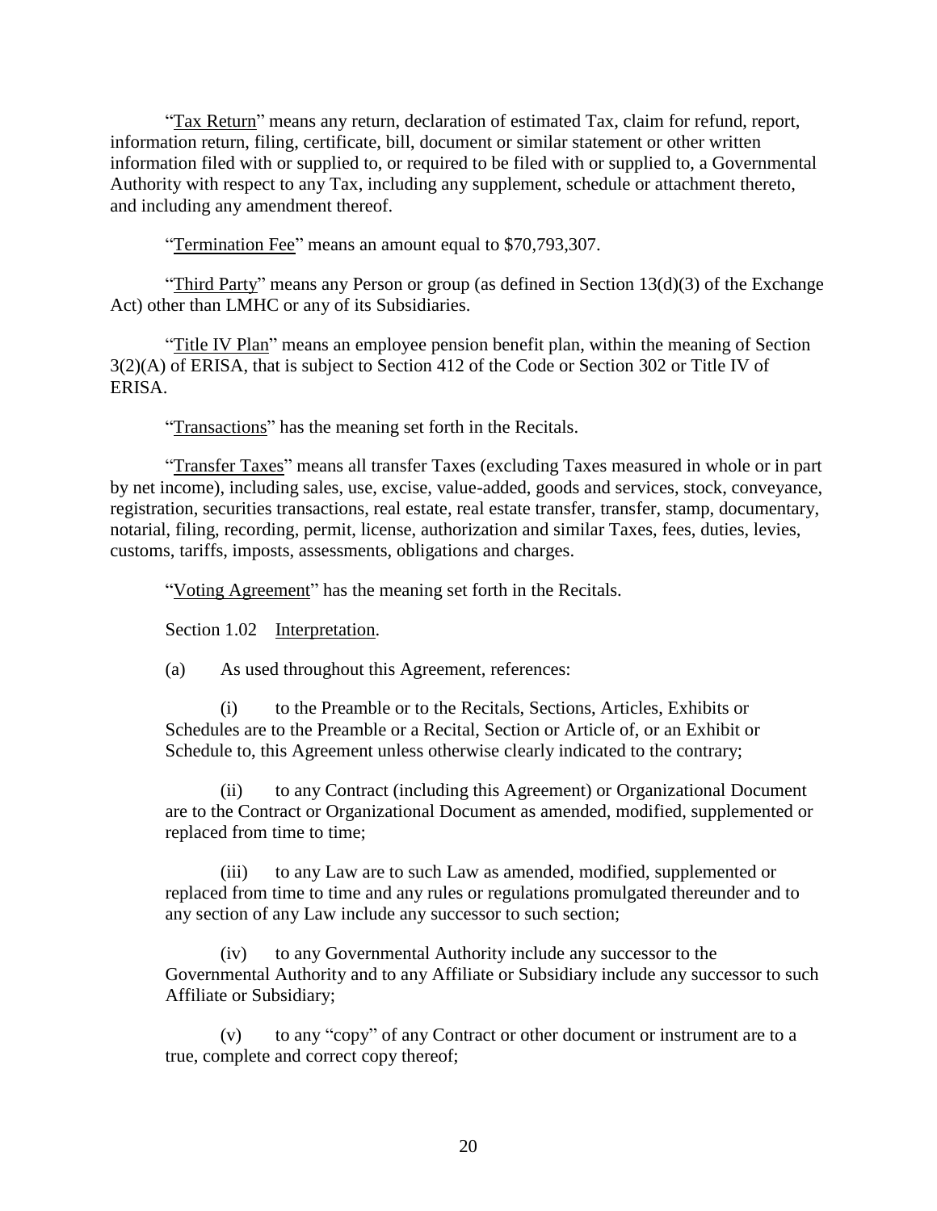"Tax Return" means any return, declaration of estimated Tax, claim for refund, report, information return, filing, certificate, bill, document or similar statement or other written information filed with or supplied to, or required to be filed with or supplied to, a Governmental Authority with respect to any Tax, including any supplement, schedule or attachment thereto, and including any amendment thereof.

"Termination Fee" means an amount equal to $70,793,307.

"Third Party" means any Person or group (as defined in Section 13(d)(3) of the Exchange Act) other than LMHC or any of its Subsidiaries.

"Title IV Plan" means an employee pension benefit plan, within the meaning of Section 3(2)(A) of ERISA, that is subject to Section 412 of the Code or Section 302 or Title IV of ERISA.

"Transactions" has the meaning set forth in the Recitals.

"Transfer Taxes" means all transfer Taxes (excluding Taxes measured in whole or in part by net income), including sales, use, excise, value-added, goods and services, stock, conveyance, registration, securities transactions, real estate, real estate transfer, transfer, stamp, documentary, notarial, filing, recording, permit, license, authorization and similar Taxes, fees, duties, levies, customs, tariffs, imposts, assessments, obligations and charges.

"Voting Agreement" has the meaning set forth in the Recitals.

Section 1.02 Interpretation.

(a) As used throughout this Agreement, references:

(i) to the Preamble or to the Recitals, Sections, Articles, Exhibits or Schedules are to the Preamble or a Recital, Section or Article of, or an Exhibit or Schedule to, this Agreement unless otherwise clearly indicated to the contrary;

(ii) to any Contract (including this Agreement) or Organizational Document are to the Contract or Organizational Document as amended, modified, supplemented or replaced from time to time;

(iii) to any Law are to such Law as amended, modified, supplemented or replaced from time to time and any rules or regulations promulgated thereunder and to any section of any Law include any successor to such section;

(iv) to any Governmental Authority include any successor to the Governmental Authority and to any Affiliate or Subsidiary include any successor to such Affiliate or Subsidiary;

(v) to any "copy" of any Contract or other document or instrument are to a true, complete and correct copy thereof;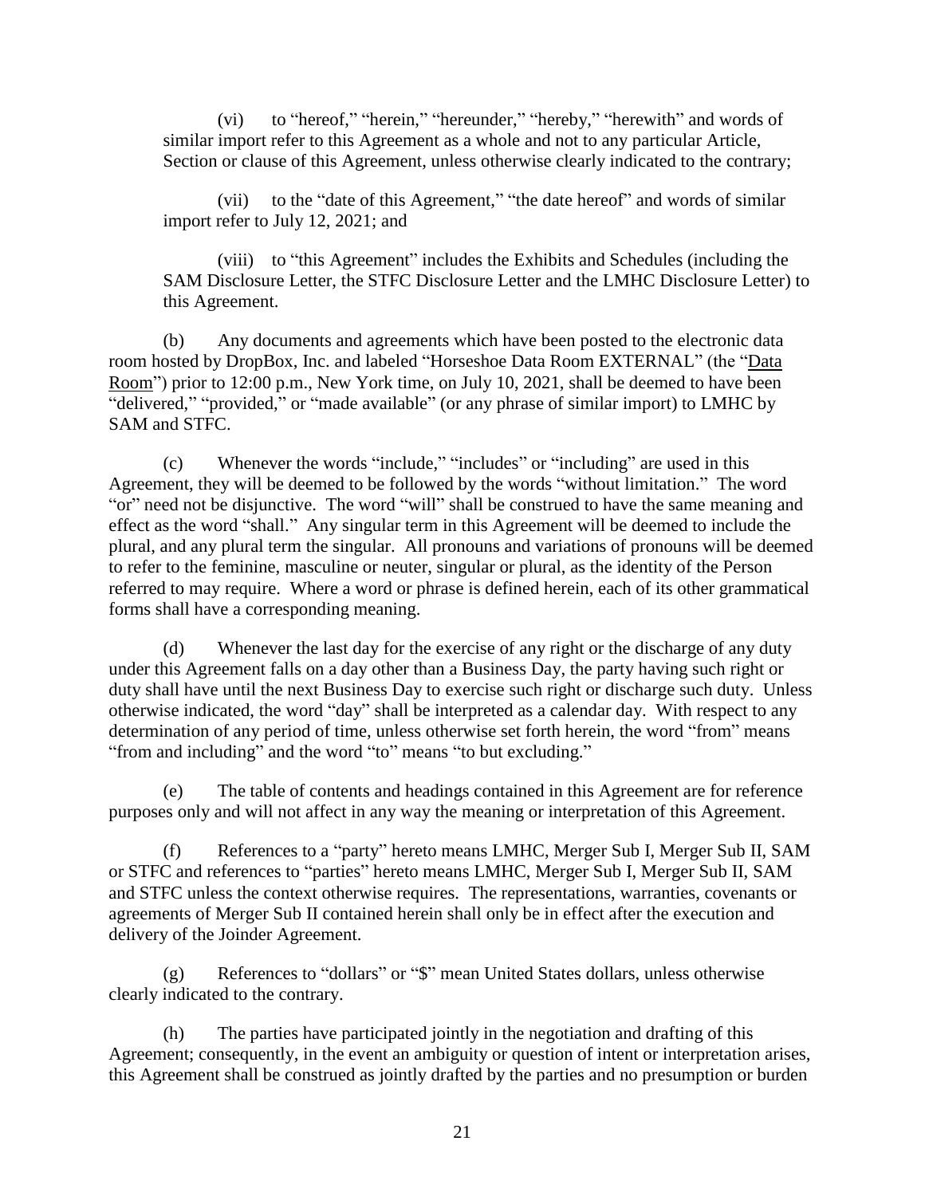(vi) to "hereof," "herein," "hereunder," "hereby," "herewith" and words of similar import refer to this Agreement as a whole and not to any particular Article, Section or clause of this Agreement, unless otherwise clearly indicated to the contrary;

(vii) to the "date of this Agreement," "the date hereof" and words of similar import refer to July 12, 2021; and

(viii) to "this Agreement" includes the Exhibits and Schedules (including the SAM Disclosure Letter, the STFC Disclosure Letter and the LMHC Disclosure Letter) to this Agreement.

(b) Any documents and agreements which have been posted to the electronic data room hosted by DropBox, Inc. and labeled "Horseshoe Data Room EXTERNAL" (the "Data Room") prior to 12:00 p.m., New York time, on July 10, 2021, shall be deemed to have been "delivered," "provided," or "made available" (or any phrase of similar import) to LMHC by SAM and STFC.

(c) Whenever the words "include," "includes" or "including" are used in this Agreement, they will be deemed to be followed by the words "without limitation." The word "or" need not be disjunctive. The word "will" shall be construed to have the same meaning and effect as the word "shall." Any singular term in this Agreement will be deemed to include the plural, and any plural term the singular. All pronouns and variations of pronouns will be deemed to refer to the feminine, masculine or neuter, singular or plural, as the identity of the Person referred to may require. Where a word or phrase is defined herein, each of its other grammatical forms shall have a corresponding meaning.

(d) Whenever the last day for the exercise of any right or the discharge of any duty under this Agreement falls on a day other than a Business Day, the party having such right or duty shall have until the next Business Day to exercise such right or discharge such duty. Unless otherwise indicated, the word "day" shall be interpreted as a calendar day. With respect to any determination of any period of time, unless otherwise set forth herein, the word "from" means "from and including" and the word "to" means "to but excluding."

(e) The table of contents and headings contained in this Agreement are for reference purposes only and will not affect in any way the meaning or interpretation of this Agreement.

(f) References to a "party" hereto means LMHC, Merger Sub I, Merger Sub II, SAM or STFC and references to "parties" hereto means LMHC, Merger Sub I, Merger Sub II, SAM and STFC unless the context otherwise requires. The representations, warranties, covenants or agreements of Merger Sub II contained herein shall only be in effect after the execution and delivery of the Joinder Agreement.

(g) References to "dollars" or "$" mean United States dollars, unless otherwise clearly indicated to the contrary.

(h) The parties have participated jointly in the negotiation and drafting of this Agreement; consequently, in the event an ambiguity or question of intent or interpretation arises, this Agreement shall be construed as jointly drafted by the parties and no presumption or burden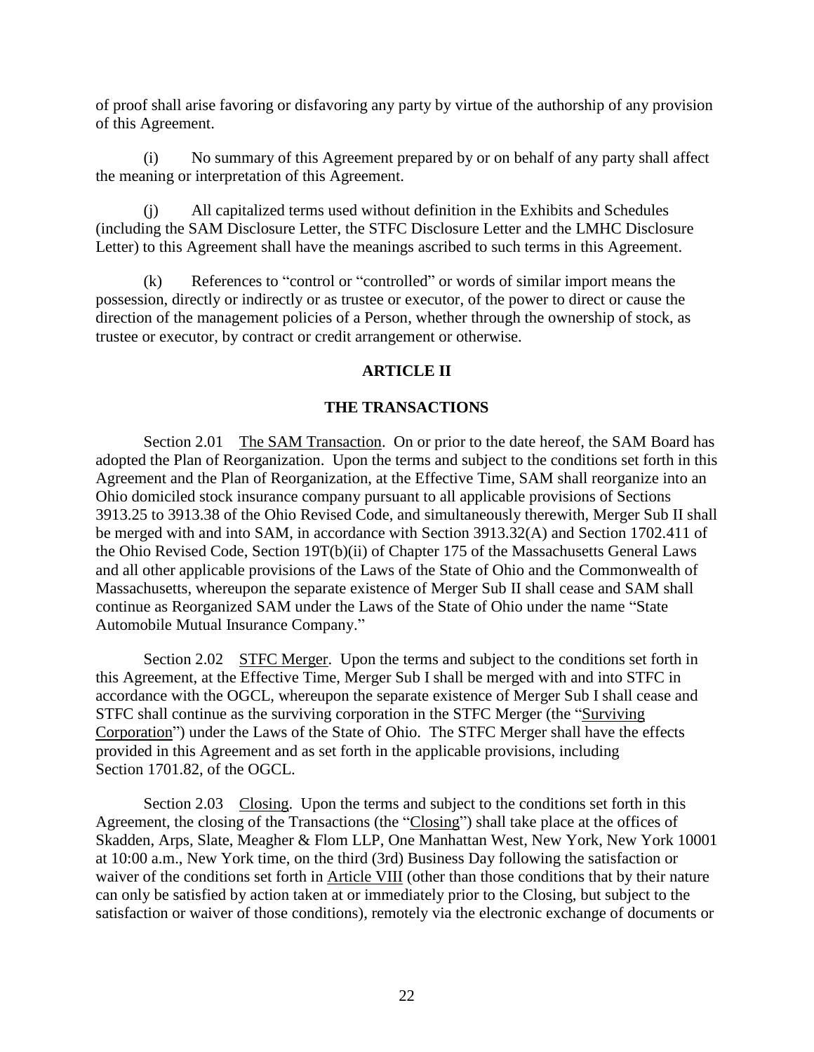of proof shall arise favoring or disfavoring any party by virtue of the authorship of any provision of this Agreement.

(i) No summary of this Agreement prepared by or on behalf of any party shall affect the meaning or interpretation of this Agreement.

(j) All capitalized terms used without definition in the Exhibits and Schedules (including the SAM Disclosure Letter, the STFC Disclosure Letter and the LMHC Disclosure Letter) to this Agreement shall have the meanings ascribed to such terms in this Agreement.

(k) References to "control or "controlled" or words of similar import means the possession, directly or indirectly or as trustee or executor, of the power to direct or cause the direction of the management policies of a Person, whether through the ownership of stock, as trustee or executor, by contract or credit arrangement or otherwise.

## ARTICLE II

## THE TRANSACTIONS

Section 2.01 The SAM Transaction. On or prior to the date hereof, the SAM Board has adopted the Plan of Reorganization. Upon the terms and subject to the conditions set forth in this Agreement and the Plan of Reorganization, at the Effective Time, SAM shall reorganize into an Ohio domiciled stock insurance company pursuant to all applicable provisions of Sections 3913.25 to 3913.38 of the Ohio Revised Code, and simultaneously therewith, Merger Sub II shall be merged with and into SAM, in accordance with Section 3913.32(A) and Section 1702.411 of the Ohio Revised Code, Section 19T(b)(ii) of Chapter 175 of the Massachusetts General Laws and all other applicable provisions of the Laws of the State of Ohio and the Commonwealth of Massachusetts, whereupon the separate existence of Merger Sub II shall cease and SAM shall continue as Reorganized SAM under the Laws of the State of Ohio under the name "State Automobile Mutual Insurance Company."

Section 2.02 STFC Merger. Upon the terms and subject to the conditions set forth in this Agreement, at the Effective Time, Merger Sub I shall be merged with and into STFC in accordance with the OGCL, whereupon the separate existence of Merger Sub I shall cease and STFC shall continue as the surviving corporation in the STFC Merger (the "Surviving Corporation") under the Laws of the State of Ohio. The STFC Merger shall have the effects provided in this Agreement and as set forth in the applicable provisions, including Section 1701.82, of the OGCL.

Section 2.03 Closing. Upon the terms and subject to the conditions set forth in this Agreement, the closing of the Transactions (the "Closing") shall take place at the offices of Skadden, Arps, Slate, Meagher & Flom LLP, One Manhattan West, New York, New York 10001 at 10:00 a.m., New York time, on the third (3rd) Business Day following the satisfaction or waiver of the conditions set forth in Article VIII (other than those conditions that by their nature can only be satisfied by action taken at or immediately prior to the Closing, but subject to the satisfaction or waiver of those conditions), remotely via the electronic exchange of documents or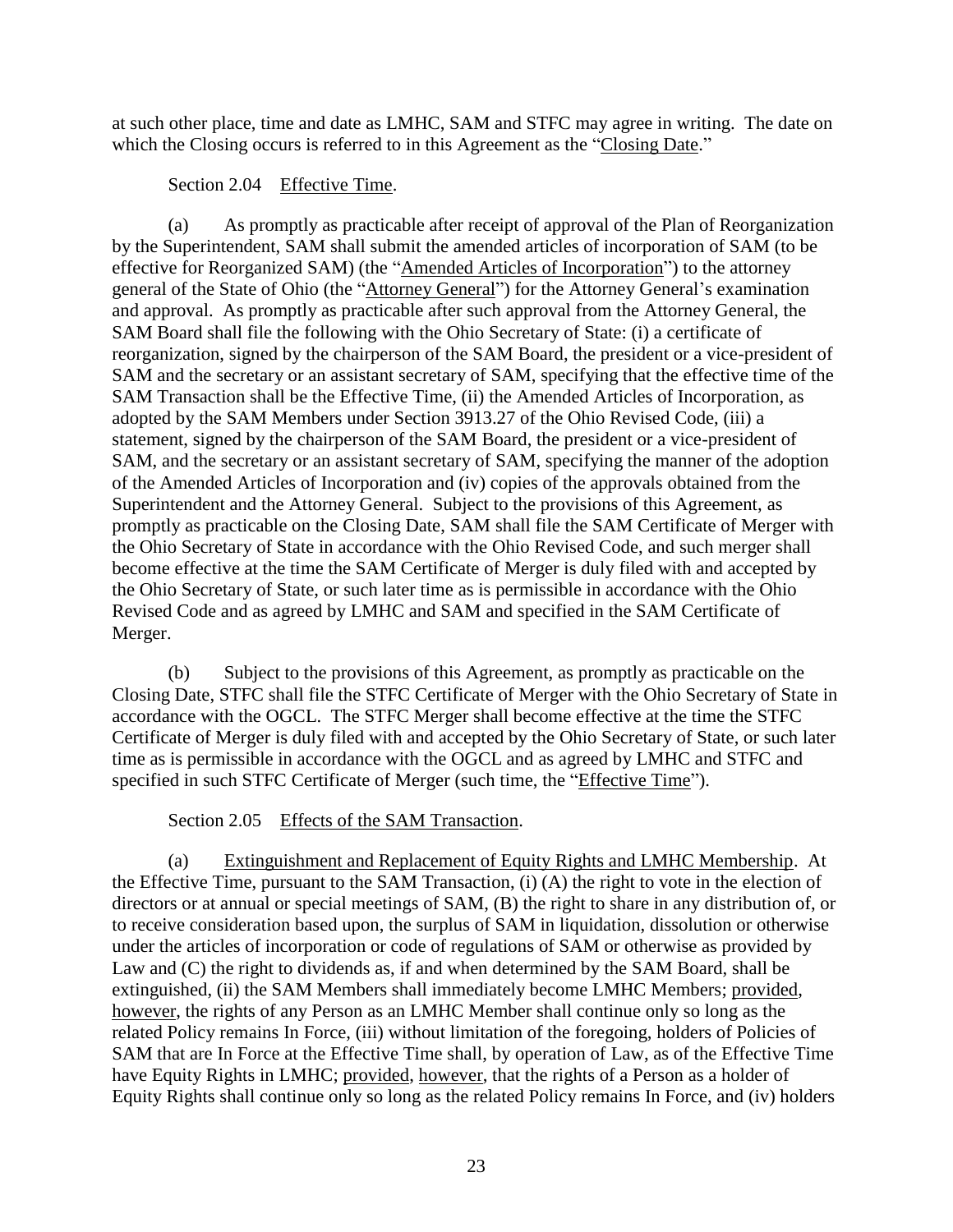at such other place, time and date as LMHC, SAM and STFC may agree in writing. The date on which the Closing occurs is referred to in this Agreement as the "Closing Date."

Section 2.04 Effective Time.

(a) As promptly as practicable after receipt of approval of the Plan of Reorganization by the Superintendent, SAM shall submit the amended articles of incorporation of SAM (to be effective for Reorganized SAM) (the "Amended Articles of Incorporation") to the attorney general of the State of Ohio (the "Attorney General") for the Attorney General's examination and approval. As promptly as practicable after such approval from the Attorney General, the SAM Board shall file the following with the Ohio Secretary of State: (i) a certificate of reorganization, signed by the chairperson of the SAM Board, the president or a vice-president of SAM and the secretary or an assistant secretary of SAM, specifying that the effective time of the SAM Transaction shall be the Effective Time, (ii) the Amended Articles of Incorporation, as adopted by the SAM Members under Section 3913.27 of the Ohio Revised Code, (iii) a statement, signed by the chairperson of the SAM Board, the president or a vice-president of SAM, and the secretary or an assistant secretary of SAM, specifying the manner of the adoption of the Amended Articles of Incorporation and (iv) copies of the approvals obtained from the Superintendent and the Attorney General. Subject to the provisions of this Agreement, as promptly as practicable on the Closing Date, SAM shall file the SAM Certificate of Merger with the Ohio Secretary of State in accordance with the Ohio Revised Code, and such merger shall become effective at the time the SAM Certificate of Merger is duly filed with and accepted by the Ohio Secretary of State, or such later time as is permissible in accordance with the Ohio Revised Code and as agreed by LMHC and SAM and specified in the SAM Certificate of Merger.

(b) Subject to the provisions of this Agreement, as promptly as practicable on the Closing Date, STFC shall file the STFC Certificate of Merger with the Ohio Secretary of State in accordance with the OGCL. The STFC Merger shall become effective at the time the STFC Certificate of Merger is duly filed with and accepted by the Ohio Secretary of State, or such later time as is permissible in accordance with the OGCL and as agreed by LMHC and STFC and specified in such STFC Certificate of Merger (such time, the "Effective Time").

Section 2.05 Effects of the SAM Transaction.

(a) Extinguishment and Replacement of Equity Rights and LMHC Membership. At the Effective Time, pursuant to the SAM Transaction, (i) (A) the right to vote in the election of directors or at annual or special meetings of SAM, (B) the right to share in any distribution of, or to receive consideration based upon, the surplus of SAM in liquidation, dissolution or otherwise under the articles of incorporation or code of regulations of SAM or otherwise as provided by Law and (C) the right to dividends as, if and when determined by the SAM Board, shall be extinguished, (ii) the SAM Members shall immediately become LMHC Members; provided, however, the rights of any Person as an LMHC Member shall continue only so long as the related Policy remains In Force, (iii) without limitation of the foregoing, holders of Policies of SAM that are In Force at the Effective Time shall, by operation of Law, as of the Effective Time have Equity Rights in LMHC; provided, however, that the rights of a Person as a holder of Equity Rights shall continue only so long as the related Policy remains In Force, and (iv) holders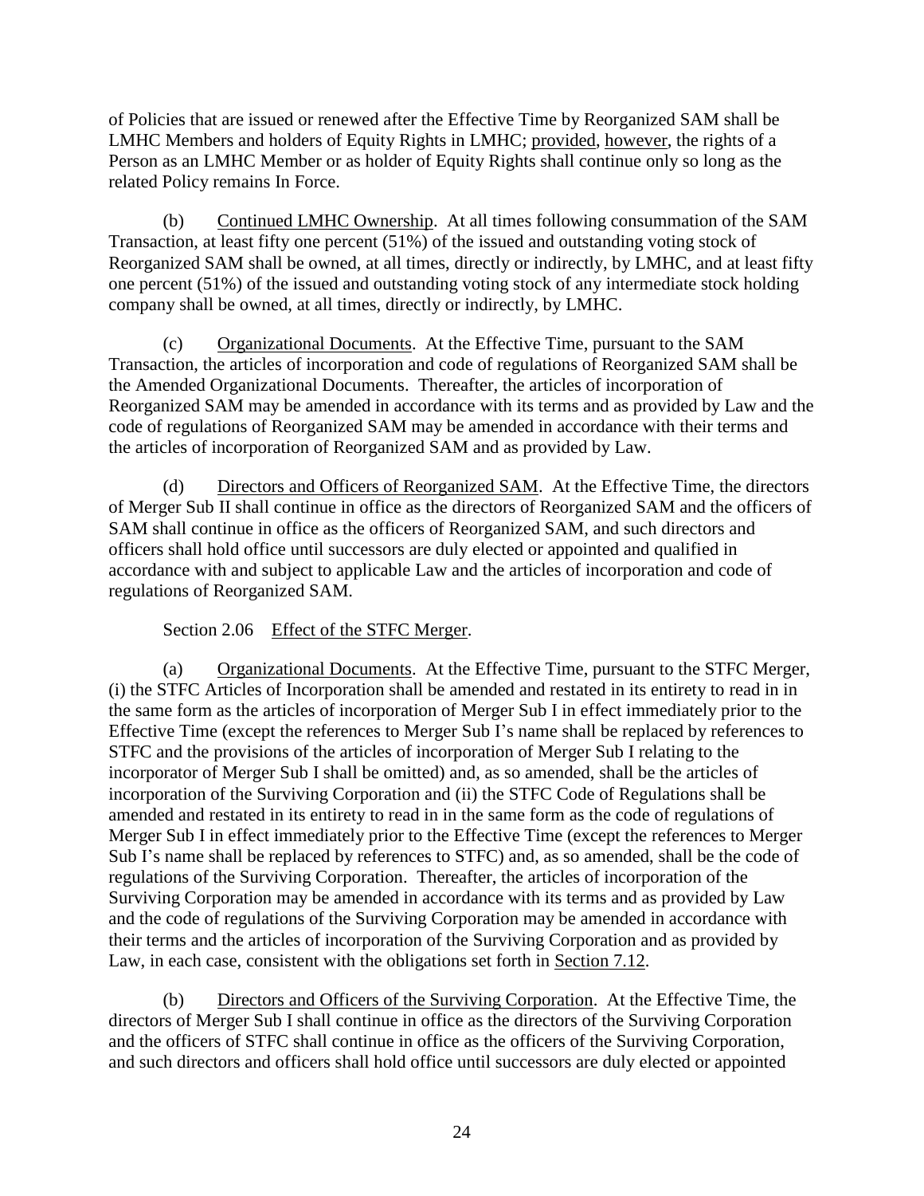of Policies that are issued or renewed after the Effective Time by Reorganized SAM shall be LMHC Members and holders of Equity Rights in LMHC; provided, however, the rights of a Person as an LMHC Member or as holder of Equity Rights shall continue only so long as the related Policy remains In Force.

(b) Continued LMHC Ownership. At all times following consummation of the SAM Transaction, at least fifty one percent (51%) of the issued and outstanding voting stock of Reorganized SAM shall be owned, at all times, directly or indirectly, by LMHC, and at least fifty one percent (51%) of the issued and outstanding voting stock of any intermediate stock holding company shall be owned, at all times, directly or indirectly, by LMHC.

(c) Organizational Documents. At the Effective Time, pursuant to the SAM Transaction, the articles of incorporation and code of regulations of Reorganized SAM shall be the Amended Organizational Documents. Thereafter, the articles of incorporation of Reorganized SAM may be amended in accordance with its terms and as provided by Law and the code of regulations of Reorganized SAM may be amended in accordance with their terms and the articles of incorporation of Reorganized SAM and as provided by Law.

(d) Directors and Officers of Reorganized SAM. At the Effective Time, the directors of Merger Sub II shall continue in office as the directors of Reorganized SAM and the officers of SAM shall continue in office as the officers of Reorganized SAM, and such directors and officers shall hold office until successors are duly elected or appointed and qualified in accordance with and subject to applicable Law and the articles of incorporation and code of regulations of Reorganized SAM.

Section 2.06 Effect of the STFC Merger.

(a) Organizational Documents. At the Effective Time, pursuant to the STFC Merger, (i) the STFC Articles of Incorporation shall be amended and restated in its entirety to read in in the same form as the articles of incorporation of Merger Sub I in effect immediately prior to the Effective Time (except the references to Merger Sub I's name shall be replaced by references to STFC and the provisions of the articles of incorporation of Merger Sub I relating to the incorporator of Merger Sub I shall be omitted) and, as so amended, shall be the articles of incorporation of the Surviving Corporation and (ii) the STFC Code of Regulations shall be amended and restated in its entirety to read in in the same form as the code of regulations of Merger Sub I in effect immediately prior to the Effective Time (except the references to Merger Sub I's name shall be replaced by references to STFC) and, as so amended, shall be the code of regulations of the Surviving Corporation. Thereafter, the articles of incorporation of the Surviving Corporation may be amended in accordance with its terms and as provided by Law and the code of regulations of the Surviving Corporation may be amended in accordance with their terms and the articles of incorporation of the Surviving Corporation and as provided by Law, in each case, consistent with the obligations set forth in Section 7.12.

(b) Directors and Officers of the Surviving Corporation. At the Effective Time, the directors of Merger Sub I shall continue in office as the directors of the Surviving Corporation and the officers of STFC shall continue in office as the officers of the Surviving Corporation, and such directors and officers shall hold office until successors are duly elected or appointed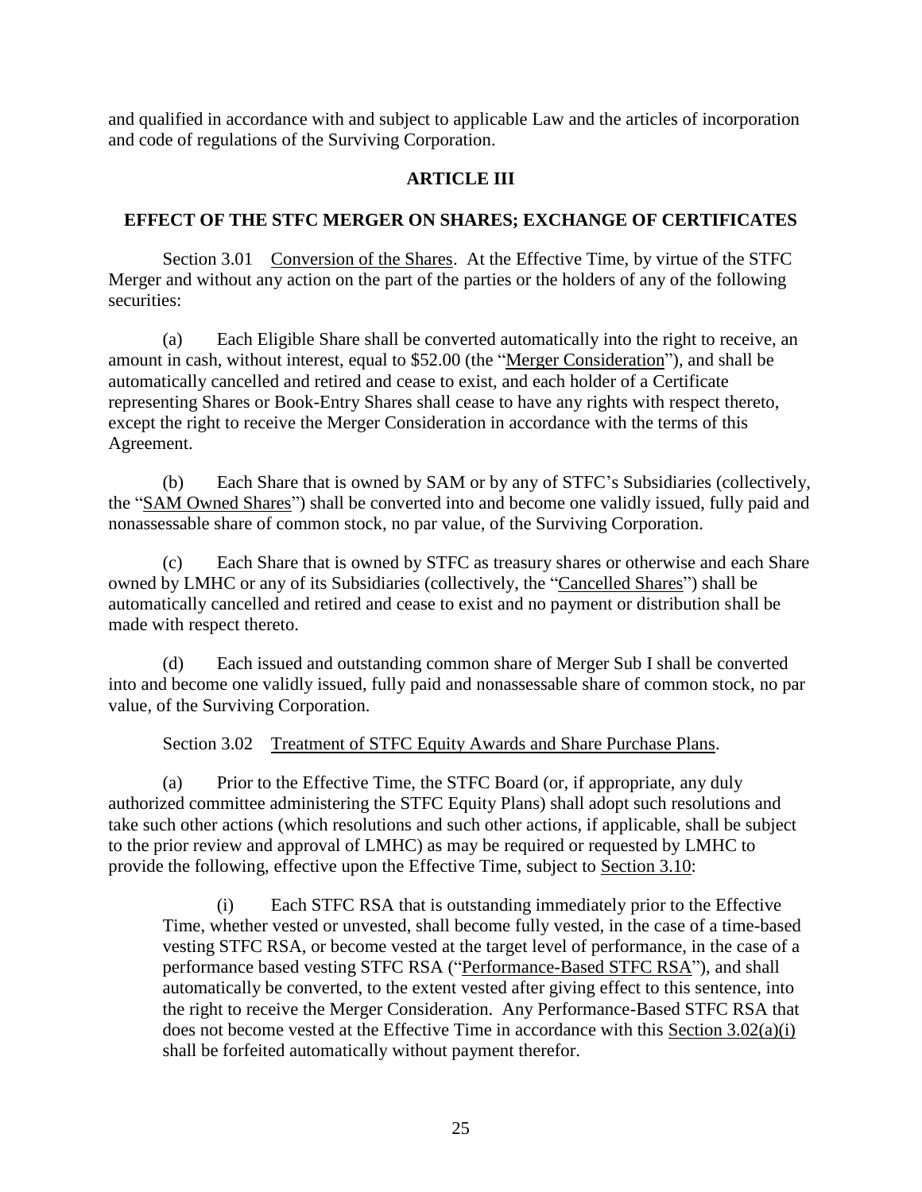and qualified in accordance with and subject to applicable Law and the articles of incorporation and code of regulations of the Surviving Corporation.

## ARTICLE III

## EFFECT OF THE STFC MERGER ON SHARES; EXCHANGE OF CERTIFICATES

Section 3.01 Conversion of the Shares. At the Effective Time, by virtue of the STFC Merger and without any action on the part of the parties or the holders of any of the following securities:

(a) Each Eligible Share shall be converted automatically into the right to receive, an amount in cash, without interest, equal to $52.00 (the "Merger Consideration"), and shall be automatically cancelled and retired and cease to exist, and each holder of a Certificate representing Shares or Book-Entry Shares shall cease to have any rights with respect thereto, except the right to receive the Merger Consideration in accordance with the terms of this Agreement.

(b) Each Share that is owned by SAM or by any of STFC's Subsidiaries (collectively, the "SAM Owned Shares") shall be converted into and become one validly issued, fully paid and nonassessable share of common stock, no par value, of the Surviving Corporation.

(c) Each Share that is owned by STFC as treasury shares or otherwise and each Share owned by LMHC or any of its Subsidiaries (collectively, the "Cancelled Shares") shall be automatically cancelled and retired and cease to exist and no payment or distribution shall be made with respect thereto.

(d) Each issued and outstanding common share of Merger Sub I shall be converted into and become one validly issued, fully paid and nonassessable share of common stock, no par value, of the Surviving Corporation.

Section 3.02 Treatment of STFC Equity Awards and Share Purchase Plans.

(a) Prior to the Effective Time, the STFC Board (or, if appropriate, any duly authorized committee administering the STFC Equity Plans) shall adopt such resolutions and take such other actions (which resolutions and such other actions, if applicable, shall be subject to the prior review and approval of LMHC) as may be required or requested by LMHC to provide the following, effective upon the Effective Time, subject to Section 3.10:

(i) Each STFC RSA that is outstanding immediately prior to the Effective Time, whether vested or unvested, shall become fully vested, in the case of a time-based vesting STFC RSA, or become vested at the target level of performance, in the case of a performance based vesting STFC RSA ("Performance-Based STFC RSA"), and shall automatically be converted, to the extent vested after giving effect to this sentence, into the right to receive the Merger Consideration. Any Performance-Based STFC RSA that does not become vested at the Effective Time in accordance with this Section 3.02(a)(i) shall be forfeited automatically without payment therefor.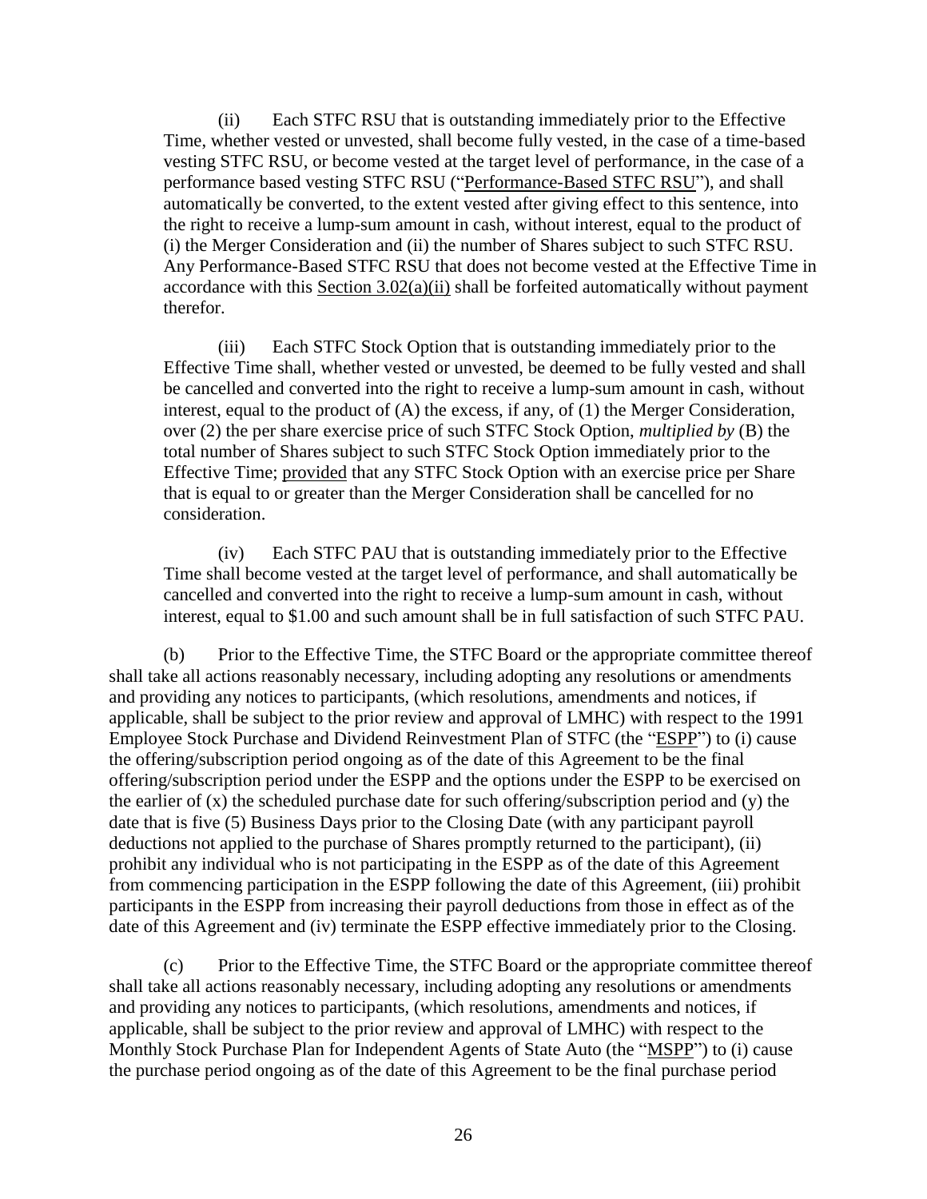(ii) Each STFC RSU that is outstanding immediately prior to the Effective Time, whether vested or unvested, shall become fully vested, in the case of a time-based vesting STFC RSU, or become vested at the target level of performance, in the case of a performance based vesting STFC RSU ("Performance-Based STFC RSU"), and shall automatically be converted, to the extent vested after giving effect to this sentence, into the right to receive a lump-sum amount in cash, without interest, equal to the product of (i) the Merger Consideration and (ii) the number of Shares subject to such STFC RSU. Any Performance-Based STFC RSU that does not become vested at the Effective Time in accordance with this Section 3.02(a)(ii) shall be forfeited automatically without payment therefor.

(iii) Each STFC Stock Option that is outstanding immediately prior to the Effective Time shall, whether vested or unvested, be deemed to be fully vested and shall be cancelled and converted into the right to receive a lump-sum amount in cash, without interest, equal to the product of (A) the excess, if any, of (1) the Merger Consideration, over (2) the per share exercise price of such STFC Stock Option, *multiplied by* (B) the total number of Shares subject to such STFC Stock Option immediately prior to the Effective Time; provided that any STFC Stock Option with an exercise price per Share that is equal to or greater than the Merger Consideration shall be cancelled for no consideration.

(iv) Each STFC PAU that is outstanding immediately prior to the Effective Time shall become vested at the target level of performance, and shall automatically be cancelled and converted into the right to receive a lump-sum amount in cash, without interest, equal to $1.00 and such amount shall be in full satisfaction of such STFC PAU.

(b) Prior to the Effective Time, the STFC Board or the appropriate committee thereof shall take all actions reasonably necessary, including adopting any resolutions or amendments and providing any notices to participants, (which resolutions, amendments and notices, if applicable, shall be subject to the prior review and approval of LMHC) with respect to the 1991 Employee Stock Purchase and Dividend Reinvestment Plan of STFC (the "ESPP") to (i) cause the offering/subscription period ongoing as of the date of this Agreement to be the final offering/subscription period under the ESPP and the options under the ESPP to be exercised on the earlier of (x) the scheduled purchase date for such offering/subscription period and (y) the date that is five (5) Business Days prior to the Closing Date (with any participant payroll deductions not applied to the purchase of Shares promptly returned to the participant), (ii) prohibit any individual who is not participating in the ESPP as of the date of this Agreement from commencing participation in the ESPP following the date of this Agreement, (iii) prohibit participants in the ESPP from increasing their payroll deductions from those in effect as of the date of this Agreement and (iv) terminate the ESPP effective immediately prior to the Closing.

(c) Prior to the Effective Time, the STFC Board or the appropriate committee thereof shall take all actions reasonably necessary, including adopting any resolutions or amendments and providing any notices to participants, (which resolutions, amendments and notices, if applicable, shall be subject to the prior review and approval of LMHC) with respect to the Monthly Stock Purchase Plan for Independent Agents of State Auto (the "MSPP") to (i) cause the purchase period ongoing as of the date of this Agreement to be the final purchase period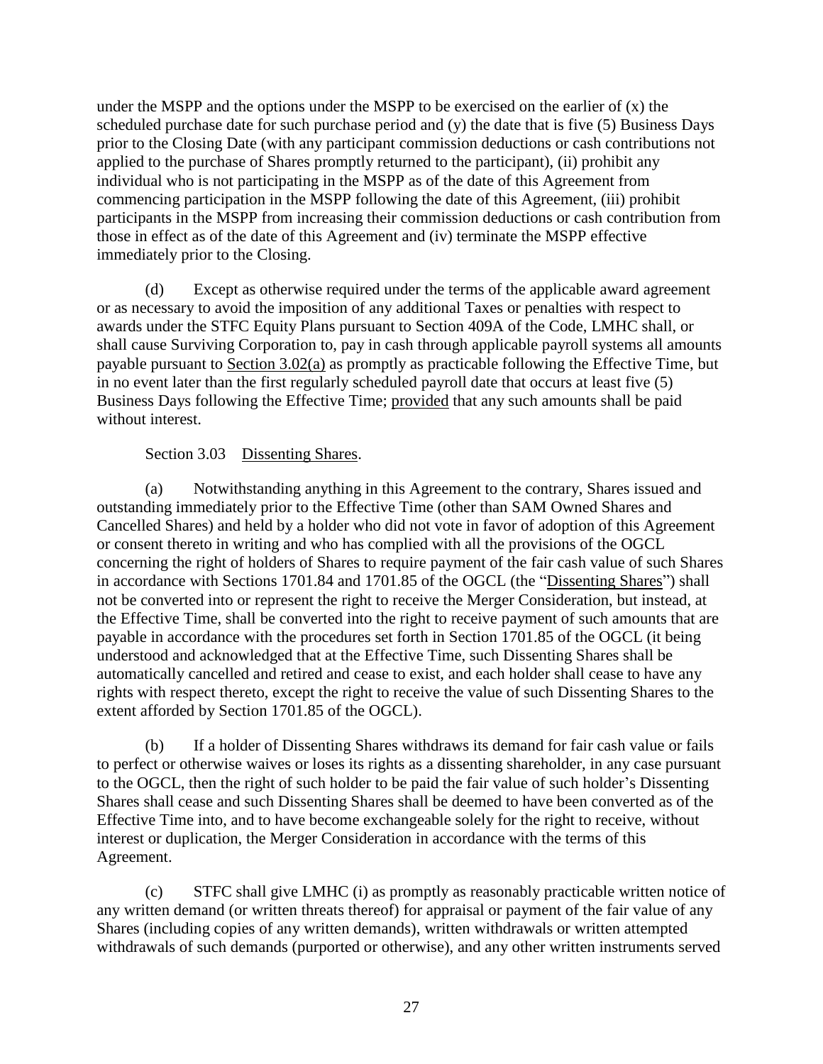under the MSPP and the options under the MSPP to be exercised on the earlier of (x) the scheduled purchase date for such purchase period and (y) the date that is five (5) Business Days prior to the Closing Date (with any participant commission deductions or cash contributions not applied to the purchase of Shares promptly returned to the participant), (ii) prohibit any individual who is not participating in the MSPP as of the date of this Agreement from commencing participation in the MSPP following the date of this Agreement, (iii) prohibit participants in the MSPP from increasing their commission deductions or cash contribution from those in effect as of the date of this Agreement and (iv) terminate the MSPP effective immediately prior to the Closing.

(d) Except as otherwise required under the terms of the applicable award agreement or as necessary to avoid the imposition of any additional Taxes or penalties with respect to awards under the STFC Equity Plans pursuant to Section 409A of the Code, LMHC shall, or shall cause Surviving Corporation to, pay in cash through applicable payroll systems all amounts payable pursuant to Section 3.02(a) as promptly as practicable following the Effective Time, but in no event later than the first regularly scheduled payroll date that occurs at least five (5) Business Days following the Effective Time; provided that any such amounts shall be paid without interest.

Section 3.03 Dissenting Shares.

(a) Notwithstanding anything in this Agreement to the contrary, Shares issued and outstanding immediately prior to the Effective Time (other than SAM Owned Shares and Cancelled Shares) and held by a holder who did not vote in favor of adoption of this Agreement or consent thereto in writing and who has complied with all the provisions of the OGCL concerning the right of holders of Shares to require payment of the fair cash value of such Shares in accordance with Sections 1701.84 and 1701.85 of the OGCL (the "Dissenting Shares") shall not be converted into or represent the right to receive the Merger Consideration, but instead, at the Effective Time, shall be converted into the right to receive payment of such amounts that are payable in accordance with the procedures set forth in Section 1701.85 of the OGCL (it being understood and acknowledged that at the Effective Time, such Dissenting Shares shall be automatically cancelled and retired and cease to exist, and each holder shall cease to have any rights with respect thereto, except the right to receive the value of such Dissenting Shares to the extent afforded by Section 1701.85 of the OGCL).

(b) If a holder of Dissenting Shares withdraws its demand for fair cash value or fails to perfect or otherwise waives or loses its rights as a dissenting shareholder, in any case pursuant to the OGCL, then the right of such holder to be paid the fair value of such holder's Dissenting Shares shall cease and such Dissenting Shares shall be deemed to have been converted as of the Effective Time into, and to have become exchangeable solely for the right to receive, without interest or duplication, the Merger Consideration in accordance with the terms of this Agreement.

(c) STFC shall give LMHC (i) as promptly as reasonably practicable written notice of any written demand (or written threats thereof) for appraisal or payment of the fair value of any Shares (including copies of any written demands), written withdrawals or written attempted withdrawals of such demands (purported or otherwise), and any other written instruments served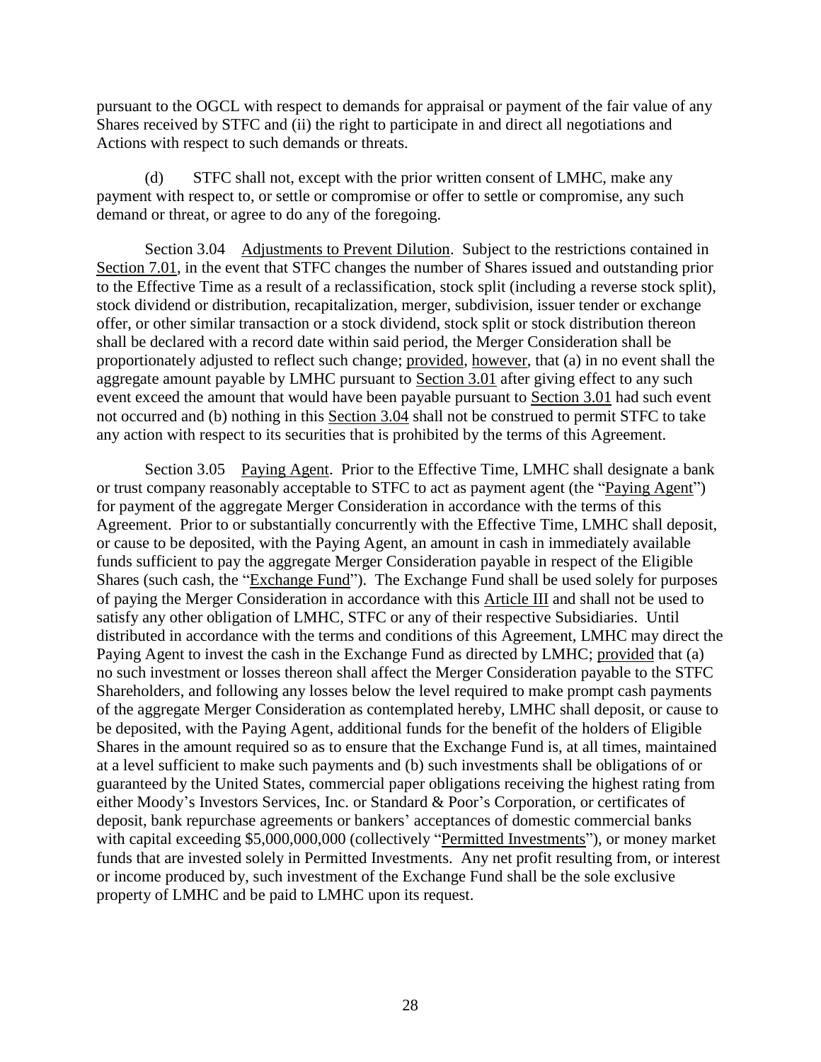pursuant to the OGCL with respect to demands for appraisal or payment of the fair value of any Shares received by STFC and (ii) the right to participate in and direct all negotiations and Actions with respect to such demands or threats.

(d) STFC shall not, except with the prior written consent of LMHC, make any payment with respect to, or settle or compromise or offer to settle or compromise, any such demand or threat, or agree to do any of the foregoing.

Section 3.04 Adjustments to Prevent Dilution. Subject to the restrictions contained in Section 7.01, in the event that STFC changes the number of Shares issued and outstanding prior to the Effective Time as a result of a reclassification, stock split (including a reverse stock split), stock dividend or distribution, recapitalization, merger, subdivision, issuer tender or exchange offer, or other similar transaction or a stock dividend, stock split or stock distribution thereon shall be declared with a record date within said period, the Merger Consideration shall be proportionately adjusted to reflect such change; provided, however, that (a) in no event shall the aggregate amount payable by LMHC pursuant to Section 3.01 after giving effect to any such event exceed the amount that would have been payable pursuant to Section 3.01 had such event not occurred and (b) nothing in this Section 3.04 shall not be construed to permit STFC to take any action with respect to its securities that is prohibited by the terms of this Agreement.

Section 3.05 Paying Agent. Prior to the Effective Time, LMHC shall designate a bank or trust company reasonably acceptable to STFC to act as payment agent (the "Paying Agent") for payment of the aggregate Merger Consideration in accordance with the terms of this Agreement. Prior to or substantially concurrently with the Effective Time, LMHC shall deposit, or cause to be deposited, with the Paying Agent, an amount in cash in immediately available funds sufficient to pay the aggregate Merger Consideration payable in respect of the Eligible Shares (such cash, the "Exchange Fund"). The Exchange Fund shall be used solely for purposes of paying the Merger Consideration in accordance with this Article III and shall not be used to satisfy any other obligation of LMHC, STFC or any of their respective Subsidiaries. Until distributed in accordance with the terms and conditions of this Agreement, LMHC may direct the Paying Agent to invest the cash in the Exchange Fund as directed by LMHC; provided that (a) no such investment or losses thereon shall affect the Merger Consideration payable to the STFC Shareholders, and following any losses below the level required to make prompt cash payments of the aggregate Merger Consideration as contemplated hereby, LMHC shall deposit, or cause to be deposited, with the Paying Agent, additional funds for the benefit of the holders of Eligible Shares in the amount required so as to ensure that the Exchange Fund is, at all times, maintained at a level sufficient to make such payments and (b) such investments shall be obligations of or guaranteed by the United States, commercial paper obligations receiving the highest rating from either Moody's Investors Services, Inc. or Standard & Poor's Corporation, or certificates of deposit, bank repurchase agreements or bankers' acceptances of domestic commercial banks with capital exceeding \$5,000,000,000 (collectively "Permitted Investments"), or money market funds that are invested solely in Permitted Investments. Any net profit resulting from, or interest or income produced by, such investment of the Exchange Fund shall be the sole exclusive property of LMHC and be paid to LMHC upon its request.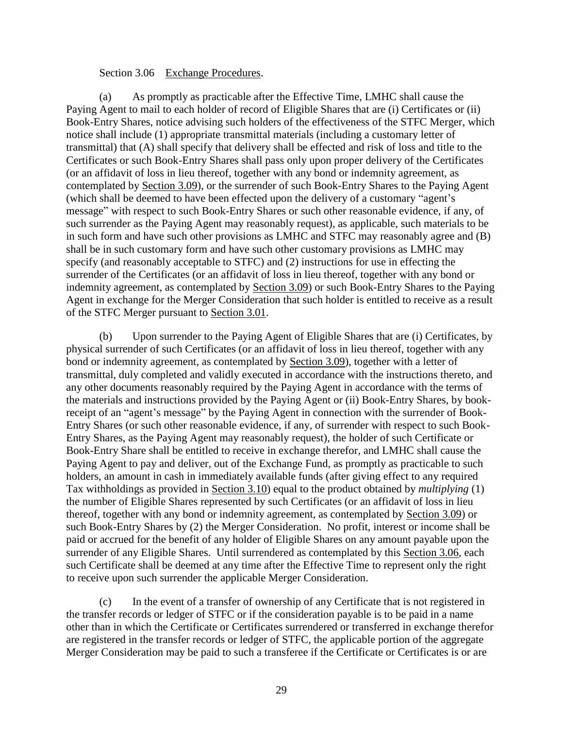Section 3.06 Exchange Procedures.

(a) As promptly as practicable after the Effective Time, LMHC shall cause the Paying Agent to mail to each holder of record of Eligible Shares that are (i) Certificates or (ii) Book-Entry Shares, notice advising such holders of the effectiveness of the STFC Merger, which notice shall include (1) appropriate transmittal materials (including a customary letter of transmittal) that (A) shall specify that delivery shall be effected and risk of loss and title to the Certificates or such Book-Entry Shares shall pass only upon proper delivery of the Certificates (or an affidavit of loss in lieu thereof, together with any bond or indemnity agreement, as contemplated by Section 3.09), or the surrender of such Book-Entry Shares to the Paying Agent (which shall be deemed to have been effected upon the delivery of a customary "agent's message" with respect to such Book-Entry Shares or such other reasonable evidence, if any, of such surrender as the Paying Agent may reasonably request), as applicable, such materials to be in such form and have such other provisions as LMHC and STFC may reasonably agree and (B) shall be in such customary form and have such other customary provisions as LMHC may specify (and reasonably acceptable to STFC) and (2) instructions for use in effecting the surrender of the Certificates (or an affidavit of loss in lieu thereof, together with any bond or indemnity agreement, as contemplated by Section 3.09) or such Book-Entry Shares to the Paying Agent in exchange for the Merger Consideration that such holder is entitled to receive as a result of the STFC Merger pursuant to Section 3.01.

(b) Upon surrender to the Paying Agent of Eligible Shares that are (i) Certificates, by physical surrender of such Certificates (or an affidavit of loss in lieu thereof, together with any bond or indemnity agreement, as contemplated by Section 3.09), together with a letter of transmittal, duly completed and validly executed in accordance with the instructions thereto, and any other documents reasonably required by the Paying Agent in accordance with the terms of the materials and instructions provided by the Paying Agent or (ii) Book-Entry Shares, by book-receipt of an "agent's message" by the Paying Agent in connection with the surrender of Book-Entry Shares (or such other reasonable evidence, if any, of surrender with respect to such Book-Entry Shares, as the Paying Agent may reasonably request), the holder of such Certificate or Book-Entry Share shall be entitled to receive in exchange therefor, and LMHC shall cause the Paying Agent to pay and deliver, out of the Exchange Fund, as promptly as practicable to such holders, an amount in cash in immediately available funds (after giving effect to any required Tax withholdings as provided in Section 3.10) equal to the product obtained by *multiplying* (1) the number of Eligible Shares represented by such Certificates (or an affidavit of loss in lieu thereof, together with any bond or indemnity agreement, as contemplated by Section 3.09) or such Book-Entry Shares by (2) the Merger Consideration. No profit, interest or income shall be paid or accrued for the benefit of any holder of Eligible Shares on any amount payable upon the surrender of any Eligible Shares. Until surrendered as contemplated by this Section 3.06, each such Certificate shall be deemed at any time after the Effective Time to represent only the right to receive upon such surrender the applicable Merger Consideration.

(c) In the event of a transfer of ownership of any Certificate that is not registered in the transfer records or ledger of STFC or if the consideration payable is to be paid in a name other than in which the Certificate or Certificates surrendered or transferred in exchange therefor are registered in the transfer records or ledger of STFC, the applicable portion of the aggregate Merger Consideration may be paid to such a transferee if the Certificate or Certificates is or are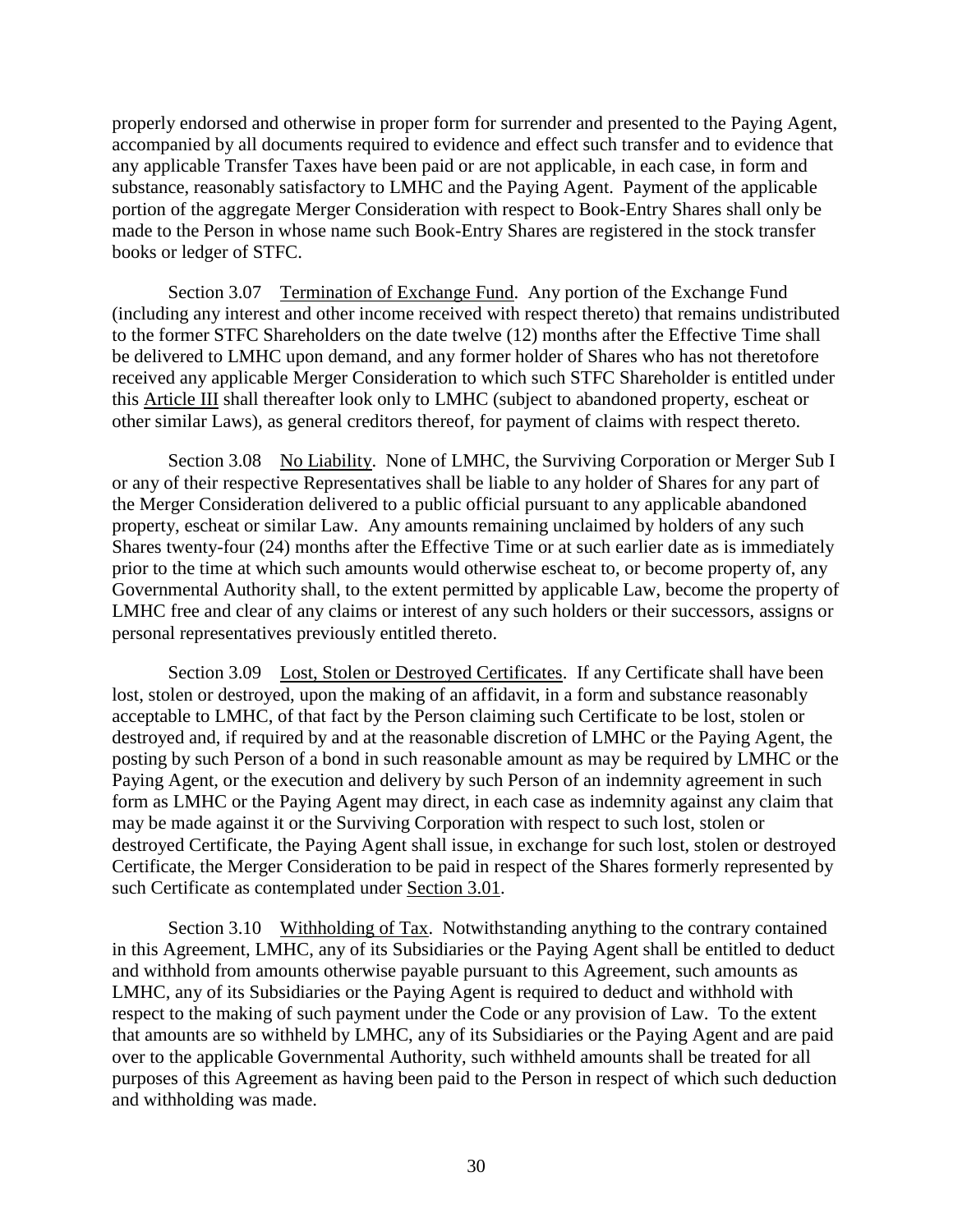properly endorsed and otherwise in proper form for surrender and presented to the Paying Agent, accompanied by all documents required to evidence and effect such transfer and to evidence that any applicable Transfer Taxes have been paid or are not applicable, in each case, in form and substance, reasonably satisfactory to LMHC and the Paying Agent. Payment of the applicable portion of the aggregate Merger Consideration with respect to Book-Entry Shares shall only be made to the Person in whose name such Book-Entry Shares are registered in the stock transfer books or ledger of STFC.

Section 3.07 Termination of Exchange Fund. Any portion of the Exchange Fund (including any interest and other income received with respect thereto) that remains undistributed to the former STFC Shareholders on the date twelve (12) months after the Effective Time shall be delivered to LMHC upon demand, and any former holder of Shares who has not theretofore received any applicable Merger Consideration to which such STFC Shareholder is entitled under this Article III shall thereafter look only to LMHC (subject to abandoned property, escheat or other similar Laws), as general creditors thereof, for payment of claims with respect thereto.

Section 3.08 No Liability. None of LMHC, the Surviving Corporation or Merger Sub I or any of their respective Representatives shall be liable to any holder of Shares for any part of the Merger Consideration delivered to a public official pursuant to any applicable abandoned property, escheat or similar Law. Any amounts remaining unclaimed by holders of any such Shares twenty-four (24) months after the Effective Time or at such earlier date as is immediately prior to the time at which such amounts would otherwise escheat to, or become property of, any Governmental Authority shall, to the extent permitted by applicable Law, become the property of LMHC free and clear of any claims or interest of any such holders or their successors, assigns or personal representatives previously entitled thereto.

Section 3.09 Lost, Stolen or Destroyed Certificates. If any Certificate shall have been lost, stolen or destroyed, upon the making of an affidavit, in a form and substance reasonably acceptable to LMHC, of that fact by the Person claiming such Certificate to be lost, stolen or destroyed and, if required by and at the reasonable discretion of LMHC or the Paying Agent, the posting by such Person of a bond in such reasonable amount as may be required by LMHC or the Paying Agent, or the execution and delivery by such Person of an indemnity agreement in such form as LMHC or the Paying Agent may direct, in each case as indemnity against any claim that may be made against it or the Surviving Corporation with respect to such lost, stolen or destroyed Certificate, the Paying Agent shall issue, in exchange for such lost, stolen or destroyed Certificate, the Merger Consideration to be paid in respect of the Shares formerly represented by such Certificate as contemplated under Section 3.01.

Section 3.10 Withholding of Tax. Notwithstanding anything to the contrary contained in this Agreement, LMHC, any of its Subsidiaries or the Paying Agent shall be entitled to deduct and withhold from amounts otherwise payable pursuant to this Agreement, such amounts as LMHC, any of its Subsidiaries or the Paying Agent is required to deduct and withhold with respect to the making of such payment under the Code or any provision of Law. To the extent that amounts are so withheld by LMHC, any of its Subsidiaries or the Paying Agent and are paid over to the applicable Governmental Authority, such withheld amounts shall be treated for all purposes of this Agreement as having been paid to the Person in respect of which such deduction and withholding was made.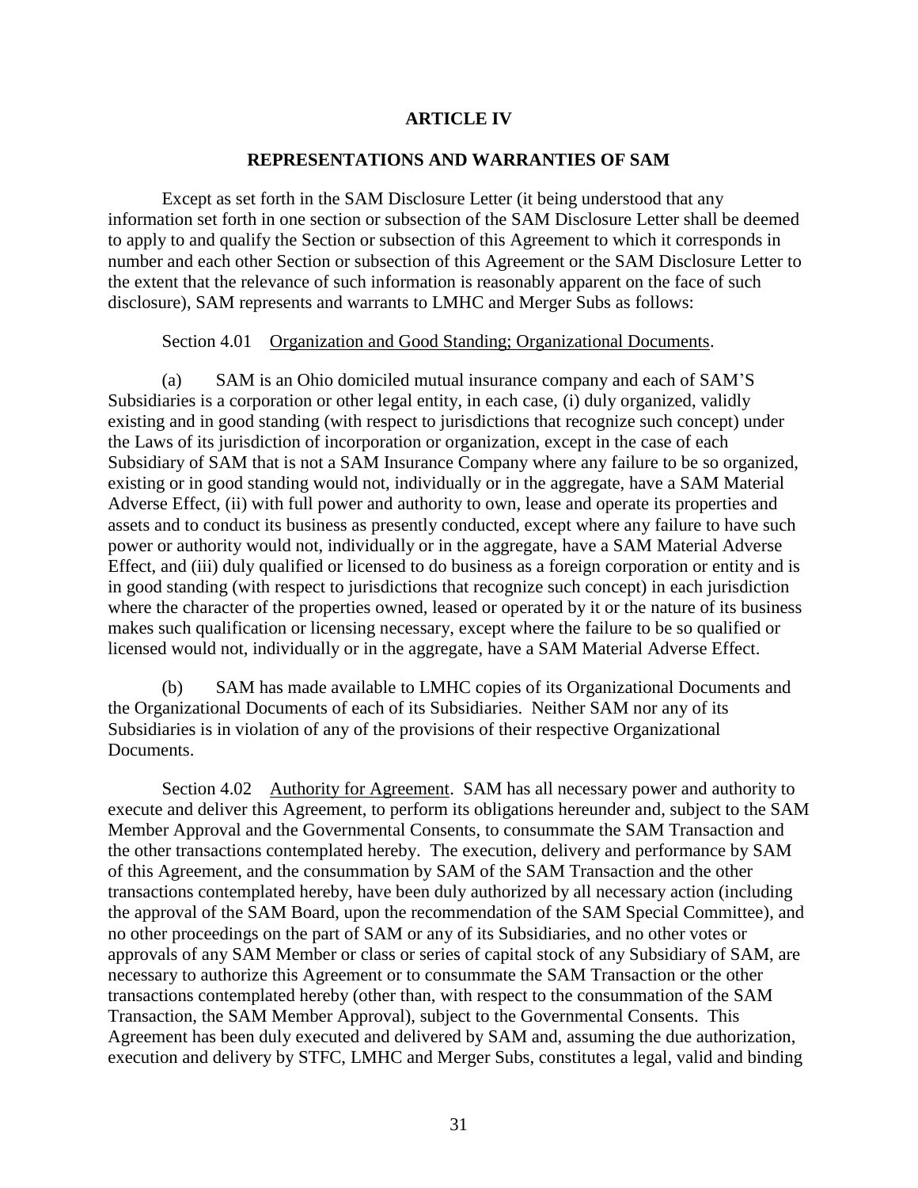## ARTICLE IV

## REPRESENTATIONS AND WARRANTIES OF SAM

Except as set forth in the SAM Disclosure Letter (it being understood that any information set forth in one section or subsection of the SAM Disclosure Letter shall be deemed to apply to and qualify the Section or subsection of this Agreement to which it corresponds in number and each other Section or subsection of this Agreement or the SAM Disclosure Letter to the extent that the relevance of such information is reasonably apparent on the face of such disclosure), SAM represents and warrants to LMHC and Merger Subs as follows:

Section 4.01 Organization and Good Standing; Organizational Documents.

(a) SAM is an Ohio domiciled mutual insurance company and each of SAM'S Subsidiaries is a corporation or other legal entity, in each case, (i) duly organized, validly existing and in good standing (with respect to jurisdictions that recognize such concept) under the Laws of its jurisdiction of incorporation or organization, except in the case of each Subsidiary of SAM that is not a SAM Insurance Company where any failure to be so organized, existing or in good standing would not, individually or in the aggregate, have a SAM Material Adverse Effect, (ii) with full power and authority to own, lease and operate its properties and assets and to conduct its business as presently conducted, except where any failure to have such power or authority would not, individually or in the aggregate, have a SAM Material Adverse Effect, and (iii) duly qualified or licensed to do business as a foreign corporation or entity and is in good standing (with respect to jurisdictions that recognize such concept) in each jurisdiction where the character of the properties owned, leased or operated by it or the nature of its business makes such qualification or licensing necessary, except where the failure to be so qualified or licensed would not, individually or in the aggregate, have a SAM Material Adverse Effect.

(b) SAM has made available to LMHC copies of its Organizational Documents and the Organizational Documents of each of its Subsidiaries. Neither SAM nor any of its Subsidiaries is in violation of any of the provisions of their respective Organizational Documents.

Section 4.02 Authority for Agreement. SAM has all necessary power and authority to execute and deliver this Agreement, to perform its obligations hereunder and, subject to the SAM Member Approval and the Governmental Consents, to consummate the SAM Transaction and the other transactions contemplated hereby. The execution, delivery and performance by SAM of this Agreement, and the consummation by SAM of the SAM Transaction and the other transactions contemplated hereby, have been duly authorized by all necessary action (including the approval of the SAM Board, upon the recommendation of the SAM Special Committee), and no other proceedings on the part of SAM or any of its Subsidiaries, and no other votes or approvals of any SAM Member or class or series of capital stock of any Subsidiary of SAM, are necessary to authorize this Agreement or to consummate the SAM Transaction or the other transactions contemplated hereby (other than, with respect to the consummation of the SAM Transaction, the SAM Member Approval), subject to the Governmental Consents. This Agreement has been duly executed and delivered by SAM and, assuming the due authorization, execution and delivery by STFC, LMHC and Merger Subs, constitutes a legal, valid and binding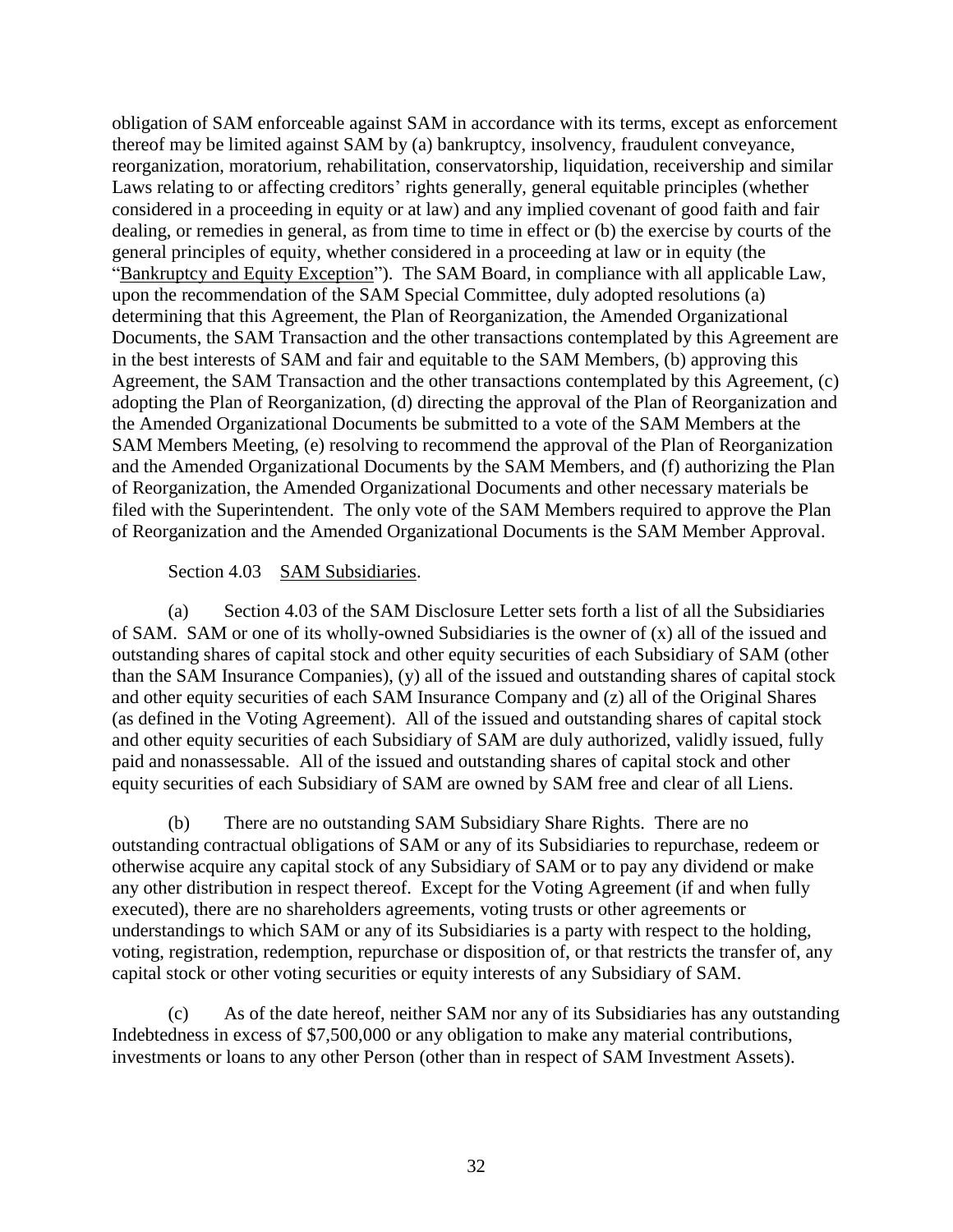obligation of SAM enforceable against SAM in accordance with its terms, except as enforcement thereof may be limited against SAM by (a) bankruptcy, insolvency, fraudulent conveyance, reorganization, moratorium, rehabilitation, conservatorship, liquidation, receivership and similar Laws relating to or affecting creditors' rights generally, general equitable principles (whether considered in a proceeding in equity or at law) and any implied covenant of good faith and fair dealing, or remedies in general, as from time to time in effect or (b) the exercise by courts of the general principles of equity, whether considered in a proceeding at law or in equity (the "Bankruptcy and Equity Exception"). The SAM Board, in compliance with all applicable Law, upon the recommendation of the SAM Special Committee, duly adopted resolutions (a) determining that this Agreement, the Plan of Reorganization, the Amended Organizational Documents, the SAM Transaction and the other transactions contemplated by this Agreement are in the best interests of SAM and fair and equitable to the SAM Members, (b) approving this Agreement, the SAM Transaction and the other transactions contemplated by this Agreement, (c) adopting the Plan of Reorganization, (d) directing the approval of the Plan of Reorganization and the Amended Organizational Documents be submitted to a vote of the SAM Members at the SAM Members Meeting, (e) resolving to recommend the approval of the Plan of Reorganization and the Amended Organizational Documents by the SAM Members, and (f) authorizing the Plan of Reorganization, the Amended Organizational Documents and other necessary materials be filed with the Superintendent. The only vote of the SAM Members required to approve the Plan of Reorganization and the Amended Organizational Documents is the SAM Member Approval.

Section 4.03 SAM Subsidiaries.

(a) Section 4.03 of the SAM Disclosure Letter sets forth a list of all the Subsidiaries of SAM. SAM or one of its wholly-owned Subsidiaries is the owner of (x) all of the issued and outstanding shares of capital stock and other equity securities of each Subsidiary of SAM (other than the SAM Insurance Companies), (y) all of the issued and outstanding shares of capital stock and other equity securities of each SAM Insurance Company and (z) all of the Original Shares (as defined in the Voting Agreement). All of the issued and outstanding shares of capital stock and other equity securities of each Subsidiary of SAM are duly authorized, validly issued, fully paid and nonassessable. All of the issued and outstanding shares of capital stock and other equity securities of each Subsidiary of SAM are owned by SAM free and clear of all Liens.

(b) There are no outstanding SAM Subsidiary Share Rights. There are no outstanding contractual obligations of SAM or any of its Subsidiaries to repurchase, redeem or otherwise acquire any capital stock of any Subsidiary of SAM or to pay any dividend or make any other distribution in respect thereof. Except for the Voting Agreement (if and when fully executed), there are no shareholders agreements, voting trusts or other agreements or understandings to which SAM or any of its Subsidiaries is a party with respect to the holding, voting, registration, redemption, repurchase or disposition of, or that restricts the transfer of, any capital stock or other voting securities or equity interests of any Subsidiary of SAM.

(c) As of the date hereof, neither SAM nor any of its Subsidiaries has any outstanding Indebtedness in excess of $7,500,000 or any obligation to make any material contributions, investments or loans to any other Person (other than in respect of SAM Investment Assets).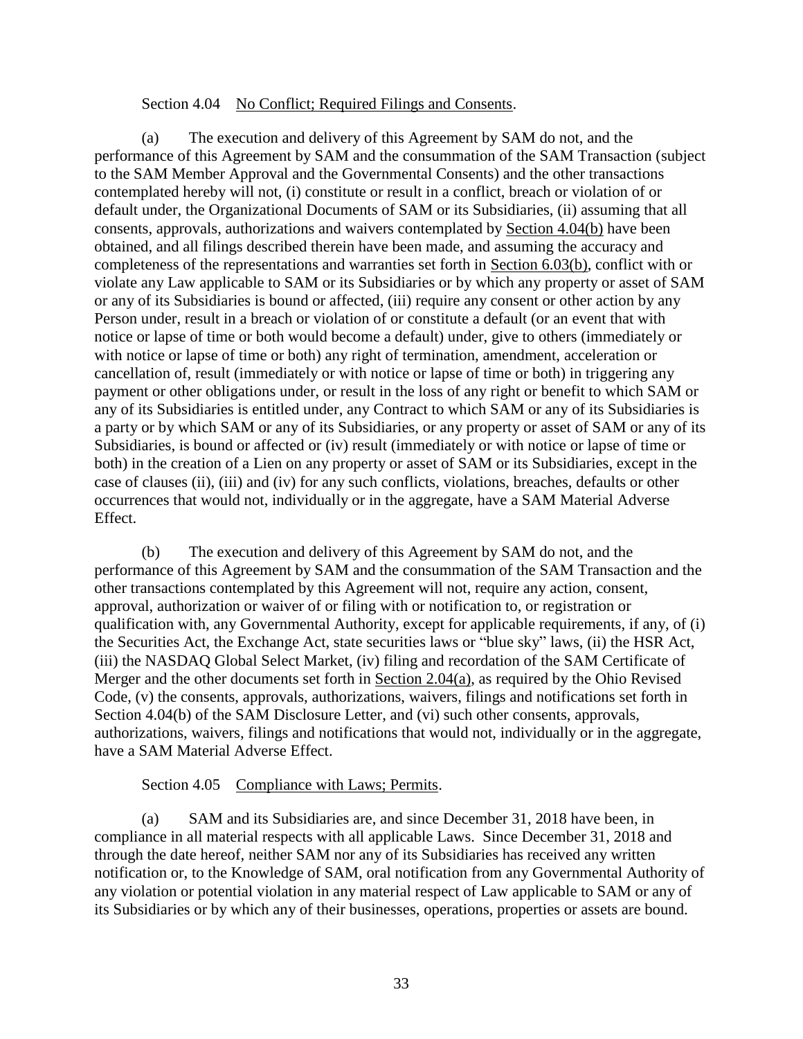Section 4.04 No Conflict; Required Filings and Consents.

(a) The execution and delivery of this Agreement by SAM do not, and the performance of this Agreement by SAM and the consummation of the SAM Transaction (subject to the SAM Member Approval and the Governmental Consents) and the other transactions contemplated hereby will not, (i) constitute or result in a conflict, breach or violation of or default under, the Organizational Documents of SAM or its Subsidiaries, (ii) assuming that all consents, approvals, authorizations and waivers contemplated by Section 4.04(b) have been obtained, and all filings described therein have been made, and assuming the accuracy and completeness of the representations and warranties set forth in Section 6.03(b), conflict with or violate any Law applicable to SAM or its Subsidiaries or by which any property or asset of SAM or any of its Subsidiaries is bound or affected, (iii) require any consent or other action by any Person under, result in a breach or violation of or constitute a default (or an event that with notice or lapse of time or both would become a default) under, give to others (immediately or with notice or lapse of time or both) any right of termination, amendment, acceleration or cancellation of, result (immediately or with notice or lapse of time or both) in triggering any payment or other obligations under, or result in the loss of any right or benefit to which SAM or any of its Subsidiaries is entitled under, any Contract to which SAM or any of its Subsidiaries is a party or by which SAM or any of its Subsidiaries, or any property or asset of SAM or any of its Subsidiaries, is bound or affected or (iv) result (immediately or with notice or lapse of time or both) in the creation of a Lien on any property or asset of SAM or its Subsidiaries, except in the case of clauses (ii), (iii) and (iv) for any such conflicts, violations, breaches, defaults or other occurrences that would not, individually or in the aggregate, have a SAM Material Adverse Effect.

(b) The execution and delivery of this Agreement by SAM do not, and the performance of this Agreement by SAM and the consummation of the SAM Transaction and the other transactions contemplated by this Agreement will not, require any action, consent, approval, authorization or waiver of or filing with or notification to, or registration or qualification with, any Governmental Authority, except for applicable requirements, if any, of (i) the Securities Act, the Exchange Act, state securities laws or "blue sky" laws, (ii) the HSR Act, (iii) the NASDAQ Global Select Market, (iv) filing and recordation of the SAM Certificate of Merger and the other documents set forth in Section 2.04(a), as required by the Ohio Revised Code, (v) the consents, approvals, authorizations, waivers, filings and notifications set forth in Section 4.04(b) of the SAM Disclosure Letter, and (vi) such other consents, approvals, authorizations, waivers, filings and notifications that would not, individually or in the aggregate, have a SAM Material Adverse Effect.

Section 4.05 Compliance with Laws; Permits.

(a) SAM and its Subsidiaries are, and since December 31, 2018 have been, in compliance in all material respects with all applicable Laws. Since December 31, 2018 and through the date hereof, neither SAM nor any of its Subsidiaries has received any written notification or, to the Knowledge of SAM, oral notification from any Governmental Authority of any violation or potential violation in any material respect of Law applicable to SAM or any of its Subsidiaries or by which any of their businesses, operations, properties or assets are bound.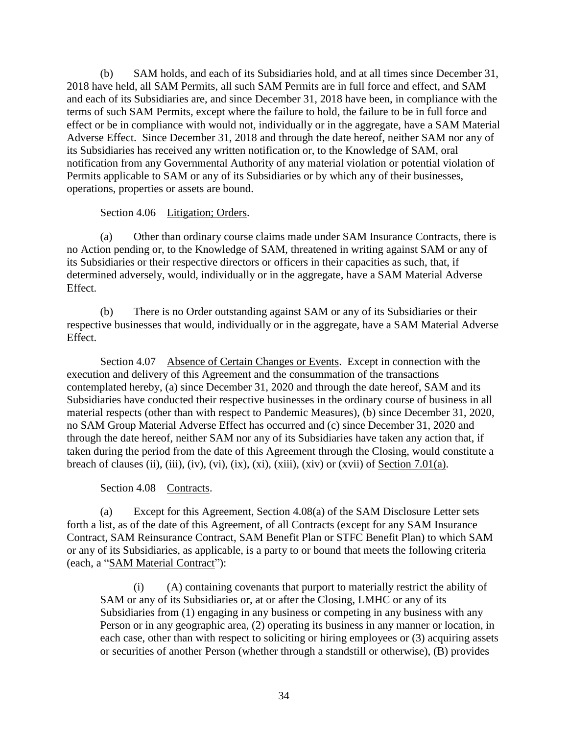(b) SAM holds, and each of its Subsidiaries hold, and at all times since December 31, 2018 have held, all SAM Permits, all such SAM Permits are in full force and effect, and SAM and each of its Subsidiaries are, and since December 31, 2018 have been, in compliance with the terms of such SAM Permits, except where the failure to hold, the failure to be in full force and effect or be in compliance with would not, individually or in the aggregate, have a SAM Material Adverse Effect. Since December 31, 2018 and through the date hereof, neither SAM nor any of its Subsidiaries has received any written notification or, to the Knowledge of SAM, oral notification from any Governmental Authority of any material violation or potential violation of Permits applicable to SAM or any of its Subsidiaries or by which any of their businesses, operations, properties or assets are bound.

Section 4.06 Litigation; Orders.

(a) Other than ordinary course claims made under SAM Insurance Contracts, there is no Action pending or, to the Knowledge of SAM, threatened in writing against SAM or any of its Subsidiaries or their respective directors or officers in their capacities as such, that, if determined adversely, would, individually or in the aggregate, have a SAM Material Adverse Effect.

(b) There is no Order outstanding against SAM or any of its Subsidiaries or their respective businesses that would, individually or in the aggregate, have a SAM Material Adverse Effect.

Section 4.07 Absence of Certain Changes or Events. Except in connection with the execution and delivery of this Agreement and the consummation of the transactions contemplated hereby, (a) since December 31, 2020 and through the date hereof, SAM and its Subsidiaries have conducted their respective businesses in the ordinary course of business in all material respects (other than with respect to Pandemic Measures), (b) since December 31, 2020, no SAM Group Material Adverse Effect has occurred and (c) since December 31, 2020 and through the date hereof, neither SAM nor any of its Subsidiaries have taken any action that, if taken during the period from the date of this Agreement through the Closing, would constitute a breach of clauses (ii), (iii), (iv), (vi), (ix), (xi), (xiii), (xiv) or (xvii) of Section 7.01(a).

Section 4.08 Contracts.

(a) Except for this Agreement, Section 4.08(a) of the SAM Disclosure Letter sets forth a list, as of the date of this Agreement, of all Contracts (except for any SAM Insurance Contract, SAM Reinsurance Contract, SAM Benefit Plan or STFC Benefit Plan) to which SAM or any of its Subsidiaries, as applicable, is a party to or bound that meets the following criteria (each, a "SAM Material Contract"):

(i) (A) containing covenants that purport to materially restrict the ability of SAM or any of its Subsidiaries or, at or after the Closing, LMHC or any of its Subsidiaries from (1) engaging in any business or competing in any business with any Person or in any geographic area, (2) operating its business in any manner or location, in each case, other than with respect to soliciting or hiring employees or (3) acquiring assets or securities of another Person (whether through a standstill or otherwise), (B) provides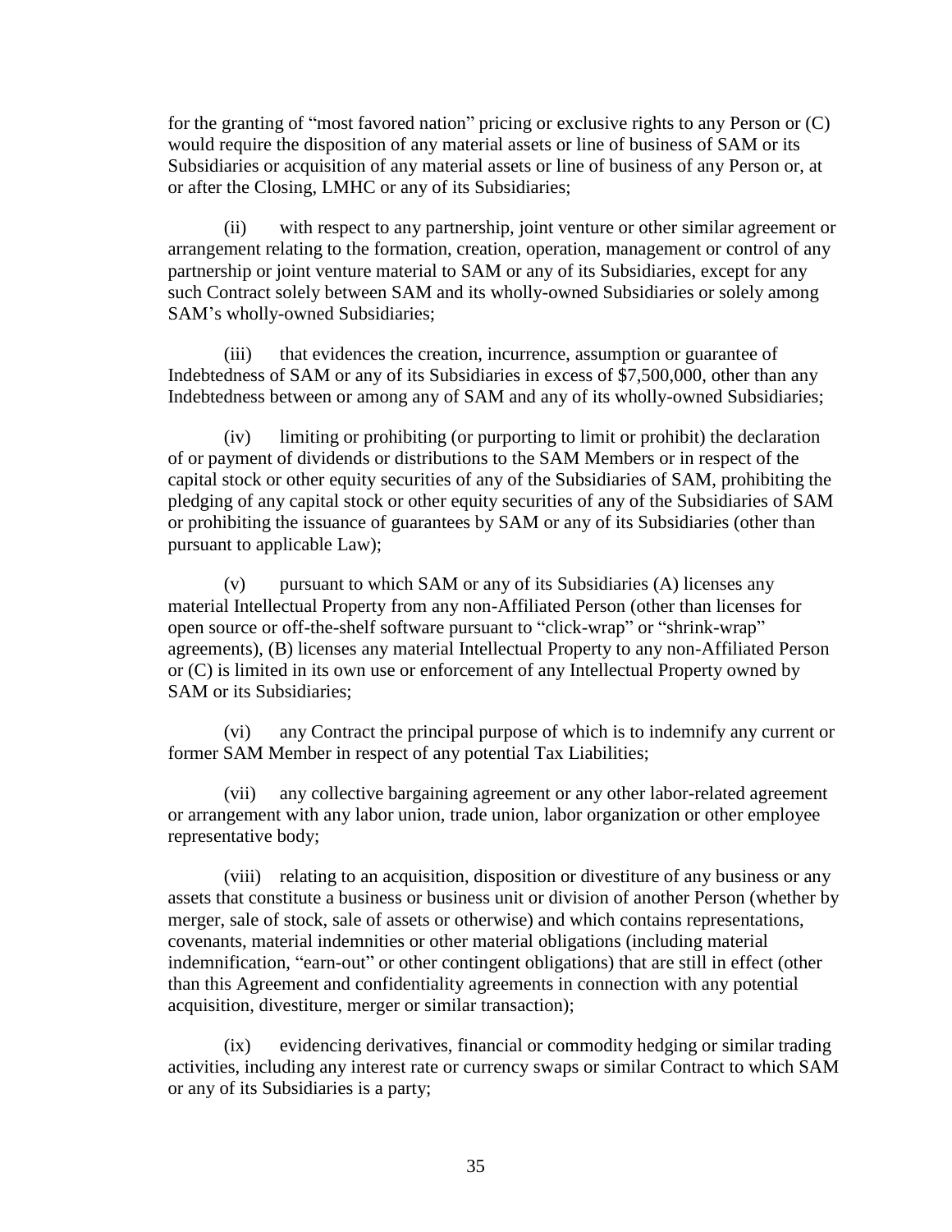for the granting of "most favored nation" pricing or exclusive rights to any Person or (C) would require the disposition of any material assets or line of business of SAM or its Subsidiaries or acquisition of any material assets or line of business of any Person or, at or after the Closing, LMHC or any of its Subsidiaries;

(ii) with respect to any partnership, joint venture or other similar agreement or arrangement relating to the formation, creation, operation, management or control of any partnership or joint venture material to SAM or any of its Subsidiaries, except for any such Contract solely between SAM and its wholly-owned Subsidiaries or solely among SAM's wholly-owned Subsidiaries;

(iii) that evidences the creation, incurrence, assumption or guarantee of Indebtedness of SAM or any of its Subsidiaries in excess of $7,500,000, other than any Indebtedness between or among any of SAM and any of its wholly-owned Subsidiaries;

(iv) limiting or prohibiting (or purporting to limit or prohibit) the declaration of or payment of dividends or distributions to the SAM Members or in respect of the capital stock or other equity securities of any of the Subsidiaries of SAM, prohibiting the pledging of any capital stock or other equity securities of any of the Subsidiaries of SAM or prohibiting the issuance of guarantees by SAM or any of its Subsidiaries (other than pursuant to applicable Law);

(v) pursuant to which SAM or any of its Subsidiaries (A) licenses any material Intellectual Property from any non-Affiliated Person (other than licenses for open source or off-the-shelf software pursuant to "click-wrap" or "shrink-wrap" agreements), (B) licenses any material Intellectual Property to any non-Affiliated Person or (C) is limited in its own use or enforcement of any Intellectual Property owned by SAM or its Subsidiaries;

(vi) any Contract the principal purpose of which is to indemnify any current or former SAM Member in respect of any potential Tax Liabilities;

(vii) any collective bargaining agreement or any other labor-related agreement or arrangement with any labor union, trade union, labor organization or other employee representative body;

(viii) relating to an acquisition, disposition or divestiture of any business or any assets that constitute a business or business unit or division of another Person (whether by merger, sale of stock, sale of assets or otherwise) and which contains representations, covenants, material indemnities or other material obligations (including material indemnification, "earn-out" or other contingent obligations) that are still in effect (other than this Agreement and confidentiality agreements in connection with any potential acquisition, divestiture, merger or similar transaction);

(ix) evidencing derivatives, financial or commodity hedging or similar trading activities, including any interest rate or currency swaps or similar Contract to which SAM or any of its Subsidiaries is a party;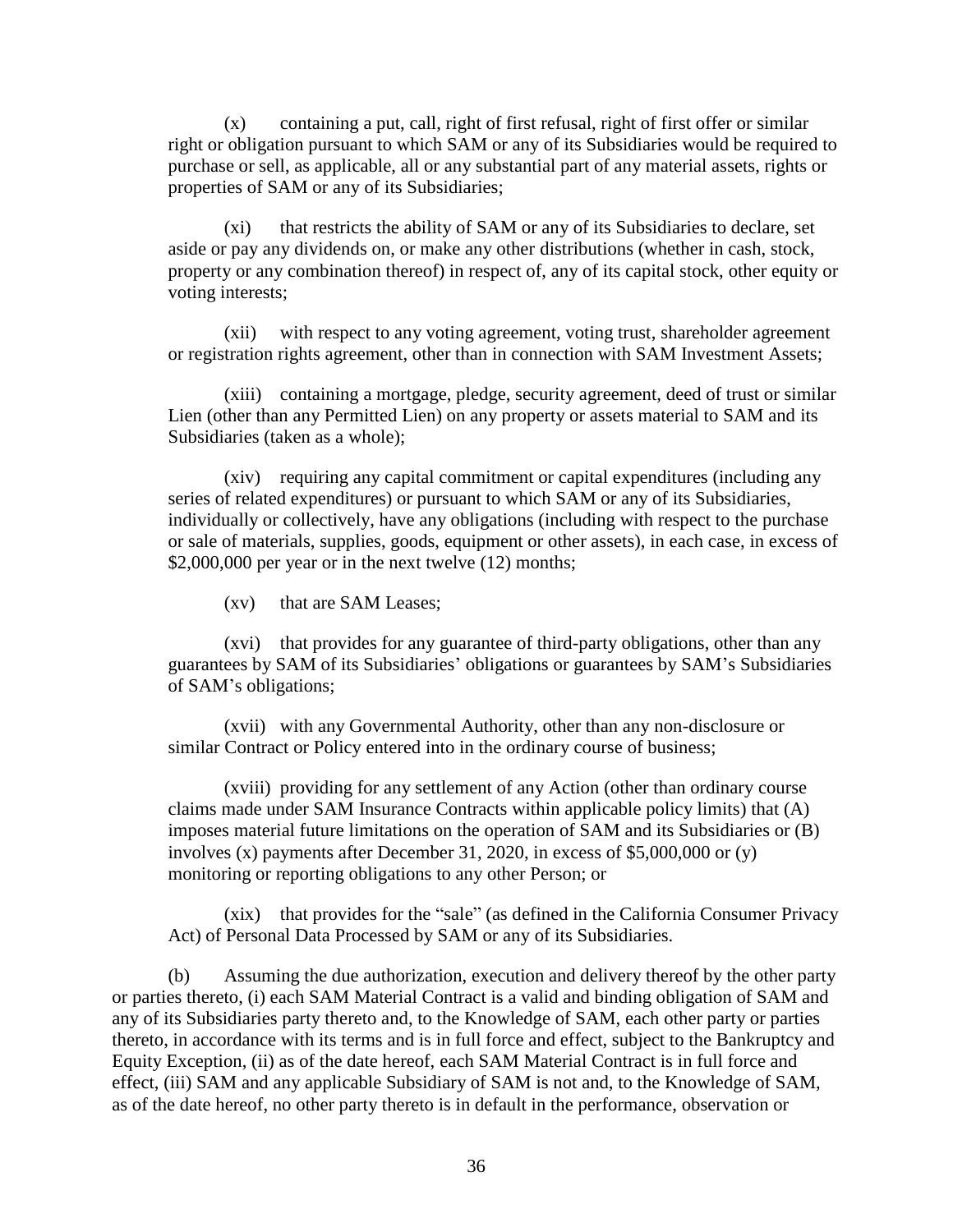(x) containing a put, call, right of first refusal, right of first offer or similar right or obligation pursuant to which SAM or any of its Subsidiaries would be required to purchase or sell, as applicable, all or any substantial part of any material assets, rights or properties of SAM or any of its Subsidiaries;

(xi) that restricts the ability of SAM or any of its Subsidiaries to declare, set aside or pay any dividends on, or make any other distributions (whether in cash, stock, property or any combination thereof) in respect of, any of its capital stock, other equity or voting interests;

(xii) with respect to any voting agreement, voting trust, shareholder agreement or registration rights agreement, other than in connection with SAM Investment Assets;

(xiii) containing a mortgage, pledge, security agreement, deed of trust or similar Lien (other than any Permitted Lien) on any property or assets material to SAM and its Subsidiaries (taken as a whole);

(xiv) requiring any capital commitment or capital expenditures (including any series of related expenditures) or pursuant to which SAM or any of its Subsidiaries, individually or collectively, have any obligations (including with respect to the purchase or sale of materials, supplies, goods, equipment or other assets), in each case, in excess of $2,000,000 per year or in the next twelve (12) months;

(xv) that are SAM Leases;

(xvi) that provides for any guarantee of third-party obligations, other than any guarantees by SAM of its Subsidiaries' obligations or guarantees by SAM's Subsidiaries of SAM's obligations;

(xvii) with any Governmental Authority, other than any non-disclosure or similar Contract or Policy entered into in the ordinary course of business;

(xviii) providing for any settlement of any Action (other than ordinary course claims made under SAM Insurance Contracts within applicable policy limits) that (A) imposes material future limitations on the operation of SAM and its Subsidiaries or (B) involves (x) payments after December 31, 2020, in excess of $5,000,000 or (y) monitoring or reporting obligations to any other Person; or

(xix) that provides for the "sale" (as defined in the California Consumer Privacy Act) of Personal Data Processed by SAM or any of its Subsidiaries.

(b) Assuming the due authorization, execution and delivery thereof by the other party or parties thereto, (i) each SAM Material Contract is a valid and binding obligation of SAM and any of its Subsidiaries party thereto and, to the Knowledge of SAM, each other party or parties thereto, in accordance with its terms and is in full force and effect, subject to the Bankruptcy and Equity Exception, (ii) as of the date hereof, each SAM Material Contract is in full force and effect, (iii) SAM and any applicable Subsidiary of SAM is not and, to the Knowledge of SAM, as of the date hereof, no other party thereto is in default in the performance, observation or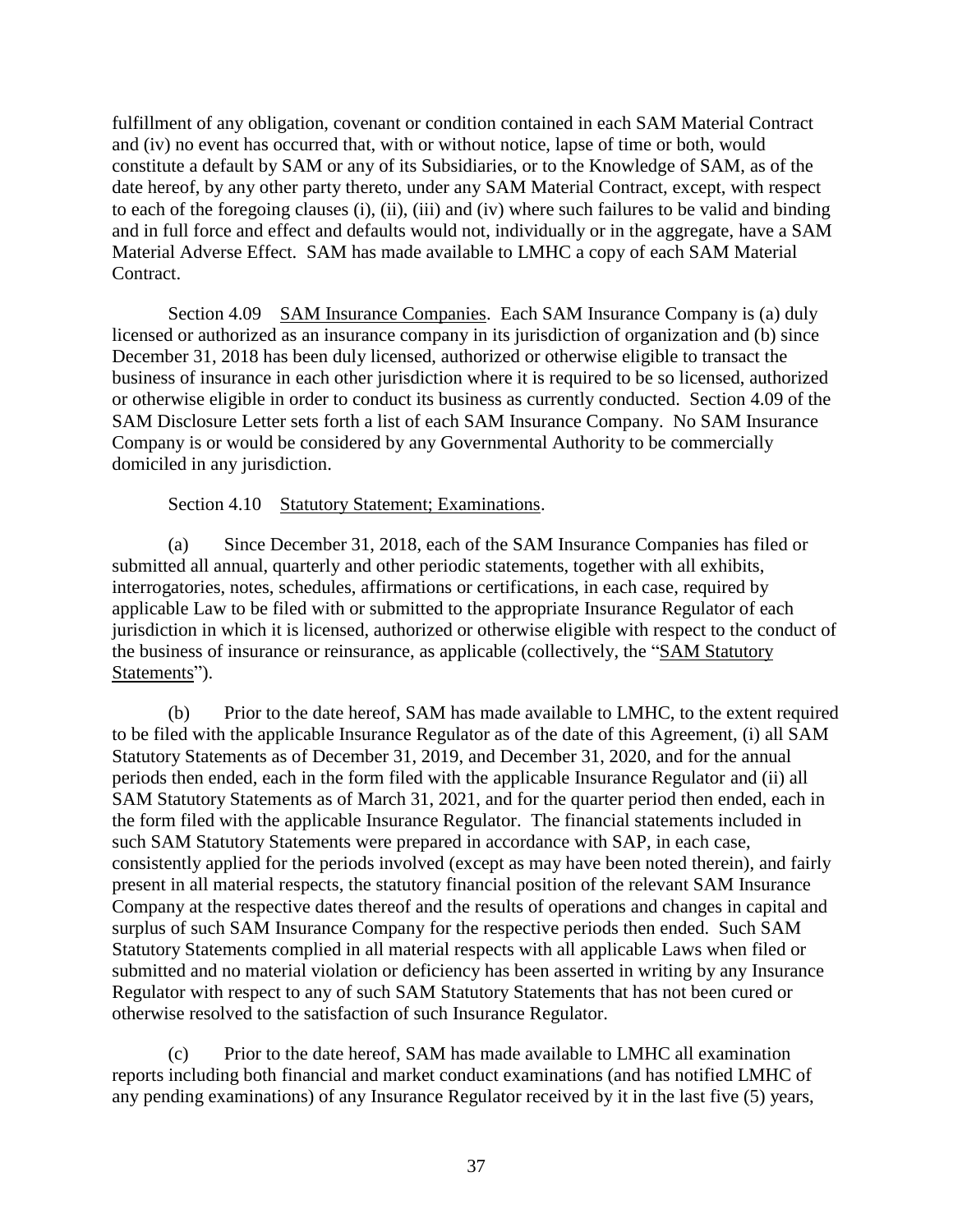fulfillment of any obligation, covenant or condition contained in each SAM Material Contract and (iv) no event has occurred that, with or without notice, lapse of time or both, would constitute a default by SAM or any of its Subsidiaries, or to the Knowledge of SAM, as of the date hereof, by any other party thereto, under any SAM Material Contract, except, with respect to each of the foregoing clauses (i), (ii), (iii) and (iv) where such failures to be valid and binding and in full force and effect and defaults would not, individually or in the aggregate, have a SAM Material Adverse Effect. SAM has made available to LMHC a copy of each SAM Material Contract.

Section 4.09 SAM Insurance Companies. Each SAM Insurance Company is (a) duly licensed or authorized as an insurance company in its jurisdiction of organization and (b) since December 31, 2018 has been duly licensed, authorized or otherwise eligible to transact the business of insurance in each other jurisdiction where it is required to be so licensed, authorized or otherwise eligible in order to conduct its business as currently conducted. Section 4.09 of the SAM Disclosure Letter sets forth a list of each SAM Insurance Company. No SAM Insurance Company is or would be considered by any Governmental Authority to be commercially domiciled in any jurisdiction.

Section 4.10 Statutory Statement; Examinations.

(a) Since December 31, 2018, each of the SAM Insurance Companies has filed or submitted all annual, quarterly and other periodic statements, together with all exhibits, interrogatories, notes, schedules, affirmations or certifications, in each case, required by applicable Law to be filed with or submitted to the appropriate Insurance Regulator of each jurisdiction in which it is licensed, authorized or otherwise eligible with respect to the conduct of the business of insurance or reinsurance, as applicable (collectively, the "SAM Statutory Statements").

(b) Prior to the date hereof, SAM has made available to LMHC, to the extent required to be filed with the applicable Insurance Regulator as of the date of this Agreement, (i) all SAM Statutory Statements as of December 31, 2019, and December 31, 2020, and for the annual periods then ended, each in the form filed with the applicable Insurance Regulator and (ii) all SAM Statutory Statements as of March 31, 2021, and for the quarter period then ended, each in the form filed with the applicable Insurance Regulator. The financial statements included in such SAM Statutory Statements were prepared in accordance with SAP, in each case, consistently applied for the periods involved (except as may have been noted therein), and fairly present in all material respects, the statutory financial position of the relevant SAM Insurance Company at the respective dates thereof and the results of operations and changes in capital and surplus of such SAM Insurance Company for the respective periods then ended. Such SAM Statutory Statements complied in all material respects with all applicable Laws when filed or submitted and no material violation or deficiency has been asserted in writing by any Insurance Regulator with respect to any of such SAM Statutory Statements that has not been cured or otherwise resolved to the satisfaction of such Insurance Regulator.

(c) Prior to the date hereof, SAM has made available to LMHC all examination reports including both financial and market conduct examinations (and has notified LMHC of any pending examinations) of any Insurance Regulator received by it in the last five (5) years,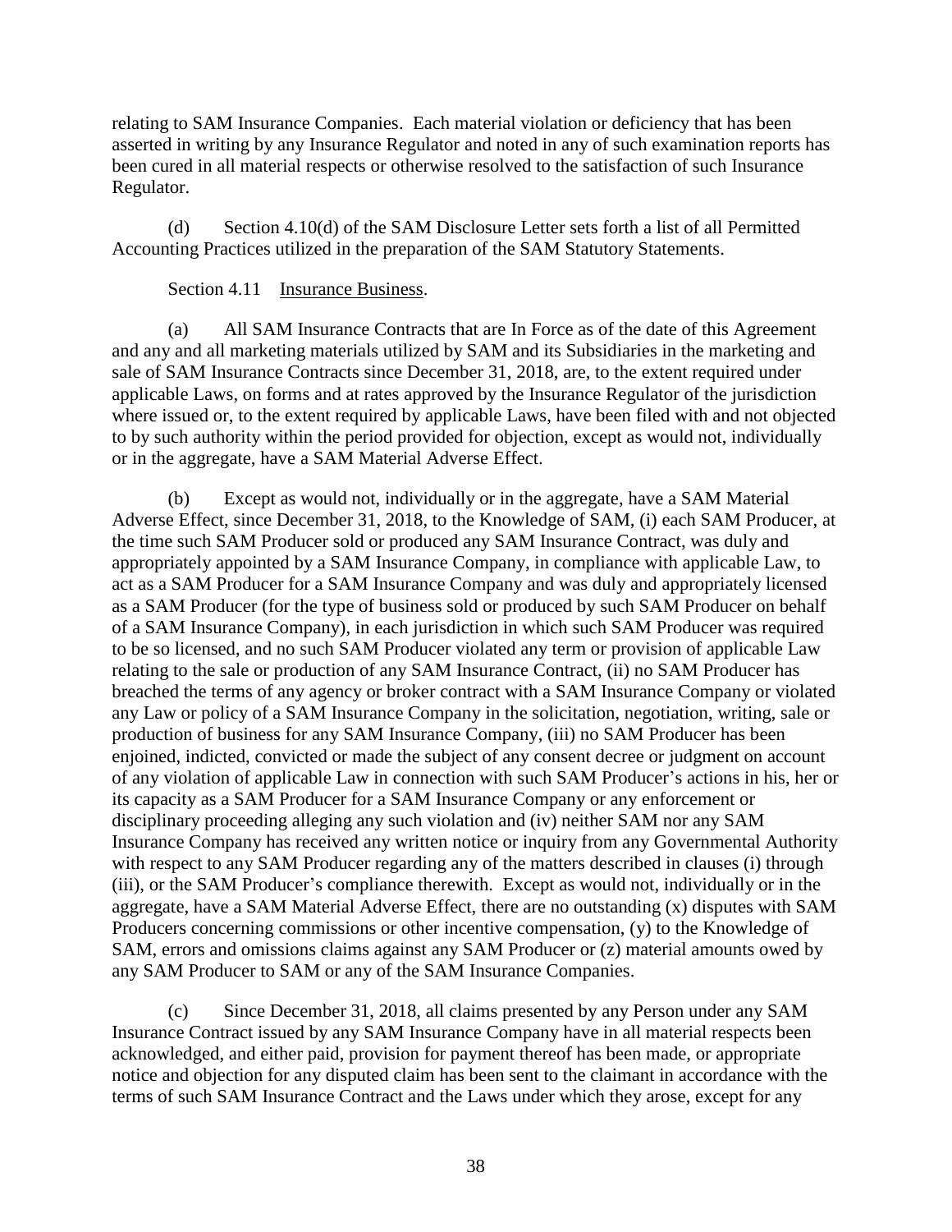relating to SAM Insurance Companies. Each material violation or deficiency that has been asserted in writing by any Insurance Regulator and noted in any of such examination reports has been cured in all material respects or otherwise resolved to the satisfaction of such Insurance Regulator.

(d) Section 4.10(d) of the SAM Disclosure Letter sets forth a list of all Permitted Accounting Practices utilized in the preparation of the SAM Statutory Statements.

Section 4.11 Insurance Business.

(a) All SAM Insurance Contracts that are In Force as of the date of this Agreement and any and all marketing materials utilized by SAM and its Subsidiaries in the marketing and sale of SAM Insurance Contracts since December 31, 2018, are, to the extent required under applicable Laws, on forms and at rates approved by the Insurance Regulator of the jurisdiction where issued or, to the extent required by applicable Laws, have been filed with and not objected to by such authority within the period provided for objection, except as would not, individually or in the aggregate, have a SAM Material Adverse Effect.

(b) Except as would not, individually or in the aggregate, have a SAM Material Adverse Effect, since December 31, 2018, to the Knowledge of SAM, (i) each SAM Producer, at the time such SAM Producer sold or produced any SAM Insurance Contract, was duly and appropriately appointed by a SAM Insurance Company, in compliance with applicable Law, to act as a SAM Producer for a SAM Insurance Company and was duly and appropriately licensed as a SAM Producer (for the type of business sold or produced by such SAM Producer on behalf of a SAM Insurance Company), in each jurisdiction in which such SAM Producer was required to be so licensed, and no such SAM Producer violated any term or provision of applicable Law relating to the sale or production of any SAM Insurance Contract, (ii) no SAM Producer has breached the terms of any agency or broker contract with a SAM Insurance Company or violated any Law or policy of a SAM Insurance Company in the solicitation, negotiation, writing, sale or production of business for any SAM Insurance Company, (iii) no SAM Producer has been enjoined, indicted, convicted or made the subject of any consent decree or judgment on account of any violation of applicable Law in connection with such SAM Producer's actions in his, her or its capacity as a SAM Producer for a SAM Insurance Company or any enforcement or disciplinary proceeding alleging any such violation and (iv) neither SAM nor any SAM Insurance Company has received any written notice or inquiry from any Governmental Authority with respect to any SAM Producer regarding any of the matters described in clauses (i) through (iii), or the SAM Producer's compliance therewith. Except as would not, individually or in the aggregate, have a SAM Material Adverse Effect, there are no outstanding (x) disputes with SAM Producers concerning commissions or other incentive compensation, (y) to the Knowledge of SAM, errors and omissions claims against any SAM Producer or (z) material amounts owed by any SAM Producer to SAM or any of the SAM Insurance Companies.

(c) Since December 31, 2018, all claims presented by any Person under any SAM Insurance Contract issued by any SAM Insurance Company have in all material respects been acknowledged, and either paid, provision for payment thereof has been made, or appropriate notice and objection for any disputed claim has been sent to the claimant in accordance with the terms of such SAM Insurance Contract and the Laws under which they arose, except for any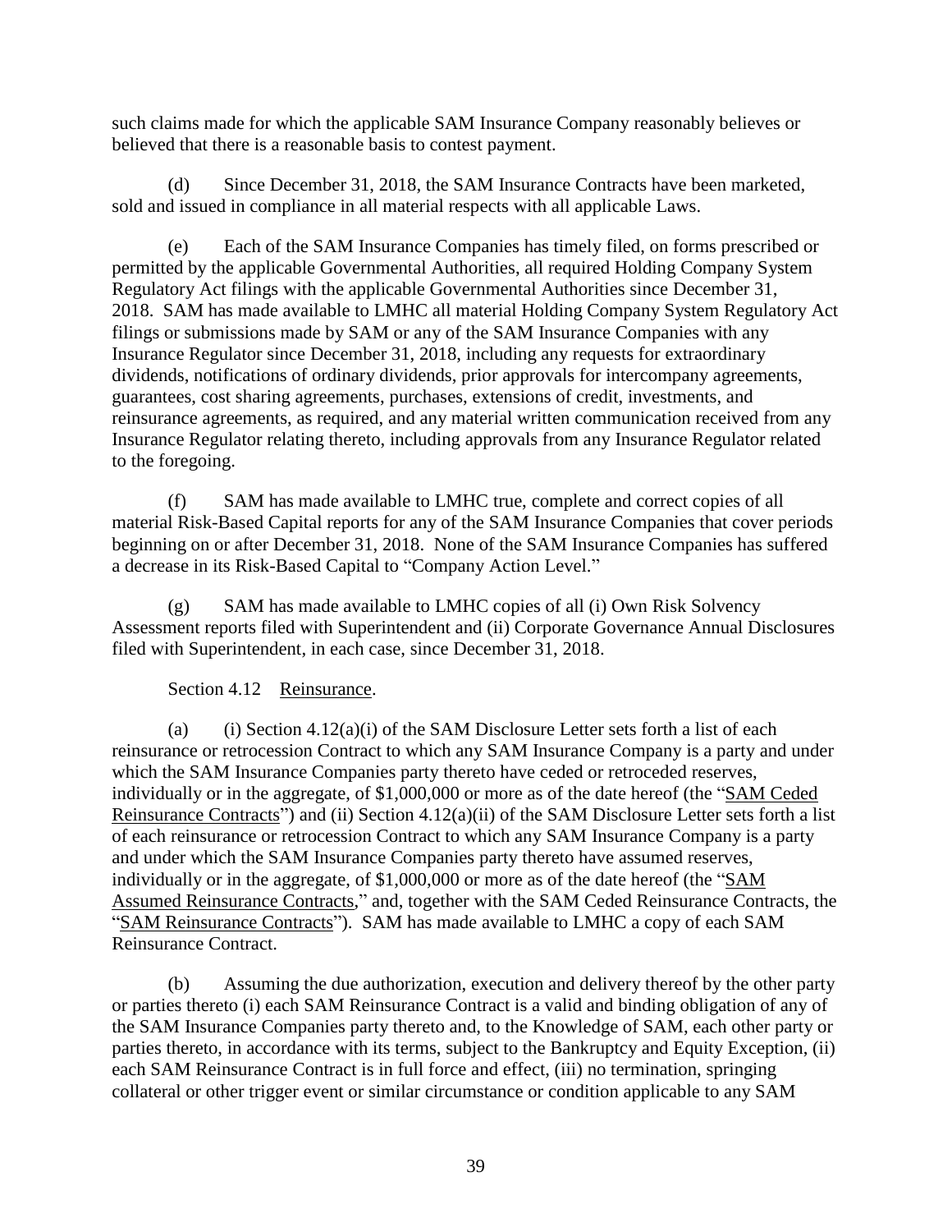such claims made for which the applicable SAM Insurance Company reasonably believes or believed that there is a reasonable basis to contest payment.

(d) Since December 31, 2018, the SAM Insurance Contracts have been marketed, sold and issued in compliance in all material respects with all applicable Laws.

(e) Each of the SAM Insurance Companies has timely filed, on forms prescribed or permitted by the applicable Governmental Authorities, all required Holding Company System Regulatory Act filings with the applicable Governmental Authorities since December 31, 2018. SAM has made available to LMHC all material Holding Company System Regulatory Act filings or submissions made by SAM or any of the SAM Insurance Companies with any Insurance Regulator since December 31, 2018, including any requests for extraordinary dividends, notifications of ordinary dividends, prior approvals for intercompany agreements, guarantees, cost sharing agreements, purchases, extensions of credit, investments, and reinsurance agreements, as required, and any material written communication received from any Insurance Regulator relating thereto, including approvals from any Insurance Regulator related to the foregoing.

(f) SAM has made available to LMHC true, complete and correct copies of all material Risk-Based Capital reports for any of the SAM Insurance Companies that cover periods beginning on or after December 31, 2018. None of the SAM Insurance Companies has suffered a decrease in its Risk-Based Capital to "Company Action Level."

(g) SAM has made available to LMHC copies of all (i) Own Risk Solvency Assessment reports filed with Superintendent and (ii) Corporate Governance Annual Disclosures filed with Superintendent, in each case, since December 31, 2018.

Section 4.12 Reinsurance.

(a) (i) Section 4.12(a)(i) of the SAM Disclosure Letter sets forth a list of each reinsurance or retrocession Contract to which any SAM Insurance Company is a party and under which the SAM Insurance Companies party thereto have ceded or retroceded reserves, individually or in the aggregate, of $1,000,000 or more as of the date hereof (the "SAM Ceded Reinsurance Contracts") and (ii) Section 4.12(a)(ii) of the SAM Disclosure Letter sets forth a list of each reinsurance or retrocession Contract to which any SAM Insurance Company is a party and under which the SAM Insurance Companies party thereto have assumed reserves, individually or in the aggregate, of $1,000,000 or more as of the date hereof (the "SAM Assumed Reinsurance Contracts," and, together with the SAM Ceded Reinsurance Contracts, the "SAM Reinsurance Contracts"). SAM has made available to LMHC a copy of each SAM Reinsurance Contract.

(b) Assuming the due authorization, execution and delivery thereof by the other party or parties thereto (i) each SAM Reinsurance Contract is a valid and binding obligation of any of the SAM Insurance Companies party thereto and, to the Knowledge of SAM, each other party or parties thereto, in accordance with its terms, subject to the Bankruptcy and Equity Exception, (ii) each SAM Reinsurance Contract is in full force and effect, (iii) no termination, springing collateral or other trigger event or similar circumstance or condition applicable to any SAM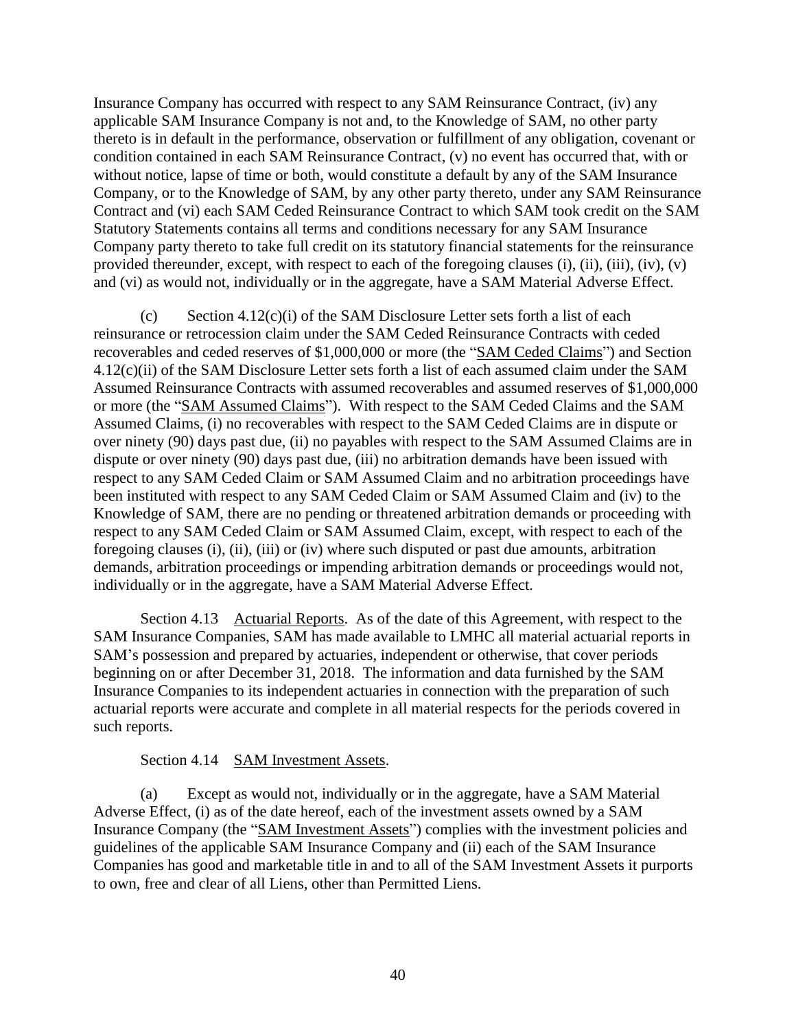Insurance Company has occurred with respect to any SAM Reinsurance Contract, (iv) any applicable SAM Insurance Company is not and, to the Knowledge of SAM, no other party thereto is in default in the performance, observation or fulfillment of any obligation, covenant or condition contained in each SAM Reinsurance Contract, (v) no event has occurred that, with or without notice, lapse of time or both, would constitute a default by any of the SAM Insurance Company, or to the Knowledge of SAM, by any other party thereto, under any SAM Reinsurance Contract and (vi) each SAM Ceded Reinsurance Contract to which SAM took credit on the SAM Statutory Statements contains all terms and conditions necessary for any SAM Insurance Company party thereto to take full credit on its statutory financial statements for the reinsurance provided thereunder, except, with respect to each of the foregoing clauses (i), (ii), (iii), (iv), (v) and (vi) as would not, individually or in the aggregate, have a SAM Material Adverse Effect.

(c) Section 4.12(c)(i) of the SAM Disclosure Letter sets forth a list of each reinsurance or retrocession claim under the SAM Ceded Reinsurance Contracts with ceded recoverables and ceded reserves of $1,000,000 or more (the "SAM Ceded Claims") and Section 4.12(c)(ii) of the SAM Disclosure Letter sets forth a list of each assumed claim under the SAM Assumed Reinsurance Contracts with assumed recoverables and assumed reserves of $1,000,000 or more (the "SAM Assumed Claims"). With respect to the SAM Ceded Claims and the SAM Assumed Claims, (i) no recoverables with respect to the SAM Ceded Claims are in dispute or over ninety (90) days past due, (ii) no payables with respect to the SAM Assumed Claims are in dispute or over ninety (90) days past due, (iii) no arbitration demands have been issued with respect to any SAM Ceded Claim or SAM Assumed Claim and no arbitration proceedings have been instituted with respect to any SAM Ceded Claim or SAM Assumed Claim and (iv) to the Knowledge of SAM, there are no pending or threatened arbitration demands or proceeding with respect to any SAM Ceded Claim or SAM Assumed Claim, except, with respect to each of the foregoing clauses (i), (ii), (iii) or (iv) where such disputed or past due amounts, arbitration demands, arbitration proceedings or impending arbitration demands or proceedings would not, individually or in the aggregate, have a SAM Material Adverse Effect.

Section 4.13 Actuarial Reports. As of the date of this Agreement, with respect to the SAM Insurance Companies, SAM has made available to LMHC all material actuarial reports in SAM's possession and prepared by actuaries, independent or otherwise, that cover periods beginning on or after December 31, 2018. The information and data furnished by the SAM Insurance Companies to its independent actuaries in connection with the preparation of such actuarial reports were accurate and complete in all material respects for the periods covered in such reports.

Section 4.14 SAM Investment Assets.

(a) Except as would not, individually or in the aggregate, have a SAM Material Adverse Effect, (i) as of the date hereof, each of the investment assets owned by a SAM Insurance Company (the "SAM Investment Assets") complies with the investment policies and guidelines of the applicable SAM Insurance Company and (ii) each of the SAM Insurance Companies has good and marketable title in and to all of the SAM Investment Assets it purports to own, free and clear of all Liens, other than Permitted Liens.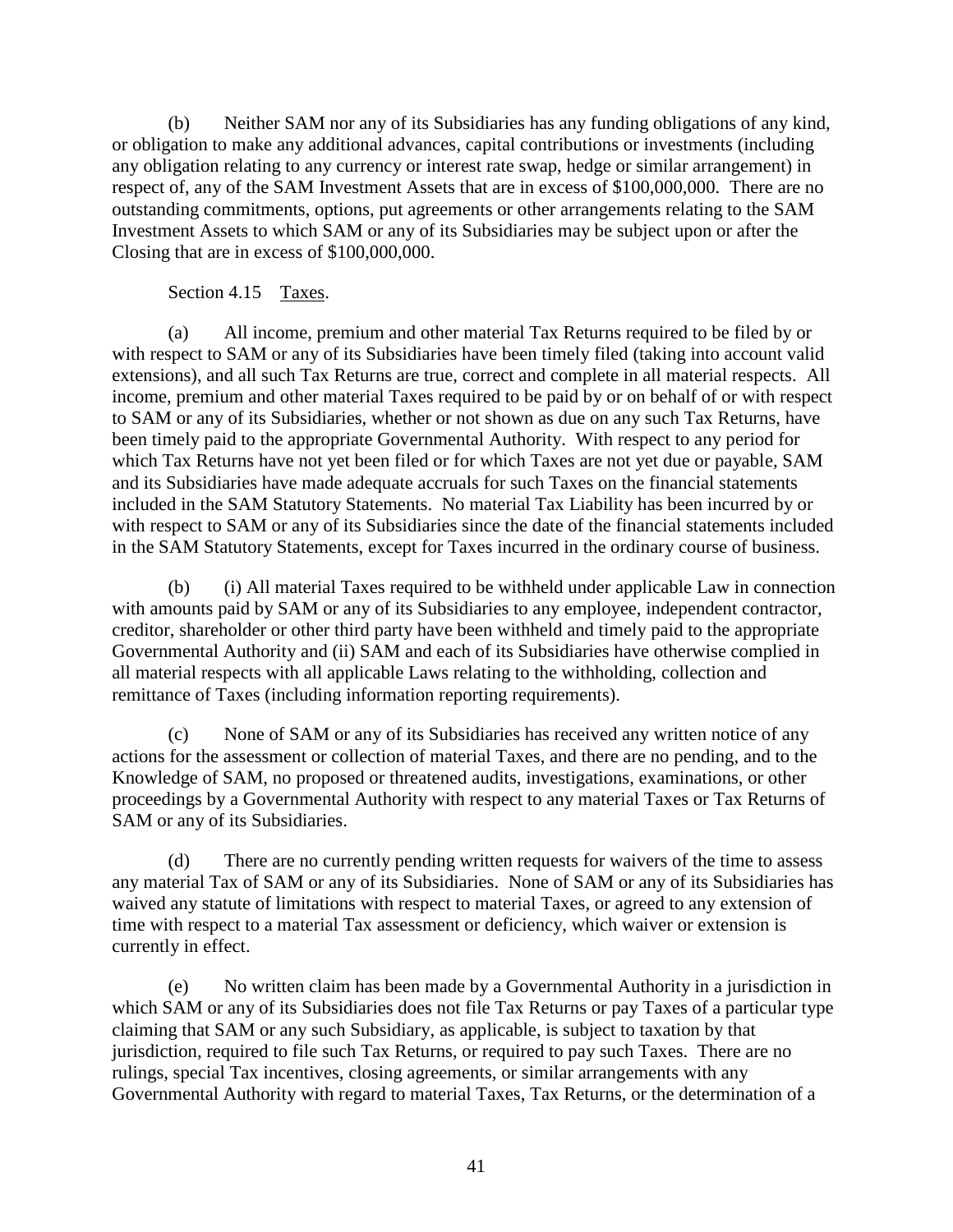(b) Neither SAM nor any of its Subsidiaries has any funding obligations of any kind, or obligation to make any additional advances, capital contributions or investments (including any obligation relating to any currency or interest rate swap, hedge or similar arrangement) in respect of, any of the SAM Investment Assets that are in excess of $100,000,000. There are no outstanding commitments, options, put agreements or other arrangements relating to the SAM Investment Assets to which SAM or any of its Subsidiaries may be subject upon or after the Closing that are in excess of $100,000,000.

Section 4.15 Taxes.

(a) All income, premium and other material Tax Returns required to be filed by or with respect to SAM or any of its Subsidiaries have been timely filed (taking into account valid extensions), and all such Tax Returns are true, correct and complete in all material respects. All income, premium and other material Taxes required to be paid by or on behalf of or with respect to SAM or any of its Subsidiaries, whether or not shown as due on any such Tax Returns, have been timely paid to the appropriate Governmental Authority. With respect to any period for which Tax Returns have not yet been filed or for which Taxes are not yet due or payable, SAM and its Subsidiaries have made adequate accruals for such Taxes on the financial statements included in the SAM Statutory Statements. No material Tax Liability has been incurred by or with respect to SAM or any of its Subsidiaries since the date of the financial statements included in the SAM Statutory Statements, except for Taxes incurred in the ordinary course of business.

(b) (i) All material Taxes required to be withheld under applicable Law in connection with amounts paid by SAM or any of its Subsidiaries to any employee, independent contractor, creditor, shareholder or other third party have been withheld and timely paid to the appropriate Governmental Authority and (ii) SAM and each of its Subsidiaries have otherwise complied in all material respects with all applicable Laws relating to the withholding, collection and remittance of Taxes (including information reporting requirements).

(c) None of SAM or any of its Subsidiaries has received any written notice of any actions for the assessment or collection of material Taxes, and there are no pending, and to the Knowledge of SAM, no proposed or threatened audits, investigations, examinations, or other proceedings by a Governmental Authority with respect to any material Taxes or Tax Returns of SAM or any of its Subsidiaries.

(d) There are no currently pending written requests for waivers of the time to assess any material Tax of SAM or any of its Subsidiaries. None of SAM or any of its Subsidiaries has waived any statute of limitations with respect to material Taxes, or agreed to any extension of time with respect to a material Tax assessment or deficiency, which waiver or extension is currently in effect.

(e) No written claim has been made by a Governmental Authority in a jurisdiction in which SAM or any of its Subsidiaries does not file Tax Returns or pay Taxes of a particular type claiming that SAM or any such Subsidiary, as applicable, is subject to taxation by that jurisdiction, required to file such Tax Returns, or required to pay such Taxes. There are no rulings, special Tax incentives, closing agreements, or similar arrangements with any Governmental Authority with regard to material Taxes, Tax Returns, or the determination of a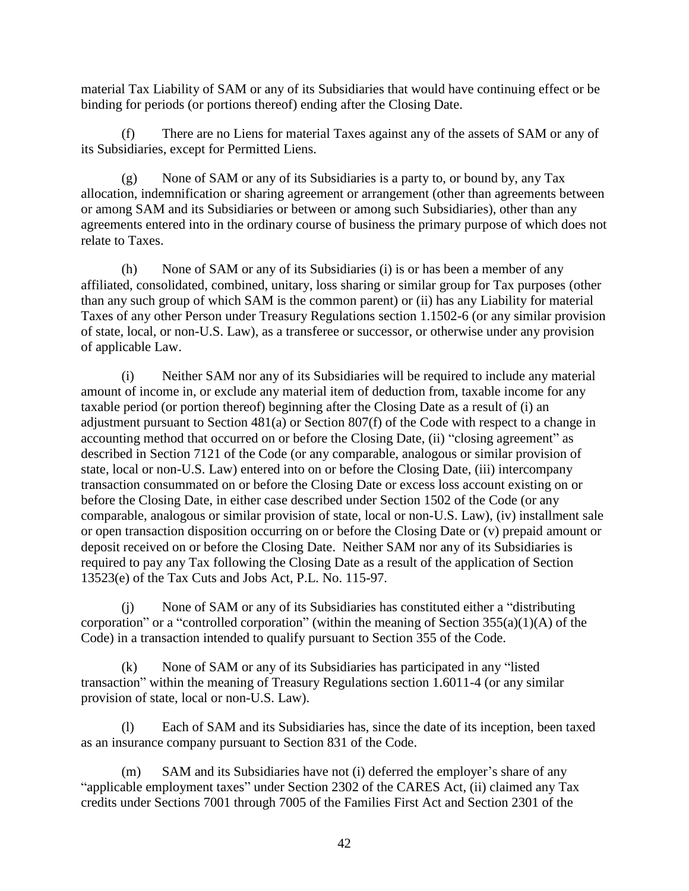material Tax Liability of SAM or any of its Subsidiaries that would have continuing effect or be binding for periods (or portions thereof) ending after the Closing Date.

(f) There are no Liens for material Taxes against any of the assets of SAM or any of its Subsidiaries, except for Permitted Liens.

(g) None of SAM or any of its Subsidiaries is a party to, or bound by, any Tax allocation, indemnification or sharing agreement or arrangement (other than agreements between or among SAM and its Subsidiaries or between or among such Subsidiaries), other than any agreements entered into in the ordinary course of business the primary purpose of which does not relate to Taxes.

(h) None of SAM or any of its Subsidiaries (i) is or has been a member of any affiliated, consolidated, combined, unitary, loss sharing or similar group for Tax purposes (other than any such group of which SAM is the common parent) or (ii) has any Liability for material Taxes of any other Person under Treasury Regulations section 1.1502-6 (or any similar provision of state, local, or non-U.S. Law), as a transferee or successor, or otherwise under any provision of applicable Law.

(i) Neither SAM nor any of its Subsidiaries will be required to include any material amount of income in, or exclude any material item of deduction from, taxable income for any taxable period (or portion thereof) beginning after the Closing Date as a result of (i) an adjustment pursuant to Section 481(a) or Section 807(f) of the Code with respect to a change in accounting method that occurred on or before the Closing Date, (ii) "closing agreement" as described in Section 7121 of the Code (or any comparable, analogous or similar provision of state, local or non-U.S. Law) entered into on or before the Closing Date, (iii) intercompany transaction consummated on or before the Closing Date or excess loss account existing on or before the Closing Date, in either case described under Section 1502 of the Code (or any comparable, analogous or similar provision of state, local or non-U.S. Law), (iv) installment sale or open transaction disposition occurring on or before the Closing Date or (v) prepaid amount or deposit received on or before the Closing Date. Neither SAM nor any of its Subsidiaries is required to pay any Tax following the Closing Date as a result of the application of Section 13523(e) of the Tax Cuts and Jobs Act, P.L. No. 115-97.

(j) None of SAM or any of its Subsidiaries has constituted either a "distributing corporation" or a "controlled corporation" (within the meaning of Section 355(a)(1)(A) of the Code) in a transaction intended to qualify pursuant to Section 355 of the Code.

(k) None of SAM or any of its Subsidiaries has participated in any "listed transaction" within the meaning of Treasury Regulations section 1.6011-4 (or any similar provision of state, local or non-U.S. Law).

(l) Each of SAM and its Subsidiaries has, since the date of its inception, been taxed as an insurance company pursuant to Section 831 of the Code.

(m) SAM and its Subsidiaries have not (i) deferred the employer's share of any "applicable employment taxes" under Section 2302 of the CARES Act, (ii) claimed any Tax credits under Sections 7001 through 7005 of the Families First Act and Section 2301 of the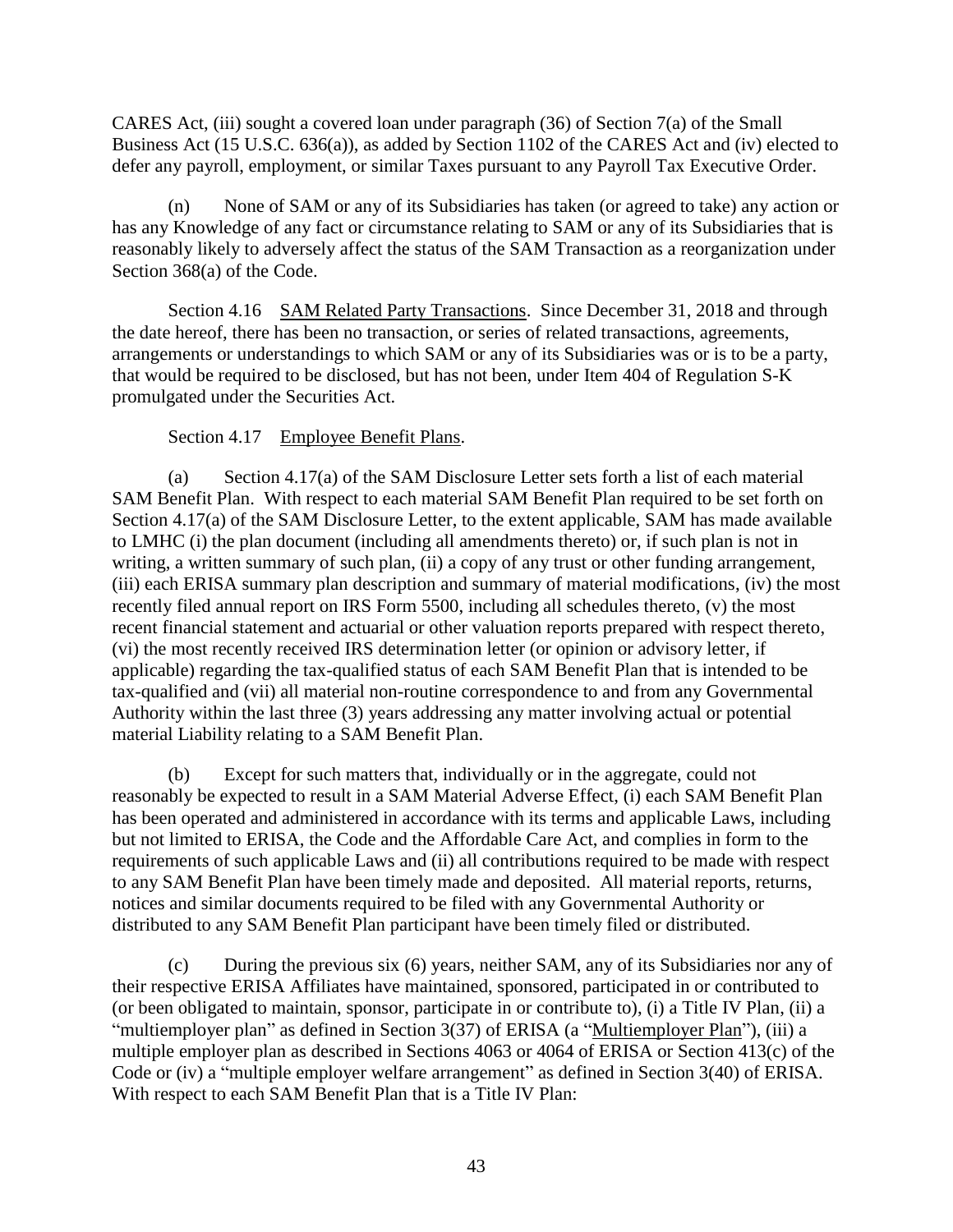CARES Act, (iii) sought a covered loan under paragraph (36) of Section 7(a) of the Small Business Act (15 U.S.C. 636(a)), as added by Section 1102 of the CARES Act and (iv) elected to defer any payroll, employment, or similar Taxes pursuant to any Payroll Tax Executive Order.

(n) None of SAM or any of its Subsidiaries has taken (or agreed to take) any action or has any Knowledge of any fact or circumstance relating to SAM or any of its Subsidiaries that is reasonably likely to adversely affect the status of the SAM Transaction as a reorganization under Section 368(a) of the Code.

Section 4.16 SAM Related Party Transactions. Since December 31, 2018 and through the date hereof, there has been no transaction, or series of related transactions, agreements, arrangements or understandings to which SAM or any of its Subsidiaries was or is to be a party, that would be required to be disclosed, but has not been, under Item 404 of Regulation S-K promulgated under the Securities Act.

Section 4.17 Employee Benefit Plans.

(a) Section 4.17(a) of the SAM Disclosure Letter sets forth a list of each material SAM Benefit Plan. With respect to each material SAM Benefit Plan required to be set forth on Section 4.17(a) of the SAM Disclosure Letter, to the extent applicable, SAM has made available to LMHC (i) the plan document (including all amendments thereto) or, if such plan is not in writing, a written summary of such plan, (ii) a copy of any trust or other funding arrangement, (iii) each ERISA summary plan description and summary of material modifications, (iv) the most recently filed annual report on IRS Form 5500, including all schedules thereto, (v) the most recent financial statement and actuarial or other valuation reports prepared with respect thereto, (vi) the most recently received IRS determination letter (or opinion or advisory letter, if applicable) regarding the tax-qualified status of each SAM Benefit Plan that is intended to be tax-qualified and (vii) all material non-routine correspondence to and from any Governmental Authority within the last three (3) years addressing any matter involving actual or potential material Liability relating to a SAM Benefit Plan.

(b) Except for such matters that, individually or in the aggregate, could not reasonably be expected to result in a SAM Material Adverse Effect, (i) each SAM Benefit Plan has been operated and administered in accordance with its terms and applicable Laws, including but not limited to ERISA, the Code and the Affordable Care Act, and complies in form to the requirements of such applicable Laws and (ii) all contributions required to be made with respect to any SAM Benefit Plan have been timely made and deposited. All material reports, returns, notices and similar documents required to be filed with any Governmental Authority or distributed to any SAM Benefit Plan participant have been timely filed or distributed.

(c) During the previous six (6) years, neither SAM, any of its Subsidiaries nor any of their respective ERISA Affiliates have maintained, sponsored, participated in or contributed to (or been obligated to maintain, sponsor, participate in or contribute to), (i) a Title IV Plan, (ii) a "multiemployer plan" as defined in Section 3(37) of ERISA (a "Multiemployer Plan"), (iii) a multiple employer plan as described in Sections 4063 or 4064 of ERISA or Section 413(c) of the Code or (iv) a "multiple employer welfare arrangement" as defined in Section 3(40) of ERISA. With respect to each SAM Benefit Plan that is a Title IV Plan: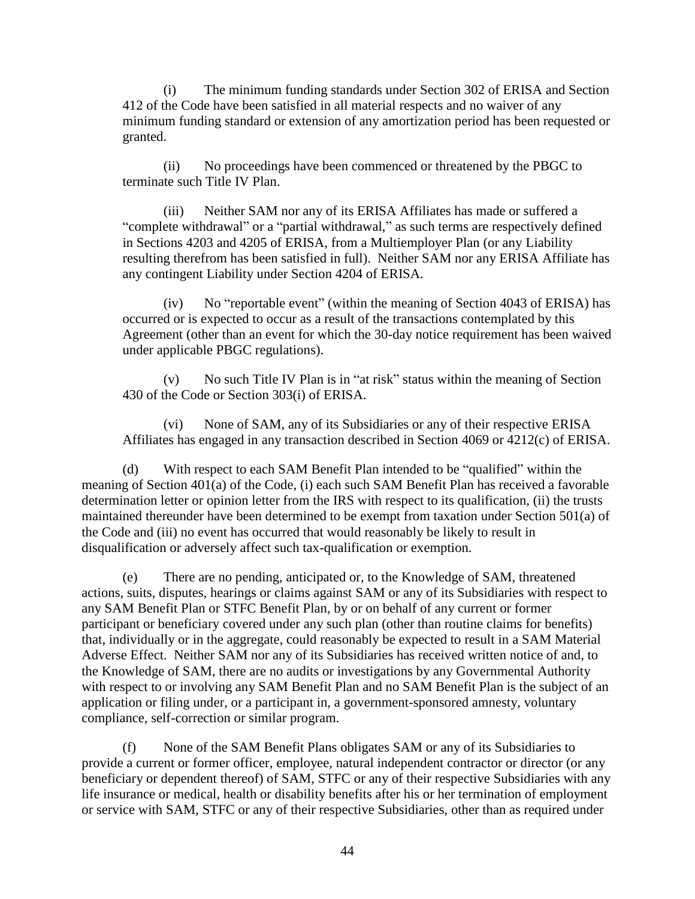(i) The minimum funding standards under Section 302 of ERISA and Section 412 of the Code have been satisfied in all material respects and no waiver of any minimum funding standard or extension of any amortization period has been requested or granted.

(ii) No proceedings have been commenced or threatened by the PBGC to terminate such Title IV Plan.

(iii) Neither SAM nor any of its ERISA Affiliates has made or suffered a "complete withdrawal" or a "partial withdrawal," as such terms are respectively defined in Sections 4203 and 4205 of ERISA, from a Multiemployer Plan (or any Liability resulting therefrom has been satisfied in full). Neither SAM nor any ERISA Affiliate has any contingent Liability under Section 4204 of ERISA.

(iv) No "reportable event" (within the meaning of Section 4043 of ERISA) has occurred or is expected to occur as a result of the transactions contemplated by this Agreement (other than an event for which the 30-day notice requirement has been waived under applicable PBGC regulations).

(v) No such Title IV Plan is in "at risk" status within the meaning of Section 430 of the Code or Section 303(i) of ERISA.

(vi) None of SAM, any of its Subsidiaries or any of their respective ERISA Affiliates has engaged in any transaction described in Section 4069 or 4212(c) of ERISA.

(d) With respect to each SAM Benefit Plan intended to be "qualified" within the meaning of Section 401(a) of the Code, (i) each such SAM Benefit Plan has received a favorable determination letter or opinion letter from the IRS with respect to its qualification, (ii) the trusts maintained thereunder have been determined to be exempt from taxation under Section 501(a) of the Code and (iii) no event has occurred that would reasonably be likely to result in disqualification or adversely affect such tax-qualification or exemption.

(e) There are no pending, anticipated or, to the Knowledge of SAM, threatened actions, suits, disputes, hearings or claims against SAM or any of its Subsidiaries with respect to any SAM Benefit Plan or STFC Benefit Plan, by or on behalf of any current or former participant or beneficiary covered under any such plan (other than routine claims for benefits) that, individually or in the aggregate, could reasonably be expected to result in a SAM Material Adverse Effect. Neither SAM nor any of its Subsidiaries has received written notice of and, to the Knowledge of SAM, there are no audits or investigations by any Governmental Authority with respect to or involving any SAM Benefit Plan and no SAM Benefit Plan is the subject of an application or filing under, or a participant in, a government-sponsored amnesty, voluntary compliance, self-correction or similar program.

(f) None of the SAM Benefit Plans obligates SAM or any of its Subsidiaries to provide a current or former officer, employee, natural independent contractor or director (or any beneficiary or dependent thereof) of SAM, STFC or any of their respective Subsidiaries with any life insurance or medical, health or disability benefits after his or her termination of employment or service with SAM, STFC or any of their respective Subsidiaries, other than as required under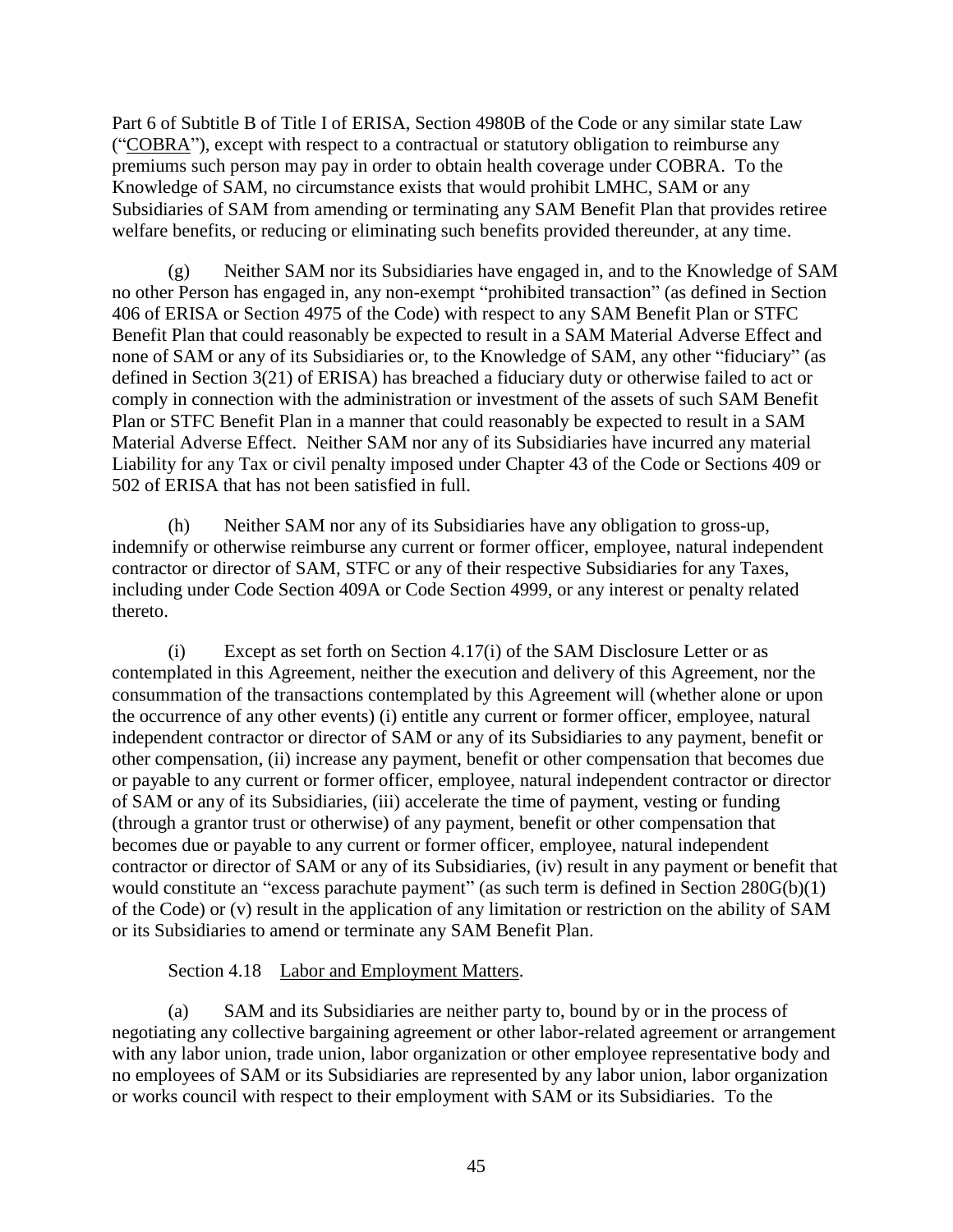Part 6 of Subtitle B of Title I of ERISA, Section 4980B of the Code or any similar state Law ("COBRA"), except with respect to a contractual or statutory obligation to reimburse any premiums such person may pay in order to obtain health coverage under COBRA. To the Knowledge of SAM, no circumstance exists that would prohibit LMHC, SAM or any Subsidiaries of SAM from amending or terminating any SAM Benefit Plan that provides retiree welfare benefits, or reducing or eliminating such benefits provided thereunder, at any time.

(g) Neither SAM nor its Subsidiaries have engaged in, and to the Knowledge of SAM no other Person has engaged in, any non-exempt "prohibited transaction" (as defined in Section 406 of ERISA or Section 4975 of the Code) with respect to any SAM Benefit Plan or STFC Benefit Plan that could reasonably be expected to result in a SAM Material Adverse Effect and none of SAM or any of its Subsidiaries or, to the Knowledge of SAM, any other "fiduciary" (as defined in Section 3(21) of ERISA) has breached a fiduciary duty or otherwise failed to act or comply in connection with the administration or investment of the assets of such SAM Benefit Plan or STFC Benefit Plan in a manner that could reasonably be expected to result in a SAM Material Adverse Effect. Neither SAM nor any of its Subsidiaries have incurred any material Liability for any Tax or civil penalty imposed under Chapter 43 of the Code or Sections 409 or 502 of ERISA that has not been satisfied in full.

(h) Neither SAM nor any of its Subsidiaries have any obligation to gross-up, indemnify or otherwise reimburse any current or former officer, employee, natural independent contractor or director of SAM, STFC or any of their respective Subsidiaries for any Taxes, including under Code Section 409A or Code Section 4999, or any interest or penalty related thereto.

(i) Except as set forth on Section 4.17(i) of the SAM Disclosure Letter or as contemplated in this Agreement, neither the execution and delivery of this Agreement, nor the consummation of the transactions contemplated by this Agreement will (whether alone or upon the occurrence of any other events) (i) entitle any current or former officer, employee, natural independent contractor or director of SAM or any of its Subsidiaries to any payment, benefit or other compensation, (ii) increase any payment, benefit or other compensation that becomes due or payable to any current or former officer, employee, natural independent contractor or director of SAM or any of its Subsidiaries, (iii) accelerate the time of payment, vesting or funding (through a grantor trust or otherwise) of any payment, benefit or other compensation that becomes due or payable to any current or former officer, employee, natural independent contractor or director of SAM or any of its Subsidiaries, (iv) result in any payment or benefit that would constitute an "excess parachute payment" (as such term is defined in Section 280G(b)(1) of the Code) or (v) result in the application of any limitation or restriction on the ability of SAM or its Subsidiaries to amend or terminate any SAM Benefit Plan.

Section 4.18 Labor and Employment Matters.

(a) SAM and its Subsidiaries are neither party to, bound by or in the process of negotiating any collective bargaining agreement or other labor-related agreement or arrangement with any labor union, trade union, labor organization or other employee representative body and no employees of SAM or its Subsidiaries are represented by any labor union, labor organization or works council with respect to their employment with SAM or its Subsidiaries. To the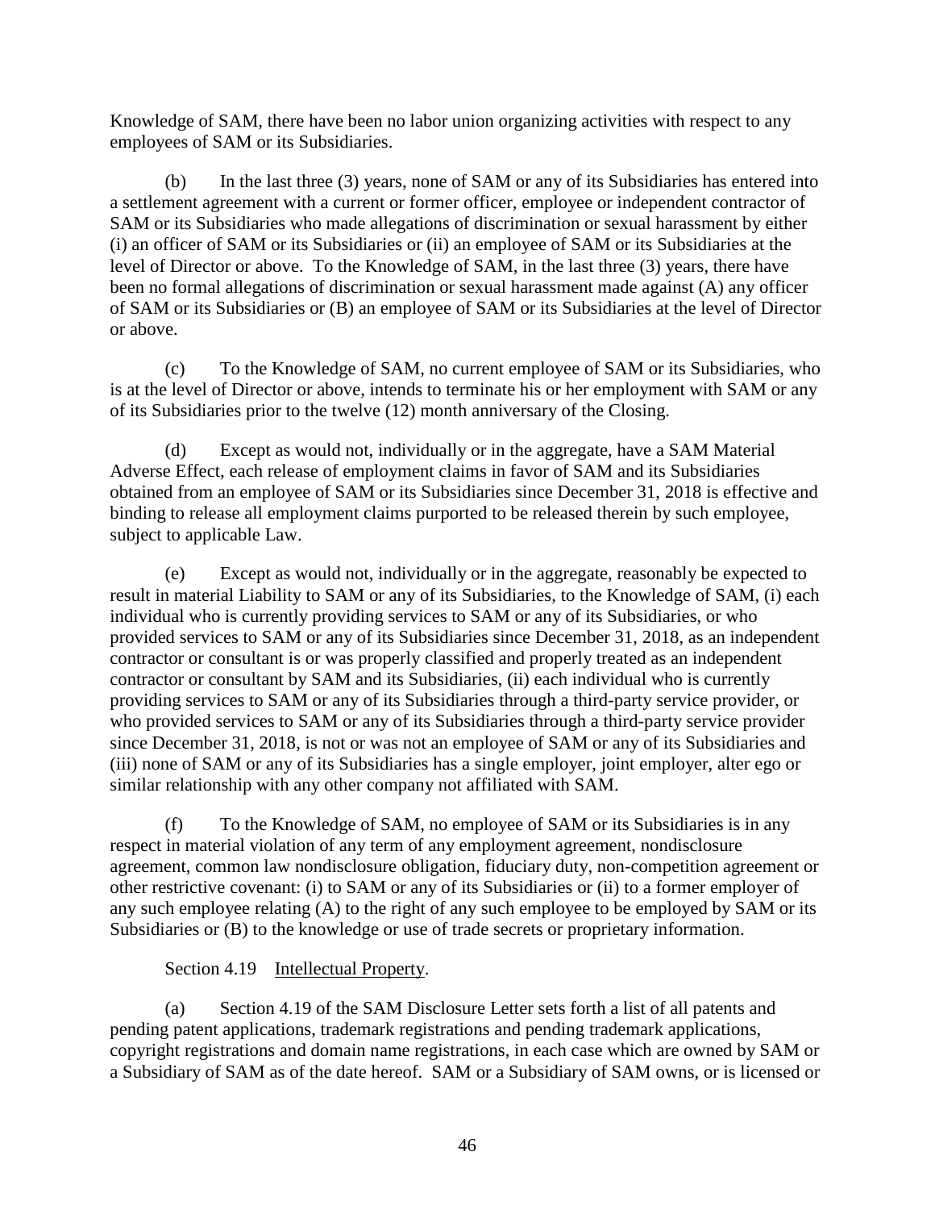Knowledge of SAM, there have been no labor union organizing activities with respect to any employees of SAM or its Subsidiaries.

(b) In the last three (3) years, none of SAM or any of its Subsidiaries has entered into a settlement agreement with a current or former officer, employee or independent contractor of SAM or its Subsidiaries who made allegations of discrimination or sexual harassment by either (i) an officer of SAM or its Subsidiaries or (ii) an employee of SAM or its Subsidiaries at the level of Director or above. To the Knowledge of SAM, in the last three (3) years, there have been no formal allegations of discrimination or sexual harassment made against (A) any officer of SAM or its Subsidiaries or (B) an employee of SAM or its Subsidiaries at the level of Director or above.

(c) To the Knowledge of SAM, no current employee of SAM or its Subsidiaries, who is at the level of Director or above, intends to terminate his or her employment with SAM or any of its Subsidiaries prior to the twelve (12) month anniversary of the Closing.

(d) Except as would not, individually or in the aggregate, have a SAM Material Adverse Effect, each release of employment claims in favor of SAM and its Subsidiaries obtained from an employee of SAM or its Subsidiaries since December 31, 2018 is effective and binding to release all employment claims purported to be released therein by such employee, subject to applicable Law.

(e) Except as would not, individually or in the aggregate, reasonably be expected to result in material Liability to SAM or any of its Subsidiaries, to the Knowledge of SAM, (i) each individual who is currently providing services to SAM or any of its Subsidiaries, or who provided services to SAM or any of its Subsidiaries since December 31, 2018, as an independent contractor or consultant is or was properly classified and properly treated as an independent contractor or consultant by SAM and its Subsidiaries, (ii) each individual who is currently providing services to SAM or any of its Subsidiaries through a third-party service provider, or who provided services to SAM or any of its Subsidiaries through a third-party service provider since December 31, 2018, is not or was not an employee of SAM or any of its Subsidiaries and (iii) none of SAM or any of its Subsidiaries has a single employer, joint employer, alter ego or similar relationship with any other company not affiliated with SAM.

(f) To the Knowledge of SAM, no employee of SAM or its Subsidiaries is in any respect in material violation of any term of any employment agreement, nondisclosure agreement, common law nondisclosure obligation, fiduciary duty, non-competition agreement or other restrictive covenant: (i) to SAM or any of its Subsidiaries or (ii) to a former employer of any such employee relating (A) to the right of any such employee to be employed by SAM or its Subsidiaries or (B) to the knowledge or use of trade secrets or proprietary information.

Section 4.19 Intellectual Property.

(a) Section 4.19 of the SAM Disclosure Letter sets forth a list of all patents and pending patent applications, trademark registrations and pending trademark applications, copyright registrations and domain name registrations, in each case which are owned by SAM or a Subsidiary of SAM as of the date hereof. SAM or a Subsidiary of SAM owns, or is licensed or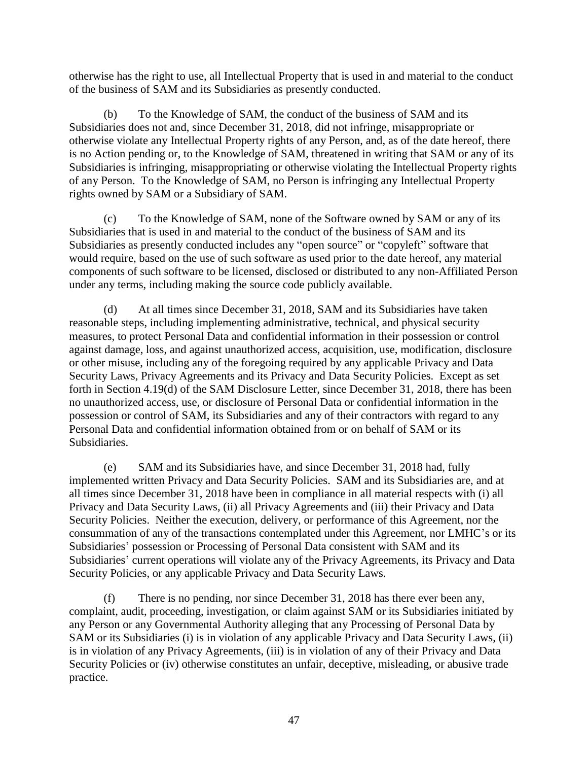otherwise has the right to use, all Intellectual Property that is used in and material to the conduct of the business of SAM and its Subsidiaries as presently conducted.

(b) To the Knowledge of SAM, the conduct of the business of SAM and its Subsidiaries does not and, since December 31, 2018, did not infringe, misappropriate or otherwise violate any Intellectual Property rights of any Person, and, as of the date hereof, there is no Action pending or, to the Knowledge of SAM, threatened in writing that SAM or any of its Subsidiaries is infringing, misappropriating or otherwise violating the Intellectual Property rights of any Person. To the Knowledge of SAM, no Person is infringing any Intellectual Property rights owned by SAM or a Subsidiary of SAM.

(c) To the Knowledge of SAM, none of the Software owned by SAM or any of its Subsidiaries that is used in and material to the conduct of the business of SAM and its Subsidiaries as presently conducted includes any "open source" or "copyleft" software that would require, based on the use of such software as used prior to the date hereof, any material components of such software to be licensed, disclosed or distributed to any non-Affiliated Person under any terms, including making the source code publicly available.

(d) At all times since December 31, 2018, SAM and its Subsidiaries have taken reasonable steps, including implementing administrative, technical, and physical security measures, to protect Personal Data and confidential information in their possession or control against damage, loss, and against unauthorized access, acquisition, use, modification, disclosure or other misuse, including any of the foregoing required by any applicable Privacy and Data Security Laws, Privacy Agreements and its Privacy and Data Security Policies. Except as set forth in Section 4.19(d) of the SAM Disclosure Letter, since December 31, 2018, there has been no unauthorized access, use, or disclosure of Personal Data or confidential information in the possession or control of SAM, its Subsidiaries and any of their contractors with regard to any Personal Data and confidential information obtained from or on behalf of SAM or its Subsidiaries.

(e) SAM and its Subsidiaries have, and since December 31, 2018 had, fully implemented written Privacy and Data Security Policies. SAM and its Subsidiaries are, and at all times since December 31, 2018 have been in compliance in all material respects with (i) all Privacy and Data Security Laws, (ii) all Privacy Agreements and (iii) their Privacy and Data Security Policies. Neither the execution, delivery, or performance of this Agreement, nor the consummation of any of the transactions contemplated under this Agreement, nor LMHC's or its Subsidiaries' possession or Processing of Personal Data consistent with SAM and its Subsidiaries' current operations will violate any of the Privacy Agreements, its Privacy and Data Security Policies, or any applicable Privacy and Data Security Laws.

(f) There is no pending, nor since December 31, 2018 has there ever been any, complaint, audit, proceeding, investigation, or claim against SAM or its Subsidiaries initiated by any Person or any Governmental Authority alleging that any Processing of Personal Data by SAM or its Subsidiaries (i) is in violation of any applicable Privacy and Data Security Laws, (ii) is in violation of any Privacy Agreements, (iii) is in violation of any of their Privacy and Data Security Policies or (iv) otherwise constitutes an unfair, deceptive, misleading, or abusive trade practice.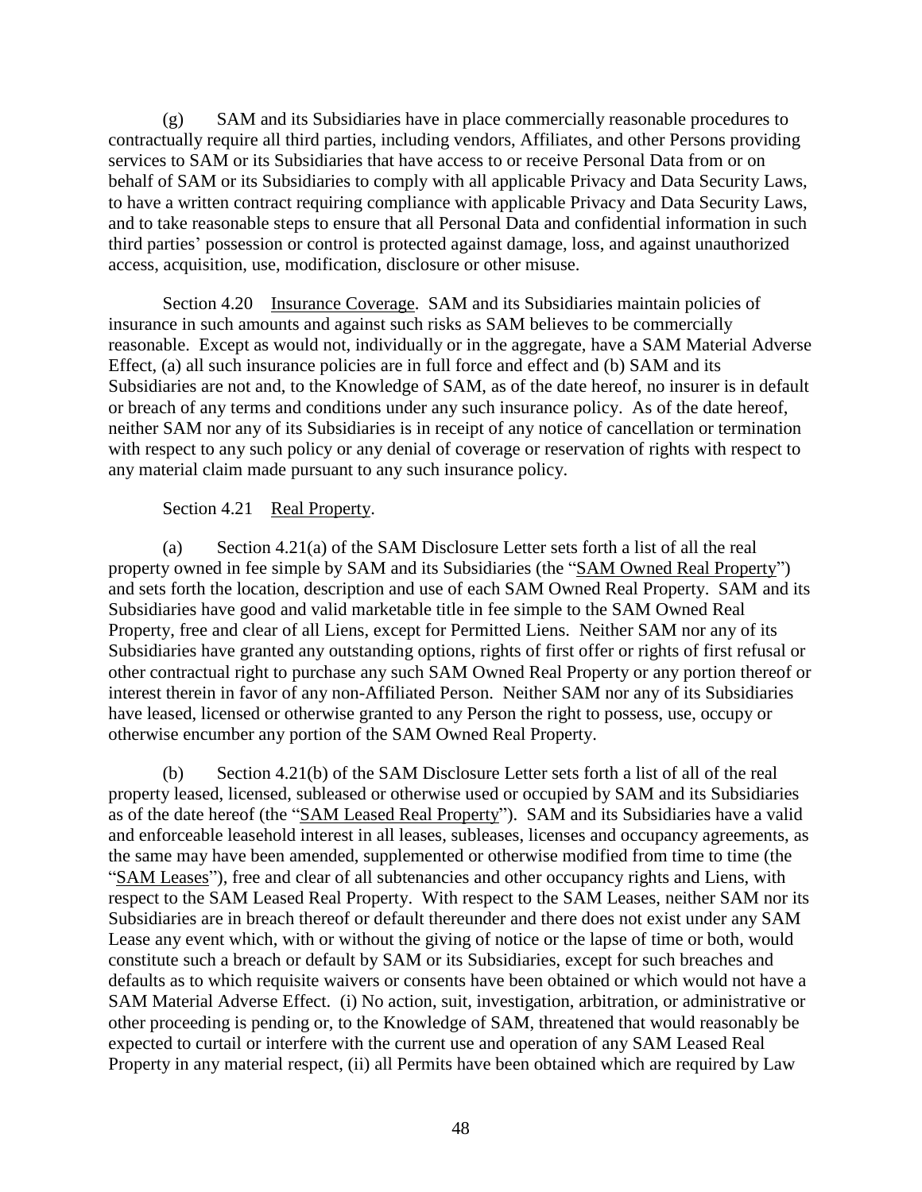(g) SAM and its Subsidiaries have in place commercially reasonable procedures to contractually require all third parties, including vendors, Affiliates, and other Persons providing services to SAM or its Subsidiaries that have access to or receive Personal Data from or on behalf of SAM or its Subsidiaries to comply with all applicable Privacy and Data Security Laws, to have a written contract requiring compliance with applicable Privacy and Data Security Laws, and to take reasonable steps to ensure that all Personal Data and confidential information in such third parties' possession or control is protected against damage, loss, and against unauthorized access, acquisition, use, modification, disclosure or other misuse.

Section 4.20 Insurance Coverage. SAM and its Subsidiaries maintain policies of insurance in such amounts and against such risks as SAM believes to be commercially reasonable. Except as would not, individually or in the aggregate, have a SAM Material Adverse Effect, (a) all such insurance policies are in full force and effect and (b) SAM and its Subsidiaries are not and, to the Knowledge of SAM, as of the date hereof, no insurer is in default or breach of any terms and conditions under any such insurance policy. As of the date hereof, neither SAM nor any of its Subsidiaries is in receipt of any notice of cancellation or termination with respect to any such policy or any denial of coverage or reservation of rights with respect to any material claim made pursuant to any such insurance policy.

Section 4.21 Real Property.

(a) Section 4.21(a) of the SAM Disclosure Letter sets forth a list of all the real property owned in fee simple by SAM and its Subsidiaries (the "SAM Owned Real Property") and sets forth the location, description and use of each SAM Owned Real Property. SAM and its Subsidiaries have good and valid marketable title in fee simple to the SAM Owned Real Property, free and clear of all Liens, except for Permitted Liens. Neither SAM nor any of its Subsidiaries have granted any outstanding options, rights of first offer or rights of first refusal or other contractual right to purchase any such SAM Owned Real Property or any portion thereof or interest therein in favor of any non-Affiliated Person. Neither SAM nor any of its Subsidiaries have leased, licensed or otherwise granted to any Person the right to possess, use, occupy or otherwise encumber any portion of the SAM Owned Real Property.

(b) Section 4.21(b) of the SAM Disclosure Letter sets forth a list of all of the real property leased, licensed, subleased or otherwise used or occupied by SAM and its Subsidiaries as of the date hereof (the "SAM Leased Real Property"). SAM and its Subsidiaries have a valid and enforceable leasehold interest in all leases, subleases, licenses and occupancy agreements, as the same may have been amended, supplemented or otherwise modified from time to time (the "SAM Leases"), free and clear of all subtenancies and other occupancy rights and Liens, with respect to the SAM Leased Real Property. With respect to the SAM Leases, neither SAM nor its Subsidiaries are in breach thereof or default thereunder and there does not exist under any SAM Lease any event which, with or without the giving of notice or the lapse of time or both, would constitute such a breach or default by SAM or its Subsidiaries, except for such breaches and defaults as to which requisite waivers or consents have been obtained or which would not have a SAM Material Adverse Effect. (i) No action, suit, investigation, arbitration, or administrative or other proceeding is pending or, to the Knowledge of SAM, threatened that would reasonably be expected to curtail or interfere with the current use and operation of any SAM Leased Real Property in any material respect, (ii) all Permits have been obtained which are required by Law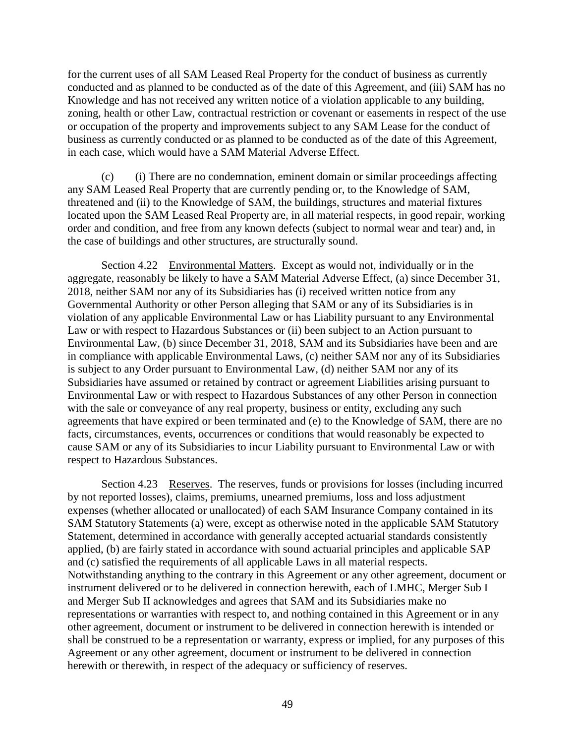for the current uses of all SAM Leased Real Property for the conduct of business as currently conducted and as planned to be conducted as of the date of this Agreement, and (iii) SAM has no Knowledge and has not received any written notice of a violation applicable to any building, zoning, health or other Law, contractual restriction or covenant or easements in respect of the use or occupation of the property and improvements subject to any SAM Lease for the conduct of business as currently conducted or as planned to be conducted as of the date of this Agreement, in each case, which would have a SAM Material Adverse Effect.

(c) (i) There are no condemnation, eminent domain or similar proceedings affecting any SAM Leased Real Property that are currently pending or, to the Knowledge of SAM, threatened and (ii) to the Knowledge of SAM, the buildings, structures and material fixtures located upon the SAM Leased Real Property are, in all material respects, in good repair, working order and condition, and free from any known defects (subject to normal wear and tear) and, in the case of buildings and other structures, are structurally sound.

Section 4.22 Environmental Matters. Except as would not, individually or in the aggregate, reasonably be likely to have a SAM Material Adverse Effect, (a) since December 31, 2018, neither SAM nor any of its Subsidiaries has (i) received written notice from any Governmental Authority or other Person alleging that SAM or any of its Subsidiaries is in violation of any applicable Environmental Law or has Liability pursuant to any Environmental Law or with respect to Hazardous Substances or (ii) been subject to an Action pursuant to Environmental Law, (b) since December 31, 2018, SAM and its Subsidiaries have been and are in compliance with applicable Environmental Laws, (c) neither SAM nor any of its Subsidiaries is subject to any Order pursuant to Environmental Law, (d) neither SAM nor any of its Subsidiaries have assumed or retained by contract or agreement Liabilities arising pursuant to Environmental Law or with respect to Hazardous Substances of any other Person in connection with the sale or conveyance of any real property, business or entity, excluding any such agreements that have expired or been terminated and (e) to the Knowledge of SAM, there are no facts, circumstances, events, occurrences or conditions that would reasonably be expected to cause SAM or any of its Subsidiaries to incur Liability pursuant to Environmental Law or with respect to Hazardous Substances.

Section 4.23 Reserves. The reserves, funds or provisions for losses (including incurred by not reported losses), claims, premiums, unearned premiums, loss and loss adjustment expenses (whether allocated or unallocated) of each SAM Insurance Company contained in its SAM Statutory Statements (a) were, except as otherwise noted in the applicable SAM Statutory Statement, determined in accordance with generally accepted actuarial standards consistently applied, (b) are fairly stated in accordance with sound actuarial principles and applicable SAP and (c) satisfied the requirements of all applicable Laws in all material respects. Notwithstanding anything to the contrary in this Agreement or any other agreement, document or instrument delivered or to be delivered in connection herewith, each of LMHC, Merger Sub I and Merger Sub II acknowledges and agrees that SAM and its Subsidiaries make no representations or warranties with respect to, and nothing contained in this Agreement or in any other agreement, document or instrument to be delivered in connection herewith is intended or shall be construed to be a representation or warranty, express or implied, for any purposes of this Agreement or any other agreement, document or instrument to be delivered in connection herewith or therewith, in respect of the adequacy or sufficiency of reserves.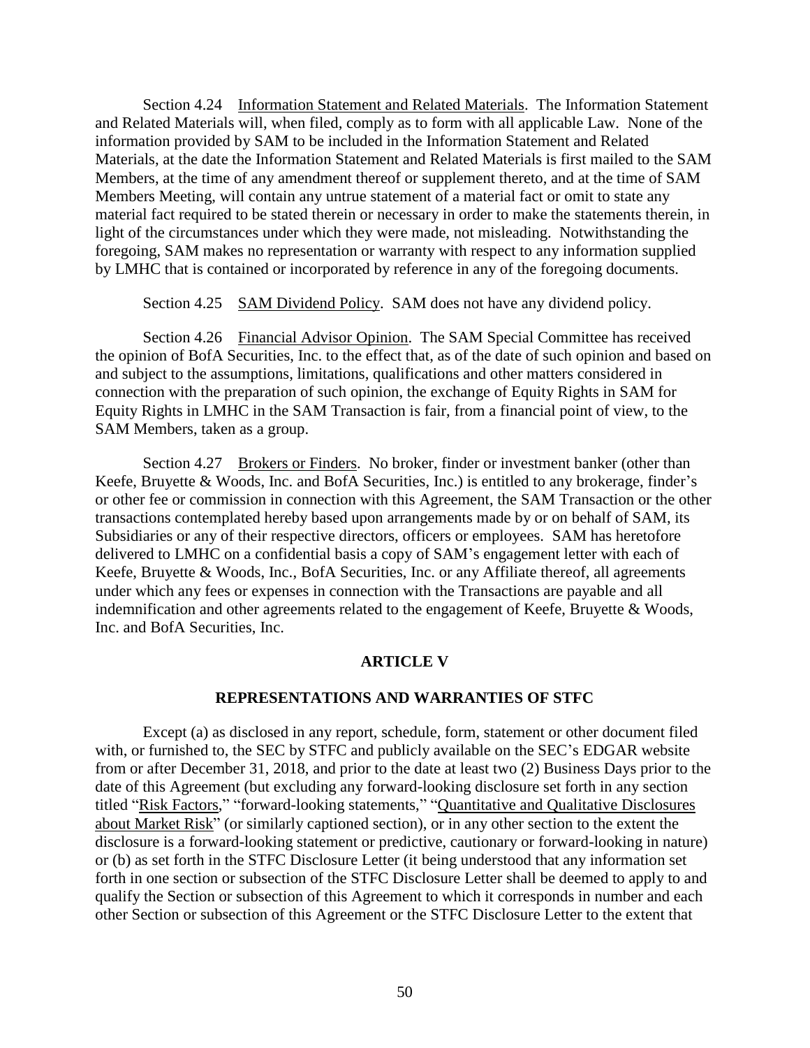Section 4.24 Information Statement and Related Materials. The Information Statement and Related Materials will, when filed, comply as to form with all applicable Law. None of the information provided by SAM to be included in the Information Statement and Related Materials, at the date the Information Statement and Related Materials is first mailed to the SAM Members, at the time of any amendment thereof or supplement thereto, and at the time of SAM Members Meeting, will contain any untrue statement of a material fact or omit to state any material fact required to be stated therein or necessary in order to make the statements therein, in light of the circumstances under which they were made, not misleading. Notwithstanding the foregoing, SAM makes no representation or warranty with respect to any information supplied by LMHC that is contained or incorporated by reference in any of the foregoing documents.

Section 4.25 SAM Dividend Policy. SAM does not have any dividend policy.

Section 4.26 Financial Advisor Opinion. The SAM Special Committee has received the opinion of BofA Securities, Inc. to the effect that, as of the date of such opinion and based on and subject to the assumptions, limitations, qualifications and other matters considered in connection with the preparation of such opinion, the exchange of Equity Rights in SAM for Equity Rights in LMHC in the SAM Transaction is fair, from a financial point of view, to the SAM Members, taken as a group.

Section 4.27 Brokers or Finders. No broker, finder or investment banker (other than Keefe, Bruyette & Woods, Inc. and BofA Securities, Inc.) is entitled to any brokerage, finder's or other fee or commission in connection with this Agreement, the SAM Transaction or the other transactions contemplated hereby based upon arrangements made by or on behalf of SAM, its Subsidiaries or any of their respective directors, officers or employees. SAM has heretofore delivered to LMHC on a confidential basis a copy of SAM's engagement letter with each of Keefe, Bruyette & Woods, Inc., BofA Securities, Inc. or any Affiliate thereof, all agreements under which any fees or expenses in connection with the Transactions are payable and all indemnification and other agreements related to the engagement of Keefe, Bruyette & Woods, Inc. and BofA Securities, Inc.

## ARTICLE V

## REPRESENTATIONS AND WARRANTIES OF STFC

Except (a) as disclosed in any report, schedule, form, statement or other document filed with, or furnished to, the SEC by STFC and publicly available on the SEC's EDGAR website from or after December 31, 2018, and prior to the date at least two (2) Business Days prior to the date of this Agreement (but excluding any forward-looking disclosure set forth in any section titled "Risk Factors," "forward-looking statements," "Quantitative and Qualitative Disclosures about Market Risk" (or similarly captioned section), or in any other section to the extent the disclosure is a forward-looking statement or predictive, cautionary or forward-looking in nature) or (b) as set forth in the STFC Disclosure Letter (it being understood that any information set forth in one section or subsection of the STFC Disclosure Letter shall be deemed to apply to and qualify the Section or subsection of this Agreement to which it corresponds in number and each other Section or subsection of this Agreement or the STFC Disclosure Letter to the extent that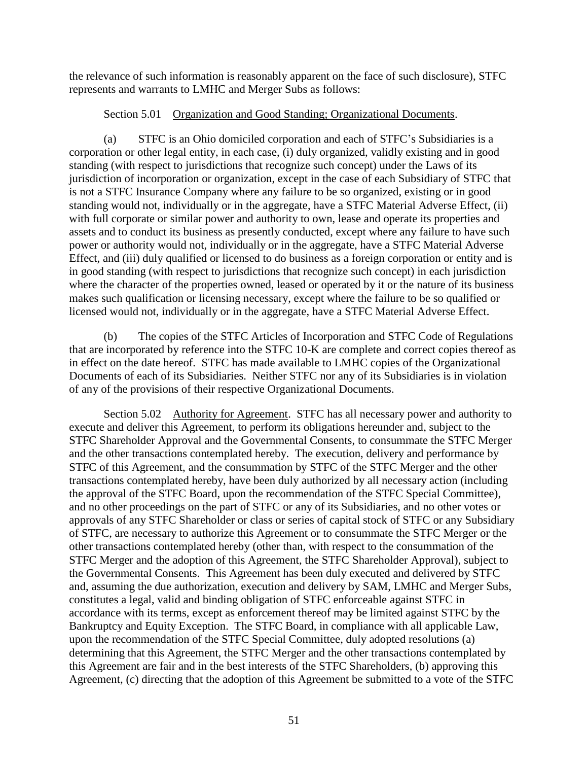the relevance of such information is reasonably apparent on the face of such disclosure), STFC represents and warrants to LMHC and Merger Subs as follows:

Section 5.01 Organization and Good Standing; Organizational Documents.

(a) STFC is an Ohio domiciled corporation and each of STFC's Subsidiaries is a corporation or other legal entity, in each case, (i) duly organized, validly existing and in good standing (with respect to jurisdictions that recognize such concept) under the Laws of its jurisdiction of incorporation or organization, except in the case of each Subsidiary of STFC that is not a STFC Insurance Company where any failure to be so organized, existing or in good standing would not, individually or in the aggregate, have a STFC Material Adverse Effect, (ii) with full corporate or similar power and authority to own, lease and operate its properties and assets and to conduct its business as presently conducted, except where any failure to have such power or authority would not, individually or in the aggregate, have a STFC Material Adverse Effect, and (iii) duly qualified or licensed to do business as a foreign corporation or entity and is in good standing (with respect to jurisdictions that recognize such concept) in each jurisdiction where the character of the properties owned, leased or operated by it or the nature of its business makes such qualification or licensing necessary, except where the failure to be so qualified or licensed would not, individually or in the aggregate, have a STFC Material Adverse Effect.

(b) The copies of the STFC Articles of Incorporation and STFC Code of Regulations that are incorporated by reference into the STFC 10-K are complete and correct copies thereof as in effect on the date hereof. STFC has made available to LMHC copies of the Organizational Documents of each of its Subsidiaries. Neither STFC nor any of its Subsidiaries is in violation of any of the provisions of their respective Organizational Documents.

Section 5.02 Authority for Agreement. STFC has all necessary power and authority to execute and deliver this Agreement, to perform its obligations hereunder and, subject to the STFC Shareholder Approval and the Governmental Consents, to consummate the STFC Merger and the other transactions contemplated hereby. The execution, delivery and performance by STFC of this Agreement, and the consummation by STFC of the STFC Merger and the other transactions contemplated hereby, have been duly authorized by all necessary action (including the approval of the STFC Board, upon the recommendation of the STFC Special Committee), and no other proceedings on the part of STFC or any of its Subsidiaries, and no other votes or approvals of any STFC Shareholder or class or series of capital stock of STFC or any Subsidiary of STFC, are necessary to authorize this Agreement or to consummate the STFC Merger or the other transactions contemplated hereby (other than, with respect to the consummation of the STFC Merger and the adoption of this Agreement, the STFC Shareholder Approval), subject to the Governmental Consents. This Agreement has been duly executed and delivered by STFC and, assuming the due authorization, execution and delivery by SAM, LMHC and Merger Subs, constitutes a legal, valid and binding obligation of STFC enforceable against STFC in accordance with its terms, except as enforcement thereof may be limited against STFC by the Bankruptcy and Equity Exception. The STFC Board, in compliance with all applicable Law, upon the recommendation of the STFC Special Committee, duly adopted resolutions (a) determining that this Agreement, the STFC Merger and the other transactions contemplated by this Agreement are fair and in the best interests of the STFC Shareholders, (b) approving this Agreement, (c) directing that the adoption of this Agreement be submitted to a vote of the STFC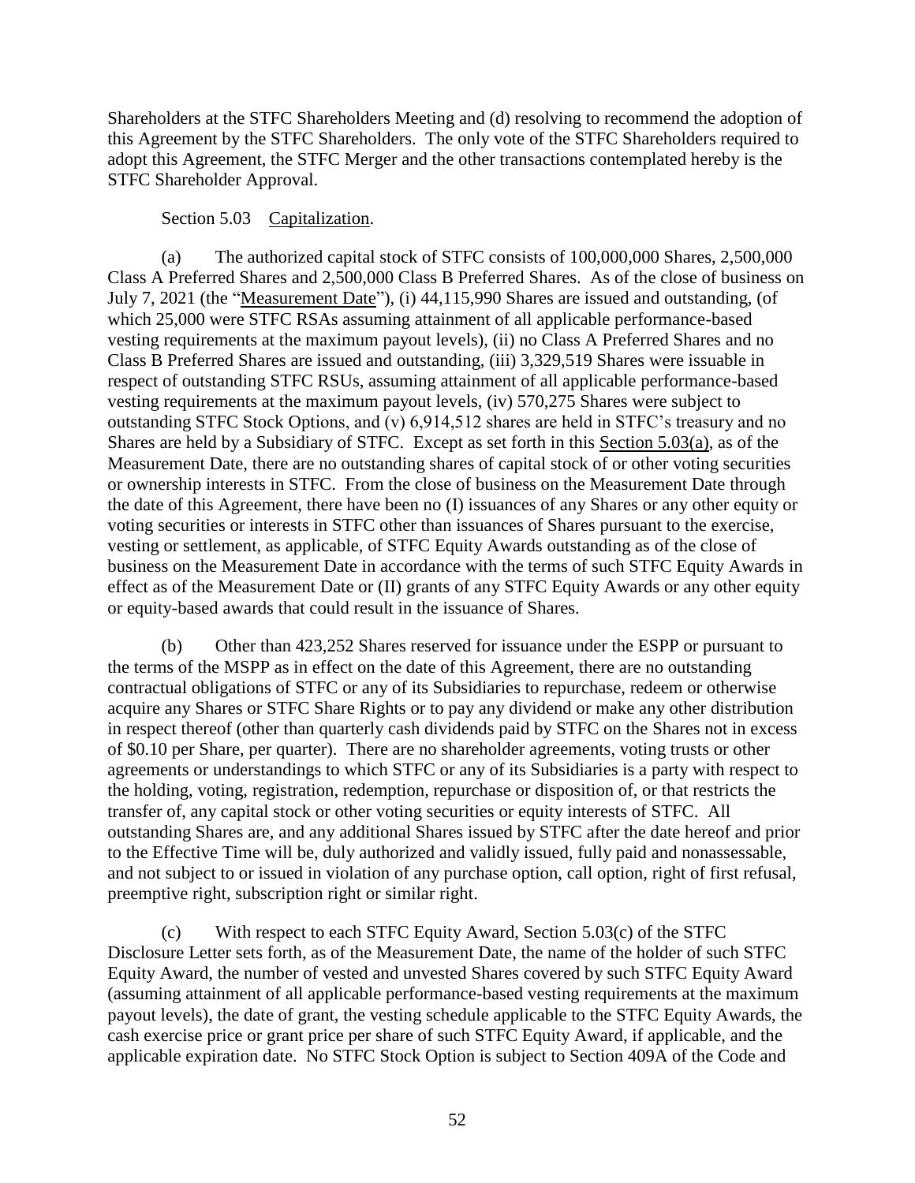Shareholders at the STFC Shareholders Meeting and (d) resolving to recommend the adoption of this Agreement by the STFC Shareholders. The only vote of the STFC Shareholders required to adopt this Agreement, the STFC Merger and the other transactions contemplated hereby is the STFC Shareholder Approval.

Section 5.03 Capitalization.

(a) The authorized capital stock of STFC consists of 100,000,000 Shares, 2,500,000 Class A Preferred Shares and 2,500,000 Class B Preferred Shares. As of the close of business on July 7, 2021 (the "Measurement Date"), (i) 44,115,990 Shares are issued and outstanding, (of which 25,000 were STFC RSAs assuming attainment of all applicable performance-based vesting requirements at the maximum payout levels), (ii) no Class A Preferred Shares and no Class B Preferred Shares are issued and outstanding, (iii) 3,329,519 Shares were issuable in respect of outstanding STFC RSUs, assuming attainment of all applicable performance-based vesting requirements at the maximum payout levels, (iv) 570,275 Shares were subject to outstanding STFC Stock Options, and (v) 6,914,512 shares are held in STFC's treasury and no Shares are held by a Subsidiary of STFC. Except as set forth in this Section 5.03(a), as of the Measurement Date, there are no outstanding shares of capital stock of or other voting securities or ownership interests in STFC. From the close of business on the Measurement Date through the date of this Agreement, there have been no (I) issuances of any Shares or any other equity or voting securities or interests in STFC other than issuances of Shares pursuant to the exercise, vesting or settlement, as applicable, of STFC Equity Awards outstanding as of the close of business on the Measurement Date in accordance with the terms of such STFC Equity Awards in effect as of the Measurement Date or (II) grants of any STFC Equity Awards or any other equity or equity-based awards that could result in the issuance of Shares.

(b) Other than 423,252 Shares reserved for issuance under the ESPP or pursuant to the terms of the MSPP as in effect on the date of this Agreement, there are no outstanding contractual obligations of STFC or any of its Subsidiaries to repurchase, redeem or otherwise acquire any Shares or STFC Share Rights or to pay any dividend or make any other distribution in respect thereof (other than quarterly cash dividends paid by STFC on the Shares not in excess of $0.10 per Share, per quarter). There are no shareholder agreements, voting trusts or other agreements or understandings to which STFC or any of its Subsidiaries is a party with respect to the holding, voting, registration, redemption, repurchase or disposition of, or that restricts the transfer of, any capital stock or other voting securities or equity interests of STFC. All outstanding Shares are, and any additional Shares issued by STFC after the date hereof and prior to the Effective Time will be, duly authorized and validly issued, fully paid and nonassessable, and not subject to or issued in violation of any purchase option, call option, right of first refusal, preemptive right, subscription right or similar right.

(c) With respect to each STFC Equity Award, Section 5.03(c) of the STFC Disclosure Letter sets forth, as of the Measurement Date, the name of the holder of such STFC Equity Award, the number of vested and unvested Shares covered by such STFC Equity Award (assuming attainment of all applicable performance-based vesting requirements at the maximum payout levels), the date of grant, the vesting schedule applicable to the STFC Equity Awards, the cash exercise price or grant price per share of such STFC Equity Award, if applicable, and the applicable expiration date. No STFC Stock Option is subject to Section 409A of the Code and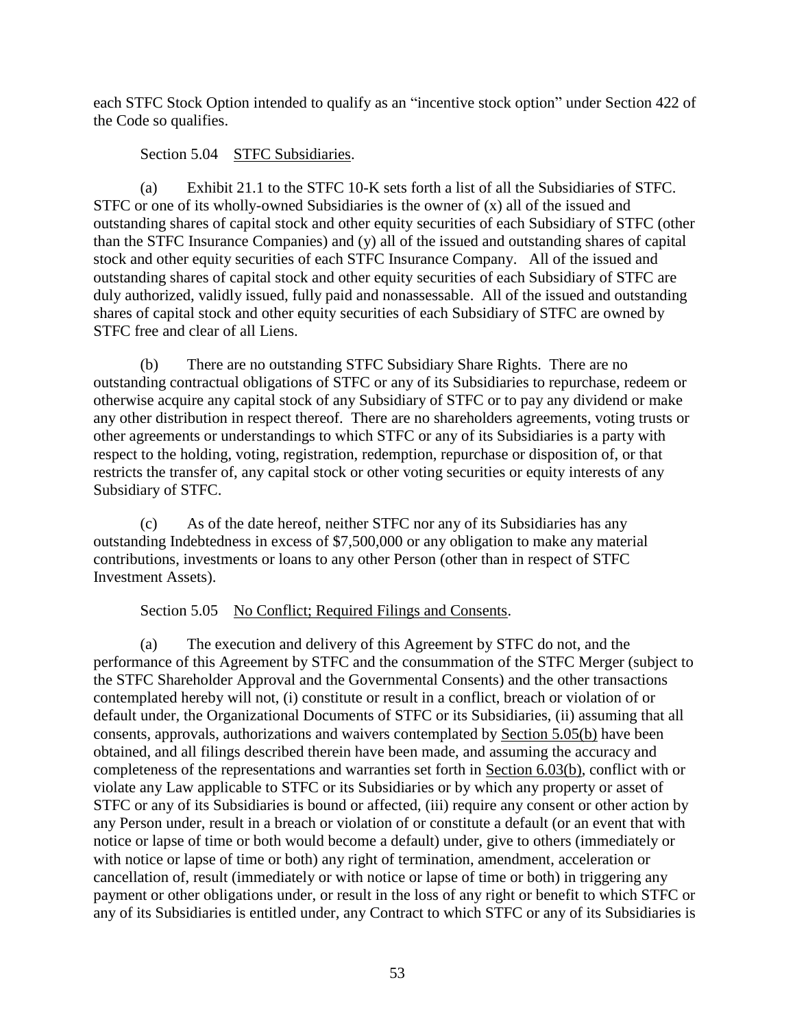each STFC Stock Option intended to qualify as an "incentive stock option" under Section 422 of the Code so qualifies.

Section 5.04 STFC Subsidiaries.

(a) Exhibit 21.1 to the STFC 10-K sets forth a list of all the Subsidiaries of STFC. STFC or one of its wholly-owned Subsidiaries is the owner of (x) all of the issued and outstanding shares of capital stock and other equity securities of each Subsidiary of STFC (other than the STFC Insurance Companies) and (y) all of the issued and outstanding shares of capital stock and other equity securities of each STFC Insurance Company. All of the issued and outstanding shares of capital stock and other equity securities of each Subsidiary of STFC are duly authorized, validly issued, fully paid and nonassessable. All of the issued and outstanding shares of capital stock and other equity securities of each Subsidiary of STFC are owned by STFC free and clear of all Liens.

(b) There are no outstanding STFC Subsidiary Share Rights. There are no outstanding contractual obligations of STFC or any of its Subsidiaries to repurchase, redeem or otherwise acquire any capital stock of any Subsidiary of STFC or to pay any dividend or make any other distribution in respect thereof. There are no shareholders agreements, voting trusts or other agreements or understandings to which STFC or any of its Subsidiaries is a party with respect to the holding, voting, registration, redemption, repurchase or disposition of, or that restricts the transfer of, any capital stock or other voting securities or equity interests of any Subsidiary of STFC.

(c) As of the date hereof, neither STFC nor any of its Subsidiaries has any outstanding Indebtedness in excess of $7,500,000 or any obligation to make any material contributions, investments or loans to any other Person (other than in respect of STFC Investment Assets).

Section 5.05 No Conflict; Required Filings and Consents.

(a) The execution and delivery of this Agreement by STFC do not, and the performance of this Agreement by STFC and the consummation of the STFC Merger (subject to the STFC Shareholder Approval and the Governmental Consents) and the other transactions contemplated hereby will not, (i) constitute or result in a conflict, breach or violation of or default under, the Organizational Documents of STFC or its Subsidiaries, (ii) assuming that all consents, approvals, authorizations and waivers contemplated by Section 5.05(b) have been obtained, and all filings described therein have been made, and assuming the accuracy and completeness of the representations and warranties set forth in Section 6.03(b), conflict with or violate any Law applicable to STFC or its Subsidiaries or by which any property or asset of STFC or any of its Subsidiaries is bound or affected, (iii) require any consent or other action by any Person under, result in a breach or violation of or constitute a default (or an event that with notice or lapse of time or both would become a default) under, give to others (immediately or with notice or lapse of time or both) any right of termination, amendment, acceleration or cancellation of, result (immediately or with notice or lapse of time or both) in triggering any payment or other obligations under, or result in the loss of any right or benefit to which STFC or any of its Subsidiaries is entitled under, any Contract to which STFC or any of its Subsidiaries is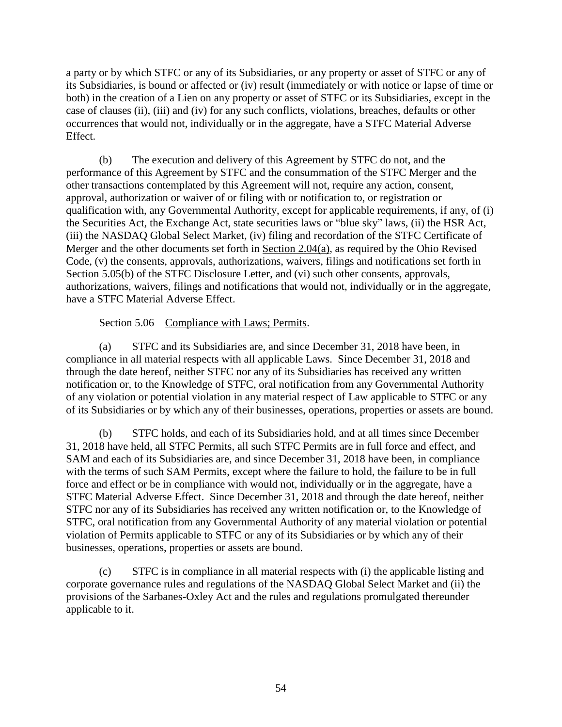a party or by which STFC or any of its Subsidiaries, or any property or asset of STFC or any of its Subsidiaries, is bound or affected or (iv) result (immediately or with notice or lapse of time or both) in the creation of a Lien on any property or asset of STFC or its Subsidiaries, except in the case of clauses (ii), (iii) and (iv) for any such conflicts, violations, breaches, defaults or other occurrences that would not, individually or in the aggregate, have a STFC Material Adverse Effect.

(b) The execution and delivery of this Agreement by STFC do not, and the performance of this Agreement by STFC and the consummation of the STFC Merger and the other transactions contemplated by this Agreement will not, require any action, consent, approval, authorization or waiver of or filing with or notification to, or registration or qualification with, any Governmental Authority, except for applicable requirements, if any, of (i) the Securities Act, the Exchange Act, state securities laws or "blue sky" laws, (ii) the HSR Act, (iii) the NASDAQ Global Select Market, (iv) filing and recordation of the STFC Certificate of Merger and the other documents set forth in Section 2.04(a), as required by the Ohio Revised Code, (v) the consents, approvals, authorizations, waivers, filings and notifications set forth in Section 5.05(b) of the STFC Disclosure Letter, and (vi) such other consents, approvals, authorizations, waivers, filings and notifications that would not, individually or in the aggregate, have a STFC Material Adverse Effect.

Section 5.06 Compliance with Laws; Permits.

(a) STFC and its Subsidiaries are, and since December 31, 2018 have been, in compliance in all material respects with all applicable Laws. Since December 31, 2018 and through the date hereof, neither STFC nor any of its Subsidiaries has received any written notification or, to the Knowledge of STFC, oral notification from any Governmental Authority of any violation or potential violation in any material respect of Law applicable to STFC or any of its Subsidiaries or by which any of their businesses, operations, properties or assets are bound.

(b) STFC holds, and each of its Subsidiaries hold, and at all times since December 31, 2018 have held, all STFC Permits, all such STFC Permits are in full force and effect, and SAM and each of its Subsidiaries are, and since December 31, 2018 have been, in compliance with the terms of such SAM Permits, except where the failure to hold, the failure to be in full force and effect or be in compliance with would not, individually or in the aggregate, have a STFC Material Adverse Effect. Since December 31, 2018 and through the date hereof, neither STFC nor any of its Subsidiaries has received any written notification or, to the Knowledge of STFC, oral notification from any Governmental Authority of any material violation or potential violation of Permits applicable to STFC or any of its Subsidiaries or by which any of their businesses, operations, properties or assets are bound.

(c) STFC is in compliance in all material respects with (i) the applicable listing and corporate governance rules and regulations of the NASDAQ Global Select Market and (ii) the provisions of the Sarbanes-Oxley Act and the rules and regulations promulgated thereunder applicable to it.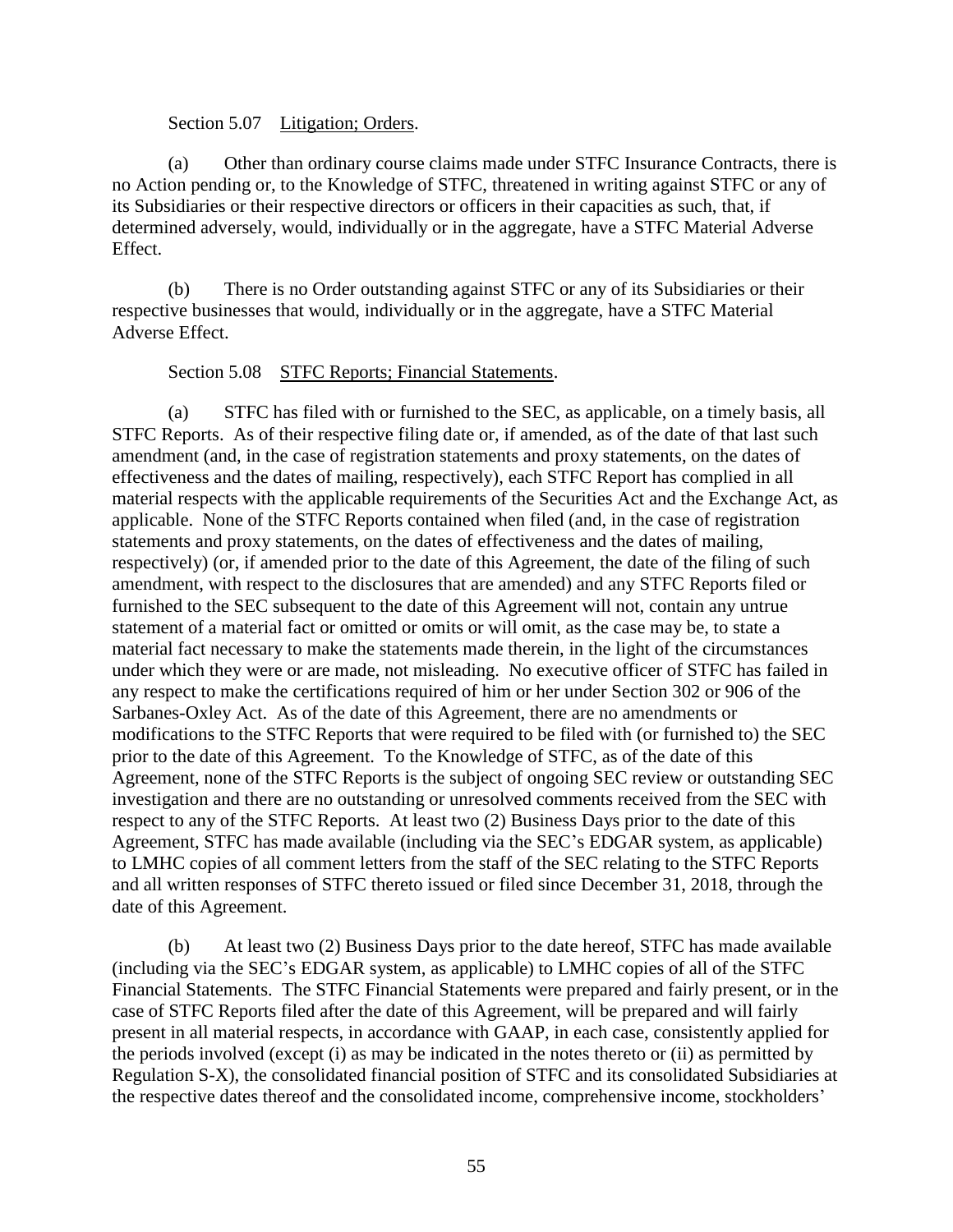Section 5.07 Litigation; Orders.

(a) Other than ordinary course claims made under STFC Insurance Contracts, there is no Action pending or, to the Knowledge of STFC, threatened in writing against STFC or any of its Subsidiaries or their respective directors or officers in their capacities as such, that, if determined adversely, would, individually or in the aggregate, have a STFC Material Adverse Effect.

(b) There is no Order outstanding against STFC or any of its Subsidiaries or their respective businesses that would, individually or in the aggregate, have a STFC Material Adverse Effect.

Section 5.08 STFC Reports; Financial Statements.

(a) STFC has filed with or furnished to the SEC, as applicable, on a timely basis, all STFC Reports. As of their respective filing date or, if amended, as of the date of that last such amendment (and, in the case of registration statements and proxy statements, on the dates of effectiveness and the dates of mailing, respectively), each STFC Report has complied in all material respects with the applicable requirements of the Securities Act and the Exchange Act, as applicable. None of the STFC Reports contained when filed (and, in the case of registration statements and proxy statements, on the dates of effectiveness and the dates of mailing, respectively) (or, if amended prior to the date of this Agreement, the date of the filing of such amendment, with respect to the disclosures that are amended) and any STFC Reports filed or furnished to the SEC subsequent to the date of this Agreement will not, contain any untrue statement of a material fact or omitted or omits or will omit, as the case may be, to state a material fact necessary to make the statements made therein, in the light of the circumstances under which they were or are made, not misleading. No executive officer of STFC has failed in any respect to make the certifications required of him or her under Section 302 or 906 of the Sarbanes-Oxley Act. As of the date of this Agreement, there are no amendments or modifications to the STFC Reports that were required to be filed with (or furnished to) the SEC prior to the date of this Agreement. To the Knowledge of STFC, as of the date of this Agreement, none of the STFC Reports is the subject of ongoing SEC review or outstanding SEC investigation and there are no outstanding or unresolved comments received from the SEC with respect to any of the STFC Reports. At least two (2) Business Days prior to the date of this Agreement, STFC has made available (including via the SEC's EDGAR system, as applicable) to LMHC copies of all comment letters from the staff of the SEC relating to the STFC Reports and all written responses of STFC thereto issued or filed since December 31, 2018, through the date of this Agreement.

(b) At least two (2) Business Days prior to the date hereof, STFC has made available (including via the SEC's EDGAR system, as applicable) to LMHC copies of all of the STFC Financial Statements. The STFC Financial Statements were prepared and fairly present, or in the case of STFC Reports filed after the date of this Agreement, will be prepared and will fairly present in all material respects, in accordance with GAAP, in each case, consistently applied for the periods involved (except (i) as may be indicated in the notes thereto or (ii) as permitted by Regulation S-X), the consolidated financial position of STFC and its consolidated Subsidiaries at the respective dates thereof and the consolidated income, comprehensive income, stockholders'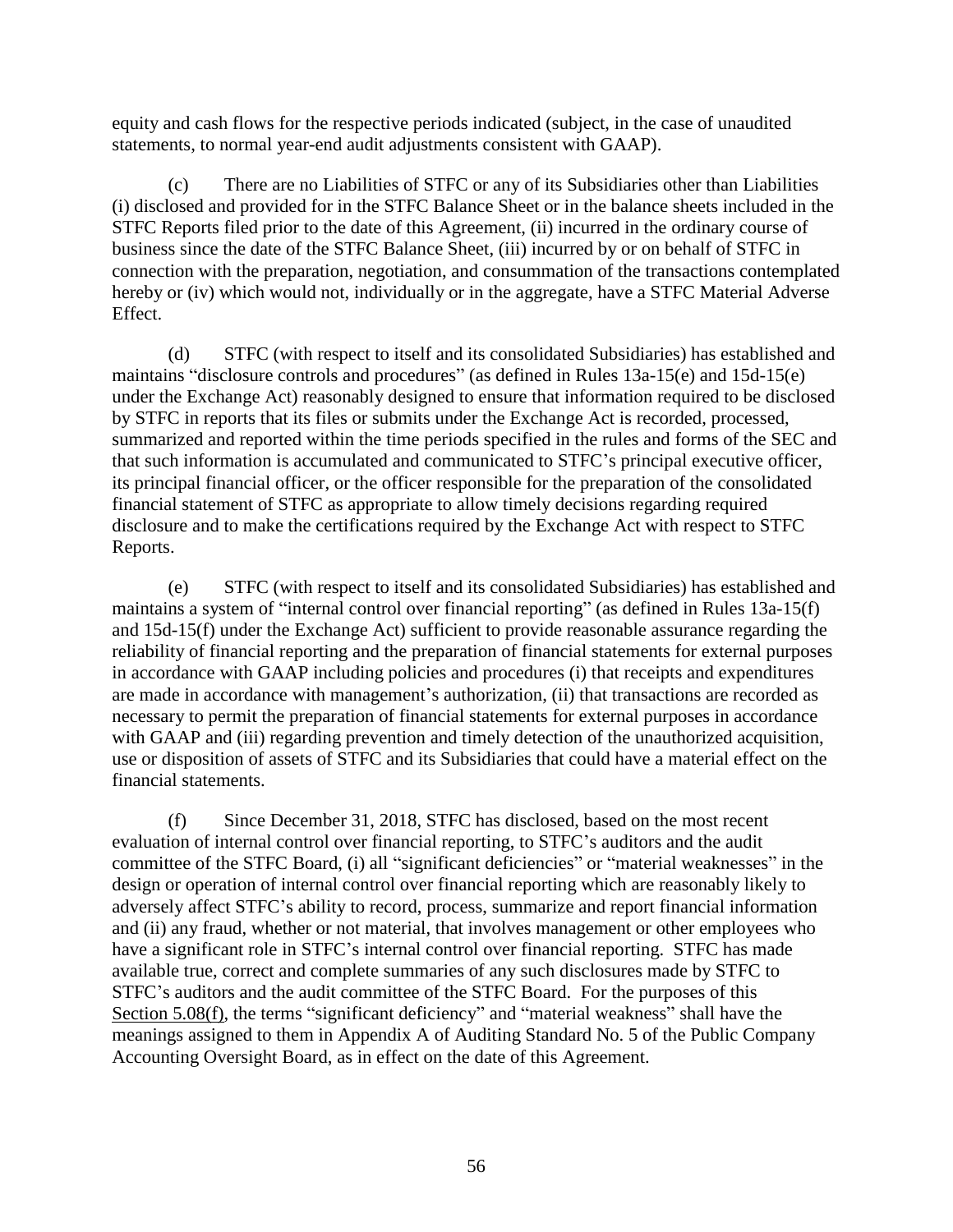equity and cash flows for the respective periods indicated (subject, in the case of unaudited statements, to normal year-end audit adjustments consistent with GAAP).

(c) There are no Liabilities of STFC or any of its Subsidiaries other than Liabilities (i) disclosed and provided for in the STFC Balance Sheet or in the balance sheets included in the STFC Reports filed prior to the date of this Agreement, (ii) incurred in the ordinary course of business since the date of the STFC Balance Sheet, (iii) incurred by or on behalf of STFC in connection with the preparation, negotiation, and consummation of the transactions contemplated hereby or (iv) which would not, individually or in the aggregate, have a STFC Material Adverse Effect.

(d) STFC (with respect to itself and its consolidated Subsidiaries) has established and maintains "disclosure controls and procedures" (as defined in Rules 13a-15(e) and 15d-15(e) under the Exchange Act) reasonably designed to ensure that information required to be disclosed by STFC in reports that its files or submits under the Exchange Act is recorded, processed, summarized and reported within the time periods specified in the rules and forms of the SEC and that such information is accumulated and communicated to STFC's principal executive officer, its principal financial officer, or the officer responsible for the preparation of the consolidated financial statement of STFC as appropriate to allow timely decisions regarding required disclosure and to make the certifications required by the Exchange Act with respect to STFC Reports.

(e) STFC (with respect to itself and its consolidated Subsidiaries) has established and maintains a system of "internal control over financial reporting" (as defined in Rules 13a-15(f) and 15d-15(f) under the Exchange Act) sufficient to provide reasonable assurance regarding the reliability of financial reporting and the preparation of financial statements for external purposes in accordance with GAAP including policies and procedures (i) that receipts and expenditures are made in accordance with management's authorization, (ii) that transactions are recorded as necessary to permit the preparation of financial statements for external purposes in accordance with GAAP and (iii) regarding prevention and timely detection of the unauthorized acquisition, use or disposition of assets of STFC and its Subsidiaries that could have a material effect on the financial statements.

(f) Since December 31, 2018, STFC has disclosed, based on the most recent evaluation of internal control over financial reporting, to STFC's auditors and the audit committee of the STFC Board, (i) all "significant deficiencies" or "material weaknesses" in the design or operation of internal control over financial reporting which are reasonably likely to adversely affect STFC's ability to record, process, summarize and report financial information and (ii) any fraud, whether or not material, that involves management or other employees who have a significant role in STFC's internal control over financial reporting. STFC has made available true, correct and complete summaries of any such disclosures made by STFC to STFC's auditors and the audit committee of the STFC Board. For the purposes of this Section 5.08(f), the terms "significant deficiency" and "material weakness" shall have the meanings assigned to them in Appendix A of Auditing Standard No. 5 of the Public Company Accounting Oversight Board, as in effect on the date of this Agreement.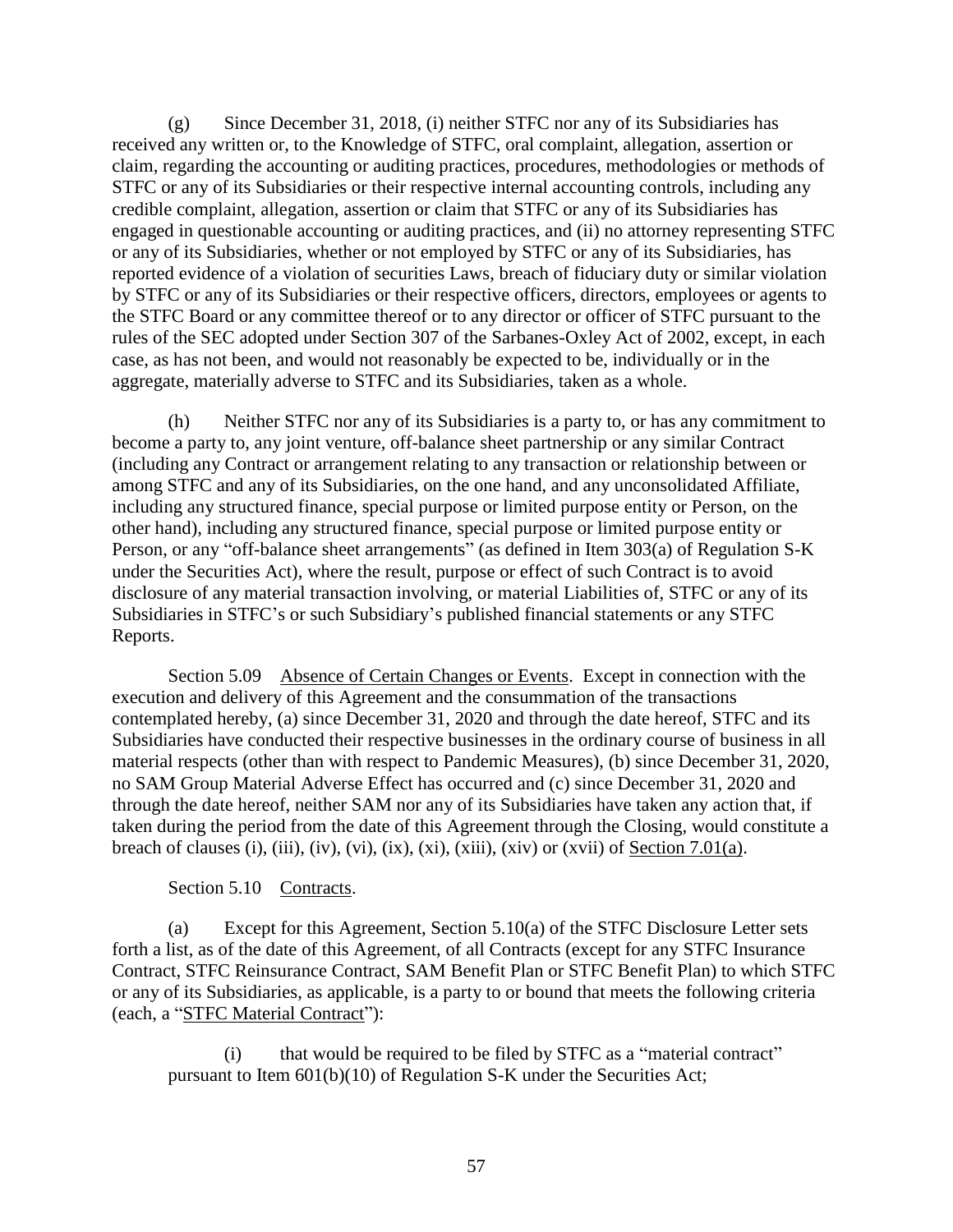(g) Since December 31, 2018, (i) neither STFC nor any of its Subsidiaries has received any written or, to the Knowledge of STFC, oral complaint, allegation, assertion or claim, regarding the accounting or auditing practices, procedures, methodologies or methods of STFC or any of its Subsidiaries or their respective internal accounting controls, including any credible complaint, allegation, assertion or claim that STFC or any of its Subsidiaries has engaged in questionable accounting or auditing practices, and (ii) no attorney representing STFC or any of its Subsidiaries, whether or not employed by STFC or any of its Subsidiaries, has reported evidence of a violation of securities Laws, breach of fiduciary duty or similar violation by STFC or any of its Subsidiaries or their respective officers, directors, employees or agents to the STFC Board or any committee thereof or to any director or officer of STFC pursuant to the rules of the SEC adopted under Section 307 of the Sarbanes-Oxley Act of 2002, except, in each case, as has not been, and would not reasonably be expected to be, individually or in the aggregate, materially adverse to STFC and its Subsidiaries, taken as a whole.

(h) Neither STFC nor any of its Subsidiaries is a party to, or has any commitment to become a party to, any joint venture, off-balance sheet partnership or any similar Contract (including any Contract or arrangement relating to any transaction or relationship between or among STFC and any of its Subsidiaries, on the one hand, and any unconsolidated Affiliate, including any structured finance, special purpose or limited purpose entity or Person, on the other hand), including any structured finance, special purpose or limited purpose entity or Person, or any "off-balance sheet arrangements" (as defined in Item 303(a) of Regulation S-K under the Securities Act), where the result, purpose or effect of such Contract is to avoid disclosure of any material transaction involving, or material Liabilities of, STFC or any of its Subsidiaries in STFC's or such Subsidiary's published financial statements or any STFC Reports.

Section 5.09 Absence of Certain Changes or Events. Except in connection with the execution and delivery of this Agreement and the consummation of the transactions contemplated hereby, (a) since December 31, 2020 and through the date hereof, STFC and its Subsidiaries have conducted their respective businesses in the ordinary course of business in all material respects (other than with respect to Pandemic Measures), (b) since December 31, 2020, no SAM Group Material Adverse Effect has occurred and (c) since December 31, 2020 and through the date hereof, neither SAM nor any of its Subsidiaries have taken any action that, if taken during the period from the date of this Agreement through the Closing, would constitute a breach of clauses (i), (iii), (iv), (vi), (ix), (xi), (xiii), (xiv) or (xvii) of Section 7.01(a).

Section 5.10 Contracts.

(a) Except for this Agreement, Section 5.10(a) of the STFC Disclosure Letter sets forth a list, as of the date of this Agreement, of all Contracts (except for any STFC Insurance Contract, STFC Reinsurance Contract, SAM Benefit Plan or STFC Benefit Plan) to which STFC or any of its Subsidiaries, as applicable, is a party to or bound that meets the following criteria (each, a "STFC Material Contract"):

(i) that would be required to be filed by STFC as a "material contract" pursuant to Item 601(b)(10) of Regulation S-K under the Securities Act;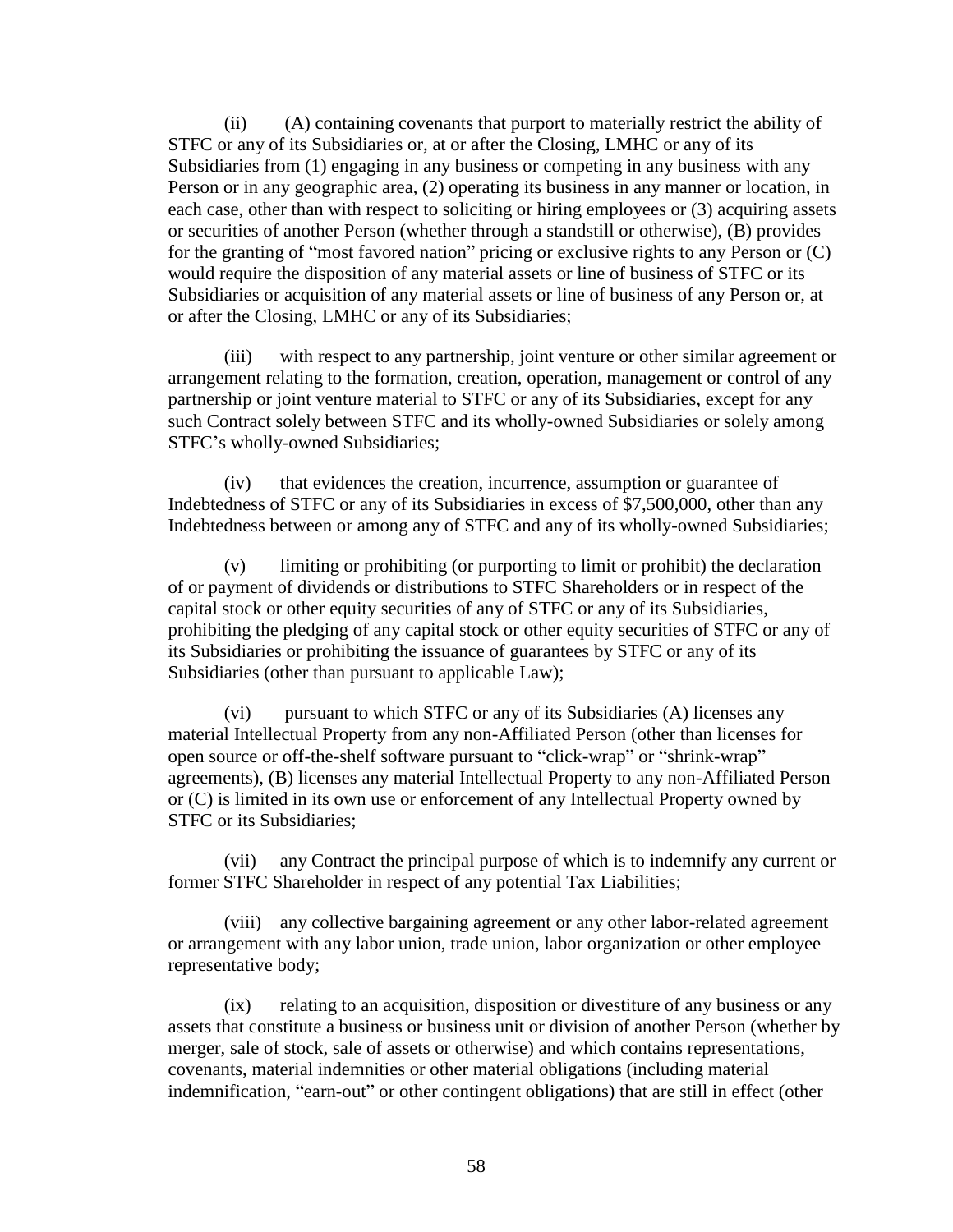(ii) (A) containing covenants that purport to materially restrict the ability of STFC or any of its Subsidiaries or, at or after the Closing, LMHC or any of its Subsidiaries from (1) engaging in any business or competing in any business with any Person or in any geographic area, (2) operating its business in any manner or location, in each case, other than with respect to soliciting or hiring employees or (3) acquiring assets or securities of another Person (whether through a standstill or otherwise), (B) provides for the granting of "most favored nation" pricing or exclusive rights to any Person or (C) would require the disposition of any material assets or line of business of STFC or its Subsidiaries or acquisition of any material assets or line of business of any Person or, at or after the Closing, LMHC or any of its Subsidiaries;

(iii) with respect to any partnership, joint venture or other similar agreement or arrangement relating to the formation, creation, operation, management or control of any partnership or joint venture material to STFC or any of its Subsidiaries, except for any such Contract solely between STFC and its wholly-owned Subsidiaries or solely among STFC's wholly-owned Subsidiaries;

(iv) that evidences the creation, incurrence, assumption or guarantee of Indebtedness of STFC or any of its Subsidiaries in excess of $7,500,000, other than any Indebtedness between or among any of STFC and any of its wholly-owned Subsidiaries;

(v) limiting or prohibiting (or purporting to limit or prohibit) the declaration of or payment of dividends or distributions to STFC Shareholders or in respect of the capital stock or other equity securities of any of STFC or any of its Subsidiaries, prohibiting the pledging of any capital stock or other equity securities of STFC or any of its Subsidiaries or prohibiting the issuance of guarantees by STFC or any of its Subsidiaries (other than pursuant to applicable Law);

(vi) pursuant to which STFC or any of its Subsidiaries (A) licenses any material Intellectual Property from any non-Affiliated Person (other than licenses for open source or off-the-shelf software pursuant to "click-wrap" or "shrink-wrap" agreements), (B) licenses any material Intellectual Property to any non-Affiliated Person or (C) is limited in its own use or enforcement of any Intellectual Property owned by STFC or its Subsidiaries;

(vii) any Contract the principal purpose of which is to indemnify any current or former STFC Shareholder in respect of any potential Tax Liabilities;

(viii) any collective bargaining agreement or any other labor-related agreement or arrangement with any labor union, trade union, labor organization or other employee representative body;

(ix) relating to an acquisition, disposition or divestiture of any business or any assets that constitute a business or business unit or division of another Person (whether by merger, sale of stock, sale of assets or otherwise) and which contains representations, covenants, material indemnities or other material obligations (including material indemnification, "earn-out" or other contingent obligations) that are still in effect (other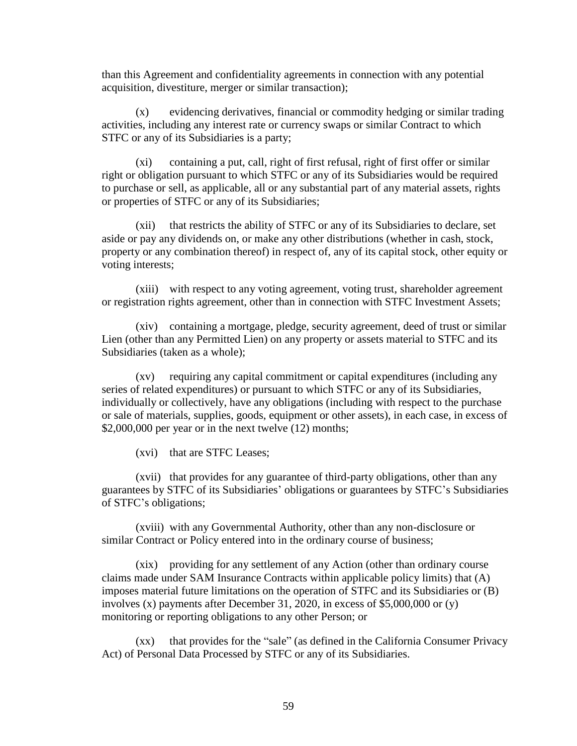than this Agreement and confidentiality agreements in connection with any potential acquisition, divestiture, merger or similar transaction);

(x) evidencing derivatives, financial or commodity hedging or similar trading activities, including any interest rate or currency swaps or similar Contract to which STFC or any of its Subsidiaries is a party;

(xi) containing a put, call, right of first refusal, right of first offer or similar right or obligation pursuant to which STFC or any of its Subsidiaries would be required to purchase or sell, as applicable, all or any substantial part of any material assets, rights or properties of STFC or any of its Subsidiaries;

(xii) that restricts the ability of STFC or any of its Subsidiaries to declare, set aside or pay any dividends on, or make any other distributions (whether in cash, stock, property or any combination thereof) in respect of, any of its capital stock, other equity or voting interests;

(xiii) with respect to any voting agreement, voting trust, shareholder agreement or registration rights agreement, other than in connection with STFC Investment Assets;

(xiv) containing a mortgage, pledge, security agreement, deed of trust or similar Lien (other than any Permitted Lien) on any property or assets material to STFC and its Subsidiaries (taken as a whole);

(xv) requiring any capital commitment or capital expenditures (including any series of related expenditures) or pursuant to which STFC or any of its Subsidiaries, individually or collectively, have any obligations (including with respect to the purchase or sale of materials, supplies, goods, equipment or other assets), in each case, in excess of $2,000,000 per year or in the next twelve (12) months;

(xvi) that are STFC Leases;

(xvii) that provides for any guarantee of third-party obligations, other than any guarantees by STFC of its Subsidiaries' obligations or guarantees by STFC's Subsidiaries of STFC's obligations;

(xviii) with any Governmental Authority, other than any non-disclosure or similar Contract or Policy entered into in the ordinary course of business;

(xix) providing for any settlement of any Action (other than ordinary course claims made under SAM Insurance Contracts within applicable policy limits) that (A) imposes material future limitations on the operation of STFC and its Subsidiaries or (B) involves (x) payments after December 31, 2020, in excess of $5,000,000 or (y) monitoring or reporting obligations to any other Person; or

(xx) that provides for the "sale" (as defined in the California Consumer Privacy Act) of Personal Data Processed by STFC or any of its Subsidiaries.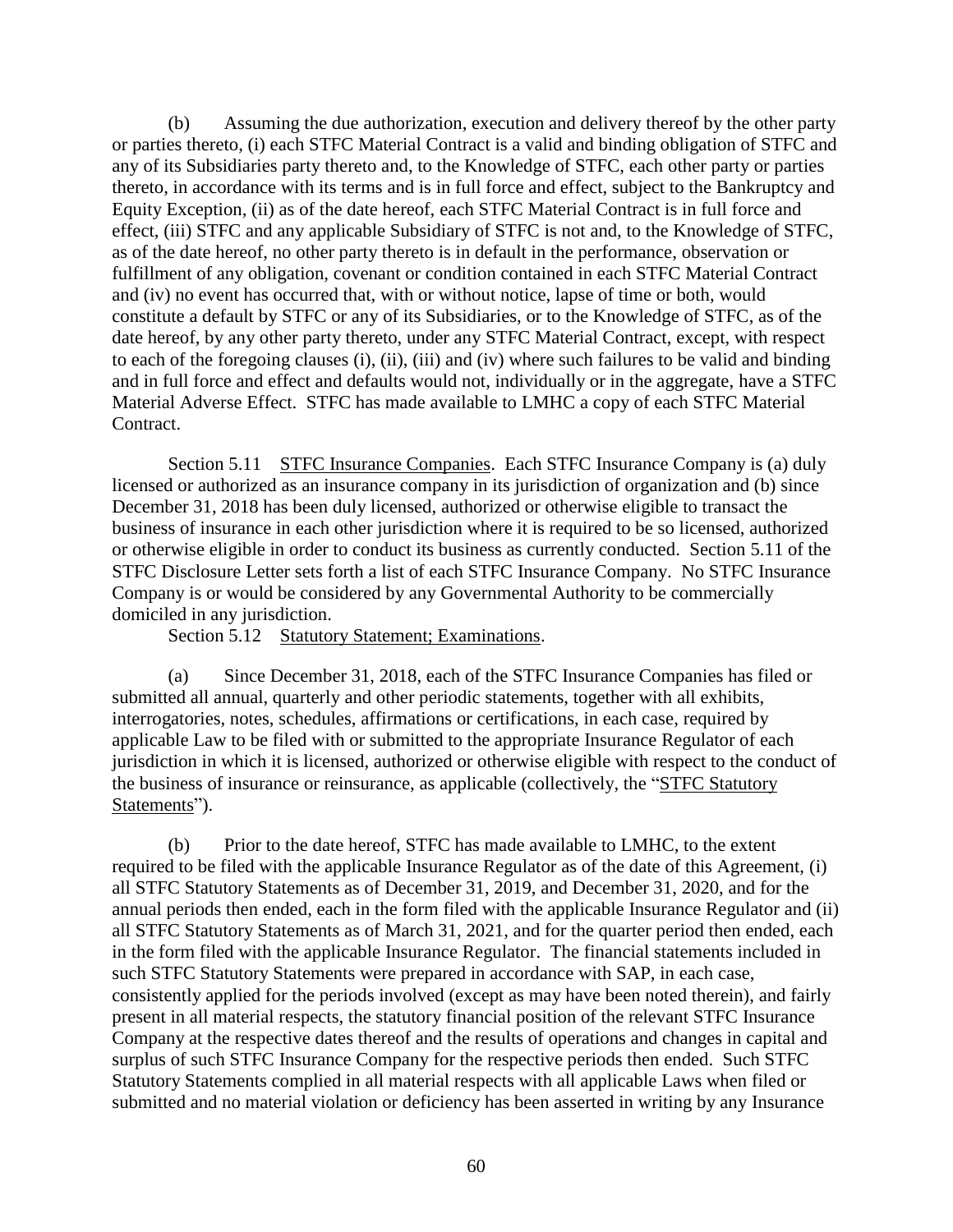(b) Assuming the due authorization, execution and delivery thereof by the other party or parties thereto, (i) each STFC Material Contract is a valid and binding obligation of STFC and any of its Subsidiaries party thereto and, to the Knowledge of STFC, each other party or parties thereto, in accordance with its terms and is in full force and effect, subject to the Bankruptcy and Equity Exception, (ii) as of the date hereof, each STFC Material Contract is in full force and effect, (iii) STFC and any applicable Subsidiary of STFC is not and, to the Knowledge of STFC, as of the date hereof, no other party thereto is in default in the performance, observation or fulfillment of any obligation, covenant or condition contained in each STFC Material Contract and (iv) no event has occurred that, with or without notice, lapse of time or both, would constitute a default by STFC or any of its Subsidiaries, or to the Knowledge of STFC, as of the date hereof, by any other party thereto, under any STFC Material Contract, except, with respect to each of the foregoing clauses (i), (ii), (iii) and (iv) where such failures to be valid and binding and in full force and effect and defaults would not, individually or in the aggregate, have a STFC Material Adverse Effect. STFC has made available to LMHC a copy of each STFC Material Contract.

Section 5.11 STFC Insurance Companies. Each STFC Insurance Company is (a) duly licensed or authorized as an insurance company in its jurisdiction of organization and (b) since December 31, 2018 has been duly licensed, authorized or otherwise eligible to transact the business of insurance in each other jurisdiction where it is required to be so licensed, authorized or otherwise eligible in order to conduct its business as currently conducted. Section 5.11 of the STFC Disclosure Letter sets forth a list of each STFC Insurance Company. No STFC Insurance Company is or would be considered by any Governmental Authority to be commercially domiciled in any jurisdiction.

Section 5.12 Statutory Statement; Examinations.

(a) Since December 31, 2018, each of the STFC Insurance Companies has filed or submitted all annual, quarterly and other periodic statements, together with all exhibits, interrogatories, notes, schedules, affirmations or certifications, in each case, required by applicable Law to be filed with or submitted to the appropriate Insurance Regulator of each jurisdiction in which it is licensed, authorized or otherwise eligible with respect to the conduct of the business of insurance or reinsurance, as applicable (collectively, the "STFC Statutory Statements").

(b) Prior to the date hereof, STFC has made available to LMHC, to the extent required to be filed with the applicable Insurance Regulator as of the date of this Agreement, (i) all STFC Statutory Statements as of December 31, 2019, and December 31, 2020, and for the annual periods then ended, each in the form filed with the applicable Insurance Regulator and (ii) all STFC Statutory Statements as of March 31, 2021, and for the quarter period then ended, each in the form filed with the applicable Insurance Regulator. The financial statements included in such STFC Statutory Statements were prepared in accordance with SAP, in each case, consistently applied for the periods involved (except as may have been noted therein), and fairly present in all material respects, the statutory financial position of the relevant STFC Insurance Company at the respective dates thereof and the results of operations and changes in capital and surplus of such STFC Insurance Company for the respective periods then ended. Such STFC Statutory Statements complied in all material respects with all applicable Laws when filed or submitted and no material violation or deficiency has been asserted in writing by any Insurance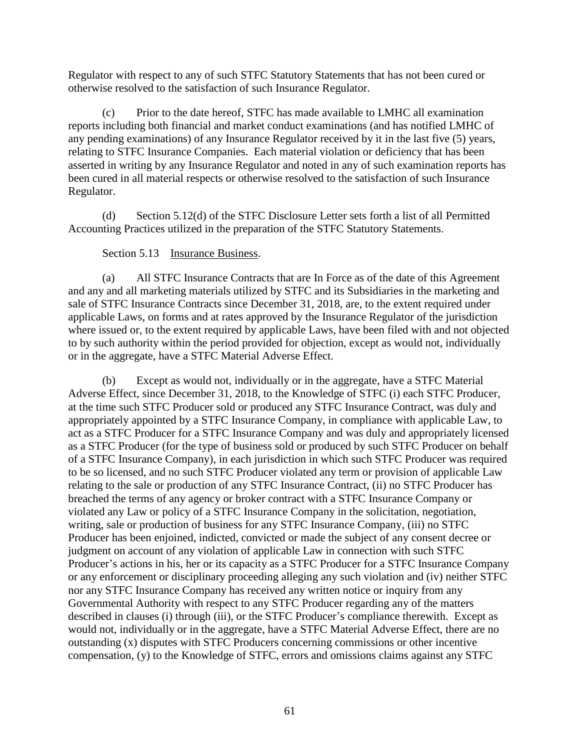Regulator with respect to any of such STFC Statutory Statements that has not been cured or otherwise resolved to the satisfaction of such Insurance Regulator.

(c) Prior to the date hereof, STFC has made available to LMHC all examination reports including both financial and market conduct examinations (and has notified LMHC of any pending examinations) of any Insurance Regulator received by it in the last five (5) years, relating to STFC Insurance Companies. Each material violation or deficiency that has been asserted in writing by any Insurance Regulator and noted in any of such examination reports has been cured in all material respects or otherwise resolved to the satisfaction of such Insurance Regulator.

(d) Section 5.12(d) of the STFC Disclosure Letter sets forth a list of all Permitted Accounting Practices utilized in the preparation of the STFC Statutory Statements.

Section 5.13 Insurance Business.

(a) All STFC Insurance Contracts that are In Force as of the date of this Agreement and any and all marketing materials utilized by STFC and its Subsidiaries in the marketing and sale of STFC Insurance Contracts since December 31, 2018, are, to the extent required under applicable Laws, on forms and at rates approved by the Insurance Regulator of the jurisdiction where issued or, to the extent required by applicable Laws, have been filed with and not objected to by such authority within the period provided for objection, except as would not, individually or in the aggregate, have a STFC Material Adverse Effect.

(b) Except as would not, individually or in the aggregate, have a STFC Material Adverse Effect, since December 31, 2018, to the Knowledge of STFC (i) each STFC Producer, at the time such STFC Producer sold or produced any STFC Insurance Contract, was duly and appropriately appointed by a STFC Insurance Company, in compliance with applicable Law, to act as a STFC Producer for a STFC Insurance Company and was duly and appropriately licensed as a STFC Producer (for the type of business sold or produced by such STFC Producer on behalf of a STFC Insurance Company), in each jurisdiction in which such STFC Producer was required to be so licensed, and no such STFC Producer violated any term or provision of applicable Law relating to the sale or production of any STFC Insurance Contract, (ii) no STFC Producer has breached the terms of any agency or broker contract with a STFC Insurance Company or violated any Law or policy of a STFC Insurance Company in the solicitation, negotiation, writing, sale or production of business for any STFC Insurance Company, (iii) no STFC Producer has been enjoined, indicted, convicted or made the subject of any consent decree or judgment on account of any violation of applicable Law in connection with such STFC Producer's actions in his, her or its capacity as a STFC Producer for a STFC Insurance Company or any enforcement or disciplinary proceeding alleging any such violation and (iv) neither STFC nor any STFC Insurance Company has received any written notice or inquiry from any Governmental Authority with respect to any STFC Producer regarding any of the matters described in clauses (i) through (iii), or the STFC Producer's compliance therewith. Except as would not, individually or in the aggregate, have a STFC Material Adverse Effect, there are no outstanding (x) disputes with STFC Producers concerning commissions or other incentive compensation, (y) to the Knowledge of STFC, errors and omissions claims against any STFC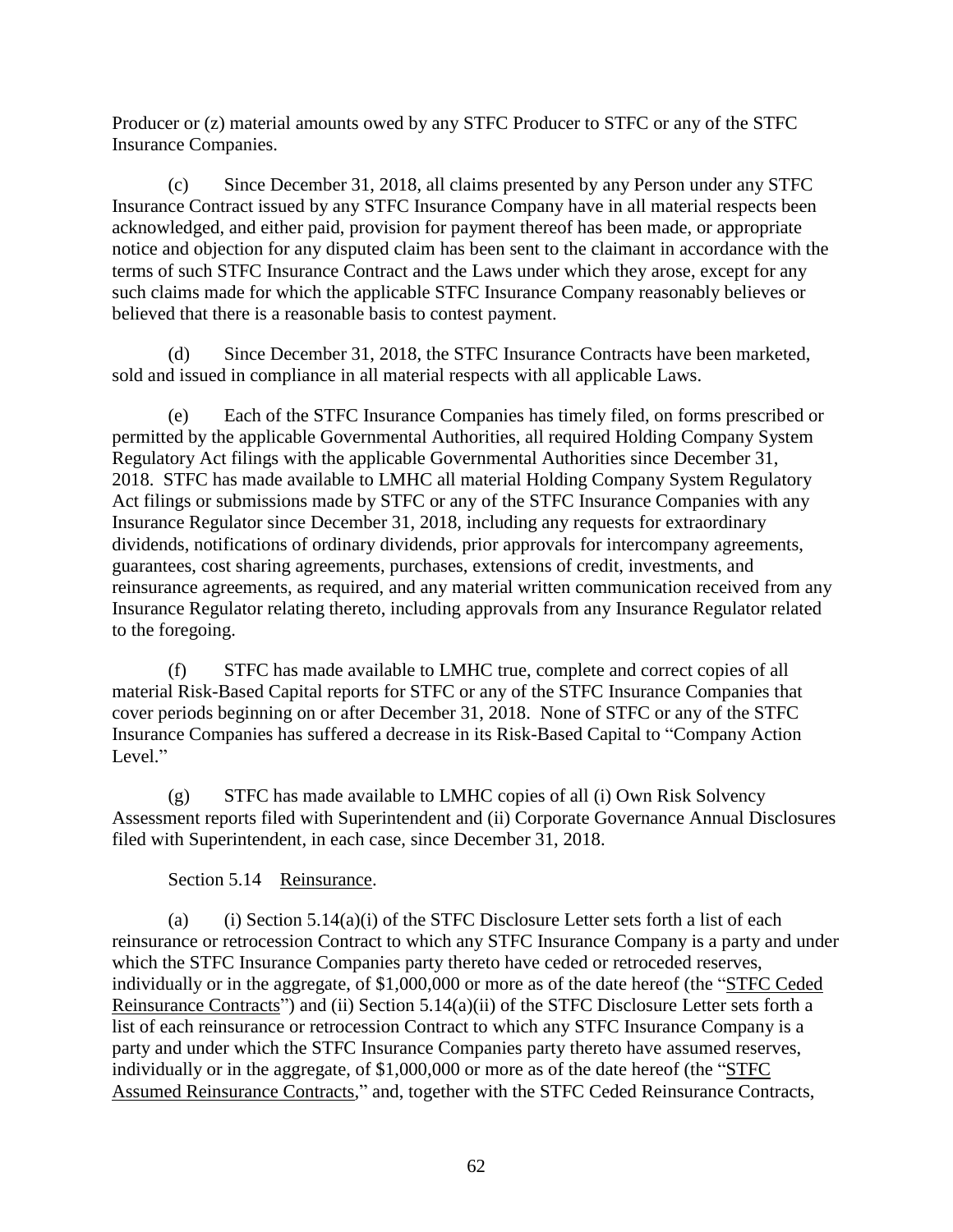Producer or (z) material amounts owed by any STFC Producer to STFC or any of the STFC Insurance Companies.

(c) Since December 31, 2018, all claims presented by any Person under any STFC Insurance Contract issued by any STFC Insurance Company have in all material respects been acknowledged, and either paid, provision for payment thereof has been made, or appropriate notice and objection for any disputed claim has been sent to the claimant in accordance with the terms of such STFC Insurance Contract and the Laws under which they arose, except for any such claims made for which the applicable STFC Insurance Company reasonably believes or believed that there is a reasonable basis to contest payment.

(d) Since December 31, 2018, the STFC Insurance Contracts have been marketed, sold and issued in compliance in all material respects with all applicable Laws.

(e) Each of the STFC Insurance Companies has timely filed, on forms prescribed or permitted by the applicable Governmental Authorities, all required Holding Company System Regulatory Act filings with the applicable Governmental Authorities since December 31, 2018. STFC has made available to LMHC all material Holding Company System Regulatory Act filings or submissions made by STFC or any of the STFC Insurance Companies with any Insurance Regulator since December 31, 2018, including any requests for extraordinary dividends, notifications of ordinary dividends, prior approvals for intercompany agreements, guarantees, cost sharing agreements, purchases, extensions of credit, investments, and reinsurance agreements, as required, and any material written communication received from any Insurance Regulator relating thereto, including approvals from any Insurance Regulator related to the foregoing.

(f) STFC has made available to LMHC true, complete and correct copies of all material Risk-Based Capital reports for STFC or any of the STFC Insurance Companies that cover periods beginning on or after December 31, 2018. None of STFC or any of the STFC Insurance Companies has suffered a decrease in its Risk-Based Capital to "Company Action Level."

(g) STFC has made available to LMHC copies of all (i) Own Risk Solvency Assessment reports filed with Superintendent and (ii) Corporate Governance Annual Disclosures filed with Superintendent, in each case, since December 31, 2018.

Section 5.14 Reinsurance.

(a) (i) Section 5.14(a)(i) of the STFC Disclosure Letter sets forth a list of each reinsurance or retrocession Contract to which any STFC Insurance Company is a party and under which the STFC Insurance Companies party thereto have ceded or retroceded reserves, individually or in the aggregate, of $1,000,000 or more as of the date hereof (the "STFC Ceded Reinsurance Contracts") and (ii) Section 5.14(a)(ii) of the STFC Disclosure Letter sets forth a list of each reinsurance or retrocession Contract to which any STFC Insurance Company is a party and under which the STFC Insurance Companies party thereto have assumed reserves, individually or in the aggregate, of $1,000,000 or more as of the date hereof (the "STFC Assumed Reinsurance Contracts," and, together with the STFC Ceded Reinsurance Contracts,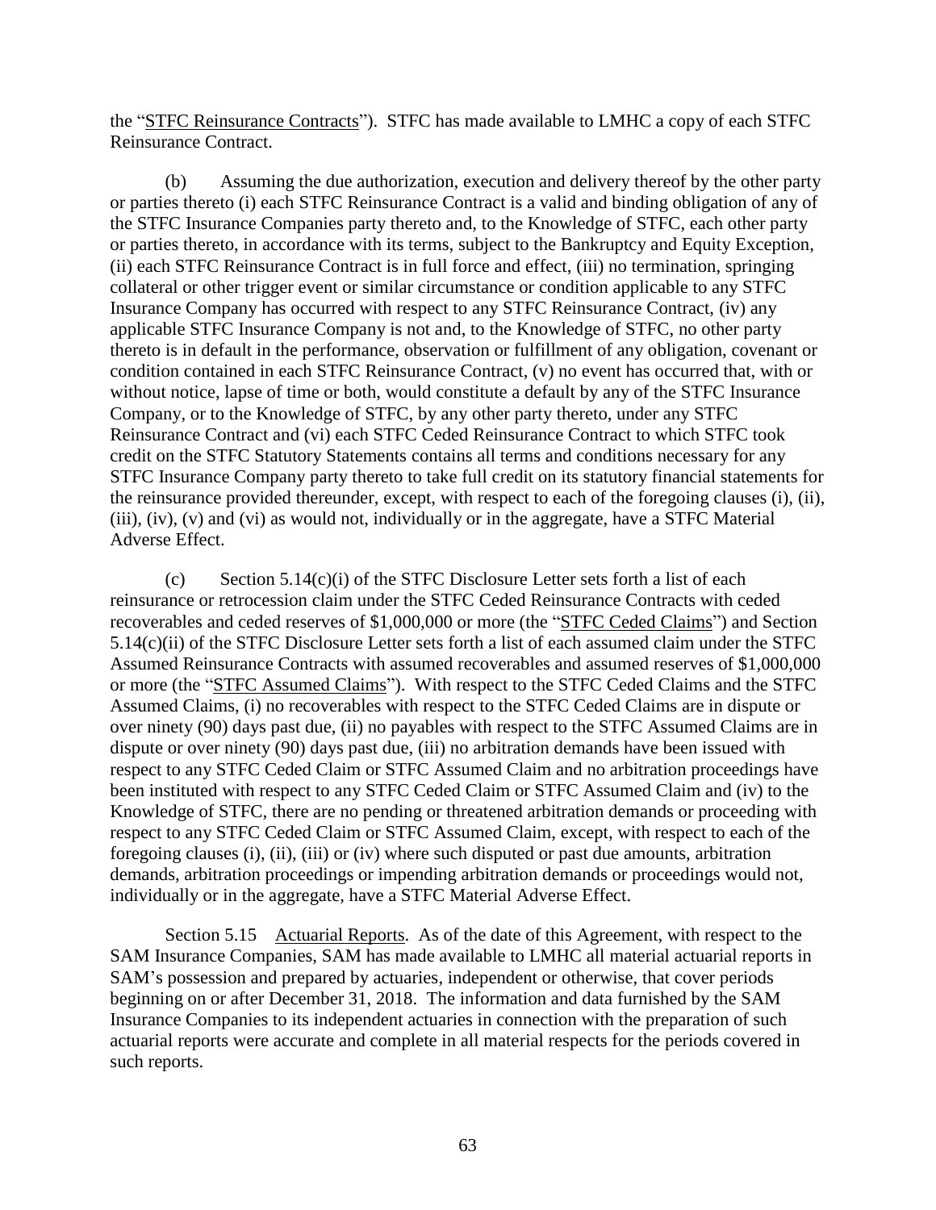the "STFC Reinsurance Contracts"). STFC has made available to LMHC a copy of each STFC Reinsurance Contract.

(b) Assuming the due authorization, execution and delivery thereof by the other party or parties thereto (i) each STFC Reinsurance Contract is a valid and binding obligation of any of the STFC Insurance Companies party thereto and, to the Knowledge of STFC, each other party or parties thereto, in accordance with its terms, subject to the Bankruptcy and Equity Exception, (ii) each STFC Reinsurance Contract is in full force and effect, (iii) no termination, springing collateral or other trigger event or similar circumstance or condition applicable to any STFC Insurance Company has occurred with respect to any STFC Reinsurance Contract, (iv) any applicable STFC Insurance Company is not and, to the Knowledge of STFC, no other party thereto is in default in the performance, observation or fulfillment of any obligation, covenant or condition contained in each STFC Reinsurance Contract, (v) no event has occurred that, with or without notice, lapse of time or both, would constitute a default by any of the STFC Insurance Company, or to the Knowledge of STFC, by any other party thereto, under any STFC Reinsurance Contract and (vi) each STFC Ceded Reinsurance Contract to which STFC took credit on the STFC Statutory Statements contains all terms and conditions necessary for any STFC Insurance Company party thereto to take full credit on its statutory financial statements for the reinsurance provided thereunder, except, with respect to each of the foregoing clauses (i), (ii), (iii), (iv), (v) and (vi) as would not, individually or in the aggregate, have a STFC Material Adverse Effect.

(c) Section 5.14(c)(i) of the STFC Disclosure Letter sets forth a list of each reinsurance or retrocession claim under the STFC Ceded Reinsurance Contracts with ceded recoverables and ceded reserves of $1,000,000 or more (the "STFC Ceded Claims") and Section 5.14(c)(ii) of the STFC Disclosure Letter sets forth a list of each assumed claim under the STFC Assumed Reinsurance Contracts with assumed recoverables and assumed reserves of $1,000,000 or more (the "STFC Assumed Claims"). With respect to the STFC Ceded Claims and the STFC Assumed Claims, (i) no recoverables with respect to the STFC Ceded Claims are in dispute or over ninety (90) days past due, (ii) no payables with respect to the STFC Assumed Claims are in dispute or over ninety (90) days past due, (iii) no arbitration demands have been issued with respect to any STFC Ceded Claim or STFC Assumed Claim and no arbitration proceedings have been instituted with respect to any STFC Ceded Claim or STFC Assumed Claim and (iv) to the Knowledge of STFC, there are no pending or threatened arbitration demands or proceeding with respect to any STFC Ceded Claim or STFC Assumed Claim, except, with respect to each of the foregoing clauses (i), (ii), (iii) or (iv) where such disputed or past due amounts, arbitration demands, arbitration proceedings or impending arbitration demands or proceedings would not, individually or in the aggregate, have a STFC Material Adverse Effect.

Section 5.15 Actuarial Reports. As of the date of this Agreement, with respect to the SAM Insurance Companies, SAM has made available to LMHC all material actuarial reports in SAM's possession and prepared by actuaries, independent or otherwise, that cover periods beginning on or after December 31, 2018. The information and data furnished by the SAM Insurance Companies to its independent actuaries in connection with the preparation of such actuarial reports were accurate and complete in all material respects for the periods covered in such reports.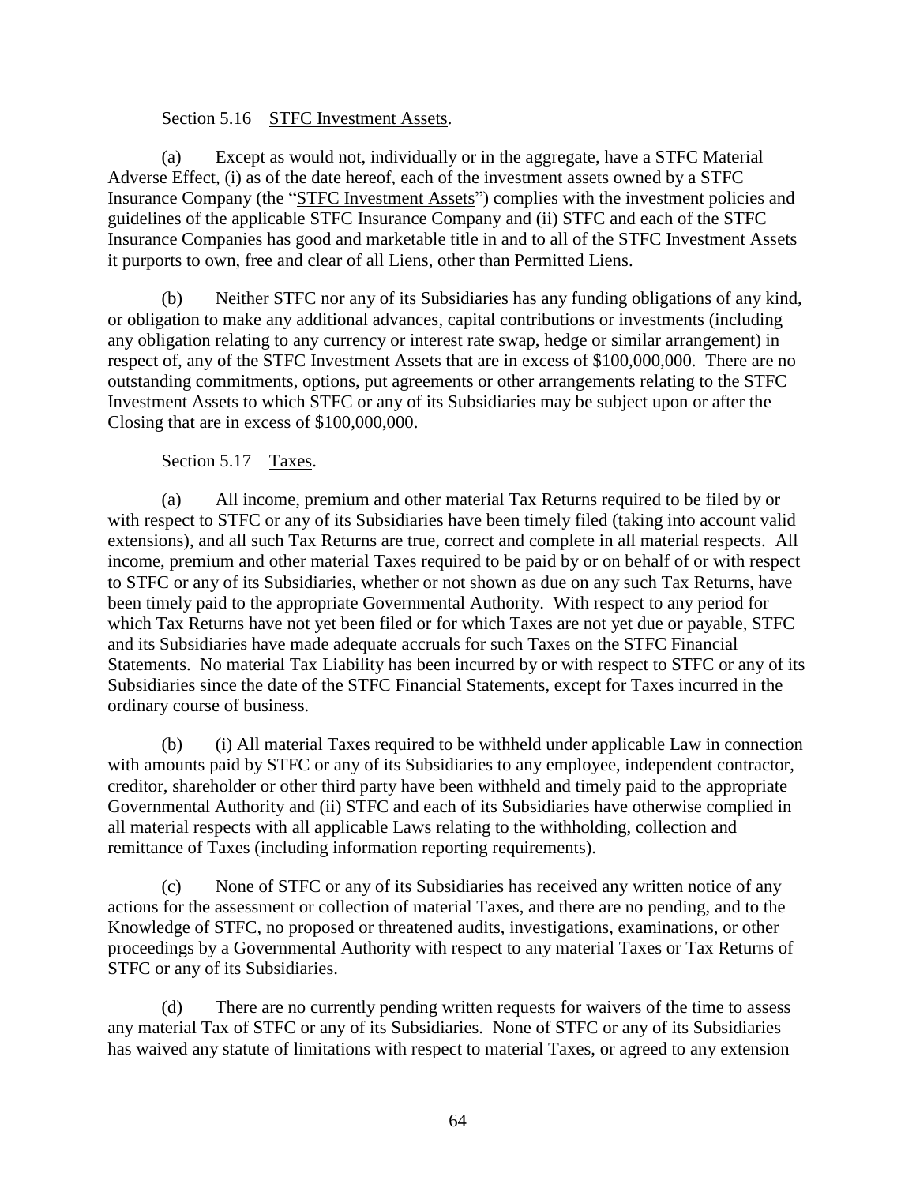Section 5.16 STFC Investment Assets.

(a) Except as would not, individually or in the aggregate, have a STFC Material Adverse Effect, (i) as of the date hereof, each of the investment assets owned by a STFC Insurance Company (the "STFC Investment Assets") complies with the investment policies and guidelines of the applicable STFC Insurance Company and (ii) STFC and each of the STFC Insurance Companies has good and marketable title in and to all of the STFC Investment Assets it purports to own, free and clear of all Liens, other than Permitted Liens.

(b) Neither STFC nor any of its Subsidiaries has any funding obligations of any kind, or obligation to make any additional advances, capital contributions or investments (including any obligation relating to any currency or interest rate swap, hedge or similar arrangement) in respect of, any of the STFC Investment Assets that are in excess of $100,000,000. There are no outstanding commitments, options, put agreements or other arrangements relating to the STFC Investment Assets to which STFC or any of its Subsidiaries may be subject upon or after the Closing that are in excess of $100,000,000.

Section 5.17 Taxes.

(a) All income, premium and other material Tax Returns required to be filed by or with respect to STFC or any of its Subsidiaries have been timely filed (taking into account valid extensions), and all such Tax Returns are true, correct and complete in all material respects. All income, premium and other material Taxes required to be paid by or on behalf of or with respect to STFC or any of its Subsidiaries, whether or not shown as due on any such Tax Returns, have been timely paid to the appropriate Governmental Authority. With respect to any period for which Tax Returns have not yet been filed or for which Taxes are not yet due or payable, STFC and its Subsidiaries have made adequate accruals for such Taxes on the STFC Financial Statements. No material Tax Liability has been incurred by or with respect to STFC or any of its Subsidiaries since the date of the STFC Financial Statements, except for Taxes incurred in the ordinary course of business.

(b) (i) All material Taxes required to be withheld under applicable Law in connection with amounts paid by STFC or any of its Subsidiaries to any employee, independent contractor, creditor, shareholder or other third party have been withheld and timely paid to the appropriate Governmental Authority and (ii) STFC and each of its Subsidiaries have otherwise complied in all material respects with all applicable Laws relating to the withholding, collection and remittance of Taxes (including information reporting requirements).

(c) None of STFC or any of its Subsidiaries has received any written notice of any actions for the assessment or collection of material Taxes, and there are no pending, and to the Knowledge of STFC, no proposed or threatened audits, investigations, examinations, or other proceedings by a Governmental Authority with respect to any material Taxes or Tax Returns of STFC or any of its Subsidiaries.

(d) There are no currently pending written requests for waivers of the time to assess any material Tax of STFC or any of its Subsidiaries. None of STFC or any of its Subsidiaries has waived any statute of limitations with respect to material Taxes, or agreed to any extension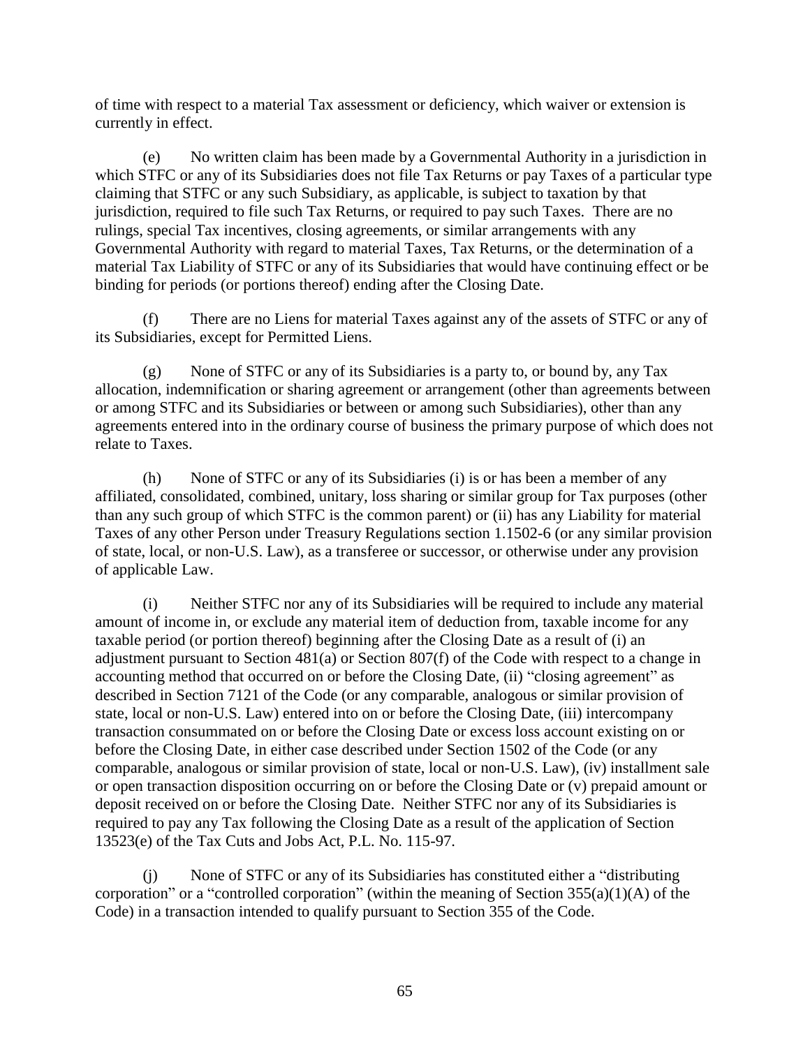of time with respect to a material Tax assessment or deficiency, which waiver or extension is currently in effect.

(e) No written claim has been made by a Governmental Authority in a jurisdiction in which STFC or any of its Subsidiaries does not file Tax Returns or pay Taxes of a particular type claiming that STFC or any such Subsidiary, as applicable, is subject to taxation by that jurisdiction, required to file such Tax Returns, or required to pay such Taxes. There are no rulings, special Tax incentives, closing agreements, or similar arrangements with any Governmental Authority with regard to material Taxes, Tax Returns, or the determination of a material Tax Liability of STFC or any of its Subsidiaries that would have continuing effect or be binding for periods (or portions thereof) ending after the Closing Date.

(f) There are no Liens for material Taxes against any of the assets of STFC or any of its Subsidiaries, except for Permitted Liens.

(g) None of STFC or any of its Subsidiaries is a party to, or bound by, any Tax allocation, indemnification or sharing agreement or arrangement (other than agreements between or among STFC and its Subsidiaries or between or among such Subsidiaries), other than any agreements entered into in the ordinary course of business the primary purpose of which does not relate to Taxes.

(h) None of STFC or any of its Subsidiaries (i) is or has been a member of any affiliated, consolidated, combined, unitary, loss sharing or similar group for Tax purposes (other than any such group of which STFC is the common parent) or (ii) has any Liability for material Taxes of any other Person under Treasury Regulations section 1.1502-6 (or any similar provision of state, local, or non-U.S. Law), as a transferee or successor, or otherwise under any provision of applicable Law.

(i) Neither STFC nor any of its Subsidiaries will be required to include any material amount of income in, or exclude any material item of deduction from, taxable income for any taxable period (or portion thereof) beginning after the Closing Date as a result of (i) an adjustment pursuant to Section 481(a) or Section 807(f) of the Code with respect to a change in accounting method that occurred on or before the Closing Date, (ii) "closing agreement" as described in Section 7121 of the Code (or any comparable, analogous or similar provision of state, local or non-U.S. Law) entered into on or before the Closing Date, (iii) intercompany transaction consummated on or before the Closing Date or excess loss account existing on or before the Closing Date, in either case described under Section 1502 of the Code (or any comparable, analogous or similar provision of state, local or non-U.S. Law), (iv) installment sale or open transaction disposition occurring on or before the Closing Date or (v) prepaid amount or deposit received on or before the Closing Date. Neither STFC nor any of its Subsidiaries is required to pay any Tax following the Closing Date as a result of the application of Section 13523(e) of the Tax Cuts and Jobs Act, P.L. No. 115-97.

(j) None of STFC or any of its Subsidiaries has constituted either a "distributing corporation" or a "controlled corporation" (within the meaning of Section 355(a)(1)(A) of the Code) in a transaction intended to qualify pursuant to Section 355 of the Code.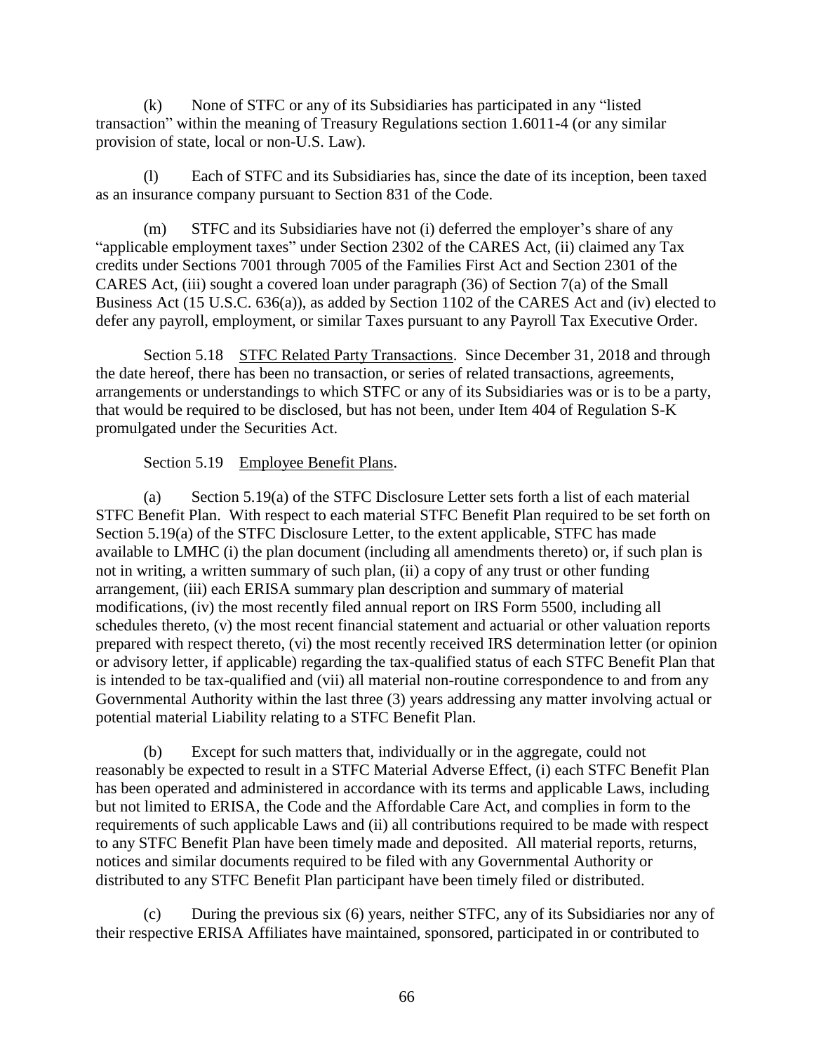(k) None of STFC or any of its Subsidiaries has participated in any "listed transaction" within the meaning of Treasury Regulations section 1.6011-4 (or any similar provision of state, local or non-U.S. Law).

(l) Each of STFC and its Subsidiaries has, since the date of its inception, been taxed as an insurance company pursuant to Section 831 of the Code.

(m) STFC and its Subsidiaries have not (i) deferred the employer's share of any "applicable employment taxes" under Section 2302 of the CARES Act, (ii) claimed any Tax credits under Sections 7001 through 7005 of the Families First Act and Section 2301 of the CARES Act, (iii) sought a covered loan under paragraph (36) of Section 7(a) of the Small Business Act (15 U.S.C. 636(a)), as added by Section 1102 of the CARES Act and (iv) elected to defer any payroll, employment, or similar Taxes pursuant to any Payroll Tax Executive Order.

Section 5.18 STFC Related Party Transactions. Since December 31, 2018 and through the date hereof, there has been no transaction, or series of related transactions, agreements, arrangements or understandings to which STFC or any of its Subsidiaries was or is to be a party, that would be required to be disclosed, but has not been, under Item 404 of Regulation S-K promulgated under the Securities Act.

Section 5.19 Employee Benefit Plans.

(a) Section 5.19(a) of the STFC Disclosure Letter sets forth a list of each material STFC Benefit Plan. With respect to each material STFC Benefit Plan required to be set forth on Section 5.19(a) of the STFC Disclosure Letter, to the extent applicable, STFC has made available to LMHC (i) the plan document (including all amendments thereto) or, if such plan is not in writing, a written summary of such plan, (ii) a copy of any trust or other funding arrangement, (iii) each ERISA summary plan description and summary of material modifications, (iv) the most recently filed annual report on IRS Form 5500, including all schedules thereto, (v) the most recent financial statement and actuarial or other valuation reports prepared with respect thereto, (vi) the most recently received IRS determination letter (or opinion or advisory letter, if applicable) regarding the tax-qualified status of each STFC Benefit Plan that is intended to be tax-qualified and (vii) all material non-routine correspondence to and from any Governmental Authority within the last three (3) years addressing any matter involving actual or potential material Liability relating to a STFC Benefit Plan.

(b) Except for such matters that, individually or in the aggregate, could not reasonably be expected to result in a STFC Material Adverse Effect, (i) each STFC Benefit Plan has been operated and administered in accordance with its terms and applicable Laws, including but not limited to ERISA, the Code and the Affordable Care Act, and complies in form to the requirements of such applicable Laws and (ii) all contributions required to be made with respect to any STFC Benefit Plan have been timely made and deposited. All material reports, returns, notices and similar documents required to be filed with any Governmental Authority or distributed to any STFC Benefit Plan participant have been timely filed or distributed.

(c) During the previous six (6) years, neither STFC, any of its Subsidiaries nor any of their respective ERISA Affiliates have maintained, sponsored, participated in or contributed to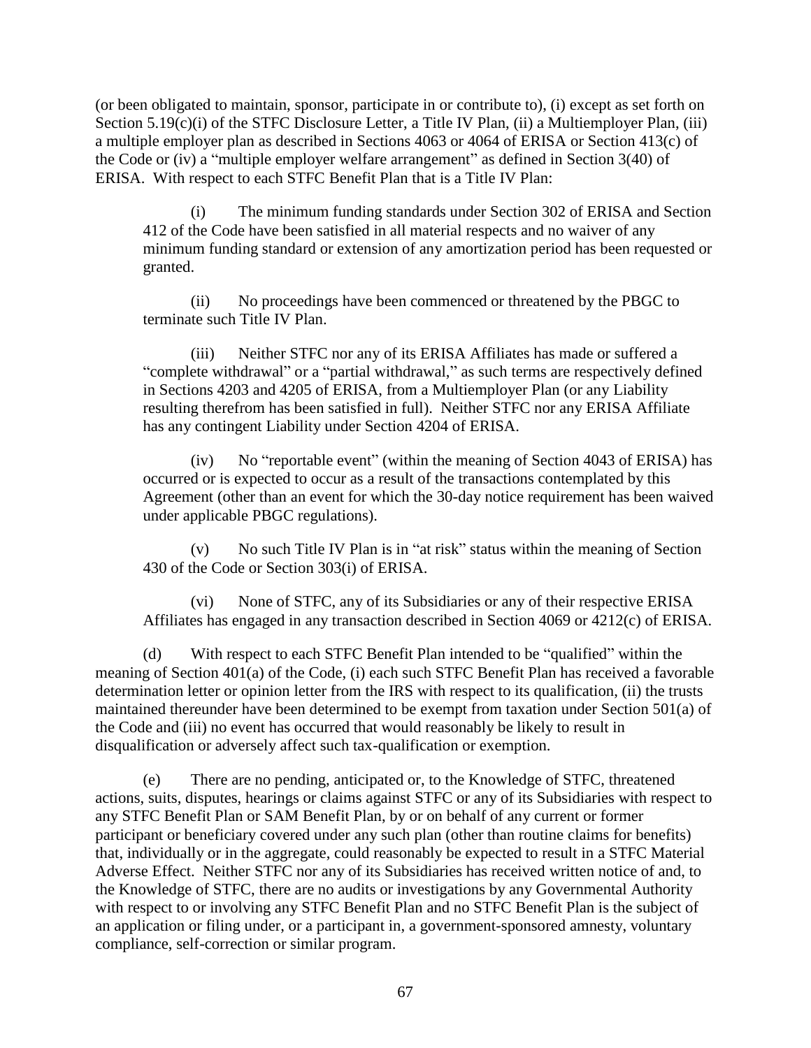(or been obligated to maintain, sponsor, participate in or contribute to), (i) except as set forth on Section 5.19(c)(i) of the STFC Disclosure Letter, a Title IV Plan, (ii) a Multiemployer Plan, (iii) a multiple employer plan as described in Sections 4063 or 4064 of ERISA or Section 413(c) of the Code or (iv) a "multiple employer welfare arrangement" as defined in Section 3(40) of ERISA. With respect to each STFC Benefit Plan that is a Title IV Plan:

(i) The minimum funding standards under Section 302 of ERISA and Section 412 of the Code have been satisfied in all material respects and no waiver of any minimum funding standard or extension of any amortization period has been requested or granted.

(ii) No proceedings have been commenced or threatened by the PBGC to terminate such Title IV Plan.

(iii) Neither STFC nor any of its ERISA Affiliates has made or suffered a "complete withdrawal" or a "partial withdrawal," as such terms are respectively defined in Sections 4203 and 4205 of ERISA, from a Multiemployer Plan (or any Liability resulting therefrom has been satisfied in full). Neither STFC nor any ERISA Affiliate has any contingent Liability under Section 4204 of ERISA.

(iv) No "reportable event" (within the meaning of Section 4043 of ERISA) has occurred or is expected to occur as a result of the transactions contemplated by this Agreement (other than an event for which the 30-day notice requirement has been waived under applicable PBGC regulations).

(v) No such Title IV Plan is in "at risk" status within the meaning of Section 430 of the Code or Section 303(i) of ERISA.

(vi) None of STFC, any of its Subsidiaries or any of their respective ERISA Affiliates has engaged in any transaction described in Section 4069 or 4212(c) of ERISA.

(d) With respect to each STFC Benefit Plan intended to be "qualified" within the meaning of Section 401(a) of the Code, (i) each such STFC Benefit Plan has received a favorable determination letter or opinion letter from the IRS with respect to its qualification, (ii) the trusts maintained thereunder have been determined to be exempt from taxation under Section 501(a) of the Code and (iii) no event has occurred that would reasonably be likely to result in disqualification or adversely affect such tax-qualification or exemption.

(e) There are no pending, anticipated or, to the Knowledge of STFC, threatened actions, suits, disputes, hearings or claims against STFC or any of its Subsidiaries with respect to any STFC Benefit Plan or SAM Benefit Plan, by or on behalf of any current or former participant or beneficiary covered under any such plan (other than routine claims for benefits) that, individually or in the aggregate, could reasonably be expected to result in a STFC Material Adverse Effect. Neither STFC nor any of its Subsidiaries has received written notice of and, to the Knowledge of STFC, there are no audits or investigations by any Governmental Authority with respect to or involving any STFC Benefit Plan and no STFC Benefit Plan is the subject of an application or filing under, or a participant in, a government-sponsored amnesty, voluntary compliance, self-correction or similar program.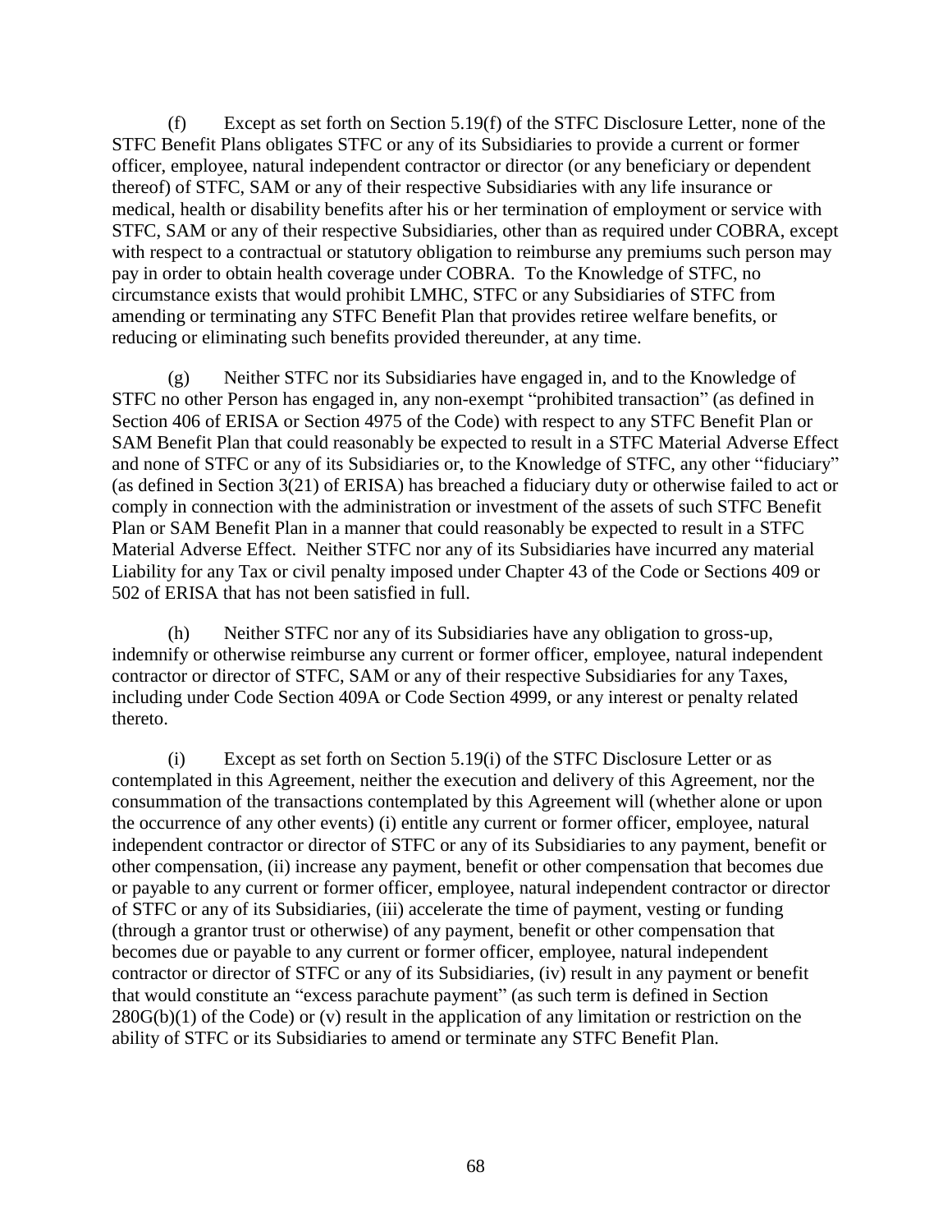(f) Except as set forth on Section 5.19(f) of the STFC Disclosure Letter, none of the STFC Benefit Plans obligates STFC or any of its Subsidiaries to provide a current or former officer, employee, natural independent contractor or director (or any beneficiary or dependent thereof) of STFC, SAM or any of their respective Subsidiaries with any life insurance or medical, health or disability benefits after his or her termination of employment or service with STFC, SAM or any of their respective Subsidiaries, other than as required under COBRA, except with respect to a contractual or statutory obligation to reimburse any premiums such person may pay in order to obtain health coverage under COBRA. To the Knowledge of STFC, no circumstance exists that would prohibit LMHC, STFC or any Subsidiaries of STFC from amending or terminating any STFC Benefit Plan that provides retiree welfare benefits, or reducing or eliminating such benefits provided thereunder, at any time.

(g) Neither STFC nor its Subsidiaries have engaged in, and to the Knowledge of STFC no other Person has engaged in, any non-exempt "prohibited transaction" (as defined in Section 406 of ERISA or Section 4975 of the Code) with respect to any STFC Benefit Plan or SAM Benefit Plan that could reasonably be expected to result in a STFC Material Adverse Effect and none of STFC or any of its Subsidiaries or, to the Knowledge of STFC, any other "fiduciary" (as defined in Section 3(21) of ERISA) has breached a fiduciary duty or otherwise failed to act or comply in connection with the administration or investment of the assets of such STFC Benefit Plan or SAM Benefit Plan in a manner that could reasonably be expected to result in a STFC Material Adverse Effect. Neither STFC nor any of its Subsidiaries have incurred any material Liability for any Tax or civil penalty imposed under Chapter 43 of the Code or Sections 409 or 502 of ERISA that has not been satisfied in full.

(h) Neither STFC nor any of its Subsidiaries have any obligation to gross-up, indemnify or otherwise reimburse any current or former officer, employee, natural independent contractor or director of STFC, SAM or any of their respective Subsidiaries for any Taxes, including under Code Section 409A or Code Section 4999, or any interest or penalty related thereto.

(i) Except as set forth on Section 5.19(i) of the STFC Disclosure Letter or as contemplated in this Agreement, neither the execution and delivery of this Agreement, nor the consummation of the transactions contemplated by this Agreement will (whether alone or upon the occurrence of any other events) (i) entitle any current or former officer, employee, natural independent contractor or director of STFC or any of its Subsidiaries to any payment, benefit or other compensation, (ii) increase any payment, benefit or other compensation that becomes due or payable to any current or former officer, employee, natural independent contractor or director of STFC or any of its Subsidiaries, (iii) accelerate the time of payment, vesting or funding (through a grantor trust or otherwise) of any payment, benefit or other compensation that becomes due or payable to any current or former officer, employee, natural independent contractor or director of STFC or any of its Subsidiaries, (iv) result in any payment or benefit that would constitute an "excess parachute payment" (as such term is defined in Section 280G(b)(1) of the Code) or (v) result in the application of any limitation or restriction on the ability of STFC or its Subsidiaries to amend or terminate any STFC Benefit Plan.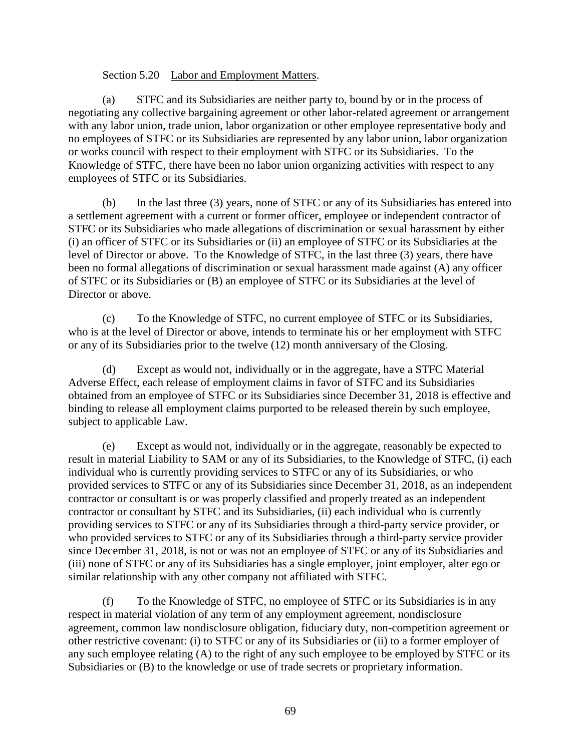Section 5.20 Labor and Employment Matters.

(a) STFC and its Subsidiaries are neither party to, bound by or in the process of negotiating any collective bargaining agreement or other labor-related agreement or arrangement with any labor union, trade union, labor organization or other employee representative body and no employees of STFC or its Subsidiaries are represented by any labor union, labor organization or works council with respect to their employment with STFC or its Subsidiaries. To the Knowledge of STFC, there have been no labor union organizing activities with respect to any employees of STFC or its Subsidiaries.

(b) In the last three (3) years, none of STFC or any of its Subsidiaries has entered into a settlement agreement with a current or former officer, employee or independent contractor of STFC or its Subsidiaries who made allegations of discrimination or sexual harassment by either (i) an officer of STFC or its Subsidiaries or (ii) an employee of STFC or its Subsidiaries at the level of Director or above. To the Knowledge of STFC, in the last three (3) years, there have been no formal allegations of discrimination or sexual harassment made against (A) any officer of STFC or its Subsidiaries or (B) an employee of STFC or its Subsidiaries at the level of Director or above.

(c) To the Knowledge of STFC, no current employee of STFC or its Subsidiaries, who is at the level of Director or above, intends to terminate his or her employment with STFC or any of its Subsidiaries prior to the twelve (12) month anniversary of the Closing.

(d) Except as would not, individually or in the aggregate, have a STFC Material Adverse Effect, each release of employment claims in favor of STFC and its Subsidiaries obtained from an employee of STFC or its Subsidiaries since December 31, 2018 is effective and binding to release all employment claims purported to be released therein by such employee, subject to applicable Law.

(e) Except as would not, individually or in the aggregate, reasonably be expected to result in material Liability to SAM or any of its Subsidiaries, to the Knowledge of STFC, (i) each individual who is currently providing services to STFC or any of its Subsidiaries, or who provided services to STFC or any of its Subsidiaries since December 31, 2018, as an independent contractor or consultant is or was properly classified and properly treated as an independent contractor or consultant by STFC and its Subsidiaries, (ii) each individual who is currently providing services to STFC or any of its Subsidiaries through a third-party service provider, or who provided services to STFC or any of its Subsidiaries through a third-party service provider since December 31, 2018, is not or was not an employee of STFC or any of its Subsidiaries and (iii) none of STFC or any of its Subsidiaries has a single employer, joint employer, alter ego or similar relationship with any other company not affiliated with STFC.

(f) To the Knowledge of STFC, no employee of STFC or its Subsidiaries is in any respect in material violation of any term of any employment agreement, nondisclosure agreement, common law nondisclosure obligation, fiduciary duty, non-competition agreement or other restrictive covenant: (i) to STFC or any of its Subsidiaries or (ii) to a former employer of any such employee relating (A) to the right of any such employee to be employed by STFC or its Subsidiaries or (B) to the knowledge or use of trade secrets or proprietary information.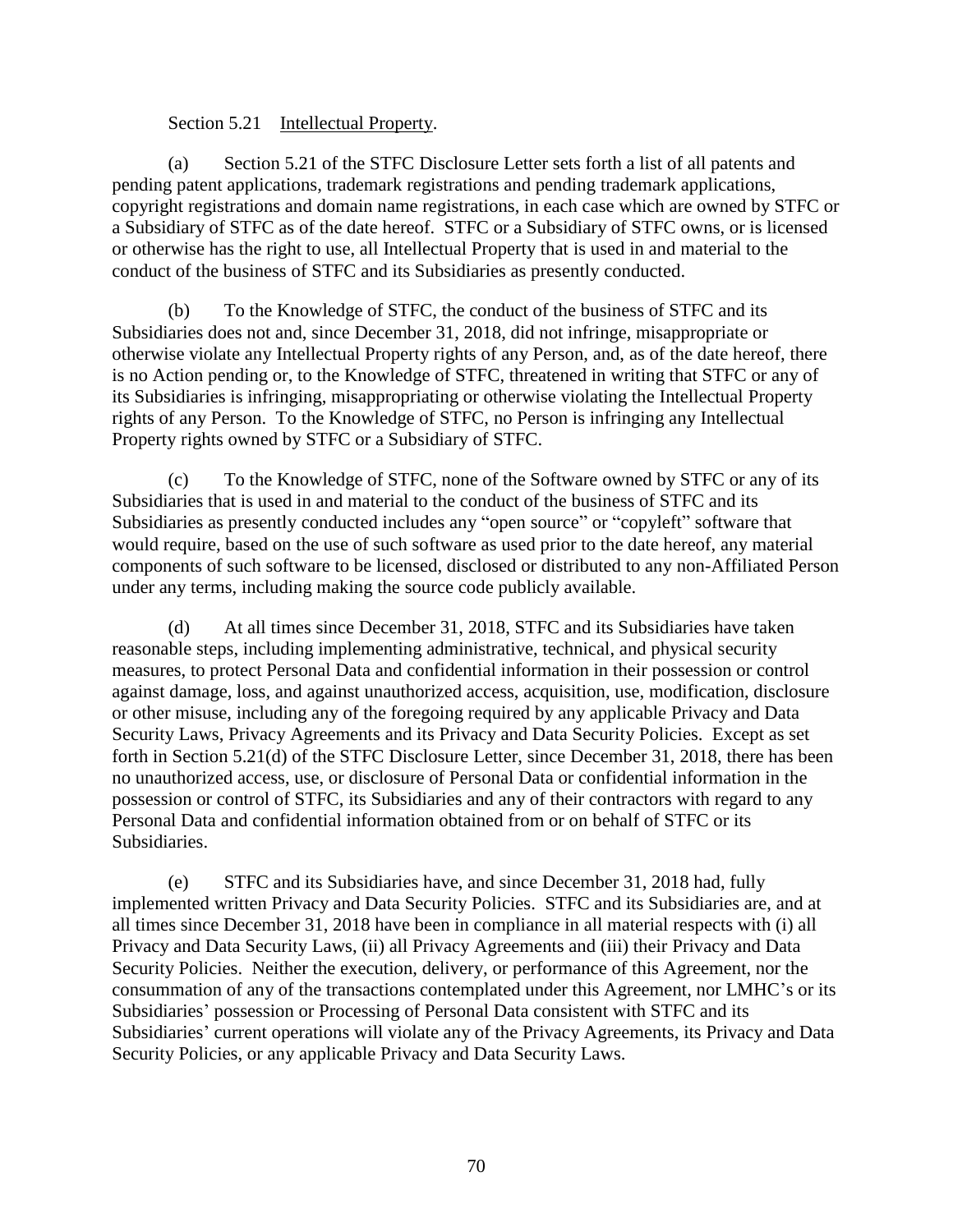Section 5.21 Intellectual Property.

(a) Section 5.21 of the STFC Disclosure Letter sets forth a list of all patents and pending patent applications, trademark registrations and pending trademark applications, copyright registrations and domain name registrations, in each case which are owned by STFC or a Subsidiary of STFC as of the date hereof. STFC or a Subsidiary of STFC owns, or is licensed or otherwise has the right to use, all Intellectual Property that is used in and material to the conduct of the business of STFC and its Subsidiaries as presently conducted.

(b) To the Knowledge of STFC, the conduct of the business of STFC and its Subsidiaries does not and, since December 31, 2018, did not infringe, misappropriate or otherwise violate any Intellectual Property rights of any Person, and, as of the date hereof, there is no Action pending or, to the Knowledge of STFC, threatened in writing that STFC or any of its Subsidiaries is infringing, misappropriating or otherwise violating the Intellectual Property rights of any Person. To the Knowledge of STFC, no Person is infringing any Intellectual Property rights owned by STFC or a Subsidiary of STFC.

(c) To the Knowledge of STFC, none of the Software owned by STFC or any of its Subsidiaries that is used in and material to the conduct of the business of STFC and its Subsidiaries as presently conducted includes any "open source" or "copyleft" software that would require, based on the use of such software as used prior to the date hereof, any material components of such software to be licensed, disclosed or distributed to any non-Affiliated Person under any terms, including making the source code publicly available.

(d) At all times since December 31, 2018, STFC and its Subsidiaries have taken reasonable steps, including implementing administrative, technical, and physical security measures, to protect Personal Data and confidential information in their possession or control against damage, loss, and against unauthorized access, acquisition, use, modification, disclosure or other misuse, including any of the foregoing required by any applicable Privacy and Data Security Laws, Privacy Agreements and its Privacy and Data Security Policies. Except as set forth in Section 5.21(d) of the STFC Disclosure Letter, since December 31, 2018, there has been no unauthorized access, use, or disclosure of Personal Data or confidential information in the possession or control of STFC, its Subsidiaries and any of their contractors with regard to any Personal Data and confidential information obtained from or on behalf of STFC or its Subsidiaries.

(e) STFC and its Subsidiaries have, and since December 31, 2018 had, fully implemented written Privacy and Data Security Policies. STFC and its Subsidiaries are, and at all times since December 31, 2018 have been in compliance in all material respects with (i) all Privacy and Data Security Laws, (ii) all Privacy Agreements and (iii) their Privacy and Data Security Policies. Neither the execution, delivery, or performance of this Agreement, nor the consummation of any of the transactions contemplated under this Agreement, nor LMHC's or its Subsidiaries' possession or Processing of Personal Data consistent with STFC and its Subsidiaries' current operations will violate any of the Privacy Agreements, its Privacy and Data Security Policies, or any applicable Privacy and Data Security Laws.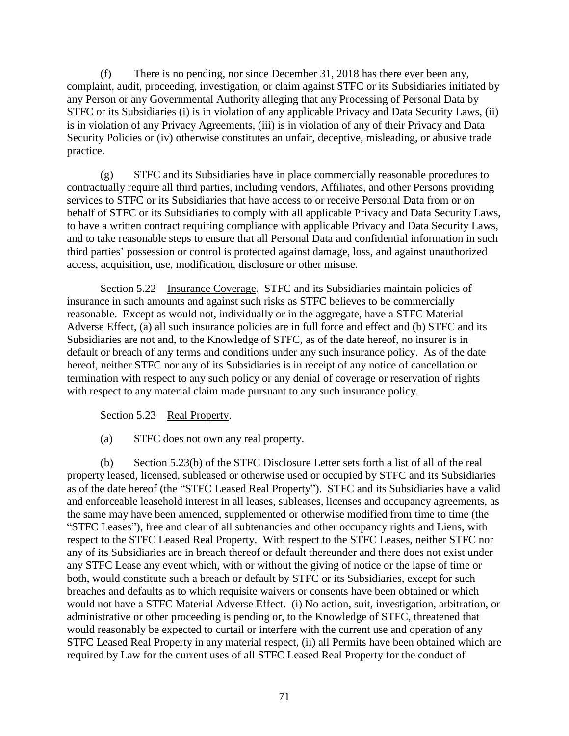(f) There is no pending, nor since December 31, 2018 has there ever been any, complaint, audit, proceeding, investigation, or claim against STFC or its Subsidiaries initiated by any Person or any Governmental Authority alleging that any Processing of Personal Data by STFC or its Subsidiaries (i) is in violation of any applicable Privacy and Data Security Laws, (ii) is in violation of any Privacy Agreements, (iii) is in violation of any of their Privacy and Data Security Policies or (iv) otherwise constitutes an unfair, deceptive, misleading, or abusive trade practice.

(g) STFC and its Subsidiaries have in place commercially reasonable procedures to contractually require all third parties, including vendors, Affiliates, and other Persons providing services to STFC or its Subsidiaries that have access to or receive Personal Data from or on behalf of STFC or its Subsidiaries to comply with all applicable Privacy and Data Security Laws, to have a written contract requiring compliance with applicable Privacy and Data Security Laws, and to take reasonable steps to ensure that all Personal Data and confidential information in such third parties' possession or control is protected against damage, loss, and against unauthorized access, acquisition, use, modification, disclosure or other misuse.

Section 5.22 Insurance Coverage. STFC and its Subsidiaries maintain policies of insurance in such amounts and against such risks as STFC believes to be commercially reasonable. Except as would not, individually or in the aggregate, have a STFC Material Adverse Effect, (a) all such insurance policies are in full force and effect and (b) STFC and its Subsidiaries are not and, to the Knowledge of STFC, as of the date hereof, no insurer is in default or breach of any terms and conditions under any such insurance policy. As of the date hereof, neither STFC nor any of its Subsidiaries is in receipt of any notice of cancellation or termination with respect to any such policy or any denial of coverage or reservation of rights with respect to any material claim made pursuant to any such insurance policy.

Section 5.23 Real Property.

(a) STFC does not own any real property.

(b) Section 5.23(b) of the STFC Disclosure Letter sets forth a list of all of the real property leased, licensed, subleased or otherwise used or occupied by STFC and its Subsidiaries as of the date hereof (the "STFC Leased Real Property"). STFC and its Subsidiaries have a valid and enforceable leasehold interest in all leases, subleases, licenses and occupancy agreements, as the same may have been amended, supplemented or otherwise modified from time to time (the "STFC Leases"), free and clear of all subtenancies and other occupancy rights and Liens, with respect to the STFC Leased Real Property. With respect to the STFC Leases, neither STFC nor any of its Subsidiaries are in breach thereof or default thereunder and there does not exist under any STFC Lease any event which, with or without the giving of notice or the lapse of time or both, would constitute such a breach or default by STFC or its Subsidiaries, except for such breaches and defaults as to which requisite waivers or consents have been obtained or which would not have a STFC Material Adverse Effect. (i) No action, suit, investigation, arbitration, or administrative or other proceeding is pending or, to the Knowledge of STFC, threatened that would reasonably be expected to curtail or interfere with the current use and operation of any STFC Leased Real Property in any material respect, (ii) all Permits have been obtained which are required by Law for the current uses of all STFC Leased Real Property for the conduct of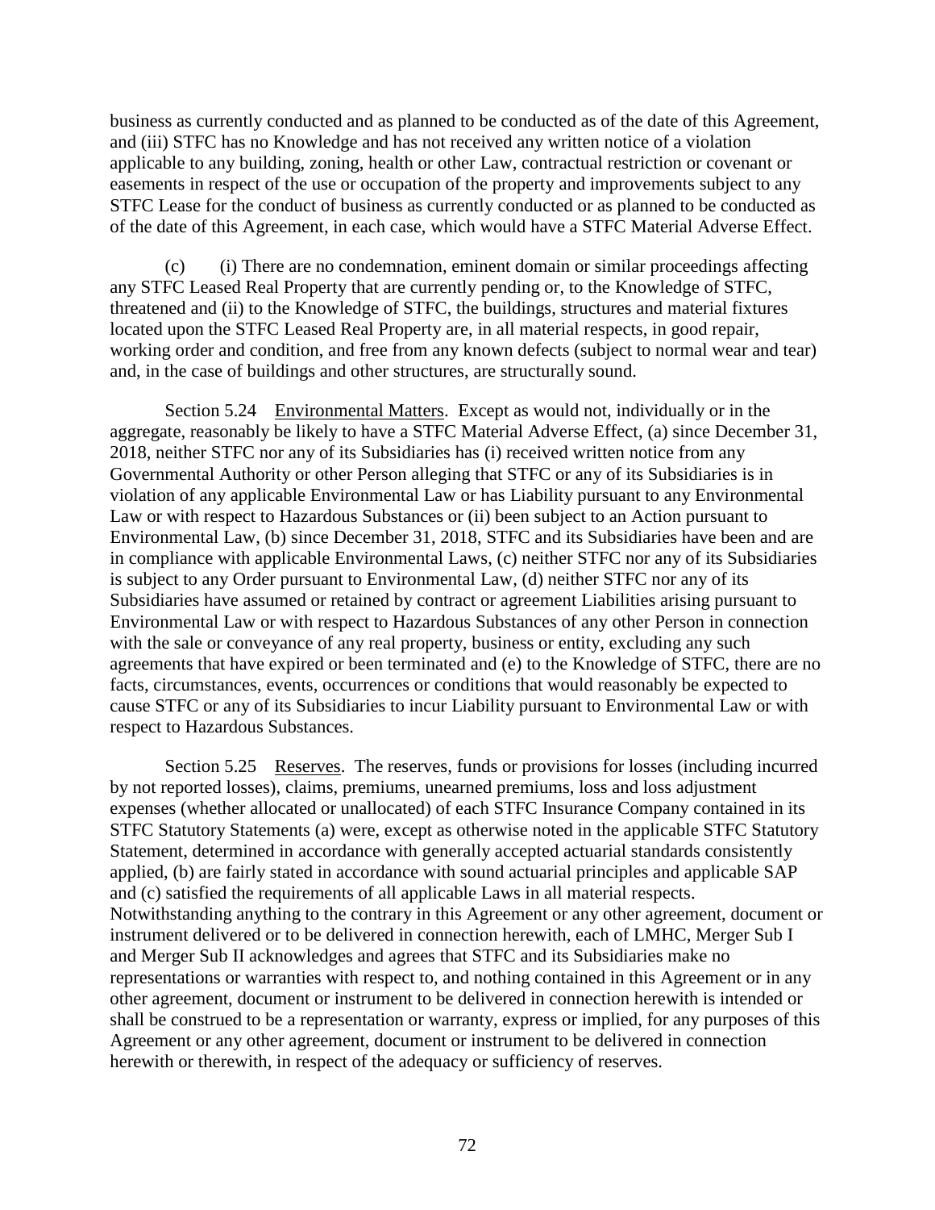business as currently conducted and as planned to be conducted as of the date of this Agreement, and (iii) STFC has no Knowledge and has not received any written notice of a violation applicable to any building, zoning, health or other Law, contractual restriction or covenant or easements in respect of the use or occupation of the property and improvements subject to any STFC Lease for the conduct of business as currently conducted or as planned to be conducted as of the date of this Agreement, in each case, which would have a STFC Material Adverse Effect.

(c) (i) There are no condemnation, eminent domain or similar proceedings affecting any STFC Leased Real Property that are currently pending or, to the Knowledge of STFC, threatened and (ii) to the Knowledge of STFC, the buildings, structures and material fixtures located upon the STFC Leased Real Property are, in all material respects, in good repair, working order and condition, and free from any known defects (subject to normal wear and tear) and, in the case of buildings and other structures, are structurally sound.

Section 5.24 Environmental Matters. Except as would not, individually or in the aggregate, reasonably be likely to have a STFC Material Adverse Effect, (a) since December 31, 2018, neither STFC nor any of its Subsidiaries has (i) received written notice from any Governmental Authority or other Person alleging that STFC or any of its Subsidiaries is in violation of any applicable Environmental Law or has Liability pursuant to any Environmental Law or with respect to Hazardous Substances or (ii) been subject to an Action pursuant to Environmental Law, (b) since December 31, 2018, STFC and its Subsidiaries have been and are in compliance with applicable Environmental Laws, (c) neither STFC nor any of its Subsidiaries is subject to any Order pursuant to Environmental Law, (d) neither STFC nor any of its Subsidiaries have assumed or retained by contract or agreement Liabilities arising pursuant to Environmental Law or with respect to Hazardous Substances of any other Person in connection with the sale or conveyance of any real property, business or entity, excluding any such agreements that have expired or been terminated and (e) to the Knowledge of STFC, there are no facts, circumstances, events, occurrences or conditions that would reasonably be expected to cause STFC or any of its Subsidiaries to incur Liability pursuant to Environmental Law or with respect to Hazardous Substances.

Section 5.25 Reserves. The reserves, funds or provisions for losses (including incurred by not reported losses), claims, premiums, unearned premiums, loss and loss adjustment expenses (whether allocated or unallocated) of each STFC Insurance Company contained in its STFC Statutory Statements (a) were, except as otherwise noted in the applicable STFC Statutory Statement, determined in accordance with generally accepted actuarial standards consistently applied, (b) are fairly stated in accordance with sound actuarial principles and applicable SAP and (c) satisfied the requirements of all applicable Laws in all material respects. Notwithstanding anything to the contrary in this Agreement or any other agreement, document or instrument delivered or to be delivered in connection herewith, each of LMHC, Merger Sub I and Merger Sub II acknowledges and agrees that STFC and its Subsidiaries make no representations or warranties with respect to, and nothing contained in this Agreement or in any other agreement, document or instrument to be delivered in connection herewith is intended or shall be construed to be a representation or warranty, express or implied, for any purposes of this Agreement or any other agreement, document or instrument to be delivered in connection herewith or therewith, in respect of the adequacy or sufficiency of reserves.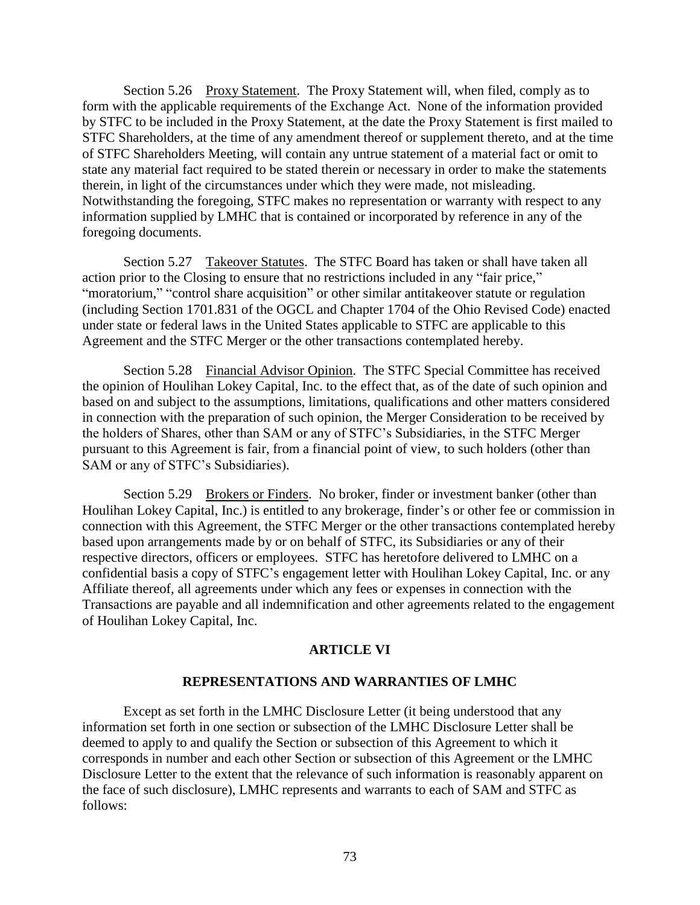Section 5.26 Proxy Statement. The Proxy Statement will, when filed, comply as to form with the applicable requirements of the Exchange Act. None of the information provided by STFC to be included in the Proxy Statement, at the date the Proxy Statement is first mailed to STFC Shareholders, at the time of any amendment thereof or supplement thereto, and at the time of STFC Shareholders Meeting, will contain any untrue statement of a material fact or omit to state any material fact required to be stated therein or necessary in order to make the statements therein, in light of the circumstances under which they were made, not misleading. Notwithstanding the foregoing, STFC makes no representation or warranty with respect to any information supplied by LMHC that is contained or incorporated by reference in any of the foregoing documents.

Section 5.27 Takeover Statutes. The STFC Board has taken or shall have taken all action prior to the Closing to ensure that no restrictions included in any "fair price," "moratorium," "control share acquisition" or other similar antitakeover statute or regulation (including Section 1701.831 of the OGCL and Chapter 1704 of the Ohio Revised Code) enacted under state or federal laws in the United States applicable to STFC are applicable to this Agreement and the STFC Merger or the other transactions contemplated hereby.

Section 5.28 Financial Advisor Opinion. The STFC Special Committee has received the opinion of Houlihan Lokey Capital, Inc. to the effect that, as of the date of such opinion and based on and subject to the assumptions, limitations, qualifications and other matters considered in connection with the preparation of such opinion, the Merger Consideration to be received by the holders of Shares, other than SAM or any of STFC's Subsidiaries, in the STFC Merger pursuant to this Agreement is fair, from a financial point of view, to such holders (other than SAM or any of STFC's Subsidiaries).

Section 5.29 Brokers or Finders. No broker, finder or investment banker (other than Houlihan Lokey Capital, Inc.) is entitled to any brokerage, finder's or other fee or commission in connection with this Agreement, the STFC Merger or the other transactions contemplated hereby based upon arrangements made by or on behalf of STFC, its Subsidiaries or any of their respective directors, officers or employees. STFC has heretofore delivered to LMHC on a confidential basis a copy of STFC's engagement letter with Houlihan Lokey Capital, Inc. or any Affiliate thereof, all agreements under which any fees or expenses in connection with the Transactions are payable and all indemnification and other agreements related to the engagement of Houlihan Lokey Capital, Inc.

## ARTICLE VI

## REPRESENTATIONS AND WARRANTIES OF LMHC

Except as set forth in the LMHC Disclosure Letter (it being understood that any information set forth in one section or subsection of the LMHC Disclosure Letter shall be deemed to apply to and qualify the Section or subsection of this Agreement to which it corresponds in number and each other Section or subsection of this Agreement or the LMHC Disclosure Letter to the extent that the relevance of such information is reasonably apparent on the face of such disclosure), LMHC represents and warrants to each of SAM and STFC as follows: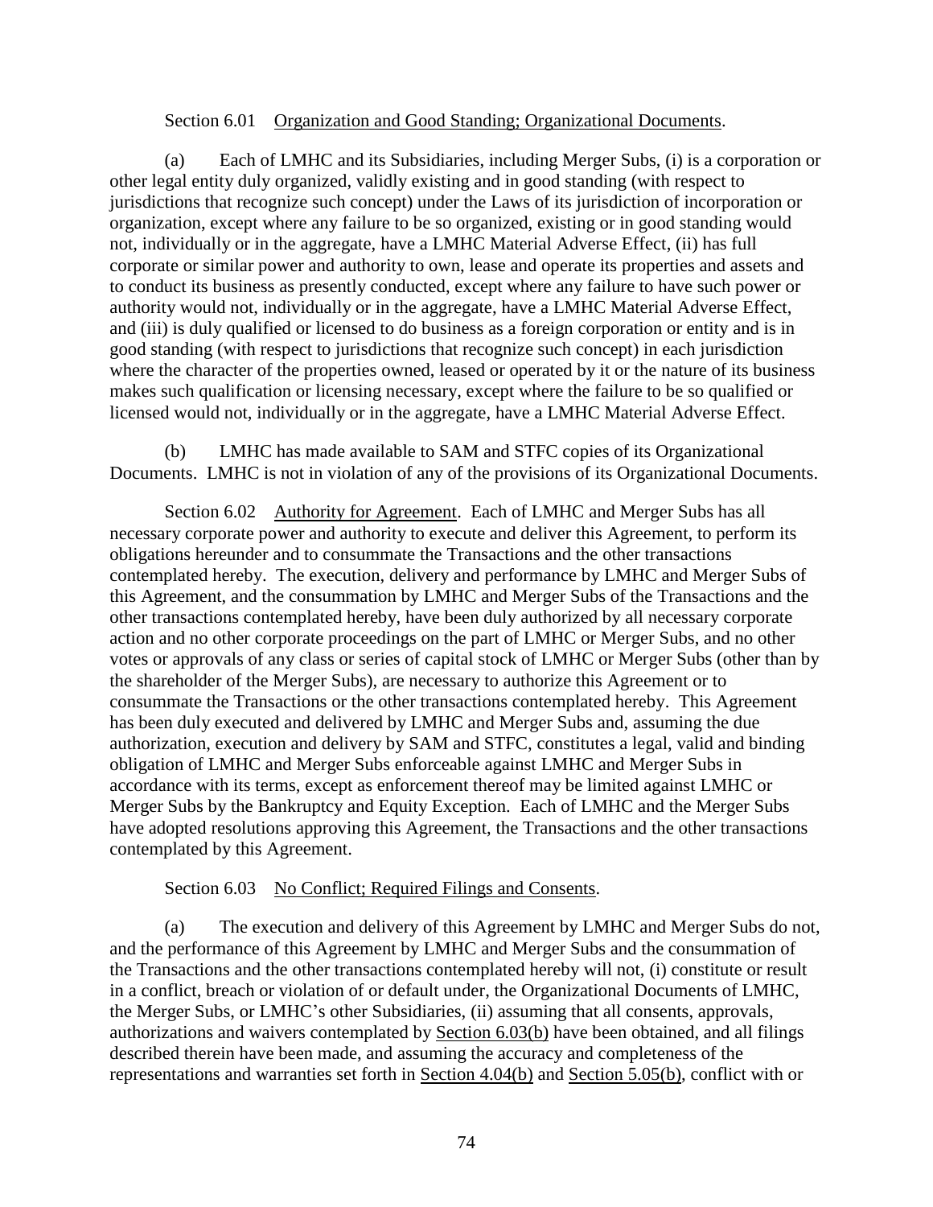Section 6.01 Organization and Good Standing; Organizational Documents.

(a) Each of LMHC and its Subsidiaries, including Merger Subs, (i) is a corporation or other legal entity duly organized, validly existing and in good standing (with respect to jurisdictions that recognize such concept) under the Laws of its jurisdiction of incorporation or organization, except where any failure to be so organized, existing or in good standing would not, individually or in the aggregate, have a LMHC Material Adverse Effect, (ii) has full corporate or similar power and authority to own, lease and operate its properties and assets and to conduct its business as presently conducted, except where any failure to have such power or authority would not, individually or in the aggregate, have a LMHC Material Adverse Effect, and (iii) is duly qualified or licensed to do business as a foreign corporation or entity and is in good standing (with respect to jurisdictions that recognize such concept) in each jurisdiction where the character of the properties owned, leased or operated by it or the nature of its business makes such qualification or licensing necessary, except where the failure to be so qualified or licensed would not, individually or in the aggregate, have a LMHC Material Adverse Effect.

(b) LMHC has made available to SAM and STFC copies of its Organizational Documents. LMHC is not in violation of any of the provisions of its Organizational Documents.

Section 6.02 Authority for Agreement. Each of LMHC and Merger Subs has all necessary corporate power and authority to execute and deliver this Agreement, to perform its obligations hereunder and to consummate the Transactions and the other transactions contemplated hereby. The execution, delivery and performance by LMHC and Merger Subs of this Agreement, and the consummation by LMHC and Merger Subs of the Transactions and the other transactions contemplated hereby, have been duly authorized by all necessary corporate action and no other corporate proceedings on the part of LMHC or Merger Subs, and no other votes or approvals of any class or series of capital stock of LMHC or Merger Subs (other than by the shareholder of the Merger Subs), are necessary to authorize this Agreement or to consummate the Transactions or the other transactions contemplated hereby. This Agreement has been duly executed and delivered by LMHC and Merger Subs and, assuming the due authorization, execution and delivery by SAM and STFC, constitutes a legal, valid and binding obligation of LMHC and Merger Subs enforceable against LMHC and Merger Subs in accordance with its terms, except as enforcement thereof may be limited against LMHC or Merger Subs by the Bankruptcy and Equity Exception. Each of LMHC and the Merger Subs have adopted resolutions approving this Agreement, the Transactions and the other transactions contemplated by this Agreement.

Section 6.03 No Conflict; Required Filings and Consents.

(a) The execution and delivery of this Agreement by LMHC and Merger Subs do not, and the performance of this Agreement by LMHC and Merger Subs and the consummation of the Transactions and the other transactions contemplated hereby will not, (i) constitute or result in a conflict, breach or violation of or default under, the Organizational Documents of LMHC, the Merger Subs, or LMHC's other Subsidiaries, (ii) assuming that all consents, approvals, authorizations and waivers contemplated by Section 6.03(b) have been obtained, and all filings described therein have been made, and assuming the accuracy and completeness of the representations and warranties set forth in Section 4.04(b) and Section 5.05(b), conflict with or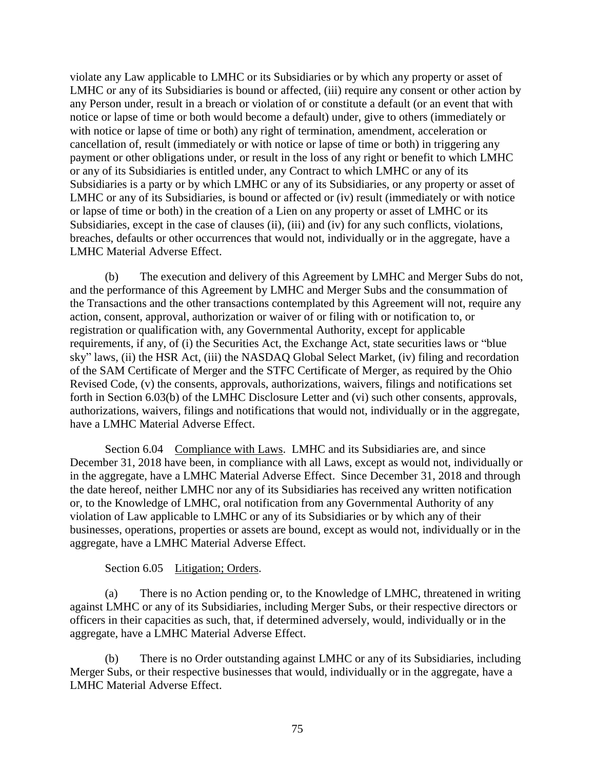violate any Law applicable to LMHC or its Subsidiaries or by which any property or asset of LMHC or any of its Subsidiaries is bound or affected, (iii) require any consent or other action by any Person under, result in a breach or violation of or constitute a default (or an event that with notice or lapse of time or both would become a default) under, give to others (immediately or with notice or lapse of time or both) any right of termination, amendment, acceleration or cancellation of, result (immediately or with notice or lapse of time or both) in triggering any payment or other obligations under, or result in the loss of any right or benefit to which LMHC or any of its Subsidiaries is entitled under, any Contract to which LMHC or any of its Subsidiaries is a party or by which LMHC or any of its Subsidiaries, or any property or asset of LMHC or any of its Subsidiaries, is bound or affected or (iv) result (immediately or with notice or lapse of time or both) in the creation of a Lien on any property or asset of LMHC or its Subsidiaries, except in the case of clauses (ii), (iii) and (iv) for any such conflicts, violations, breaches, defaults or other occurrences that would not, individually or in the aggregate, have a LMHC Material Adverse Effect.

(b) The execution and delivery of this Agreement by LMHC and Merger Subs do not, and the performance of this Agreement by LMHC and Merger Subs and the consummation of the Transactions and the other transactions contemplated by this Agreement will not, require any action, consent, approval, authorization or waiver of or filing with or notification to, or registration or qualification with, any Governmental Authority, except for applicable requirements, if any, of (i) the Securities Act, the Exchange Act, state securities laws or "blue sky" laws, (ii) the HSR Act, (iii) the NASDAQ Global Select Market, (iv) filing and recordation of the SAM Certificate of Merger and the STFC Certificate of Merger, as required by the Ohio Revised Code, (v) the consents, approvals, authorizations, waivers, filings and notifications set forth in Section 6.03(b) of the LMHC Disclosure Letter and (vi) such other consents, approvals, authorizations, waivers, filings and notifications that would not, individually or in the aggregate, have a LMHC Material Adverse Effect.

Section 6.04 Compliance with Laws. LMHC and its Subsidiaries are, and since December 31, 2018 have been, in compliance with all Laws, except as would not, individually or in the aggregate, have a LMHC Material Adverse Effect. Since December 31, 2018 and through the date hereof, neither LMHC nor any of its Subsidiaries has received any written notification or, to the Knowledge of LMHC, oral notification from any Governmental Authority of any violation of Law applicable to LMHC or any of its Subsidiaries or by which any of their businesses, operations, properties or assets are bound, except as would not, individually or in the aggregate, have a LMHC Material Adverse Effect.

Section 6.05 Litigation; Orders.

(a) There is no Action pending or, to the Knowledge of LMHC, threatened in writing against LMHC or any of its Subsidiaries, including Merger Subs, or their respective directors or officers in their capacities as such, that, if determined adversely, would, individually or in the aggregate, have a LMHC Material Adverse Effect.

(b) There is no Order outstanding against LMHC or any of its Subsidiaries, including Merger Subs, or their respective businesses that would, individually or in the aggregate, have a LMHC Material Adverse Effect.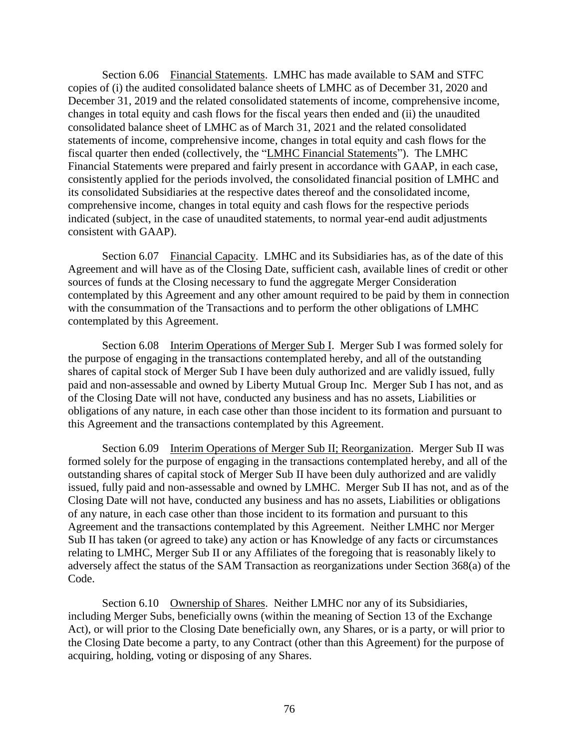Section 6.06 Financial Statements. LMHC has made available to SAM and STFC copies of (i) the audited consolidated balance sheets of LMHC as of December 31, 2020 and December 31, 2019 and the related consolidated statements of income, comprehensive income, changes in total equity and cash flows for the fiscal years then ended and (ii) the unaudited consolidated balance sheet of LMHC as of March 31, 2021 and the related consolidated statements of income, comprehensive income, changes in total equity and cash flows for the fiscal quarter then ended (collectively, the "LMHC Financial Statements"). The LMHC Financial Statements were prepared and fairly present in accordance with GAAP, in each case, consistently applied for the periods involved, the consolidated financial position of LMHC and its consolidated Subsidiaries at the respective dates thereof and the consolidated income, comprehensive income, changes in total equity and cash flows for the respective periods indicated (subject, in the case of unaudited statements, to normal year-end audit adjustments consistent with GAAP).

Section 6.07 Financial Capacity. LMHC and its Subsidiaries has, as of the date of this Agreement and will have as of the Closing Date, sufficient cash, available lines of credit or other sources of funds at the Closing necessary to fund the aggregate Merger Consideration contemplated by this Agreement and any other amount required to be paid by them in connection with the consummation of the Transactions and to perform the other obligations of LMHC contemplated by this Agreement.

Section 6.08 Interim Operations of Merger Sub I. Merger Sub I was formed solely for the purpose of engaging in the transactions contemplated hereby, and all of the outstanding shares of capital stock of Merger Sub I have been duly authorized and are validly issued, fully paid and non-assessable and owned by Liberty Mutual Group Inc. Merger Sub I has not, and as of the Closing Date will not have, conducted any business and has no assets, Liabilities or obligations of any nature, in each case other than those incident to its formation and pursuant to this Agreement and the transactions contemplated by this Agreement.

Section 6.09 Interim Operations of Merger Sub II; Reorganization. Merger Sub II was formed solely for the purpose of engaging in the transactions contemplated hereby, and all of the outstanding shares of capital stock of Merger Sub II have been duly authorized and are validly issued, fully paid and non-assessable and owned by LMHC. Merger Sub II has not, and as of the Closing Date will not have, conducted any business and has no assets, Liabilities or obligations of any nature, in each case other than those incident to its formation and pursuant to this Agreement and the transactions contemplated by this Agreement. Neither LMHC nor Merger Sub II has taken (or agreed to take) any action or has Knowledge of any facts or circumstances relating to LMHC, Merger Sub II or any Affiliates of the foregoing that is reasonably likely to adversely affect the status of the SAM Transaction as reorganizations under Section 368(a) of the Code.

Section 6.10 Ownership of Shares. Neither LMHC nor any of its Subsidiaries, including Merger Subs, beneficially owns (within the meaning of Section 13 of the Exchange Act), or will prior to the Closing Date beneficially own, any Shares, or is a party, or will prior to the Closing Date become a party, to any Contract (other than this Agreement) for the purpose of acquiring, holding, voting or disposing of any Shares.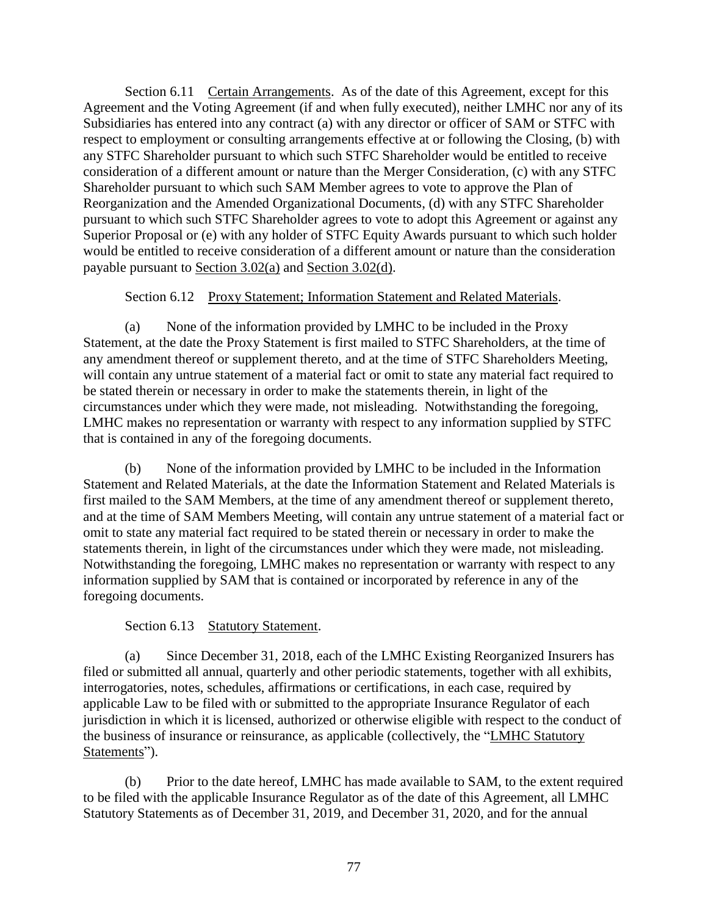Section 6.11 Certain Arrangements. As of the date of this Agreement, except for this Agreement and the Voting Agreement (if and when fully executed), neither LMHC nor any of its Subsidiaries has entered into any contract (a) with any director or officer of SAM or STFC with respect to employment or consulting arrangements effective at or following the Closing, (b) with any STFC Shareholder pursuant to which such STFC Shareholder would be entitled to receive consideration of a different amount or nature than the Merger Consideration, (c) with any STFC Shareholder pursuant to which such SAM Member agrees to vote to approve the Plan of Reorganization and the Amended Organizational Documents, (d) with any STFC Shareholder pursuant to which such STFC Shareholder agrees to vote to adopt this Agreement or against any Superior Proposal or (e) with any holder of STFC Equity Awards pursuant to which such holder would be entitled to receive consideration of a different amount or nature than the consideration payable pursuant to Section 3.02(a) and Section 3.02(d).

Section 6.12 Proxy Statement; Information Statement and Related Materials.

(a) None of the information provided by LMHC to be included in the Proxy Statement, at the date the Proxy Statement is first mailed to STFC Shareholders, at the time of any amendment thereof or supplement thereto, and at the time of STFC Shareholders Meeting, will contain any untrue statement of a material fact or omit to state any material fact required to be stated therein or necessary in order to make the statements therein, in light of the circumstances under which they were made, not misleading. Notwithstanding the foregoing, LMHC makes no representation or warranty with respect to any information supplied by STFC that is contained in any of the foregoing documents.

(b) None of the information provided by LMHC to be included in the Information Statement and Related Materials, at the date the Information Statement and Related Materials is first mailed to the SAM Members, at the time of any amendment thereof or supplement thereto, and at the time of SAM Members Meeting, will contain any untrue statement of a material fact or omit to state any material fact required to be stated therein or necessary in order to make the statements therein, in light of the circumstances under which they were made, not misleading. Notwithstanding the foregoing, LMHC makes no representation or warranty with respect to any information supplied by SAM that is contained or incorporated by reference in any of the foregoing documents.

Section 6.13 Statutory Statement.

(a) Since December 31, 2018, each of the LMHC Existing Reorganized Insurers has filed or submitted all annual, quarterly and other periodic statements, together with all exhibits, interrogatories, notes, schedules, affirmations or certifications, in each case, required by applicable Law to be filed with or submitted to the appropriate Insurance Regulator of each jurisdiction in which it is licensed, authorized or otherwise eligible with respect to the conduct of the business of insurance or reinsurance, as applicable (collectively, the "LMHC Statutory Statements").

(b) Prior to the date hereof, LMHC has made available to SAM, to the extent required to be filed with the applicable Insurance Regulator as of the date of this Agreement, all LMHC Statutory Statements as of December 31, 2019, and December 31, 2020, and for the annual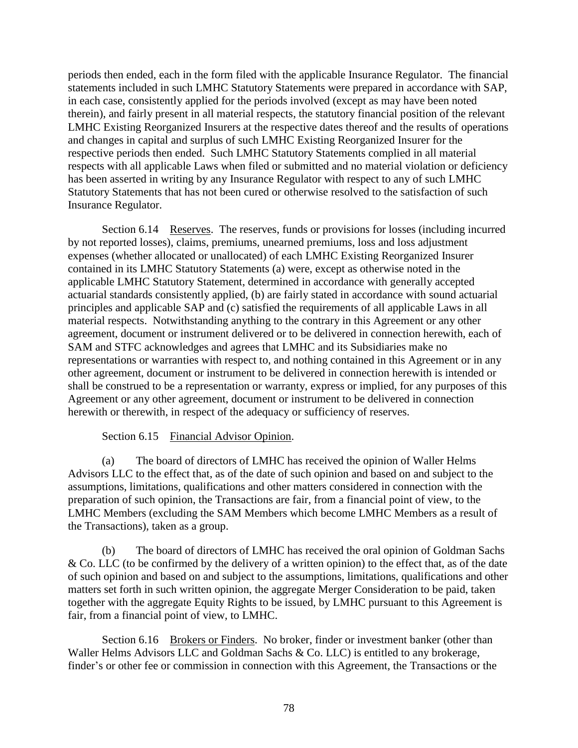periods then ended, each in the form filed with the applicable Insurance Regulator. The financial statements included in such LMHC Statutory Statements were prepared in accordance with SAP, in each case, consistently applied for the periods involved (except as may have been noted therein), and fairly present in all material respects, the statutory financial position of the relevant LMHC Existing Reorganized Insurers at the respective dates thereof and the results of operations and changes in capital and surplus of such LMHC Existing Reorganized Insurer for the respective periods then ended. Such LMHC Statutory Statements complied in all material respects with all applicable Laws when filed or submitted and no material violation or deficiency has been asserted in writing by any Insurance Regulator with respect to any of such LMHC Statutory Statements that has not been cured or otherwise resolved to the satisfaction of such Insurance Regulator.

Section 6.14 Reserves. The reserves, funds or provisions for losses (including incurred by not reported losses), claims, premiums, unearned premiums, loss and loss adjustment expenses (whether allocated or unallocated) of each LMHC Existing Reorganized Insurer contained in its LMHC Statutory Statements (a) were, except as otherwise noted in the applicable LMHC Statutory Statement, determined in accordance with generally accepted actuarial standards consistently applied, (b) are fairly stated in accordance with sound actuarial principles and applicable SAP and (c) satisfied the requirements of all applicable Laws in all material respects. Notwithstanding anything to the contrary in this Agreement or any other agreement, document or instrument delivered or to be delivered in connection herewith, each of SAM and STFC acknowledges and agrees that LMHC and its Subsidiaries make no representations or warranties with respect to, and nothing contained in this Agreement or in any other agreement, document or instrument to be delivered in connection herewith is intended or shall be construed to be a representation or warranty, express or implied, for any purposes of this Agreement or any other agreement, document or instrument to be delivered in connection herewith or therewith, in respect of the adequacy or sufficiency of reserves.

Section 6.15 Financial Advisor Opinion.

(a) The board of directors of LMHC has received the opinion of Waller Helms Advisors LLC to the effect that, as of the date of such opinion and based on and subject to the assumptions, limitations, qualifications and other matters considered in connection with the preparation of such opinion, the Transactions are fair, from a financial point of view, to the LMHC Members (excluding the SAM Members which become LMHC Members as a result of the Transactions), taken as a group.

(b) The board of directors of LMHC has received the oral opinion of Goldman Sachs & Co. LLC (to be confirmed by the delivery of a written opinion) to the effect that, as of the date of such opinion and based on and subject to the assumptions, limitations, qualifications and other matters set forth in such written opinion, the aggregate Merger Consideration to be paid, taken together with the aggregate Equity Rights to be issued, by LMHC pursuant to this Agreement is fair, from a financial point of view, to LMHC.

Section 6.16 Brokers or Finders. No broker, finder or investment banker (other than Waller Helms Advisors LLC and Goldman Sachs & Co. LLC) is entitled to any brokerage, finder's or other fee or commission in connection with this Agreement, the Transactions or the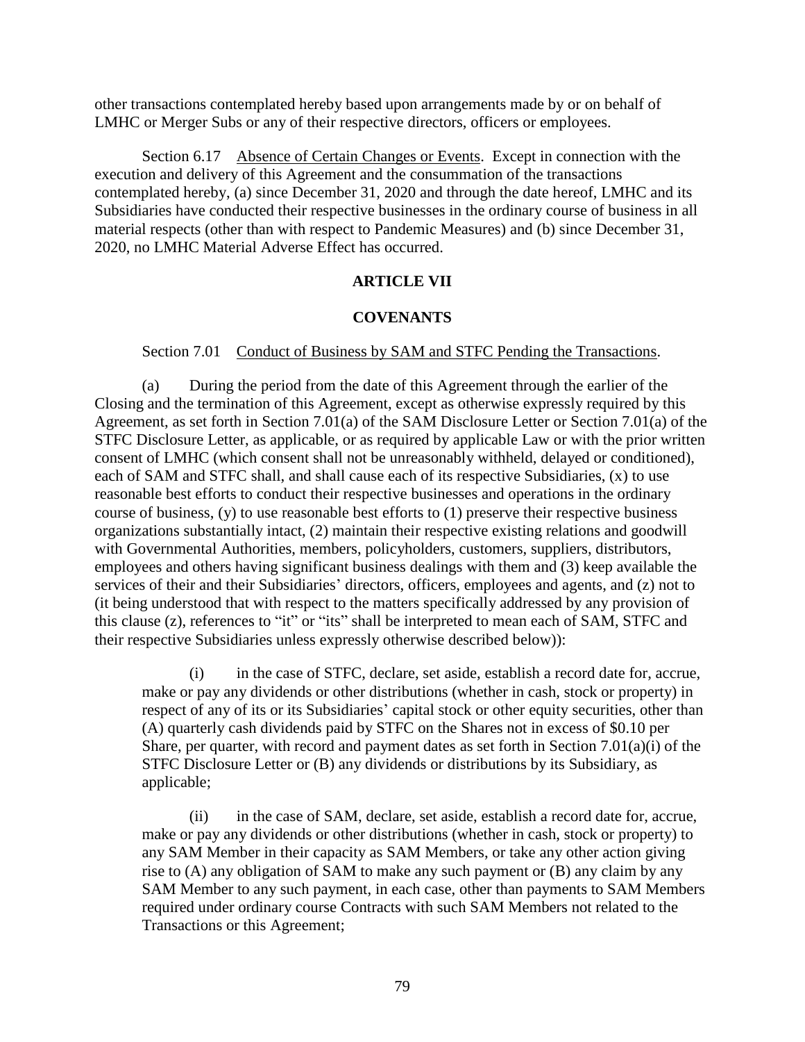other transactions contemplated hereby based upon arrangements made by or on behalf of LMHC or Merger Subs or any of their respective directors, officers or employees.

Section 6.17 Absence of Certain Changes or Events. Except in connection with the execution and delivery of this Agreement and the consummation of the transactions contemplated hereby, (a) since December 31, 2020 and through the date hereof, LMHC and its Subsidiaries have conducted their respective businesses in the ordinary course of business in all material respects (other than with respect to Pandemic Measures) and (b) since December 31, 2020, no LMHC Material Adverse Effect has occurred.

## ARTICLE VII

## COVENANTS

Section 7.01 Conduct of Business by SAM and STFC Pending the Transactions.

(a) During the period from the date of this Agreement through the earlier of the Closing and the termination of this Agreement, except as otherwise expressly required by this Agreement, as set forth in Section 7.01(a) of the SAM Disclosure Letter or Section 7.01(a) of the STFC Disclosure Letter, as applicable, or as required by applicable Law or with the prior written consent of LMHC (which consent shall not be unreasonably withheld, delayed or conditioned), each of SAM and STFC shall, and shall cause each of its respective Subsidiaries, (x) to use reasonable best efforts to conduct their respective businesses and operations in the ordinary course of business, (y) to use reasonable best efforts to (1) preserve their respective business organizations substantially intact, (2) maintain their respective existing relations and goodwill with Governmental Authorities, members, policyholders, customers, suppliers, distributors, employees and others having significant business dealings with them and (3) keep available the services of their and their Subsidiaries' directors, officers, employees and agents, and (z) not to (it being understood that with respect to the matters specifically addressed by any provision of this clause (z), references to "it" or "its" shall be interpreted to mean each of SAM, STFC and their respective Subsidiaries unless expressly otherwise described below)):

(i) in the case of STFC, declare, set aside, establish a record date for, accrue, make or pay any dividends or other distributions (whether in cash, stock or property) in respect of any of its or its Subsidiaries' capital stock or other equity securities, other than (A) quarterly cash dividends paid by STFC on the Shares not in excess of $0.10 per Share, per quarter, with record and payment dates as set forth in Section 7.01(a)(i) of the STFC Disclosure Letter or (B) any dividends or distributions by its Subsidiary, as applicable;

(ii) in the case of SAM, declare, set aside, establish a record date for, accrue, make or pay any dividends or other distributions (whether in cash, stock or property) to any SAM Member in their capacity as SAM Members, or take any other action giving rise to (A) any obligation of SAM to make any such payment or (B) any claim by any SAM Member to any such payment, in each case, other than payments to SAM Members required under ordinary course Contracts with such SAM Members not related to the Transactions or this Agreement;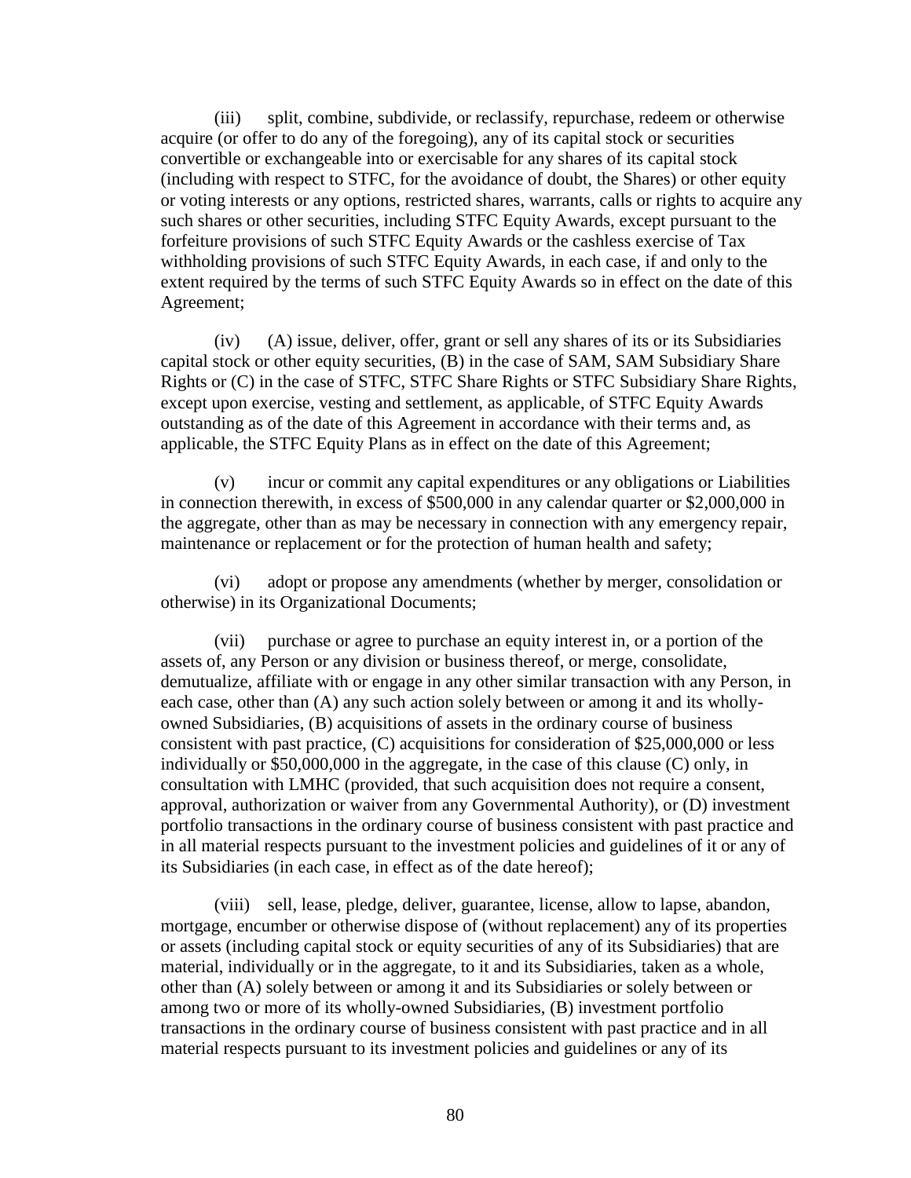(iii) split, combine, subdivide, or reclassify, repurchase, redeem or otherwise acquire (or offer to do any of the foregoing), any of its capital stock or securities convertible or exchangeable into or exercisable for any shares of its capital stock (including with respect to STFC, for the avoidance of doubt, the Shares) or other equity or voting interests or any options, restricted shares, warrants, calls or rights to acquire any such shares or other securities, including STFC Equity Awards, except pursuant to the forfeiture provisions of such STFC Equity Awards or the cashless exercise of Tax withholding provisions of such STFC Equity Awards, in each case, if and only to the extent required by the terms of such STFC Equity Awards so in effect on the date of this Agreement;

(iv) (A) issue, deliver, offer, grant or sell any shares of its or its Subsidiaries capital stock or other equity securities, (B) in the case of SAM, SAM Subsidiary Share Rights or (C) in the case of STFC, STFC Share Rights or STFC Subsidiary Share Rights, except upon exercise, vesting and settlement, as applicable, of STFC Equity Awards outstanding as of the date of this Agreement in accordance with their terms and, as applicable, the STFC Equity Plans as in effect on the date of this Agreement;

(v) incur or commit any capital expenditures or any obligations or Liabilities in connection therewith, in excess of $500,000 in any calendar quarter or $2,000,000 in the aggregate, other than as may be necessary in connection with any emergency repair, maintenance or replacement or for the protection of human health and safety;

(vi) adopt or propose any amendments (whether by merger, consolidation or otherwise) in its Organizational Documents;

(vii) purchase or agree to purchase an equity interest in, or a portion of the assets of, any Person or any division or business thereof, or merge, consolidate, demutualize, affiliate with or engage in any other similar transaction with any Person, in each case, other than (A) any such action solely between or among it and its wholly-owned Subsidiaries, (B) acquisitions of assets in the ordinary course of business consistent with past practice, (C) acquisitions for consideration of $25,000,000 or less individually or $50,000,000 in the aggregate, in the case of this clause (C) only, in consultation with LMHC (provided, that such acquisition does not require a consent, approval, authorization or waiver from any Governmental Authority), or (D) investment portfolio transactions in the ordinary course of business consistent with past practice and in all material respects pursuant to the investment policies and guidelines of it or any of its Subsidiaries (in each case, in effect as of the date hereof);

(viii) sell, lease, pledge, deliver, guarantee, license, allow to lapse, abandon, mortgage, encumber or otherwise dispose of (without replacement) any of its properties or assets (including capital stock or equity securities of any of its Subsidiaries) that are material, individually or in the aggregate, to it and its Subsidiaries, taken as a whole, other than (A) solely between or among it and its Subsidiaries or solely between or among two or more of its wholly-owned Subsidiaries, (B) investment portfolio transactions in the ordinary course of business consistent with past practice and in all material respects pursuant to its investment policies and guidelines or any of its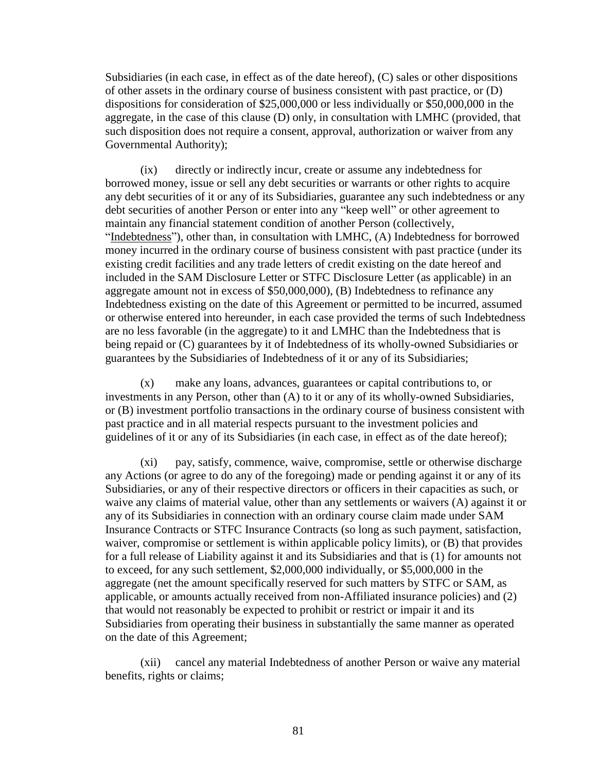Subsidiaries (in each case, in effect as of the date hereof), (C) sales or other dispositions of other assets in the ordinary course of business consistent with past practice, or (D) dispositions for consideration of $25,000,000 or less individually or $50,000,000 in the aggregate, in the case of this clause (D) only, in consultation with LMHC (provided, that such disposition does not require a consent, approval, authorization or waiver from any Governmental Authority);

(ix) directly or indirectly incur, create or assume any indebtedness for borrowed money, issue or sell any debt securities or warrants or other rights to acquire any debt securities of it or any of its Subsidiaries, guarantee any such indebtedness or any debt securities of another Person or enter into any "keep well" or other agreement to maintain any financial statement condition of another Person (collectively, "Indebtedness"), other than, in consultation with LMHC, (A) Indebtedness for borrowed money incurred in the ordinary course of business consistent with past practice (under its existing credit facilities and any trade letters of credit existing on the date hereof and included in the SAM Disclosure Letter or STFC Disclosure Letter (as applicable) in an aggregate amount not in excess of $50,000,000), (B) Indebtedness to refinance any Indebtedness existing on the date of this Agreement or permitted to be incurred, assumed or otherwise entered into hereunder, in each case provided the terms of such Indebtedness are no less favorable (in the aggregate) to it and LMHC than the Indebtedness that is being repaid or (C) guarantees by it of Indebtedness of its wholly-owned Subsidiaries or guarantees by the Subsidiaries of Indebtedness of it or any of its Subsidiaries;

(x) make any loans, advances, guarantees or capital contributions to, or investments in any Person, other than (A) to it or any of its wholly-owned Subsidiaries, or (B) investment portfolio transactions in the ordinary course of business consistent with past practice and in all material respects pursuant to the investment policies and guidelines of it or any of its Subsidiaries (in each case, in effect as of the date hereof);

(xi) pay, satisfy, commence, waive, compromise, settle or otherwise discharge any Actions (or agree to do any of the foregoing) made or pending against it or any of its Subsidiaries, or any of their respective directors or officers in their capacities as such, or waive any claims of material value, other than any settlements or waivers (A) against it or any of its Subsidiaries in connection with an ordinary course claim made under SAM Insurance Contracts or STFC Insurance Contracts (so long as such payment, satisfaction, waiver, compromise or settlement is within applicable policy limits), or (B) that provides for a full release of Liability against it and its Subsidiaries and that is (1) for amounts not to exceed, for any such settlement, $2,000,000 individually, or $5,000,000 in the aggregate (net the amount specifically reserved for such matters by STFC or SAM, as applicable, or amounts actually received from non-Affiliated insurance policies) and (2) that would not reasonably be expected to prohibit or restrict or impair it and its Subsidiaries from operating their business in substantially the same manner as operated on the date of this Agreement;

(xii) cancel any material Indebtedness of another Person or waive any material benefits, rights or claims;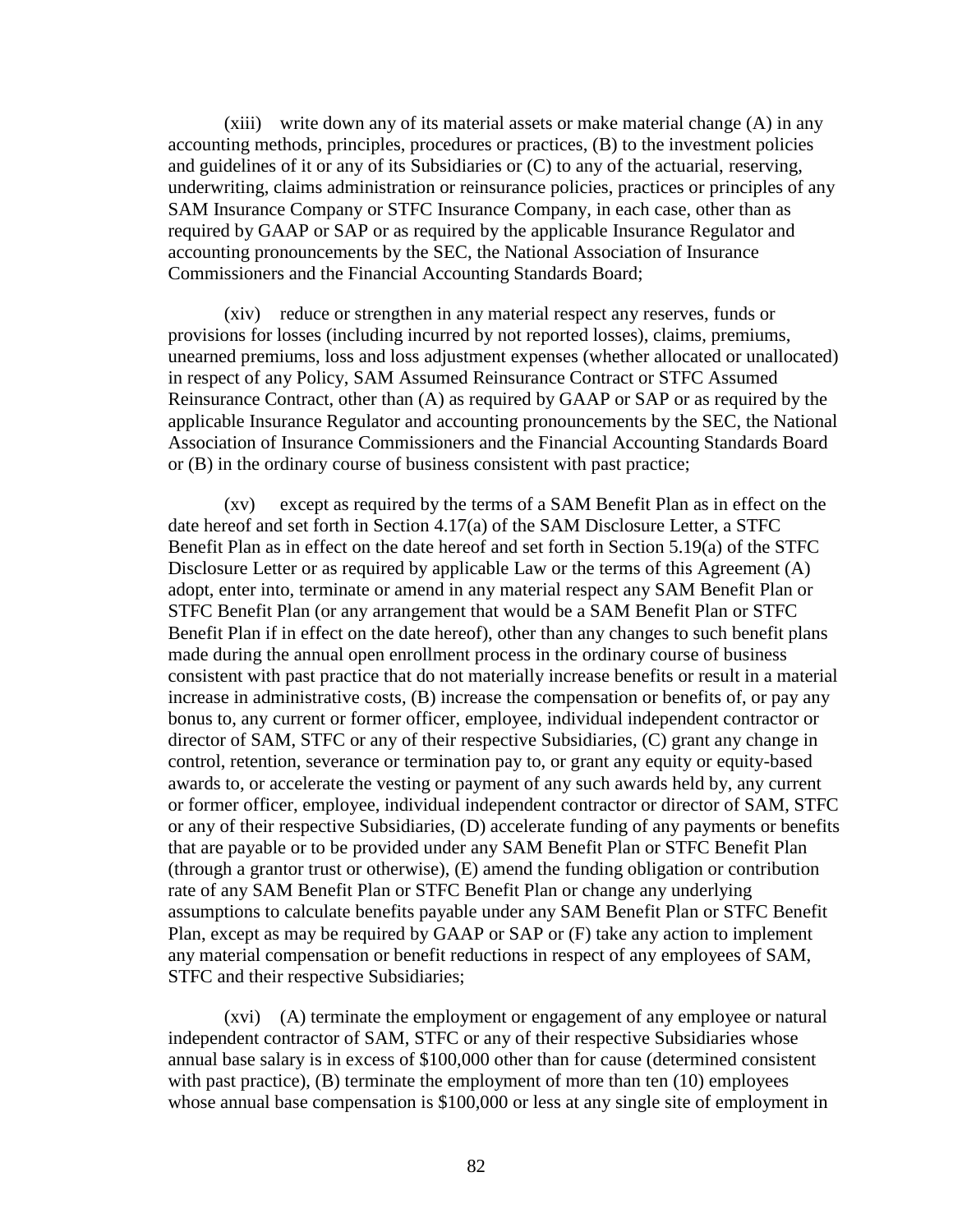(xiii) write down any of its material assets or make material change (A) in any accounting methods, principles, procedures or practices, (B) to the investment policies and guidelines of it or any of its Subsidiaries or (C) to any of the actuarial, reserving, underwriting, claims administration or reinsurance policies, practices or principles of any SAM Insurance Company or STFC Insurance Company, in each case, other than as required by GAAP or SAP or as required by the applicable Insurance Regulator and accounting pronouncements by the SEC, the National Association of Insurance Commissioners and the Financial Accounting Standards Board;

(xiv) reduce or strengthen in any material respect any reserves, funds or provisions for losses (including incurred by not reported losses), claims, premiums, unearned premiums, loss and loss adjustment expenses (whether allocated or unallocated) in respect of any Policy, SAM Assumed Reinsurance Contract or STFC Assumed Reinsurance Contract, other than (A) as required by GAAP or SAP or as required by the applicable Insurance Regulator and accounting pronouncements by the SEC, the National Association of Insurance Commissioners and the Financial Accounting Standards Board or (B) in the ordinary course of business consistent with past practice;

(xv) except as required by the terms of a SAM Benefit Plan as in effect on the date hereof and set forth in Section 4.17(a) of the SAM Disclosure Letter, a STFC Benefit Plan as in effect on the date hereof and set forth in Section 5.19(a) of the STFC Disclosure Letter or as required by applicable Law or the terms of this Agreement (A) adopt, enter into, terminate or amend in any material respect any SAM Benefit Plan or STFC Benefit Plan (or any arrangement that would be a SAM Benefit Plan or STFC Benefit Plan if in effect on the date hereof), other than any changes to such benefit plans made during the annual open enrollment process in the ordinary course of business consistent with past practice that do not materially increase benefits or result in a material increase in administrative costs, (B) increase the compensation or benefits of, or pay any bonus to, any current or former officer, employee, individual independent contractor or director of SAM, STFC or any of their respective Subsidiaries, (C) grant any change in control, retention, severance or termination pay to, or grant any equity or equity-based awards to, or accelerate the vesting or payment of any such awards held by, any current or former officer, employee, individual independent contractor or director of SAM, STFC or any of their respective Subsidiaries, (D) accelerate funding of any payments or benefits that are payable or to be provided under any SAM Benefit Plan or STFC Benefit Plan (through a grantor trust or otherwise), (E) amend the funding obligation or contribution rate of any SAM Benefit Plan or STFC Benefit Plan or change any underlying assumptions to calculate benefits payable under any SAM Benefit Plan or STFC Benefit Plan, except as may be required by GAAP or SAP or (F) take any action to implement any material compensation or benefit reductions in respect of any employees of SAM, STFC and their respective Subsidiaries;

(xvi) (A) terminate the employment or engagement of any employee or natural independent contractor of SAM, STFC or any of their respective Subsidiaries whose annual base salary is in excess of $100,000 other than for cause (determined consistent with past practice), (B) terminate the employment of more than ten (10) employees whose annual base compensation is $100,000 or less at any single site of employment in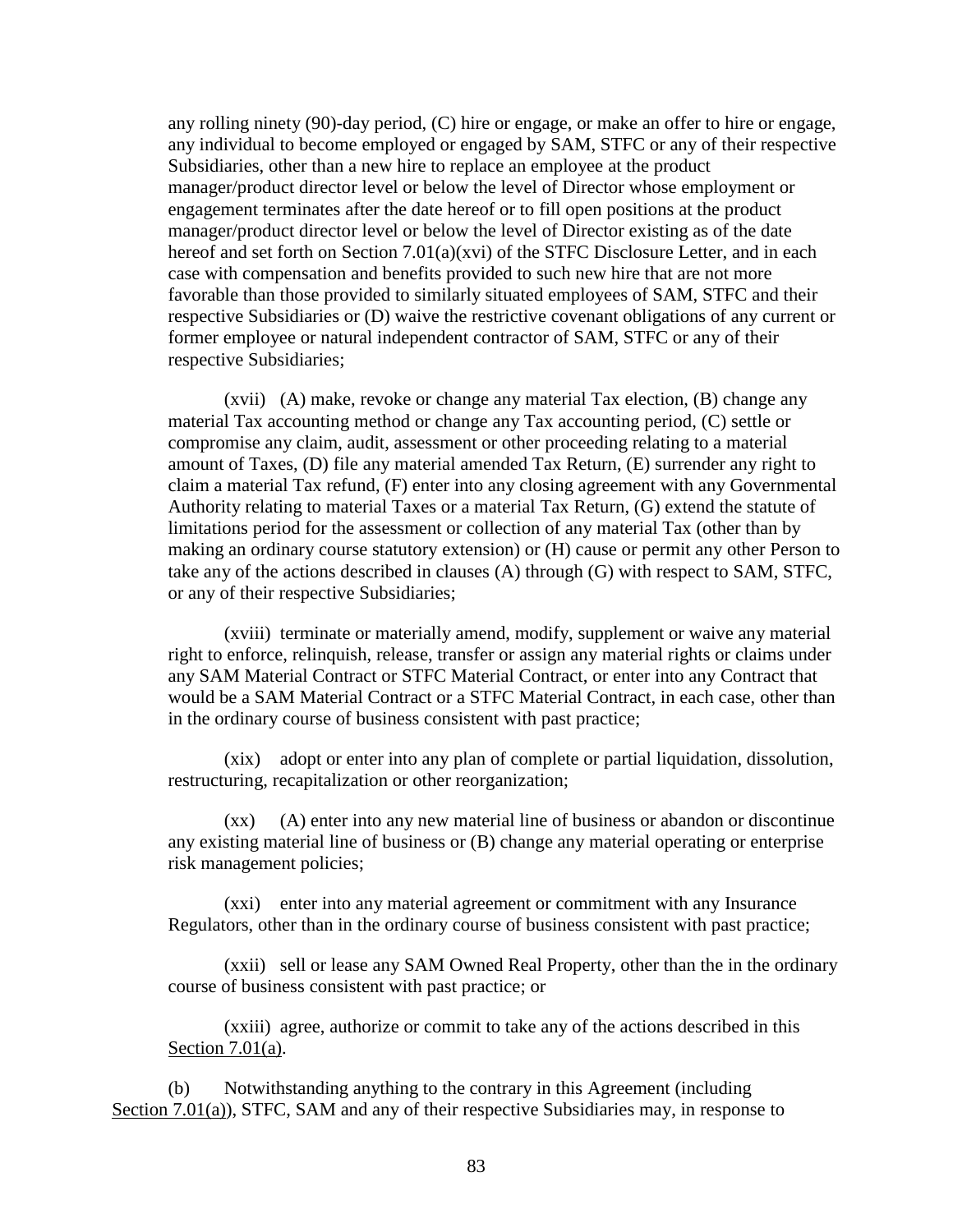any rolling ninety (90)-day period, (C) hire or engage, or make an offer to hire or engage, any individual to become employed or engaged by SAM, STFC or any of their respective Subsidiaries, other than a new hire to replace an employee at the product manager/product director level or below the level of Director whose employment or engagement terminates after the date hereof or to fill open positions at the product manager/product director level or below the level of Director existing as of the date hereof and set forth on Section 7.01(a)(xvi) of the STFC Disclosure Letter, and in each case with compensation and benefits provided to such new hire that are not more favorable than those provided to similarly situated employees of SAM, STFC and their respective Subsidiaries or (D) waive the restrictive covenant obligations of any current or former employee or natural independent contractor of SAM, STFC or any of their respective Subsidiaries;

(xvii) (A) make, revoke or change any material Tax election, (B) change any material Tax accounting method or change any Tax accounting period, (C) settle or compromise any claim, audit, assessment or other proceeding relating to a material amount of Taxes, (D) file any material amended Tax Return, (E) surrender any right to claim a material Tax refund, (F) enter into any closing agreement with any Governmental Authority relating to material Taxes or a material Tax Return, (G) extend the statute of limitations period for the assessment or collection of any material Tax (other than by making an ordinary course statutory extension) or (H) cause or permit any other Person to take any of the actions described in clauses (A) through (G) with respect to SAM, STFC, or any of their respective Subsidiaries;

(xviii) terminate or materially amend, modify, supplement or waive any material right to enforce, relinquish, release, transfer or assign any material rights or claims under any SAM Material Contract or STFC Material Contract, or enter into any Contract that would be a SAM Material Contract or a STFC Material Contract, in each case, other than in the ordinary course of business consistent with past practice;

(xix) adopt or enter into any plan of complete or partial liquidation, dissolution, restructuring, recapitalization or other reorganization;

(xx) (A) enter into any new material line of business or abandon or discontinue any existing material line of business or (B) change any material operating or enterprise risk management policies;

(xxi) enter into any material agreement or commitment with any Insurance Regulators, other than in the ordinary course of business consistent with past practice;

(xxii) sell or lease any SAM Owned Real Property, other than the in the ordinary course of business consistent with past practice; or

(xxiii) agree, authorize or commit to take any of the actions described in this Section 7.01(a).

(b) Notwithstanding anything to the contrary in this Agreement (including Section 7.01(a)), STFC, SAM and any of their respective Subsidiaries may, in response to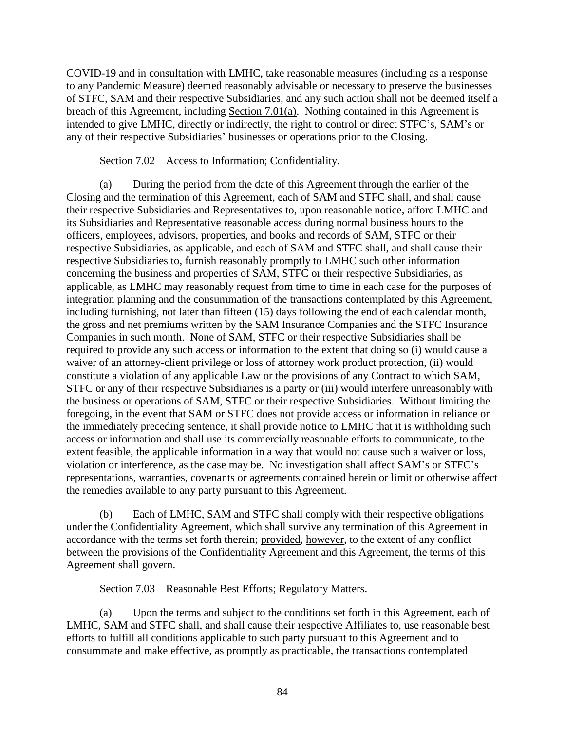COVID-19 and in consultation with LMHC, take reasonable measures (including as a response to any Pandemic Measure) deemed reasonably advisable or necessary to preserve the businesses of STFC, SAM and their respective Subsidiaries, and any such action shall not be deemed itself a breach of this Agreement, including Section 7.01(a). Nothing contained in this Agreement is intended to give LMHC, directly or indirectly, the right to control or direct STFC's, SAM's or any of their respective Subsidiaries' businesses or operations prior to the Closing.

Section 7.02 Access to Information; Confidentiality.

(a) During the period from the date of this Agreement through the earlier of the Closing and the termination of this Agreement, each of SAM and STFC shall, and shall cause their respective Subsidiaries and Representatives to, upon reasonable notice, afford LMHC and its Subsidiaries and Representative reasonable access during normal business hours to the officers, employees, advisors, properties, and books and records of SAM, STFC or their respective Subsidiaries, as applicable, and each of SAM and STFC shall, and shall cause their respective Subsidiaries to, furnish reasonably promptly to LMHC such other information concerning the business and properties of SAM, STFC or their respective Subsidiaries, as applicable, as LMHC may reasonably request from time to time in each case for the purposes of integration planning and the consummation of the transactions contemplated by this Agreement, including furnishing, not later than fifteen (15) days following the end of each calendar month, the gross and net premiums written by the SAM Insurance Companies and the STFC Insurance Companies in such month. None of SAM, STFC or their respective Subsidiaries shall be required to provide any such access or information to the extent that doing so (i) would cause a waiver of an attorney-client privilege or loss of attorney work product protection, (ii) would constitute a violation of any applicable Law or the provisions of any Contract to which SAM, STFC or any of their respective Subsidiaries is a party or (iii) would interfere unreasonably with the business or operations of SAM, STFC or their respective Subsidiaries. Without limiting the foregoing, in the event that SAM or STFC does not provide access or information in reliance on the immediately preceding sentence, it shall provide notice to LMHC that it is withholding such access or information and shall use its commercially reasonable efforts to communicate, to the extent feasible, the applicable information in a way that would not cause such a waiver or loss, violation or interference, as the case may be. No investigation shall affect SAM's or STFC's representations, warranties, covenants or agreements contained herein or limit or otherwise affect the remedies available to any party pursuant to this Agreement.

(b) Each of LMHC, SAM and STFC shall comply with their respective obligations under the Confidentiality Agreement, which shall survive any termination of this Agreement in accordance with the terms set forth therein; provided, however, to the extent of any conflict between the provisions of the Confidentiality Agreement and this Agreement, the terms of this Agreement shall govern.

Section 7.03 Reasonable Best Efforts; Regulatory Matters.

(a) Upon the terms and subject to the conditions set forth in this Agreement, each of LMHC, SAM and STFC shall, and shall cause their respective Affiliates to, use reasonable best efforts to fulfill all conditions applicable to such party pursuant to this Agreement and to consummate and make effective, as promptly as practicable, the transactions contemplated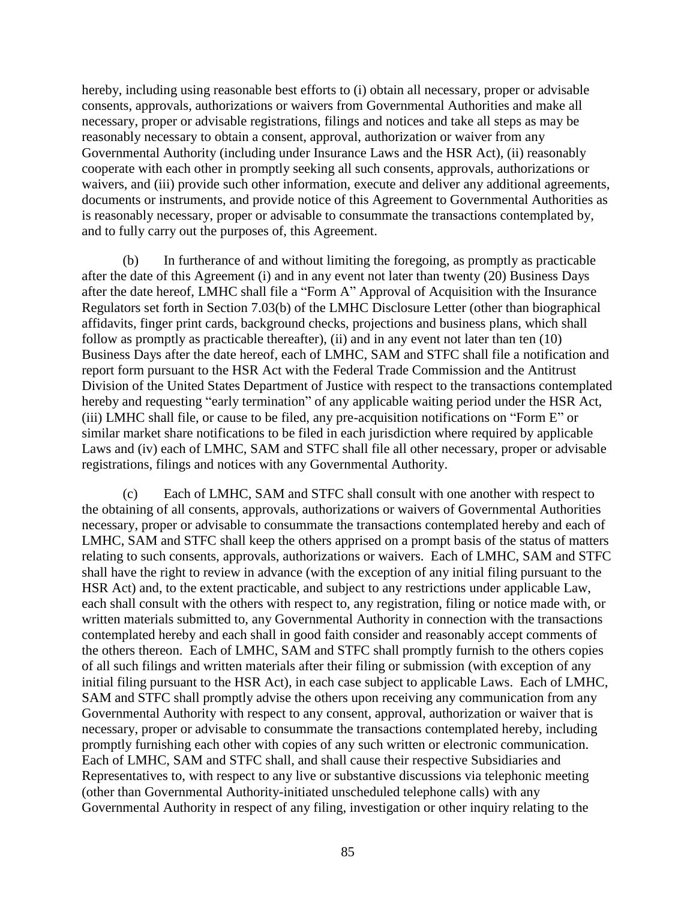hereby, including using reasonable best efforts to (i) obtain all necessary, proper or advisable consents, approvals, authorizations or waivers from Governmental Authorities and make all necessary, proper or advisable registrations, filings and notices and take all steps as may be reasonably necessary to obtain a consent, approval, authorization or waiver from any Governmental Authority (including under Insurance Laws and the HSR Act), (ii) reasonably cooperate with each other in promptly seeking all such consents, approvals, authorizations or waivers, and (iii) provide such other information, execute and deliver any additional agreements, documents or instruments, and provide notice of this Agreement to Governmental Authorities as is reasonably necessary, proper or advisable to consummate the transactions contemplated by, and to fully carry out the purposes of, this Agreement.

(b) In furtherance of and without limiting the foregoing, as promptly as practicable after the date of this Agreement (i) and in any event not later than twenty (20) Business Days after the date hereof, LMHC shall file a "Form A" Approval of Acquisition with the Insurance Regulators set forth in Section 7.03(b) of the LMHC Disclosure Letter (other than biographical affidavits, finger print cards, background checks, projections and business plans, which shall follow as promptly as practicable thereafter), (ii) and in any event not later than ten (10) Business Days after the date hereof, each of LMHC, SAM and STFC shall file a notification and report form pursuant to the HSR Act with the Federal Trade Commission and the Antitrust Division of the United States Department of Justice with respect to the transactions contemplated hereby and requesting "early termination" of any applicable waiting period under the HSR Act, (iii) LMHC shall file, or cause to be filed, any pre-acquisition notifications on "Form E" or similar market share notifications to be filed in each jurisdiction where required by applicable Laws and (iv) each of LMHC, SAM and STFC shall file all other necessary, proper or advisable registrations, filings and notices with any Governmental Authority.

(c) Each of LMHC, SAM and STFC shall consult with one another with respect to the obtaining of all consents, approvals, authorizations or waivers of Governmental Authorities necessary, proper or advisable to consummate the transactions contemplated hereby and each of LMHC, SAM and STFC shall keep the others apprised on a prompt basis of the status of matters relating to such consents, approvals, authorizations or waivers. Each of LMHC, SAM and STFC shall have the right to review in advance (with the exception of any initial filing pursuant to the HSR Act) and, to the extent practicable, and subject to any restrictions under applicable Law, each shall consult with the others with respect to, any registration, filing or notice made with, or written materials submitted to, any Governmental Authority in connection with the transactions contemplated hereby and each shall in good faith consider and reasonably accept comments of the others thereon. Each of LMHC, SAM and STFC shall promptly furnish to the others copies of all such filings and written materials after their filing or submission (with exception of any initial filing pursuant to the HSR Act), in each case subject to applicable Laws. Each of LMHC, SAM and STFC shall promptly advise the others upon receiving any communication from any Governmental Authority with respect to any consent, approval, authorization or waiver that is necessary, proper or advisable to consummate the transactions contemplated hereby, including promptly furnishing each other with copies of any such written or electronic communication. Each of LMHC, SAM and STFC shall, and shall cause their respective Subsidiaries and Representatives to, with respect to any live or substantive discussions via telephonic meeting (other than Governmental Authority-initiated unscheduled telephone calls) with any Governmental Authority in respect of any filing, investigation or other inquiry relating to the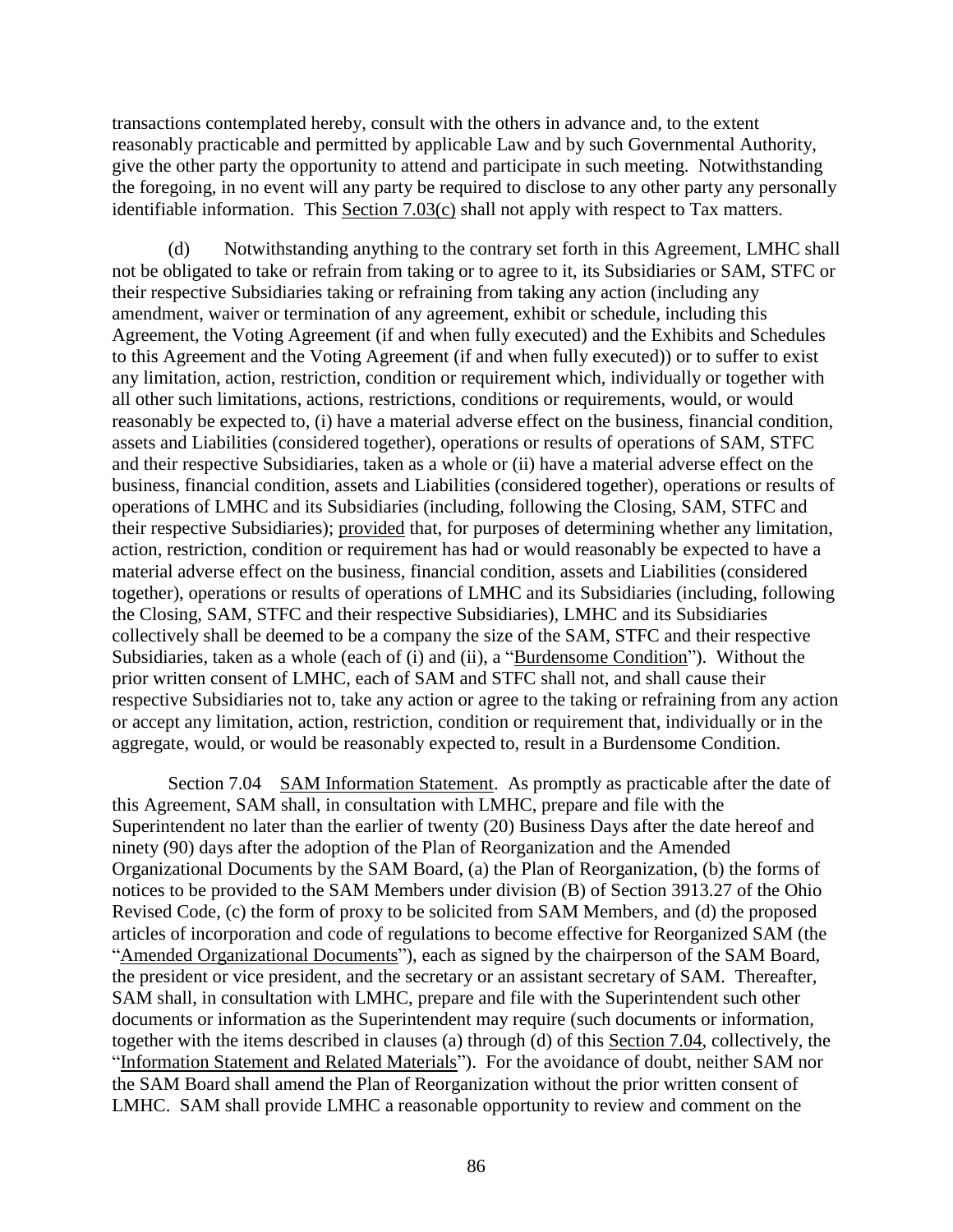transactions contemplated hereby, consult with the others in advance and, to the extent reasonably practicable and permitted by applicable Law and by such Governmental Authority, give the other party the opportunity to attend and participate in such meeting. Notwithstanding the foregoing, in no event will any party be required to disclose to any other party any personally identifiable information. This Section 7.03(c) shall not apply with respect to Tax matters.

(d) Notwithstanding anything to the contrary set forth in this Agreement, LMHC shall not be obligated to take or refrain from taking or to agree to it, its Subsidiaries or SAM, STFC or their respective Subsidiaries taking or refraining from taking any action (including any amendment, waiver or termination of any agreement, exhibit or schedule, including this Agreement, the Voting Agreement (if and when fully executed) and the Exhibits and Schedules to this Agreement and the Voting Agreement (if and when fully executed)) or to suffer to exist any limitation, action, restriction, condition or requirement which, individually or together with all other such limitations, actions, restrictions, conditions or requirements, would, or would reasonably be expected to, (i) have a material adverse effect on the business, financial condition, assets and Liabilities (considered together), operations or results of operations of SAM, STFC and their respective Subsidiaries, taken as a whole or (ii) have a material adverse effect on the business, financial condition, assets and Liabilities (considered together), operations or results of operations of LMHC and its Subsidiaries (including, following the Closing, SAM, STFC and their respective Subsidiaries); provided that, for purposes of determining whether any limitation, action, restriction, condition or requirement has had or would reasonably be expected to have a material adverse effect on the business, financial condition, assets and Liabilities (considered together), operations or results of operations of LMHC and its Subsidiaries (including, following the Closing, SAM, STFC and their respective Subsidiaries), LMHC and its Subsidiaries collectively shall be deemed to be a company the size of the SAM, STFC and their respective Subsidiaries, taken as a whole (each of (i) and (ii), a "Burdensome Condition"). Without the prior written consent of LMHC, each of SAM and STFC shall not, and shall cause their respective Subsidiaries not to, take any action or agree to the taking or refraining from any action or accept any limitation, action, restriction, condition or requirement that, individually or in the aggregate, would, or would be reasonably expected to, result in a Burdensome Condition.

Section 7.04 SAM Information Statement. As promptly as practicable after the date of this Agreement, SAM shall, in consultation with LMHC, prepare and file with the Superintendent no later than the earlier of twenty (20) Business Days after the date hereof and ninety (90) days after the adoption of the Plan of Reorganization and the Amended Organizational Documents by the SAM Board, (a) the Plan of Reorganization, (b) the forms of notices to be provided to the SAM Members under division (B) of Section 3913.27 of the Ohio Revised Code, (c) the form of proxy to be solicited from SAM Members, and (d) the proposed articles of incorporation and code of regulations to become effective for Reorganized SAM (the "Amended Organizational Documents"), each as signed by the chairperson of the SAM Board, the president or vice president, and the secretary or an assistant secretary of SAM. Thereafter, SAM shall, in consultation with LMHC, prepare and file with the Superintendent such other documents or information as the Superintendent may require (such documents or information, together with the items described in clauses (a) through (d) of this Section 7.04, collectively, the "Information Statement and Related Materials"). For the avoidance of doubt, neither SAM nor the SAM Board shall amend the Plan of Reorganization without the prior written consent of LMHC. SAM shall provide LMHC a reasonable opportunity to review and comment on the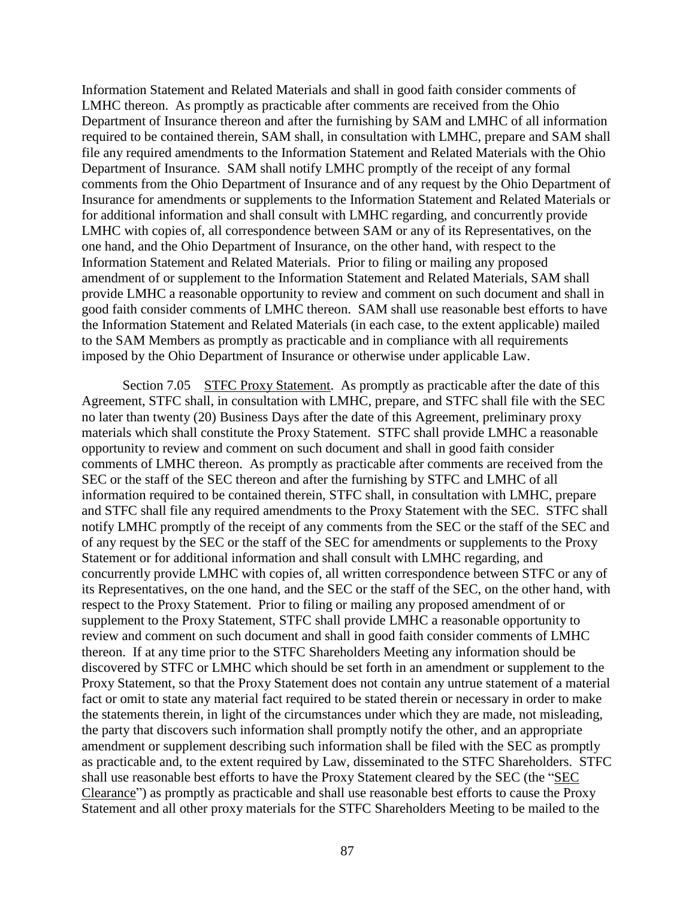Information Statement and Related Materials and shall in good faith consider comments of LMHC thereon. As promptly as practicable after comments are received from the Ohio Department of Insurance thereon and after the furnishing by SAM and LMHC of all information required to be contained therein, SAM shall, in consultation with LMHC, prepare and SAM shall file any required amendments to the Information Statement and Related Materials with the Ohio Department of Insurance. SAM shall notify LMHC promptly of the receipt of any formal comments from the Ohio Department of Insurance and of any request by the Ohio Department of Insurance for amendments or supplements to the Information Statement and Related Materials or for additional information and shall consult with LMHC regarding, and concurrently provide LMHC with copies of, all correspondence between SAM or any of its Representatives, on the one hand, and the Ohio Department of Insurance, on the other hand, with respect to the Information Statement and Related Materials. Prior to filing or mailing any proposed amendment of or supplement to the Information Statement and Related Materials, SAM shall provide LMHC a reasonable opportunity to review and comment on such document and shall in good faith consider comments of LMHC thereon. SAM shall use reasonable best efforts to have the Information Statement and Related Materials (in each case, to the extent applicable) mailed to the SAM Members as promptly as practicable and in compliance with all requirements imposed by the Ohio Department of Insurance or otherwise under applicable Law.

Section 7.05 STFC Proxy Statement. As promptly as practicable after the date of this Agreement, STFC shall, in consultation with LMHC, prepare, and STFC shall file with the SEC no later than twenty (20) Business Days after the date of this Agreement, preliminary proxy materials which shall constitute the Proxy Statement. STFC shall provide LMHC a reasonable opportunity to review and comment on such document and shall in good faith consider comments of LMHC thereon. As promptly as practicable after comments are received from the SEC or the staff of the SEC thereon and after the furnishing by STFC and LMHC of all information required to be contained therein, STFC shall, in consultation with LMHC, prepare and STFC shall file any required amendments to the Proxy Statement with the SEC. STFC shall notify LMHC promptly of the receipt of any comments from the SEC or the staff of the SEC and of any request by the SEC or the staff of the SEC for amendments or supplements to the Proxy Statement or for additional information and shall consult with LMHC regarding, and concurrently provide LMHC with copies of, all written correspondence between STFC or any of its Representatives, on the one hand, and the SEC or the staff of the SEC, on the other hand, with respect to the Proxy Statement. Prior to filing or mailing any proposed amendment of or supplement to the Proxy Statement, STFC shall provide LMHC a reasonable opportunity to review and comment on such document and shall in good faith consider comments of LMHC thereon. If at any time prior to the STFC Shareholders Meeting any information should be discovered by STFC or LMHC which should be set forth in an amendment or supplement to the Proxy Statement, so that the Proxy Statement does not contain any untrue statement of a material fact or omit to state any material fact required to be stated therein or necessary in order to make the statements therein, in light of the circumstances under which they are made, not misleading, the party that discovers such information shall promptly notify the other, and an appropriate amendment or supplement describing such information shall be filed with the SEC as promptly as practicable and, to the extent required by Law, disseminated to the STFC Shareholders. STFC shall use reasonable best efforts to have the Proxy Statement cleared by the SEC (the "SEC Clearance") as promptly as practicable and shall use reasonable best efforts to cause the Proxy Statement and all other proxy materials for the STFC Shareholders Meeting to be mailed to the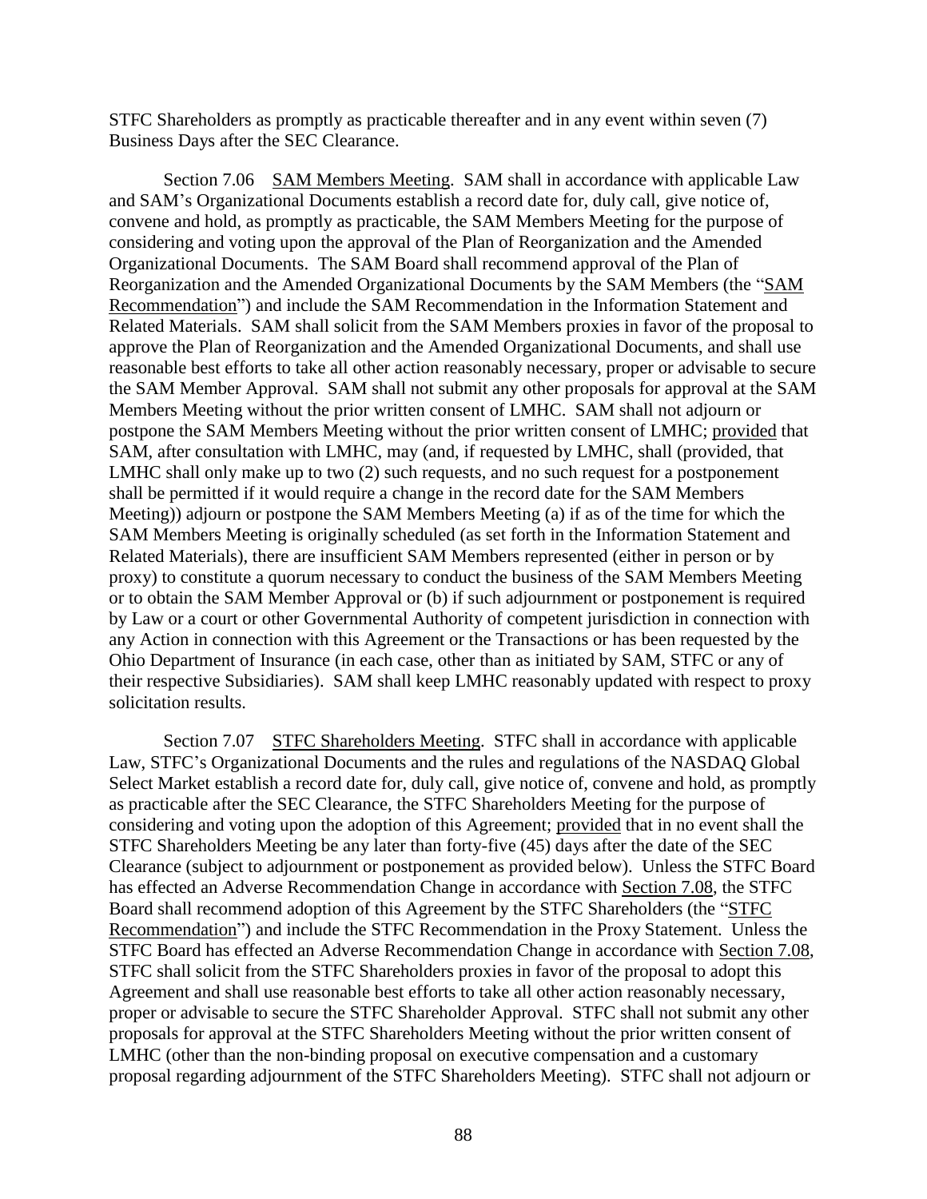STFC Shareholders as promptly as practicable thereafter and in any event within seven (7) Business Days after the SEC Clearance.

Section 7.06 SAM Members Meeting. SAM shall in accordance with applicable Law and SAM's Organizational Documents establish a record date for, duly call, give notice of, convene and hold, as promptly as practicable, the SAM Members Meeting for the purpose of considering and voting upon the approval of the Plan of Reorganization and the Amended Organizational Documents. The SAM Board shall recommend approval of the Plan of Reorganization and the Amended Organizational Documents by the SAM Members (the "SAM Recommendation") and include the SAM Recommendation in the Information Statement and Related Materials. SAM shall solicit from the SAM Members proxies in favor of the proposal to approve the Plan of Reorganization and the Amended Organizational Documents, and shall use reasonable best efforts to take all other action reasonably necessary, proper or advisable to secure the SAM Member Approval. SAM shall not submit any other proposals for approval at the SAM Members Meeting without the prior written consent of LMHC. SAM shall not adjourn or postpone the SAM Members Meeting without the prior written consent of LMHC; provided that SAM, after consultation with LMHC, may (and, if requested by LMHC, shall (provided, that LMHC shall only make up to two (2) such requests, and no such request for a postponement shall be permitted if it would require a change in the record date for the SAM Members Meeting)) adjourn or postpone the SAM Members Meeting (a) if as of the time for which the SAM Members Meeting is originally scheduled (as set forth in the Information Statement and Related Materials), there are insufficient SAM Members represented (either in person or by proxy) to constitute a quorum necessary to conduct the business of the SAM Members Meeting or to obtain the SAM Member Approval or (b) if such adjournment or postponement is required by Law or a court or other Governmental Authority of competent jurisdiction in connection with any Action in connection with this Agreement or the Transactions or has been requested by the Ohio Department of Insurance (in each case, other than as initiated by SAM, STFC or any of their respective Subsidiaries). SAM shall keep LMHC reasonably updated with respect to proxy solicitation results.

Section 7.07 STFC Shareholders Meeting. STFC shall in accordance with applicable Law, STFC's Organizational Documents and the rules and regulations of the NASDAQ Global Select Market establish a record date for, duly call, give notice of, convene and hold, as promptly as practicable after the SEC Clearance, the STFC Shareholders Meeting for the purpose of considering and voting upon the adoption of this Agreement; provided that in no event shall the STFC Shareholders Meeting be any later than forty-five (45) days after the date of the SEC Clearance (subject to adjournment or postponement as provided below). Unless the STFC Board has effected an Adverse Recommendation Change in accordance with Section 7.08, the STFC Board shall recommend adoption of this Agreement by the STFC Shareholders (the "STFC Recommendation") and include the STFC Recommendation in the Proxy Statement. Unless the STFC Board has effected an Adverse Recommendation Change in accordance with Section 7.08, STFC shall solicit from the STFC Shareholders proxies in favor of the proposal to adopt this Agreement and shall use reasonable best efforts to take all other action reasonably necessary, proper or advisable to secure the STFC Shareholder Approval. STFC shall not submit any other proposals for approval at the STFC Shareholders Meeting without the prior written consent of LMHC (other than the non-binding proposal on executive compensation and a customary proposal regarding adjournment of the STFC Shareholders Meeting). STFC shall not adjourn or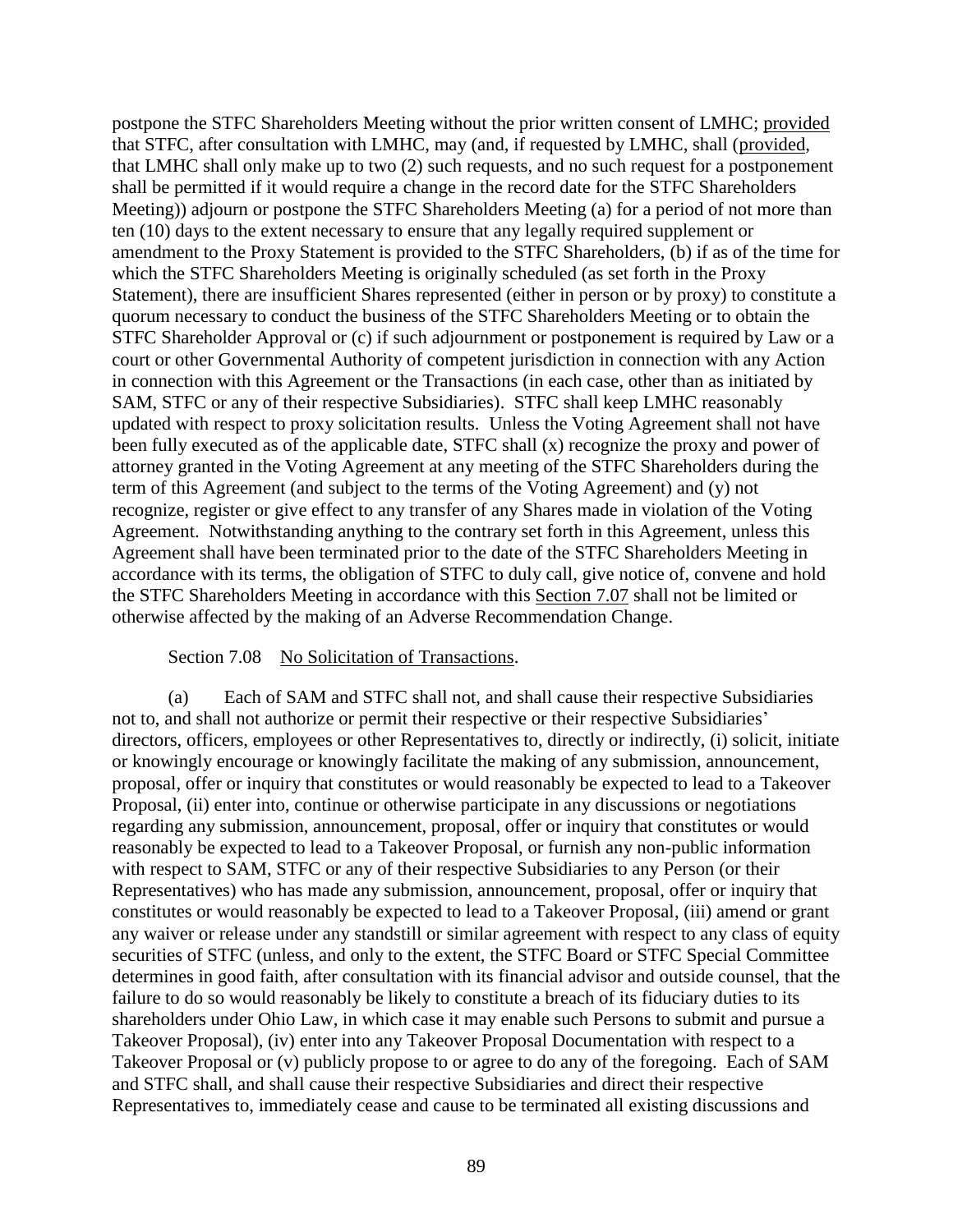postpone the STFC Shareholders Meeting without the prior written consent of LMHC; provided that STFC, after consultation with LMHC, may (and, if requested by LMHC, shall (provided, that LMHC shall only make up to two (2) such requests, and no such request for a postponement shall be permitted if it would require a change in the record date for the STFC Shareholders Meeting)) adjourn or postpone the STFC Shareholders Meeting (a) for a period of not more than ten (10) days to the extent necessary to ensure that any legally required supplement or amendment to the Proxy Statement is provided to the STFC Shareholders, (b) if as of the time for which the STFC Shareholders Meeting is originally scheduled (as set forth in the Proxy Statement), there are insufficient Shares represented (either in person or by proxy) to constitute a quorum necessary to conduct the business of the STFC Shareholders Meeting or to obtain the STFC Shareholder Approval or (c) if such adjournment or postponement is required by Law or a court or other Governmental Authority of competent jurisdiction in connection with any Action in connection with this Agreement or the Transactions (in each case, other than as initiated by SAM, STFC or any of their respective Subsidiaries). STFC shall keep LMHC reasonably updated with respect to proxy solicitation results. Unless the Voting Agreement shall not have been fully executed as of the applicable date, STFC shall (x) recognize the proxy and power of attorney granted in the Voting Agreement at any meeting of the STFC Shareholders during the term of this Agreement (and subject to the terms of the Voting Agreement) and (y) not recognize, register or give effect to any transfer of any Shares made in violation of the Voting Agreement. Notwithstanding anything to the contrary set forth in this Agreement, unless this Agreement shall have been terminated prior to the date of the STFC Shareholders Meeting in accordance with its terms, the obligation of STFC to duly call, give notice of, convene and hold the STFC Shareholders Meeting in accordance with this Section 7.07 shall not be limited or otherwise affected by the making of an Adverse Recommendation Change.

Section 7.08 No Solicitation of Transactions.

(a) Each of SAM and STFC shall not, and shall cause their respective Subsidiaries not to, and shall not authorize or permit their respective or their respective Subsidiaries' directors, officers, employees or other Representatives to, directly or indirectly, (i) solicit, initiate or knowingly encourage or knowingly facilitate the making of any submission, announcement, proposal, offer or inquiry that constitutes or would reasonably be expected to lead to a Takeover Proposal, (ii) enter into, continue or otherwise participate in any discussions or negotiations regarding any submission, announcement, proposal, offer or inquiry that constitutes or would reasonably be expected to lead to a Takeover Proposal, or furnish any non-public information with respect to SAM, STFC or any of their respective Subsidiaries to any Person (or their Representatives) who has made any submission, announcement, proposal, offer or inquiry that constitutes or would reasonably be expected to lead to a Takeover Proposal, (iii) amend or grant any waiver or release under any standstill or similar agreement with respect to any class of equity securities of STFC (unless, and only to the extent, the STFC Board or STFC Special Committee determines in good faith, after consultation with its financial advisor and outside counsel, that the failure to do so would reasonably be likely to constitute a breach of its fiduciary duties to its shareholders under Ohio Law, in which case it may enable such Persons to submit and pursue a Takeover Proposal), (iv) enter into any Takeover Proposal Documentation with respect to a Takeover Proposal or (v) publicly propose to or agree to do any of the foregoing. Each of SAM and STFC shall, and shall cause their respective Subsidiaries and direct their respective Representatives to, immediately cease and cause to be terminated all existing discussions and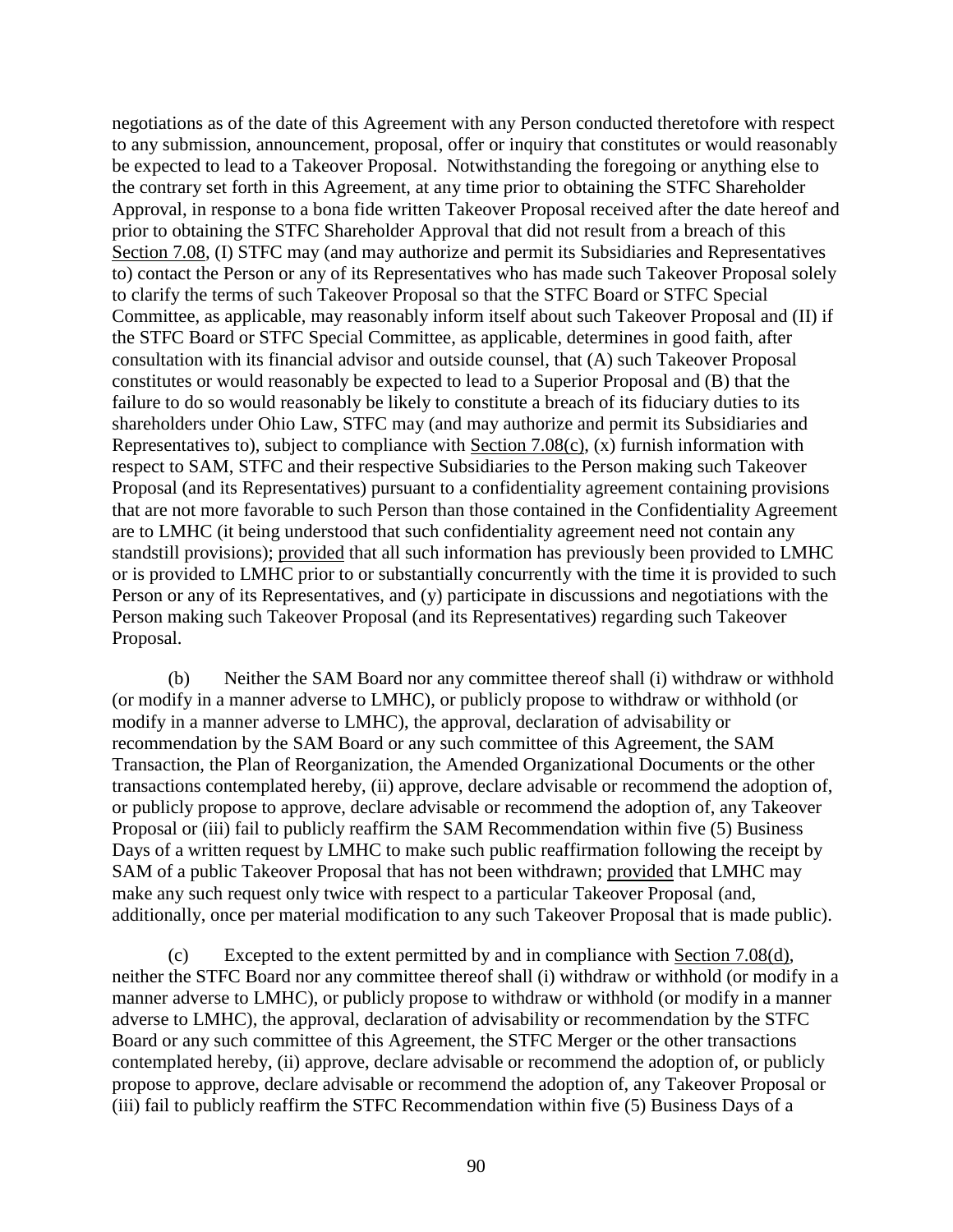negotiations as of the date of this Agreement with any Person conducted theretofore with respect to any submission, announcement, proposal, offer or inquiry that constitutes or would reasonably be expected to lead to a Takeover Proposal. Notwithstanding the foregoing or anything else to the contrary set forth in this Agreement, at any time prior to obtaining the STFC Shareholder Approval, in response to a bona fide written Takeover Proposal received after the date hereof and prior to obtaining the STFC Shareholder Approval that did not result from a breach of this Section 7.08, (I) STFC may (and may authorize and permit its Subsidiaries and Representatives to) contact the Person or any of its Representatives who has made such Takeover Proposal solely to clarify the terms of such Takeover Proposal so that the STFC Board or STFC Special Committee, as applicable, may reasonably inform itself about such Takeover Proposal and (II) if the STFC Board or STFC Special Committee, as applicable, determines in good faith, after consultation with its financial advisor and outside counsel, that (A) such Takeover Proposal constitutes or would reasonably be expected to lead to a Superior Proposal and (B) that the failure to do so would reasonably be likely to constitute a breach of its fiduciary duties to its shareholders under Ohio Law, STFC may (and may authorize and permit its Subsidiaries and Representatives to), subject to compliance with Section 7.08(c), (x) furnish information with respect to SAM, STFC and their respective Subsidiaries to the Person making such Takeover Proposal (and its Representatives) pursuant to a confidentiality agreement containing provisions that are not more favorable to such Person than those contained in the Confidentiality Agreement are to LMHC (it being understood that such confidentiality agreement need not contain any standstill provisions); provided that all such information has previously been provided to LMHC or is provided to LMHC prior to or substantially concurrently with the time it is provided to such Person or any of its Representatives, and (y) participate in discussions and negotiations with the Person making such Takeover Proposal (and its Representatives) regarding such Takeover Proposal.

(b) Neither the SAM Board nor any committee thereof shall (i) withdraw or withhold (or modify in a manner adverse to LMHC), or publicly propose to withdraw or withhold (or modify in a manner adverse to LMHC), the approval, declaration of advisability or recommendation by the SAM Board or any such committee of this Agreement, the SAM Transaction, the Plan of Reorganization, the Amended Organizational Documents or the other transactions contemplated hereby, (ii) approve, declare advisable or recommend the adoption of, or publicly propose to approve, declare advisable or recommend the adoption of, any Takeover Proposal or (iii) fail to publicly reaffirm the SAM Recommendation within five (5) Business Days of a written request by LMHC to make such public reaffirmation following the receipt by SAM of a public Takeover Proposal that has not been withdrawn; provided that LMHC may make any such request only twice with respect to a particular Takeover Proposal (and, additionally, once per material modification to any such Takeover Proposal that is made public).

(c) Excepted to the extent permitted by and in compliance with Section 7.08(d), neither the STFC Board nor any committee thereof shall (i) withdraw or withhold (or modify in a manner adverse to LMHC), or publicly propose to withdraw or withhold (or modify in a manner adverse to LMHC), the approval, declaration of advisability or recommendation by the STFC Board or any such committee of this Agreement, the STFC Merger or the other transactions contemplated hereby, (ii) approve, declare advisable or recommend the adoption of, or publicly propose to approve, declare advisable or recommend the adoption of, any Takeover Proposal or (iii) fail to publicly reaffirm the STFC Recommendation within five (5) Business Days of a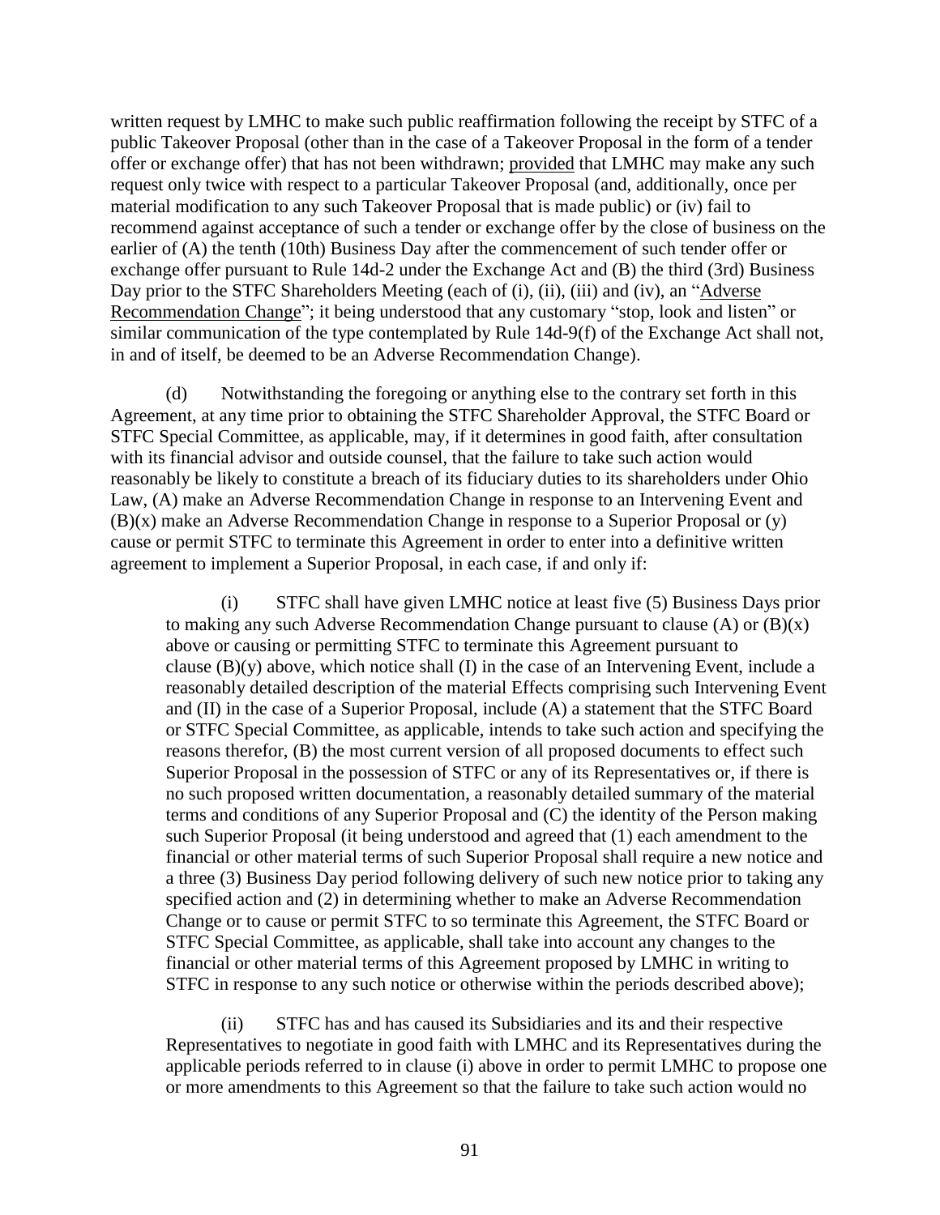written request by LMHC to make such public reaffirmation following the receipt by STFC of a public Takeover Proposal (other than in the case of a Takeover Proposal in the form of a tender offer or exchange offer) that has not been withdrawn; provided that LMHC may make any such request only twice with respect to a particular Takeover Proposal (and, additionally, once per material modification to any such Takeover Proposal that is made public) or (iv) fail to recommend against acceptance of such a tender or exchange offer by the close of business on the earlier of (A) the tenth (10th) Business Day after the commencement of such tender offer or exchange offer pursuant to Rule 14d-2 under the Exchange Act and (B) the third (3rd) Business Day prior to the STFC Shareholders Meeting (each of (i), (ii), (iii) and (iv), an "Adverse Recommendation Change"; it being understood that any customary "stop, look and listen" or similar communication of the type contemplated by Rule 14d-9(f) of the Exchange Act shall not, in and of itself, be deemed to be an Adverse Recommendation Change).

(d) Notwithstanding the foregoing or anything else to the contrary set forth in this Agreement, at any time prior to obtaining the STFC Shareholder Approval, the STFC Board or STFC Special Committee, as applicable, may, if it determines in good faith, after consultation with its financial advisor and outside counsel, that the failure to take such action would reasonably be likely to constitute a breach of its fiduciary duties to its shareholders under Ohio Law, (A) make an Adverse Recommendation Change in response to an Intervening Event and (B)(x) make an Adverse Recommendation Change in response to a Superior Proposal or (y) cause or permit STFC to terminate this Agreement in order to enter into a definitive written agreement to implement a Superior Proposal, in each case, if and only if:

(i) STFC shall have given LMHC notice at least five (5) Business Days prior to making any such Adverse Recommendation Change pursuant to clause (A) or (B)(x) above or causing or permitting STFC to terminate this Agreement pursuant to clause (B)(y) above, which notice shall (I) in the case of an Intervening Event, include a reasonably detailed description of the material Effects comprising such Intervening Event and (II) in the case of a Superior Proposal, include (A) a statement that the STFC Board or STFC Special Committee, as applicable, intends to take such action and specifying the reasons therefor, (B) the most current version of all proposed documents to effect such Superior Proposal in the possession of STFC or any of its Representatives or, if there is no such proposed written documentation, a reasonably detailed summary of the material terms and conditions of any Superior Proposal and (C) the identity of the Person making such Superior Proposal (it being understood and agreed that (1) each amendment to the financial or other material terms of such Superior Proposal shall require a new notice and a three (3) Business Day period following delivery of such new notice prior to taking any specified action and (2) in determining whether to make an Adverse Recommendation Change or to cause or permit STFC to so terminate this Agreement, the STFC Board or STFC Special Committee, as applicable, shall take into account any changes to the financial or other material terms of this Agreement proposed by LMHC in writing to STFC in response to any such notice or otherwise within the periods described above);

(ii) STFC has and has caused its Subsidiaries and its and their respective Representatives to negotiate in good faith with LMHC and its Representatives during the applicable periods referred to in clause (i) above in order to permit LMHC to propose one or more amendments to this Agreement so that the failure to take such action would no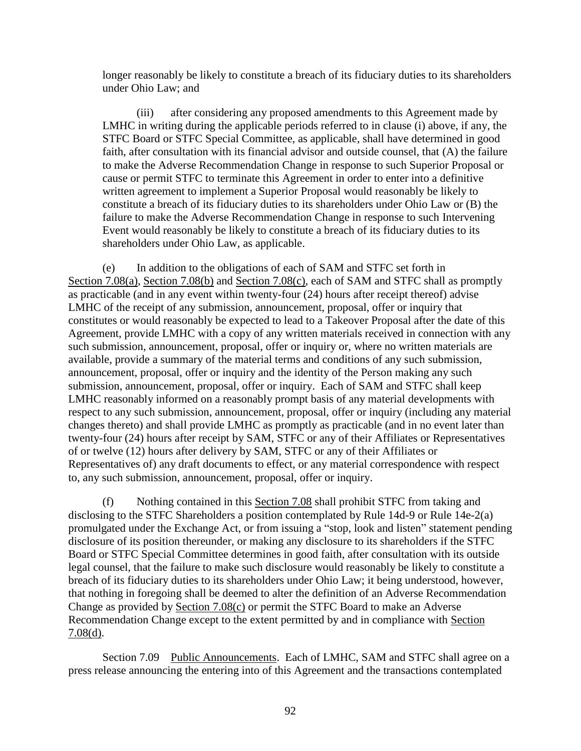longer reasonably be likely to constitute a breach of its fiduciary duties to its shareholders under Ohio Law; and

(iii) after considering any proposed amendments to this Agreement made by LMHC in writing during the applicable periods referred to in clause (i) above, if any, the STFC Board or STFC Special Committee, as applicable, shall have determined in good faith, after consultation with its financial advisor and outside counsel, that (A) the failure to make the Adverse Recommendation Change in response to such Superior Proposal or cause or permit STFC to terminate this Agreement in order to enter into a definitive written agreement to implement a Superior Proposal would reasonably be likely to constitute a breach of its fiduciary duties to its shareholders under Ohio Law or (B) the failure to make the Adverse Recommendation Change in response to such Intervening Event would reasonably be likely to constitute a breach of its fiduciary duties to its shareholders under Ohio Law, as applicable.

(e) In addition to the obligations of each of SAM and STFC set forth in Section 7.08(a), Section 7.08(b) and Section 7.08(c), each of SAM and STFC shall as promptly as practicable (and in any event within twenty-four (24) hours after receipt thereof) advise LMHC of the receipt of any submission, announcement, proposal, offer or inquiry that constitutes or would reasonably be expected to lead to a Takeover Proposal after the date of this Agreement, provide LMHC with a copy of any written materials received in connection with any such submission, announcement, proposal, offer or inquiry or, where no written materials are available, provide a summary of the material terms and conditions of any such submission, announcement, proposal, offer or inquiry and the identity of the Person making any such submission, announcement, proposal, offer or inquiry. Each of SAM and STFC shall keep LMHC reasonably informed on a reasonably prompt basis of any material developments with respect to any such submission, announcement, proposal, offer or inquiry (including any material changes thereto) and shall provide LMHC as promptly as practicable (and in no event later than twenty-four (24) hours after receipt by SAM, STFC or any of their Affiliates or Representatives of or twelve (12) hours after delivery by SAM, STFC or any of their Affiliates or Representatives of) any draft documents to effect, or any material correspondence with respect to, any such submission, announcement, proposal, offer or inquiry.

(f) Nothing contained in this Section 7.08 shall prohibit STFC from taking and disclosing to the STFC Shareholders a position contemplated by Rule 14d-9 or Rule 14e-2(a) promulgated under the Exchange Act, or from issuing a "stop, look and listen" statement pending disclosure of its position thereunder, or making any disclosure to its shareholders if the STFC Board or STFC Special Committee determines in good faith, after consultation with its outside legal counsel, that the failure to make such disclosure would reasonably be likely to constitute a breach of its fiduciary duties to its shareholders under Ohio Law; it being understood, however, that nothing in foregoing shall be deemed to alter the definition of an Adverse Recommendation Change as provided by Section 7.08(c) or permit the STFC Board to make an Adverse Recommendation Change except to the extent permitted by and in compliance with Section 7.08(d).

Section 7.09 Public Announcements. Each of LMHC, SAM and STFC shall agree on a press release announcing the entering into of this Agreement and the transactions contemplated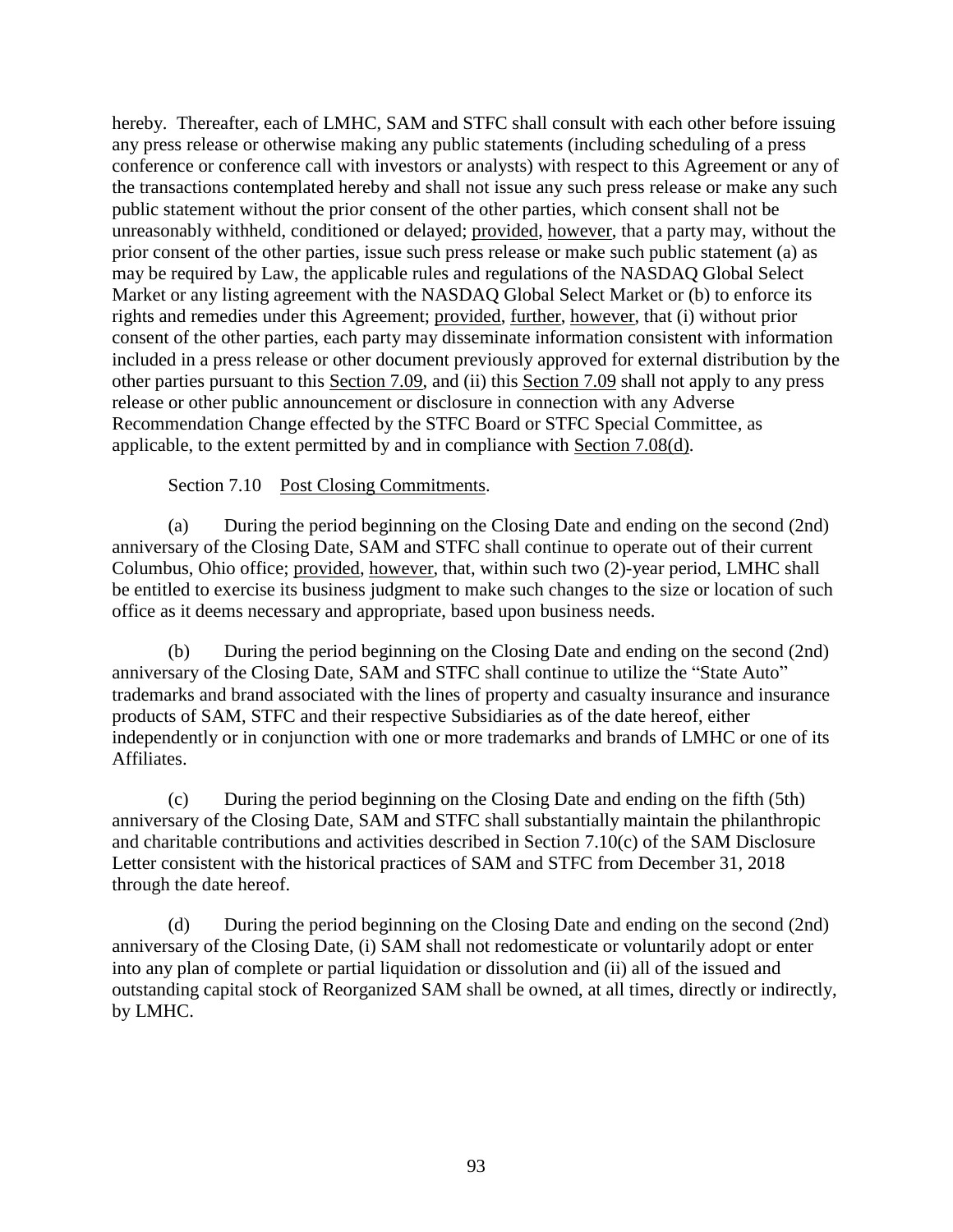hereby. Thereafter, each of LMHC, SAM and STFC shall consult with each other before issuing any press release or otherwise making any public statements (including scheduling of a press conference or conference call with investors or analysts) with respect to this Agreement or any of the transactions contemplated hereby and shall not issue any such press release or make any such public statement without the prior consent of the other parties, which consent shall not be unreasonably withheld, conditioned or delayed; provided, however, that a party may, without the prior consent of the other parties, issue such press release or make such public statement (a) as may be required by Law, the applicable rules and regulations of the NASDAQ Global Select Market or any listing agreement with the NASDAQ Global Select Market or (b) to enforce its rights and remedies under this Agreement; provided, further, however, that (i) without prior consent of the other parties, each party may disseminate information consistent with information included in a press release or other document previously approved for external distribution by the other parties pursuant to this Section 7.09, and (ii) this Section 7.09 shall not apply to any press release or other public announcement or disclosure in connection with any Adverse Recommendation Change effected by the STFC Board or STFC Special Committee, as applicable, to the extent permitted by and in compliance with Section 7.08(d).

Section 7.10 Post Closing Commitments.

(a) During the period beginning on the Closing Date and ending on the second (2nd) anniversary of the Closing Date, SAM and STFC shall continue to operate out of their current Columbus, Ohio office; provided, however, that, within such two (2)-year period, LMHC shall be entitled to exercise its business judgment to make such changes to the size or location of such office as it deems necessary and appropriate, based upon business needs.

(b) During the period beginning on the Closing Date and ending on the second (2nd) anniversary of the Closing Date, SAM and STFC shall continue to utilize the "State Auto" trademarks and brand associated with the lines of property and casualty insurance and insurance products of SAM, STFC and their respective Subsidiaries as of the date hereof, either independently or in conjunction with one or more trademarks and brands of LMHC or one of its Affiliates.

(c) During the period beginning on the Closing Date and ending on the fifth (5th) anniversary of the Closing Date, SAM and STFC shall substantially maintain the philanthropic and charitable contributions and activities described in Section 7.10(c) of the SAM Disclosure Letter consistent with the historical practices of SAM and STFC from December 31, 2018 through the date hereof.

(d) During the period beginning on the Closing Date and ending on the second (2nd) anniversary of the Closing Date, (i) SAM shall not redomesticate or voluntarily adopt or enter into any plan of complete or partial liquidation or dissolution and (ii) all of the issued and outstanding capital stock of Reorganized SAM shall be owned, at all times, directly or indirectly, by LMHC.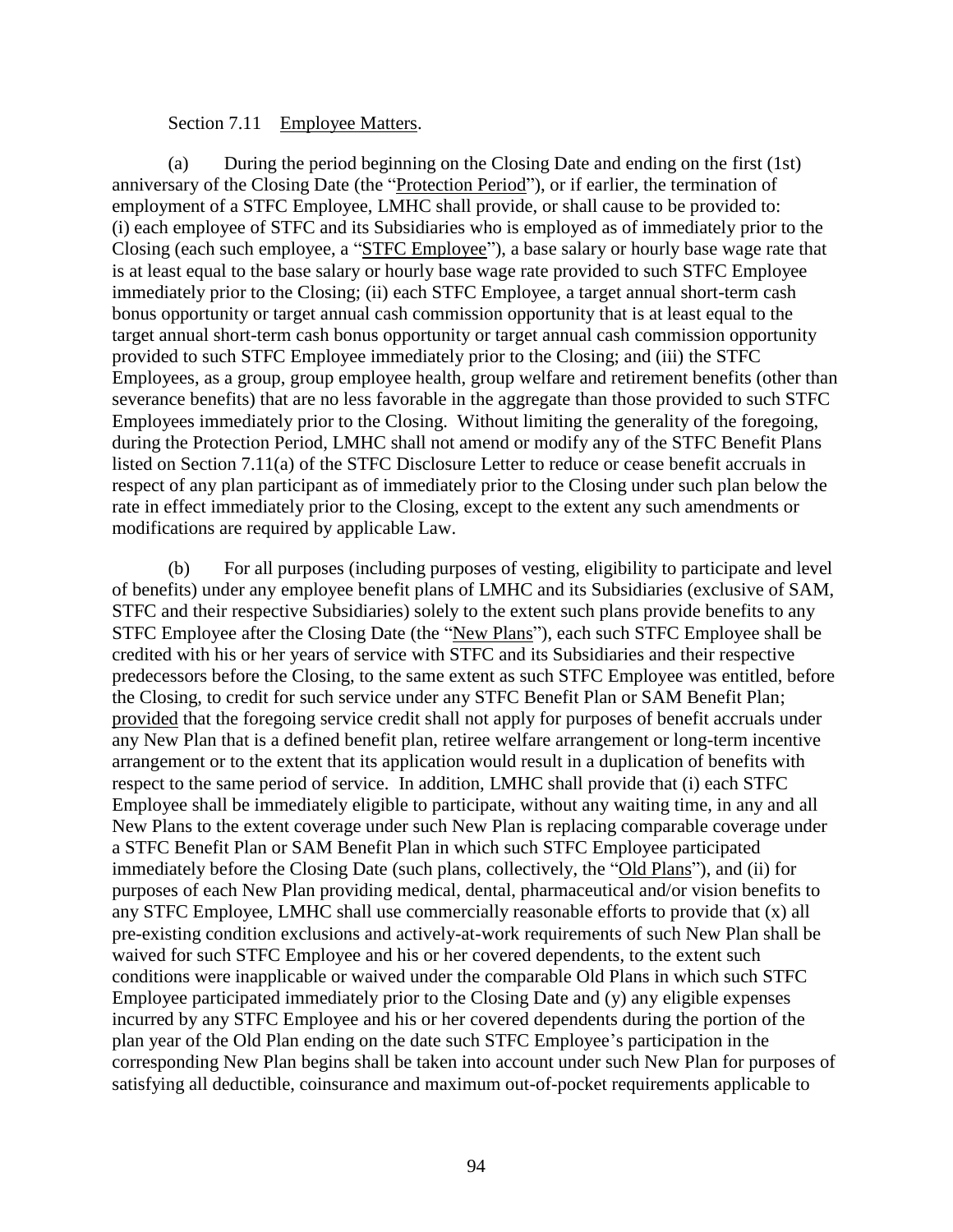Section 7.11 Employee Matters.

(a) During the period beginning on the Closing Date and ending on the first (1st) anniversary of the Closing Date (the "Protection Period"), or if earlier, the termination of employment of a STFC Employee, LMHC shall provide, or shall cause to be provided to: (i) each employee of STFC and its Subsidiaries who is employed as of immediately prior to the Closing (each such employee, a "STFC Employee"), a base salary or hourly base wage rate that is at least equal to the base salary or hourly base wage rate provided to such STFC Employee immediately prior to the Closing; (ii) each STFC Employee, a target annual short-term cash bonus opportunity or target annual cash commission opportunity that is at least equal to the target annual short-term cash bonus opportunity or target annual cash commission opportunity provided to such STFC Employee immediately prior to the Closing; and (iii) the STFC Employees, as a group, group employee health, group welfare and retirement benefits (other than severance benefits) that are no less favorable in the aggregate than those provided to such STFC Employees immediately prior to the Closing. Without limiting the generality of the foregoing, during the Protection Period, LMHC shall not amend or modify any of the STFC Benefit Plans listed on Section 7.11(a) of the STFC Disclosure Letter to reduce or cease benefit accruals in respect of any plan participant as of immediately prior to the Closing under such plan below the rate in effect immediately prior to the Closing, except to the extent any such amendments or modifications are required by applicable Law.

(b) For all purposes (including purposes of vesting, eligibility to participate and level of benefits) under any employee benefit plans of LMHC and its Subsidiaries (exclusive of SAM, STFC and their respective Subsidiaries) solely to the extent such plans provide benefits to any STFC Employee after the Closing Date (the "New Plans"), each such STFC Employee shall be credited with his or her years of service with STFC and its Subsidiaries and their respective predecessors before the Closing, to the same extent as such STFC Employee was entitled, before the Closing, to credit for such service under any STFC Benefit Plan or SAM Benefit Plan; provided that the foregoing service credit shall not apply for purposes of benefit accruals under any New Plan that is a defined benefit plan, retiree welfare arrangement or long-term incentive arrangement or to the extent that its application would result in a duplication of benefits with respect to the same period of service. In addition, LMHC shall provide that (i) each STFC Employee shall be immediately eligible to participate, without any waiting time, in any and all New Plans to the extent coverage under such New Plan is replacing comparable coverage under a STFC Benefit Plan or SAM Benefit Plan in which such STFC Employee participated immediately before the Closing Date (such plans, collectively, the "Old Plans"), and (ii) for purposes of each New Plan providing medical, dental, pharmaceutical and/or vision benefits to any STFC Employee, LMHC shall use commercially reasonable efforts to provide that (x) all pre-existing condition exclusions and actively-at-work requirements of such New Plan shall be waived for such STFC Employee and his or her covered dependents, to the extent such conditions were inapplicable or waived under the comparable Old Plans in which such STFC Employee participated immediately prior to the Closing Date and (y) any eligible expenses incurred by any STFC Employee and his or her covered dependents during the portion of the plan year of the Old Plan ending on the date such STFC Employee's participation in the corresponding New Plan begins shall be taken into account under such New Plan for purposes of satisfying all deductible, coinsurance and maximum out-of-pocket requirements applicable to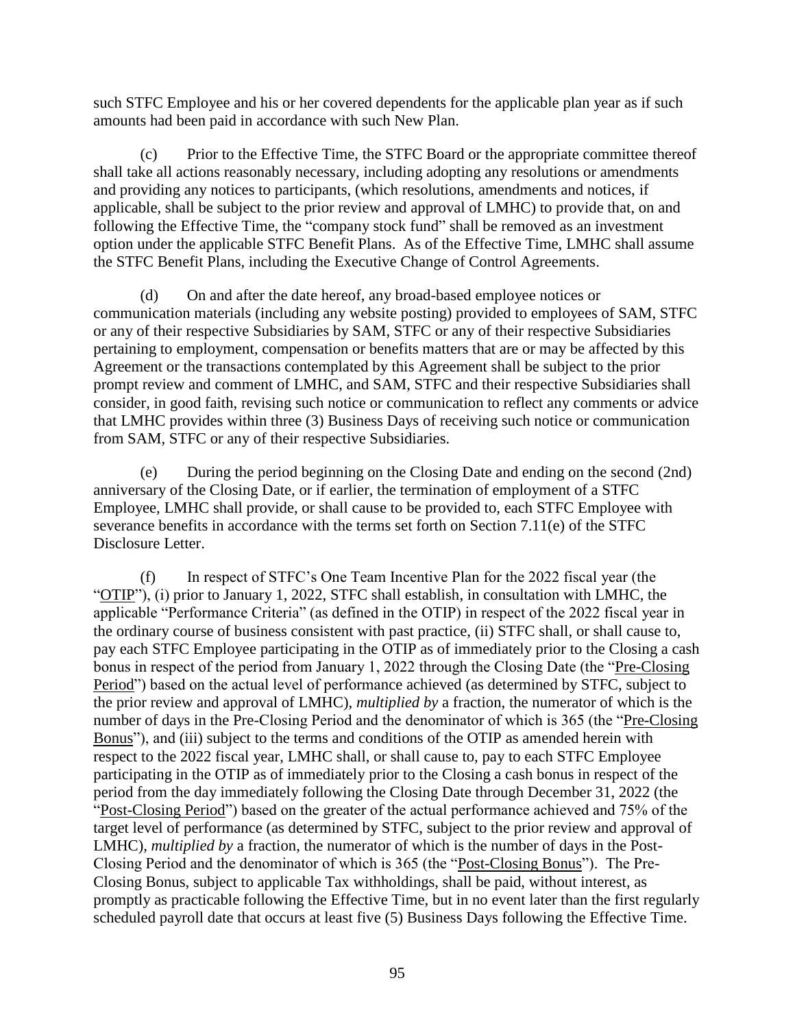such STFC Employee and his or her covered dependents for the applicable plan year as if such amounts had been paid in accordance with such New Plan.

(c) Prior to the Effective Time, the STFC Board or the appropriate committee thereof shall take all actions reasonably necessary, including adopting any resolutions or amendments and providing any notices to participants, (which resolutions, amendments and notices, if applicable, shall be subject to the prior review and approval of LMHC) to provide that, on and following the Effective Time, the "company stock fund" shall be removed as an investment option under the applicable STFC Benefit Plans. As of the Effective Time, LMHC shall assume the STFC Benefit Plans, including the Executive Change of Control Agreements.

(d) On and after the date hereof, any broad-based employee notices or communication materials (including any website posting) provided to employees of SAM, STFC or any of their respective Subsidiaries by SAM, STFC or any of their respective Subsidiaries pertaining to employment, compensation or benefits matters that are or may be affected by this Agreement or the transactions contemplated by this Agreement shall be subject to the prior prompt review and comment of LMHC, and SAM, STFC and their respective Subsidiaries shall consider, in good faith, revising such notice or communication to reflect any comments or advice that LMHC provides within three (3) Business Days of receiving such notice or communication from SAM, STFC or any of their respective Subsidiaries.

(e) During the period beginning on the Closing Date and ending on the second (2nd) anniversary of the Closing Date, or if earlier, the termination of employment of a STFC Employee, LMHC shall provide, or shall cause to be provided to, each STFC Employee with severance benefits in accordance with the terms set forth on Section 7.11(e) of the STFC Disclosure Letter.

(f) In respect of STFC's One Team Incentive Plan for the 2022 fiscal year (the "<u>OTIP</u>"), (i) prior to January 1, 2022, STFC shall establish, in consultation with LMHC, the applicable "Performance Criteria" (as defined in the OTIP) in respect of the 2022 fiscal year in the ordinary course of business consistent with past practice, (ii) STFC shall, or shall cause to, pay each STFC Employee participating in the OTIP as of immediately prior to the Closing a cash bonus in respect of the period from January 1, 2022 through the Closing Date (the "<u>Pre-Closing Period</u>") based on the actual level of performance achieved (as determined by STFC, subject to the prior review and approval of LMHC), *multiplied by* a fraction, the numerator of which is the number of days in the Pre-Closing Period and the denominator of which is 365 (the "<u>Pre-Closing Bonus</u>"), and (iii) subject to the terms and conditions of the OTIP as amended herein with respect to the 2022 fiscal year, LMHC shall, or shall cause to, pay to each STFC Employee participating in the OTIP as of immediately prior to the Closing a cash bonus in respect of the period from the day immediately following the Closing Date through December 31, 2022 (the "<u>Post-Closing Period</u>") based on the greater of the actual performance achieved and 75% of the target level of performance (as determined by STFC, subject to the prior review and approval of LMHC), *multiplied by* a fraction, the numerator of which is the number of days in the Post-Closing Period and the denominator of which is 365 (the "<u>Post-Closing Bonus</u>"). The Pre-Closing Bonus, subject to applicable Tax withholdings, shall be paid, without interest, as promptly as practicable following the Effective Time, but in no event later than the first regularly scheduled payroll date that occurs at least five (5) Business Days following the Effective Time.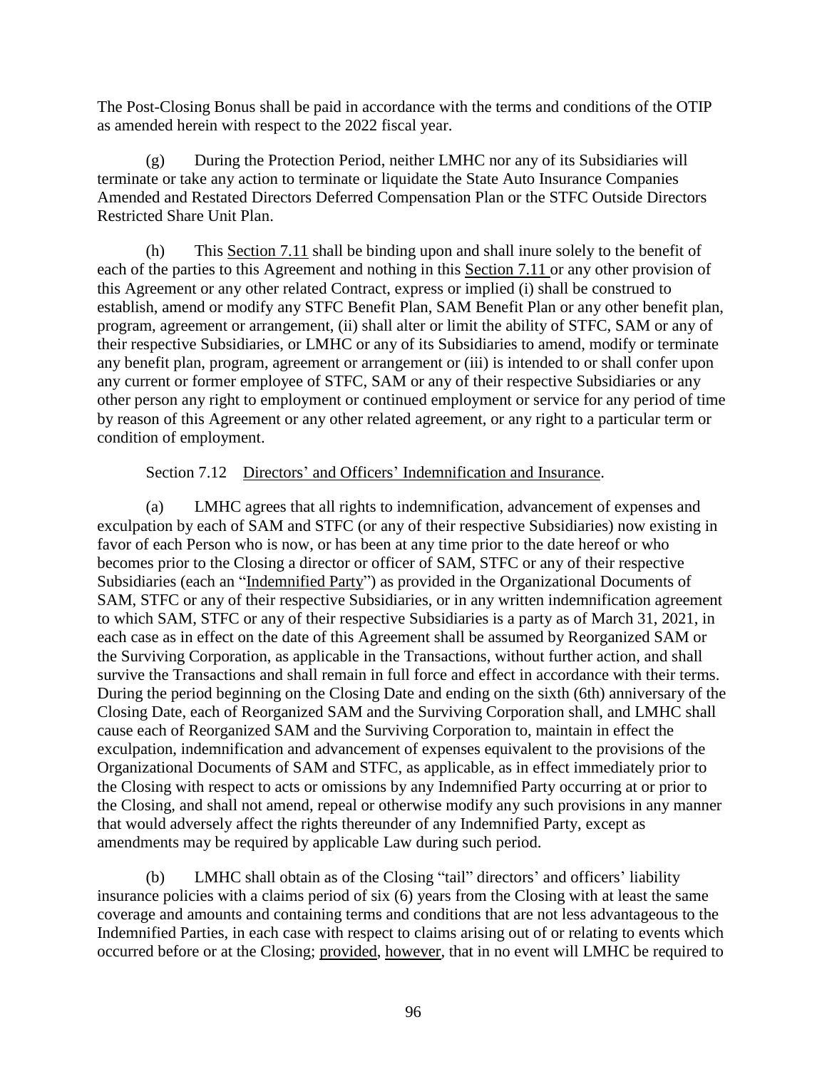The Post-Closing Bonus shall be paid in accordance with the terms and conditions of the OTIP as amended herein with respect to the 2022 fiscal year.

(g) During the Protection Period, neither LMHC nor any of its Subsidiaries will terminate or take any action to terminate or liquidate the State Auto Insurance Companies Amended and Restated Directors Deferred Compensation Plan or the STFC Outside Directors Restricted Share Unit Plan.

(h) This Section 7.11 shall be binding upon and shall inure solely to the benefit of each of the parties to this Agreement and nothing in this Section 7.11 or any other provision of this Agreement or any other related Contract, express or implied (i) shall be construed to establish, amend or modify any STFC Benefit Plan, SAM Benefit Plan or any other benefit plan, program, agreement or arrangement, (ii) shall alter or limit the ability of STFC, SAM or any of their respective Subsidiaries, or LMHC or any of its Subsidiaries to amend, modify or terminate any benefit plan, program, agreement or arrangement or (iii) is intended to or shall confer upon any current or former employee of STFC, SAM or any of their respective Subsidiaries or any other person any right to employment or continued employment or service for any period of time by reason of this Agreement or any other related agreement, or any right to a particular term or condition of employment.

Section 7.12 Directors' and Officers' Indemnification and Insurance.

(a) LMHC agrees that all rights to indemnification, advancement of expenses and exculpation by each of SAM and STFC (or any of their respective Subsidiaries) now existing in favor of each Person who is now, or has been at any time prior to the date hereof or who becomes prior to the Closing a director or officer of SAM, STFC or any of their respective Subsidiaries (each an "Indemnified Party") as provided in the Organizational Documents of SAM, STFC or any of their respective Subsidiaries, or in any written indemnification agreement to which SAM, STFC or any of their respective Subsidiaries is a party as of March 31, 2021, in each case as in effect on the date of this Agreement shall be assumed by Reorganized SAM or the Surviving Corporation, as applicable in the Transactions, without further action, and shall survive the Transactions and shall remain in full force and effect in accordance with their terms. During the period beginning on the Closing Date and ending on the sixth (6th) anniversary of the Closing Date, each of Reorganized SAM and the Surviving Corporation shall, and LMHC shall cause each of Reorganized SAM and the Surviving Corporation to, maintain in effect the exculpation, indemnification and advancement of expenses equivalent to the provisions of the Organizational Documents of SAM and STFC, as applicable, as in effect immediately prior to the Closing with respect to acts or omissions by any Indemnified Party occurring at or prior to the Closing, and shall not amend, repeal or otherwise modify any such provisions in any manner that would adversely affect the rights thereunder of any Indemnified Party, except as amendments may be required by applicable Law during such period.

(b) LMHC shall obtain as of the Closing "tail" directors' and officers' liability insurance policies with a claims period of six (6) years from the Closing with at least the same coverage and amounts and containing terms and conditions that are not less advantageous to the Indemnified Parties, in each case with respect to claims arising out of or relating to events which occurred before or at the Closing; provided, however, that in no event will LMHC be required to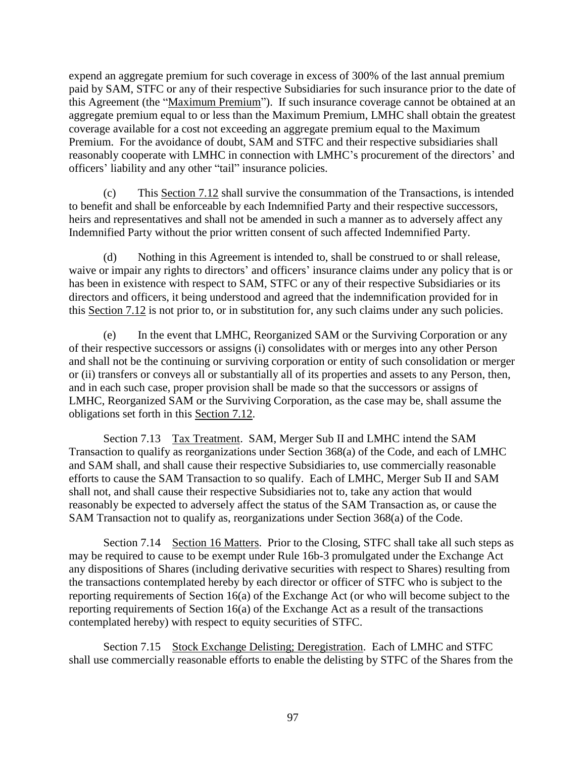expend an aggregate premium for such coverage in excess of 300% of the last annual premium paid by SAM, STFC or any of their respective Subsidiaries for such insurance prior to the date of this Agreement (the "Maximum Premium"). If such insurance coverage cannot be obtained at an aggregate premium equal to or less than the Maximum Premium, LMHC shall obtain the greatest coverage available for a cost not exceeding an aggregate premium equal to the Maximum Premium. For the avoidance of doubt, SAM and STFC and their respective subsidiaries shall reasonably cooperate with LMHC in connection with LMHC's procurement of the directors' and officers' liability and any other "tail" insurance policies.

(c) This Section 7.12 shall survive the consummation of the Transactions, is intended to benefit and shall be enforceable by each Indemnified Party and their respective successors, heirs and representatives and shall not be amended in such a manner as to adversely affect any Indemnified Party without the prior written consent of such affected Indemnified Party.

(d) Nothing in this Agreement is intended to, shall be construed to or shall release, waive or impair any rights to directors' and officers' insurance claims under any policy that is or has been in existence with respect to SAM, STFC or any of their respective Subsidiaries or its directors and officers, it being understood and agreed that the indemnification provided for in this Section 7.12 is not prior to, or in substitution for, any such claims under any such policies.

(e) In the event that LMHC, Reorganized SAM or the Surviving Corporation or any of their respective successors or assigns (i) consolidates with or merges into any other Person and shall not be the continuing or surviving corporation or entity of such consolidation or merger or (ii) transfers or conveys all or substantially all of its properties and assets to any Person, then, and in each such case, proper provision shall be made so that the successors or assigns of LMHC, Reorganized SAM or the Surviving Corporation, as the case may be, shall assume the obligations set forth in this Section 7.12.

Section 7.13 Tax Treatment. SAM, Merger Sub II and LMHC intend the SAM Transaction to qualify as reorganizations under Section 368(a) of the Code, and each of LMHC and SAM shall, and shall cause their respective Subsidiaries to, use commercially reasonable efforts to cause the SAM Transaction to so qualify. Each of LMHC, Merger Sub II and SAM shall not, and shall cause their respective Subsidiaries not to, take any action that would reasonably be expected to adversely affect the status of the SAM Transaction as, or cause the SAM Transaction not to qualify as, reorganizations under Section 368(a) of the Code.

Section 7.14 Section 16 Matters. Prior to the Closing, STFC shall take all such steps as may be required to cause to be exempt under Rule 16b-3 promulgated under the Exchange Act any dispositions of Shares (including derivative securities with respect to Shares) resulting from the transactions contemplated hereby by each director or officer of STFC who is subject to the reporting requirements of Section 16(a) of the Exchange Act (or who will become subject to the reporting requirements of Section 16(a) of the Exchange Act as a result of the transactions contemplated hereby) with respect to equity securities of STFC.

Section 7.15 Stock Exchange Delisting; Deregistration. Each of LMHC and STFC shall use commercially reasonable efforts to enable the delisting by STFC of the Shares from the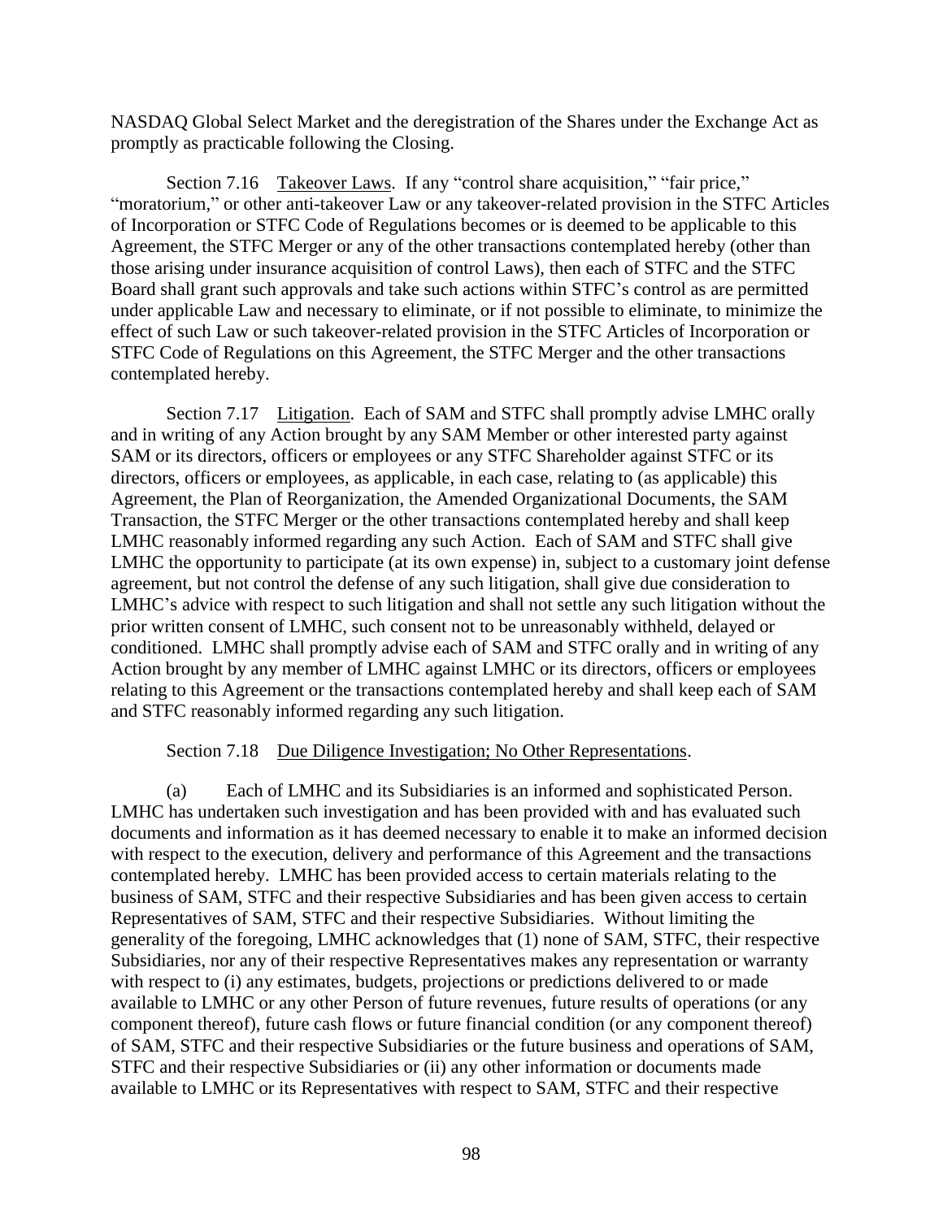NASDAQ Global Select Market and the deregistration of the Shares under the Exchange Act as promptly as practicable following the Closing.

Section 7.16 Takeover Laws. If any "control share acquisition," "fair price," "moratorium," or other anti-takeover Law or any takeover-related provision in the STFC Articles of Incorporation or STFC Code of Regulations becomes or is deemed to be applicable to this Agreement, the STFC Merger or any of the other transactions contemplated hereby (other than those arising under insurance acquisition of control Laws), then each of STFC and the STFC Board shall grant such approvals and take such actions within STFC's control as are permitted under applicable Law and necessary to eliminate, or if not possible to eliminate, to minimize the effect of such Law or such takeover-related provision in the STFC Articles of Incorporation or STFC Code of Regulations on this Agreement, the STFC Merger and the other transactions contemplated hereby.

Section 7.17 Litigation. Each of SAM and STFC shall promptly advise LMHC orally and in writing of any Action brought by any SAM Member or other interested party against SAM or its directors, officers or employees or any STFC Shareholder against STFC or its directors, officers or employees, as applicable, in each case, relating to (as applicable) this Agreement, the Plan of Reorganization, the Amended Organizational Documents, the SAM Transaction, the STFC Merger or the other transactions contemplated hereby and shall keep LMHC reasonably informed regarding any such Action. Each of SAM and STFC shall give LMHC the opportunity to participate (at its own expense) in, subject to a customary joint defense agreement, but not control the defense of any such litigation, shall give due consideration to LMHC's advice with respect to such litigation and shall not settle any such litigation without the prior written consent of LMHC, such consent not to be unreasonably withheld, delayed or conditioned. LMHC shall promptly advise each of SAM and STFC orally and in writing of any Action brought by any member of LMHC against LMHC or its directors, officers or employees relating to this Agreement or the transactions contemplated hereby and shall keep each of SAM and STFC reasonably informed regarding any such litigation.

Section 7.18 Due Diligence Investigation; No Other Representations.

(a) Each of LMHC and its Subsidiaries is an informed and sophisticated Person. LMHC has undertaken such investigation and has been provided with and has evaluated such documents and information as it has deemed necessary to enable it to make an informed decision with respect to the execution, delivery and performance of this Agreement and the transactions contemplated hereby. LMHC has been provided access to certain materials relating to the business of SAM, STFC and their respective Subsidiaries and has been given access to certain Representatives of SAM, STFC and their respective Subsidiaries. Without limiting the generality of the foregoing, LMHC acknowledges that (1) none of SAM, STFC, their respective Subsidiaries, nor any of their respective Representatives makes any representation or warranty with respect to (i) any estimates, budgets, projections or predictions delivered to or made available to LMHC or any other Person of future revenues, future results of operations (or any component thereof), future cash flows or future financial condition (or any component thereof) of SAM, STFC and their respective Subsidiaries or the future business and operations of SAM, STFC and their respective Subsidiaries or (ii) any other information or documents made available to LMHC or its Representatives with respect to SAM, STFC and their respective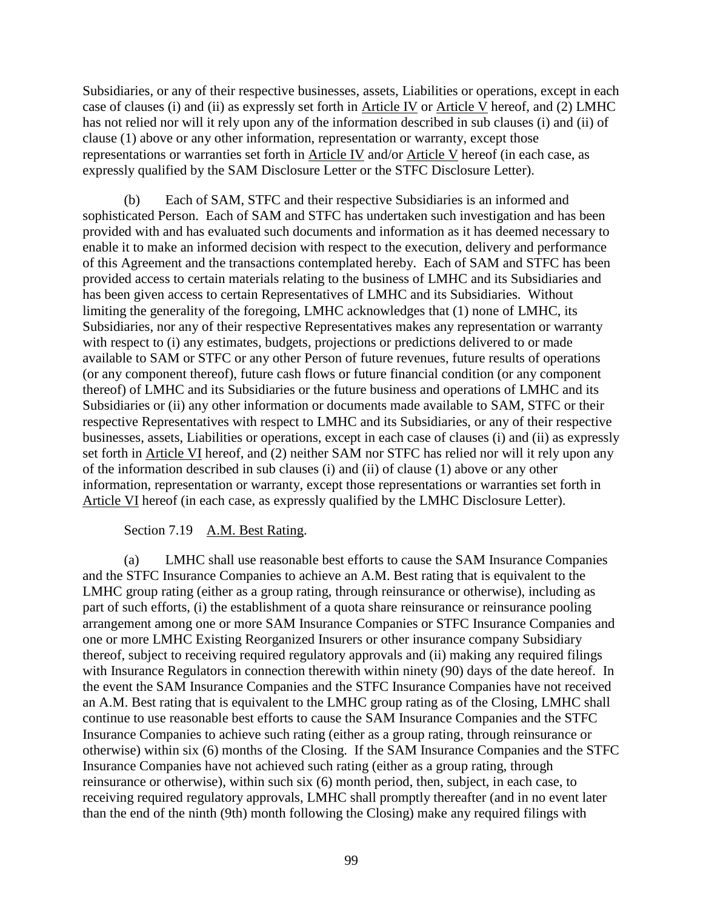Subsidiaries, or any of their respective businesses, assets, Liabilities or operations, except in each case of clauses (i) and (ii) as expressly set forth in Article IV or Article V hereof, and (2) LMHC has not relied nor will it rely upon any of the information described in sub clauses (i) and (ii) of clause (1) above or any other information, representation or warranty, except those representations or warranties set forth in Article IV and/or Article V hereof (in each case, as expressly qualified by the SAM Disclosure Letter or the STFC Disclosure Letter).

(b) Each of SAM, STFC and their respective Subsidiaries is an informed and sophisticated Person. Each of SAM and STFC has undertaken such investigation and has been provided with and has evaluated such documents and information as it has deemed necessary to enable it to make an informed decision with respect to the execution, delivery and performance of this Agreement and the transactions contemplated hereby. Each of SAM and STFC has been provided access to certain materials relating to the business of LMHC and its Subsidiaries and has been given access to certain Representatives of LMHC and its Subsidiaries. Without limiting the generality of the foregoing, LMHC acknowledges that (1) none of LMHC, its Subsidiaries, nor any of their respective Representatives makes any representation or warranty with respect to (i) any estimates, budgets, projections or predictions delivered to or made available to SAM or STFC or any other Person of future revenues, future results of operations (or any component thereof), future cash flows or future financial condition (or any component thereof) of LMHC and its Subsidiaries or the future business and operations of LMHC and its Subsidiaries or (ii) any other information or documents made available to SAM, STFC or their respective Representatives with respect to LMHC and its Subsidiaries, or any of their respective businesses, assets, Liabilities or operations, except in each case of clauses (i) and (ii) as expressly set forth in Article VI hereof, and (2) neither SAM nor STFC has relied nor will it rely upon any of the information described in sub clauses (i) and (ii) of clause (1) above or any other information, representation or warranty, except those representations or warranties set forth in Article VI hereof (in each case, as expressly qualified by the LMHC Disclosure Letter).

Section 7.19 A.M. Best Rating.

(a) LMHC shall use reasonable best efforts to cause the SAM Insurance Companies and the STFC Insurance Companies to achieve an A.M. Best rating that is equivalent to the LMHC group rating (either as a group rating, through reinsurance or otherwise), including as part of such efforts, (i) the establishment of a quota share reinsurance or reinsurance pooling arrangement among one or more SAM Insurance Companies or STFC Insurance Companies and one or more LMHC Existing Reorganized Insurers or other insurance company Subsidiary thereof, subject to receiving required regulatory approvals and (ii) making any required filings with Insurance Regulators in connection therewith within ninety (90) days of the date hereof. In the event the SAM Insurance Companies and the STFC Insurance Companies have not received an A.M. Best rating that is equivalent to the LMHC group rating as of the Closing, LMHC shall continue to use reasonable best efforts to cause the SAM Insurance Companies and the STFC Insurance Companies to achieve such rating (either as a group rating, through reinsurance or otherwise) within six (6) months of the Closing. If the SAM Insurance Companies and the STFC Insurance Companies have not achieved such rating (either as a group rating, through reinsurance or otherwise), within such six (6) month period, then, subject, in each case, to receiving required regulatory approvals, LMHC shall promptly thereafter (and in no event later than the end of the ninth (9th) month following the Closing) make any required filings with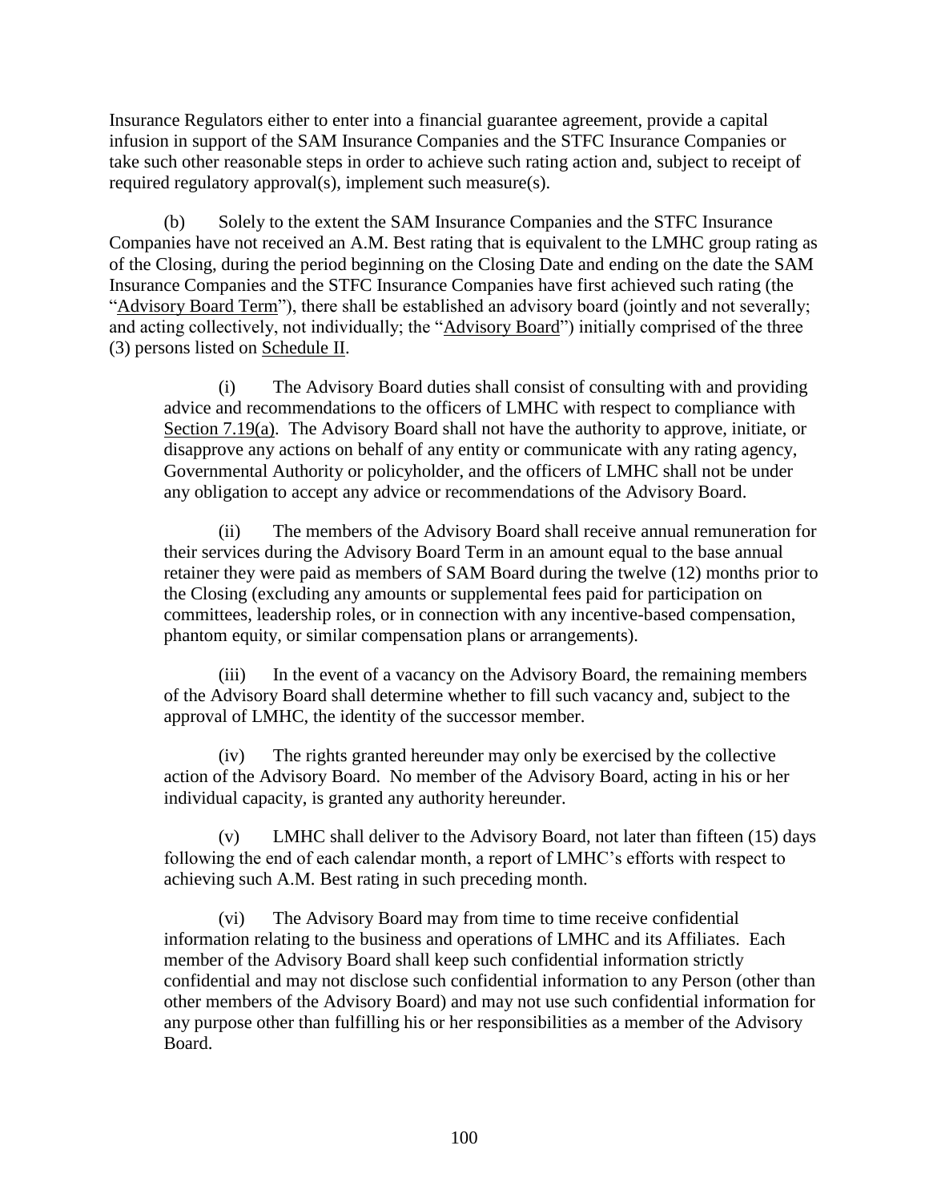Insurance Regulators either to enter into a financial guarantee agreement, provide a capital infusion in support of the SAM Insurance Companies and the STFC Insurance Companies or take such other reasonable steps in order to achieve such rating action and, subject to receipt of required regulatory approval(s), implement such measure(s).

(b) Solely to the extent the SAM Insurance Companies and the STFC Insurance Companies have not received an A.M. Best rating that is equivalent to the LMHC group rating as of the Closing, during the period beginning on the Closing Date and ending on the date the SAM Insurance Companies and the STFC Insurance Companies have first achieved such rating (the "Advisory Board Term"), there shall be established an advisory board (jointly and not severally; and acting collectively, not individually; the "Advisory Board") initially comprised of the three (3) persons listed on Schedule II.

(i) The Advisory Board duties shall consist of consulting with and providing advice and recommendations to the officers of LMHC with respect to compliance with Section 7.19(a). The Advisory Board shall not have the authority to approve, initiate, or disapprove any actions on behalf of any entity or communicate with any rating agency, Governmental Authority or policyholder, and the officers of LMHC shall not be under any obligation to accept any advice or recommendations of the Advisory Board.

(ii) The members of the Advisory Board shall receive annual remuneration for their services during the Advisory Board Term in an amount equal to the base annual retainer they were paid as members of SAM Board during the twelve (12) months prior to the Closing (excluding any amounts or supplemental fees paid for participation on committees, leadership roles, or in connection with any incentive-based compensation, phantom equity, or similar compensation plans or arrangements).

(iii) In the event of a vacancy on the Advisory Board, the remaining members of the Advisory Board shall determine whether to fill such vacancy and, subject to the approval of LMHC, the identity of the successor member.

(iv) The rights granted hereunder may only be exercised by the collective action of the Advisory Board. No member of the Advisory Board, acting in his or her individual capacity, is granted any authority hereunder.

(v) LMHC shall deliver to the Advisory Board, not later than fifteen (15) days following the end of each calendar month, a report of LMHC's efforts with respect to achieving such A.M. Best rating in such preceding month.

(vi) The Advisory Board may from time to time receive confidential information relating to the business and operations of LMHC and its Affiliates. Each member of the Advisory Board shall keep such confidential information strictly confidential and may not disclose such confidential information to any Person (other than other members of the Advisory Board) and may not use such confidential information for any purpose other than fulfilling his or her responsibilities as a member of the Advisory Board.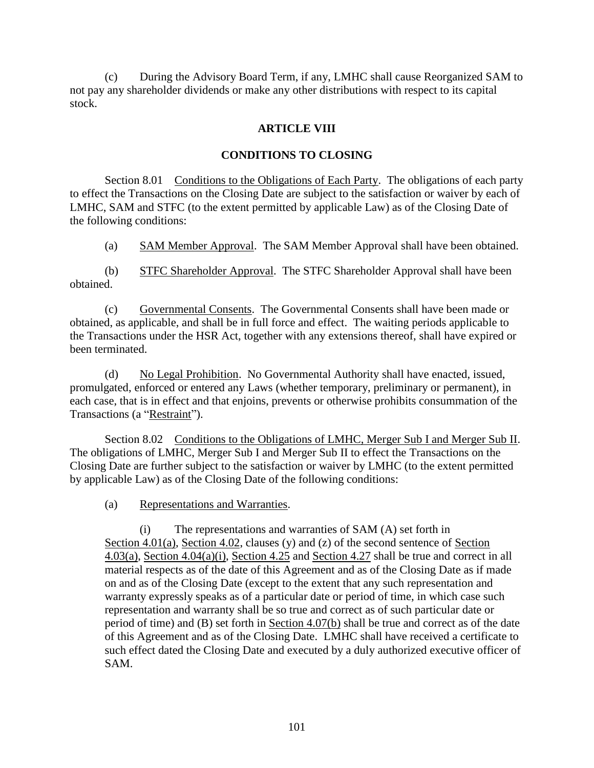(c) During the Advisory Board Term, if any, LMHC shall cause Reorganized SAM to not pay any shareholder dividends or make any other distributions with respect to its capital stock.

## ARTICLE VIII

## CONDITIONS TO CLOSING

Section 8.01 Conditions to the Obligations of Each Party. The obligations of each party to effect the Transactions on the Closing Date are subject to the satisfaction or waiver by each of LMHC, SAM and STFC (to the extent permitted by applicable Law) as of the Closing Date of the following conditions:

(a) SAM Member Approval. The SAM Member Approval shall have been obtained.

(b) STFC Shareholder Approval. The STFC Shareholder Approval shall have been obtained.

(c) Governmental Consents. The Governmental Consents shall have been made or obtained, as applicable, and shall be in full force and effect. The waiting periods applicable to the Transactions under the HSR Act, together with any extensions thereof, shall have expired or been terminated.

(d) No Legal Prohibition. No Governmental Authority shall have enacted, issued, promulgated, enforced or entered any Laws (whether temporary, preliminary or permanent), in each case, that is in effect and that enjoins, prevents or otherwise prohibits consummation of the Transactions (a "Restraint").

Section 8.02 Conditions to the Obligations of LMHC, Merger Sub I and Merger Sub II. The obligations of LMHC, Merger Sub I and Merger Sub II to effect the Transactions on the Closing Date are further subject to the satisfaction or waiver by LMHC (to the extent permitted by applicable Law) as of the Closing Date of the following conditions:

(a) Representations and Warranties.

(i) The representations and warranties of SAM (A) set forth in Section 4.01(a), Section 4.02, clauses (y) and (z) of the second sentence of Section 4.03(a), Section 4.04(a)(i), Section 4.25 and Section 4.27 shall be true and correct in all material respects as of the date of this Agreement and as of the Closing Date as if made on and as of the Closing Date (except to the extent that any such representation and warranty expressly speaks as of a particular date or period of time, in which case such representation and warranty shall be so true and correct as of such particular date or period of time) and (B) set forth in Section 4.07(b) shall be true and correct as of the date of this Agreement and as of the Closing Date. LMHC shall have received a certificate to such effect dated the Closing Date and executed by a duly authorized executive officer of SAM.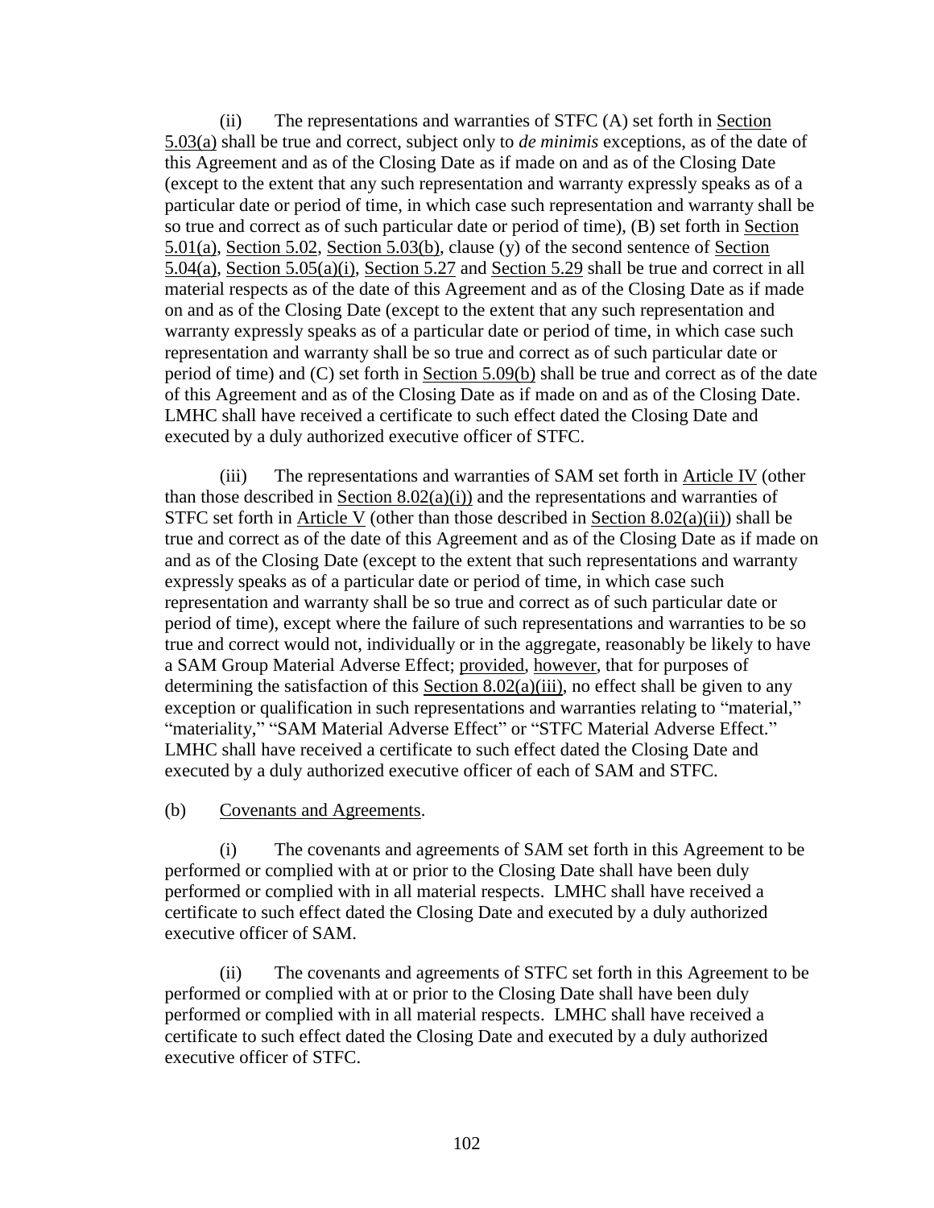(ii) The representations and warranties of STFC (A) set forth in Section 5.03(a) shall be true and correct, subject only to *de minimis* exceptions, as of the date of this Agreement and as of the Closing Date as if made on and as of the Closing Date (except to the extent that any such representation and warranty expressly speaks as of a particular date or period of time, in which case such representation and warranty shall be so true and correct as of such particular date or period of time), (B) set forth in Section 5.01(a), Section 5.02, Section 5.03(b), clause (y) of the second sentence of Section 5.04(a), Section 5.05(a)(i), Section 5.27 and Section 5.29 shall be true and correct in all material respects as of the date of this Agreement and as of the Closing Date as if made on and as of the Closing Date (except to the extent that any such representation and warranty expressly speaks as of a particular date or period of time, in which case such representation and warranty shall be so true and correct as of such particular date or period of time) and (C) set forth in Section 5.09(b) shall be true and correct as of the date of this Agreement and as of the Closing Date as if made on and as of the Closing Date. LMHC shall have received a certificate to such effect dated the Closing Date and executed by a duly authorized executive officer of STFC.

(iii) The representations and warranties of SAM set forth in Article IV (other than those described in Section 8.02(a)(i)) and the representations and warranties of STFC set forth in Article V (other than those described in Section 8.02(a)(ii)) shall be true and correct as of the date of this Agreement and as of the Closing Date as if made on and as of the Closing Date (except to the extent that such representations and warranty expressly speaks as of a particular date or period of time, in which case such representation and warranty shall be so true and correct as of such particular date or period of time), except where the failure of such representations and warranties to be so true and correct would not, individually or in the aggregate, reasonably be likely to have a SAM Group Material Adverse Effect; provided, however, that for purposes of determining the satisfaction of this Section 8.02(a)(iii), no effect shall be given to any exception or qualification in such representations and warranties relating to "material," "materiality," "SAM Material Adverse Effect" or "STFC Material Adverse Effect." LMHC shall have received a certificate to such effect dated the Closing Date and executed by a duly authorized executive officer of each of SAM and STFC.

(b) Covenants and Agreements.

(i) The covenants and agreements of SAM set forth in this Agreement to be performed or complied with at or prior to the Closing Date shall have been duly performed or complied with in all material respects. LMHC shall have received a certificate to such effect dated the Closing Date and executed by a duly authorized executive officer of SAM.

(ii) The covenants and agreements of STFC set forth in this Agreement to be performed or complied with at or prior to the Closing Date shall have been duly performed or complied with in all material respects. LMHC shall have received a certificate to such effect dated the Closing Date and executed by a duly authorized executive officer of STFC.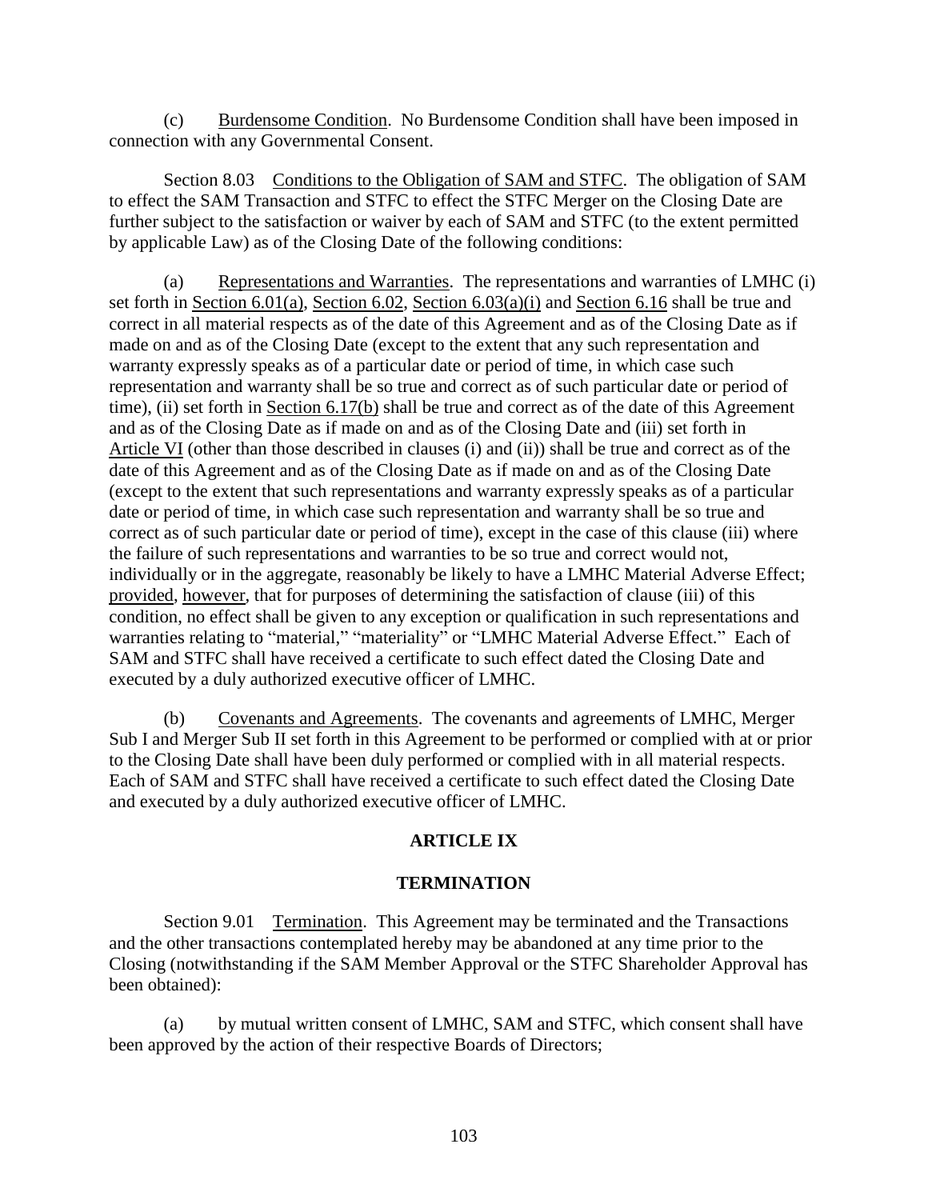(c) Burdensome Condition. No Burdensome Condition shall have been imposed in connection with any Governmental Consent.

Section 8.03 Conditions to the Obligation of SAM and STFC. The obligation of SAM to effect the SAM Transaction and STFC to effect the STFC Merger on the Closing Date are further subject to the satisfaction or waiver by each of SAM and STFC (to the extent permitted by applicable Law) as of the Closing Date of the following conditions:

(a) Representations and Warranties. The representations and warranties of LMHC (i) set forth in Section 6.01(a), Section 6.02, Section 6.03(a)(i) and Section 6.16 shall be true and correct in all material respects as of the date of this Agreement and as of the Closing Date as if made on and as of the Closing Date (except to the extent that any such representation and warranty expressly speaks as of a particular date or period of time, in which case such representation and warranty shall be so true and correct as of such particular date or period of time), (ii) set forth in Section 6.17(b) shall be true and correct as of the date of this Agreement and as of the Closing Date as if made on and as of the Closing Date and (iii) set forth in Article VI (other than those described in clauses (i) and (ii)) shall be true and correct as of the date of this Agreement and as of the Closing Date as if made on and as of the Closing Date (except to the extent that such representations and warranty expressly speaks as of a particular date or period of time, in which case such representation and warranty shall be so true and correct as of such particular date or period of time), except in the case of this clause (iii) where the failure of such representations and warranties to be so true and correct would not, individually or in the aggregate, reasonably be likely to have a LMHC Material Adverse Effect; provided, however, that for purposes of determining the satisfaction of clause (iii) of this condition, no effect shall be given to any exception or qualification in such representations and warranties relating to "material," "materiality" or "LMHC Material Adverse Effect." Each of SAM and STFC shall have received a certificate to such effect dated the Closing Date and executed by a duly authorized executive officer of LMHC.

(b) Covenants and Agreements. The covenants and agreements of LMHC, Merger Sub I and Merger Sub II set forth in this Agreement to be performed or complied with at or prior to the Closing Date shall have been duly performed or complied with in all material respects. Each of SAM and STFC shall have received a certificate to such effect dated the Closing Date and executed by a duly authorized executive officer of LMHC.

## ARTICLE IX

## TERMINATION

Section 9.01 Termination. This Agreement may be terminated and the Transactions and the other transactions contemplated hereby may be abandoned at any time prior to the Closing (notwithstanding if the SAM Member Approval or the STFC Shareholder Approval has been obtained):

(a) by mutual written consent of LMHC, SAM and STFC, which consent shall have been approved by the action of their respective Boards of Directors;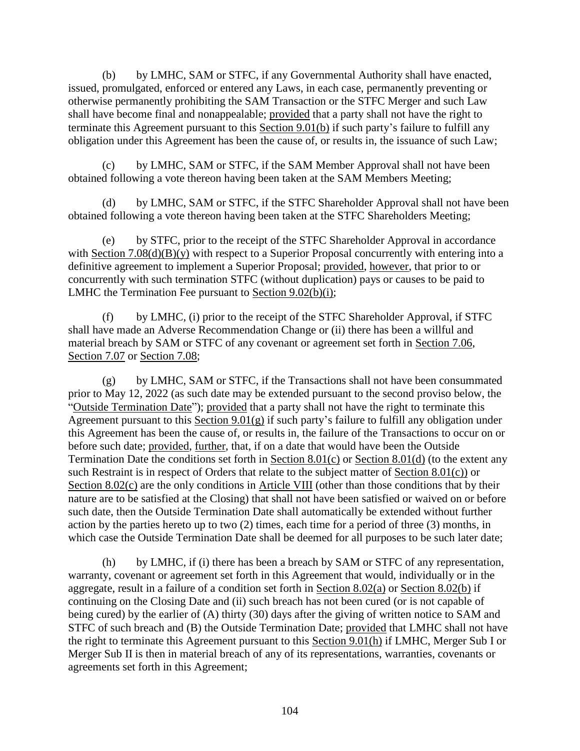(b) by LMHC, SAM or STFC, if any Governmental Authority shall have enacted, issued, promulgated, enforced or entered any Laws, in each case, permanently preventing or otherwise permanently prohibiting the SAM Transaction or the STFC Merger and such Law shall have become final and nonappealable; provided that a party shall not have the right to terminate this Agreement pursuant to this Section 9.01(b) if such party's failure to fulfill any obligation under this Agreement has been the cause of, or results in, the issuance of such Law;

(c) by LMHC, SAM or STFC, if the SAM Member Approval shall not have been obtained following a vote thereon having been taken at the SAM Members Meeting;

(d) by LMHC, SAM or STFC, if the STFC Shareholder Approval shall not have been obtained following a vote thereon having been taken at the STFC Shareholders Meeting;

(e) by STFC, prior to the receipt of the STFC Shareholder Approval in accordance with Section 7.08(d)(B)(y) with respect to a Superior Proposal concurrently with entering into a definitive agreement to implement a Superior Proposal; provided, however, that prior to or concurrently with such termination STFC (without duplication) pays or causes to be paid to LMHC the Termination Fee pursuant to Section 9.02(b)(i);

(f) by LMHC, (i) prior to the receipt of the STFC Shareholder Approval, if STFC shall have made an Adverse Recommendation Change or (ii) there has been a willful and material breach by SAM or STFC of any covenant or agreement set forth in Section 7.06, Section 7.07 or Section 7.08;

(g) by LMHC, SAM or STFC, if the Transactions shall not have been consummated prior to May 12, 2022 (as such date may be extended pursuant to the second proviso below, the "Outside Termination Date"); provided that a party shall not have the right to terminate this Agreement pursuant to this Section 9.01(g) if such party's failure to fulfill any obligation under this Agreement has been the cause of, or results in, the failure of the Transactions to occur on or before such date; provided, further, that, if on a date that would have been the Outside Termination Date the conditions set forth in Section 8.01(c) or Section 8.01(d) (to the extent any such Restraint is in respect of Orders that relate to the subject matter of Section 8.01(c)) or Section 8.02(c) are the only conditions in Article VIII (other than those conditions that by their nature are to be satisfied at the Closing) that shall not have been satisfied or waived on or before such date, then the Outside Termination Date shall automatically be extended without further action by the parties hereto up to two (2) times, each time for a period of three (3) months, in which case the Outside Termination Date shall be deemed for all purposes to be such later date;

(h) by LMHC, if (i) there has been a breach by SAM or STFC of any representation, warranty, covenant or agreement set forth in this Agreement that would, individually or in the aggregate, result in a failure of a condition set forth in Section 8.02(a) or Section 8.02(b) if continuing on the Closing Date and (ii) such breach has not been cured (or is not capable of being cured) by the earlier of (A) thirty (30) days after the giving of written notice to SAM and STFC of such breach and (B) the Outside Termination Date; provided that LMHC shall not have the right to terminate this Agreement pursuant to this Section 9.01(h) if LMHC, Merger Sub I or Merger Sub II is then in material breach of any of its representations, warranties, covenants or agreements set forth in this Agreement;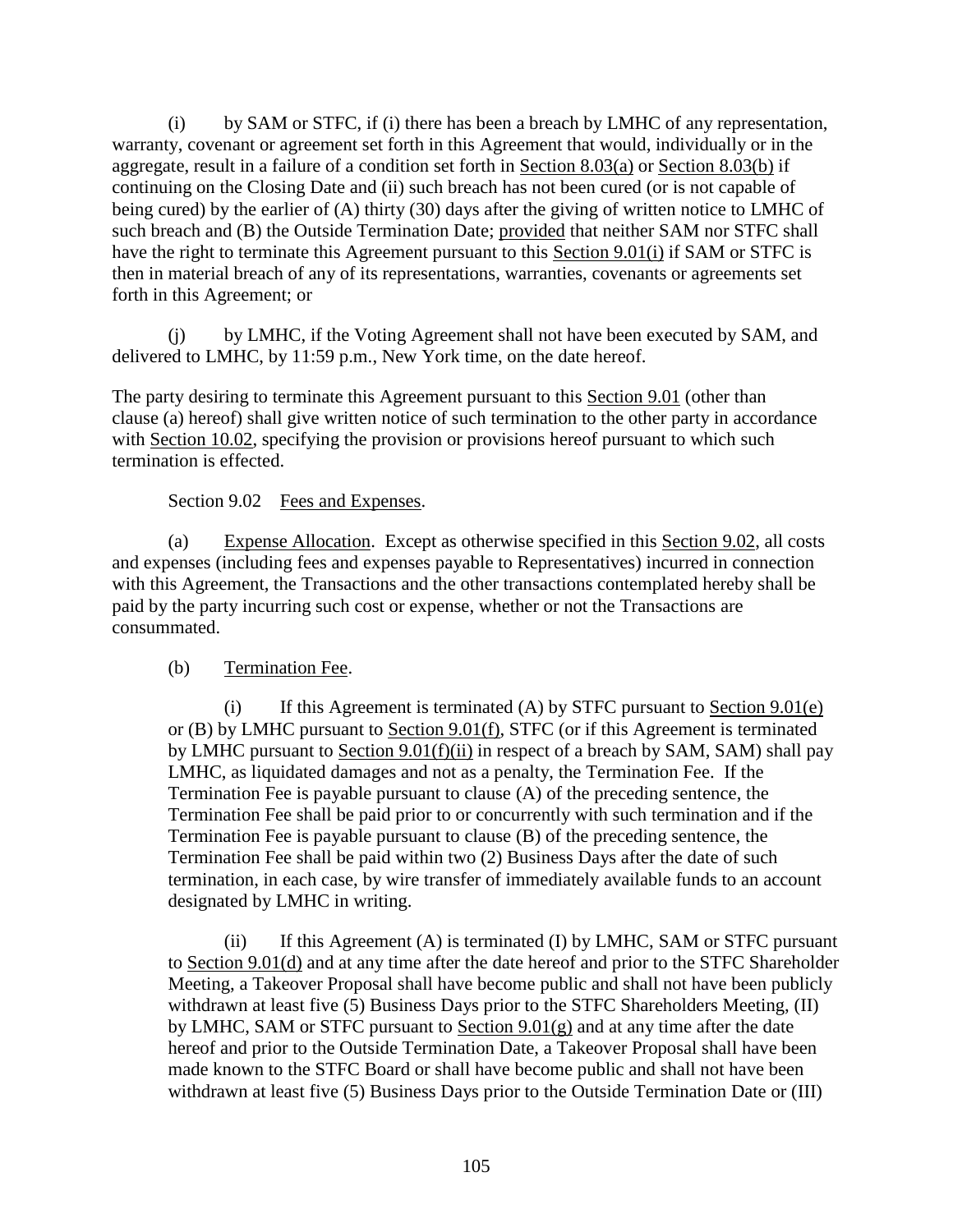(i) by SAM or STFC, if (i) there has been a breach by LMHC of any representation, warranty, covenant or agreement set forth in this Agreement that would, individually or in the aggregate, result in a failure of a condition set forth in Section 8.03(a) or Section 8.03(b) if continuing on the Closing Date and (ii) such breach has not been cured (or is not capable of being cured) by the earlier of (A) thirty (30) days after the giving of written notice to LMHC of such breach and (B) the Outside Termination Date; provided that neither SAM nor STFC shall have the right to terminate this Agreement pursuant to this Section 9.01(i) if SAM or STFC is then in material breach of any of its representations, warranties, covenants or agreements set forth in this Agreement; or

(j) by LMHC, if the Voting Agreement shall not have been executed by SAM, and delivered to LMHC, by 11:59 p.m., New York time, on the date hereof.

The party desiring to terminate this Agreement pursuant to this Section 9.01 (other than clause (a) hereof) shall give written notice of such termination to the other party in accordance with Section 10.02, specifying the provision or provisions hereof pursuant to which such termination is effected.

Section 9.02 Fees and Expenses.

(a) Expense Allocation. Except as otherwise specified in this Section 9.02, all costs and expenses (including fees and expenses payable to Representatives) incurred in connection with this Agreement, the Transactions and the other transactions contemplated hereby shall be paid by the party incurring such cost or expense, whether or not the Transactions are consummated.

(b) Termination Fee.

(i) If this Agreement is terminated (A) by STFC pursuant to Section 9.01(e) or (B) by LMHC pursuant to Section 9.01(f), STFC (or if this Agreement is terminated by LMHC pursuant to Section 9.01(f)(ii) in respect of a breach by SAM, SAM) shall pay LMHC, as liquidated damages and not as a penalty, the Termination Fee. If the Termination Fee is payable pursuant to clause (A) of the preceding sentence, the Termination Fee shall be paid prior to or concurrently with such termination and if the Termination Fee is payable pursuant to clause (B) of the preceding sentence, the Termination Fee shall be paid within two (2) Business Days after the date of such termination, in each case, by wire transfer of immediately available funds to an account designated by LMHC in writing.

(ii) If this Agreement (A) is terminated (I) by LMHC, SAM or STFC pursuant to Section 9.01(d) and at any time after the date hereof and prior to the STFC Shareholder Meeting, a Takeover Proposal shall have become public and shall not have been publicly withdrawn at least five (5) Business Days prior to the STFC Shareholders Meeting, (II) by LMHC, SAM or STFC pursuant to Section 9.01(g) and at any time after the date hereof and prior to the Outside Termination Date, a Takeover Proposal shall have been made known to the STFC Board or shall have become public and shall not have been withdrawn at least five (5) Business Days prior to the Outside Termination Date or (III)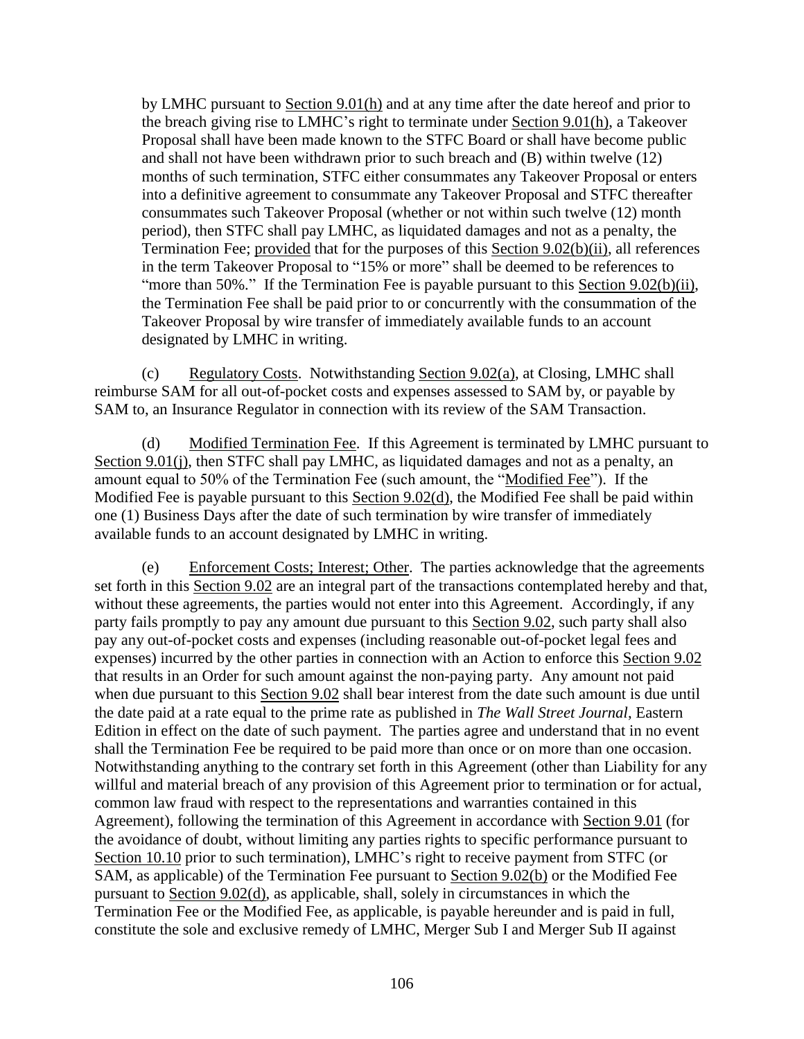by LMHC pursuant to Section 9.01(h) and at any time after the date hereof and prior to the breach giving rise to LMHC's right to terminate under Section 9.01(h), a Takeover Proposal shall have been made known to the STFC Board or shall have become public and shall not have been withdrawn prior to such breach and (B) within twelve (12) months of such termination, STFC either consummates any Takeover Proposal or enters into a definitive agreement to consummate any Takeover Proposal and STFC thereafter consummates such Takeover Proposal (whether or not within such twelve (12) month period), then STFC shall pay LMHC, as liquidated damages and not as a penalty, the Termination Fee; provided that for the purposes of this Section 9.02(b)(ii), all references in the term Takeover Proposal to "15% or more" shall be deemed to be references to "more than 50%." If the Termination Fee is payable pursuant to this Section 9.02(b)(ii), the Termination Fee shall be paid prior to or concurrently with the consummation of the Takeover Proposal by wire transfer of immediately available funds to an account designated by LMHC in writing.

(c) Regulatory Costs. Notwithstanding Section 9.02(a), at Closing, LMHC shall reimburse SAM for all out-of-pocket costs and expenses assessed to SAM by, or payable by SAM to, an Insurance Regulator in connection with its review of the SAM Transaction.

(d) Modified Termination Fee. If this Agreement is terminated by LMHC pursuant to Section 9.01(j), then STFC shall pay LMHC, as liquidated damages and not as a penalty, an amount equal to 50% of the Termination Fee (such amount, the "Modified Fee"). If the Modified Fee is payable pursuant to this Section 9.02(d), the Modified Fee shall be paid within one (1) Business Days after the date of such termination by wire transfer of immediately available funds to an account designated by LMHC in writing.

(e) Enforcement Costs; Interest; Other. The parties acknowledge that the agreements set forth in this Section 9.02 are an integral part of the transactions contemplated hereby and that, without these agreements, the parties would not enter into this Agreement. Accordingly, if any party fails promptly to pay any amount due pursuant to this Section 9.02, such party shall also pay any out-of-pocket costs and expenses (including reasonable out-of-pocket legal fees and expenses) incurred by the other parties in connection with an Action to enforce this Section 9.02 that results in an Order for such amount against the non-paying party. Any amount not paid when due pursuant to this Section 9.02 shall bear interest from the date such amount is due until the date paid at a rate equal to the prime rate as published in *The Wall Street Journal*, Eastern Edition in effect on the date of such payment. The parties agree and understand that in no event shall the Termination Fee be required to be paid more than once or on more than one occasion. Notwithstanding anything to the contrary set forth in this Agreement (other than Liability for any willful and material breach of any provision of this Agreement prior to termination or for actual, common law fraud with respect to the representations and warranties contained in this Agreement), following the termination of this Agreement in accordance with Section 9.01 (for the avoidance of doubt, without limiting any parties rights to specific performance pursuant to Section 10.10 prior to such termination), LMHC's right to receive payment from STFC (or SAM, as applicable) of the Termination Fee pursuant to Section 9.02(b) or the Modified Fee pursuant to Section 9.02(d), as applicable, shall, solely in circumstances in which the Termination Fee or the Modified Fee, as applicable, is payable hereunder and is paid in full, constitute the sole and exclusive remedy of LMHC, Merger Sub I and Merger Sub II against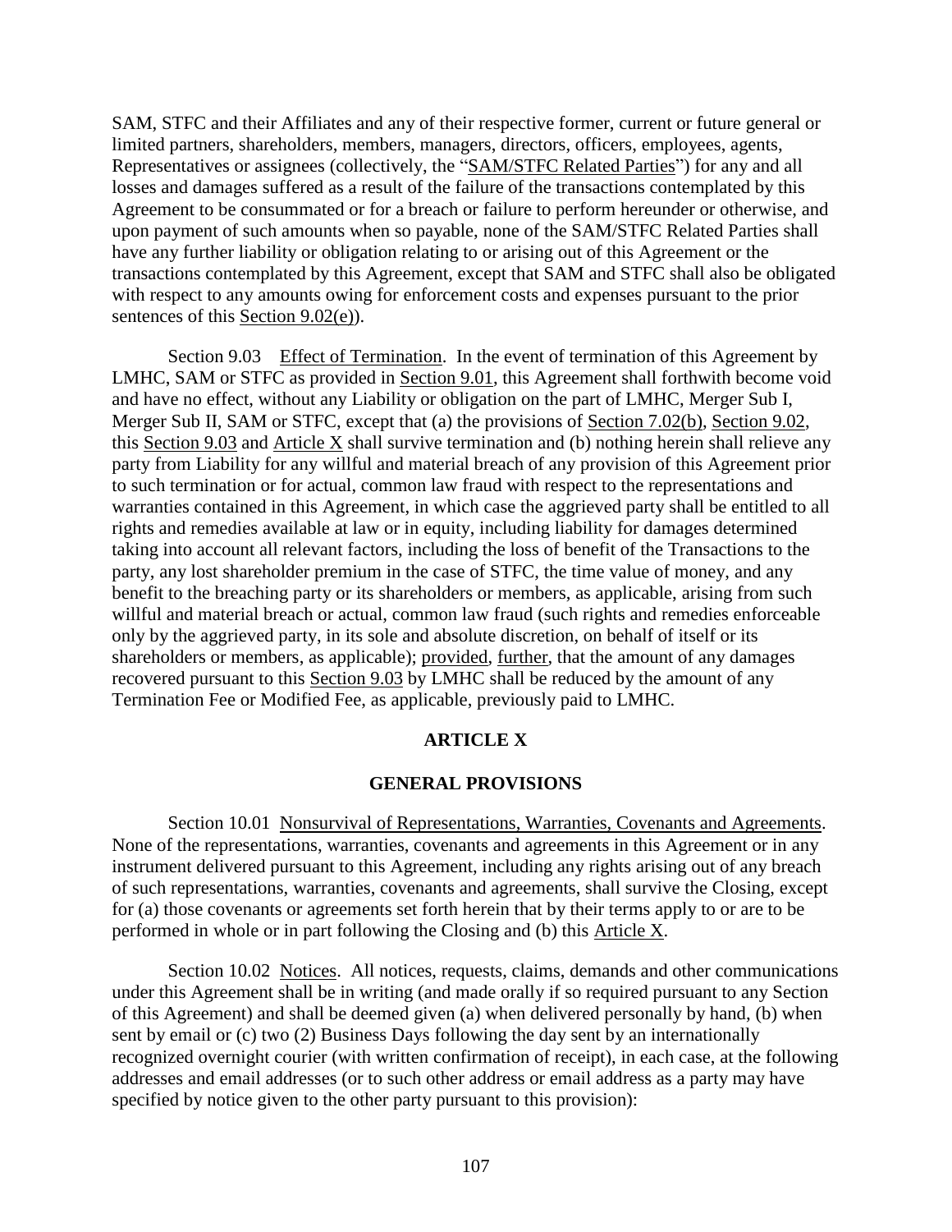SAM, STFC and their Affiliates and any of their respective former, current or future general or limited partners, shareholders, members, managers, directors, officers, employees, agents, Representatives or assignees (collectively, the "SAM/STFC Related Parties") for any and all losses and damages suffered as a result of the failure of the transactions contemplated by this Agreement to be consummated or for a breach or failure to perform hereunder or otherwise, and upon payment of such amounts when so payable, none of the SAM/STFC Related Parties shall have any further liability or obligation relating to or arising out of this Agreement or the transactions contemplated by this Agreement, except that SAM and STFC shall also be obligated with respect to any amounts owing for enforcement costs and expenses pursuant to the prior sentences of this Section 9.02(e)).

Section 9.03 Effect of Termination. In the event of termination of this Agreement by LMHC, SAM or STFC as provided in Section 9.01, this Agreement shall forthwith become void and have no effect, without any Liability or obligation on the part of LMHC, Merger Sub I, Merger Sub II, SAM or STFC, except that (a) the provisions of Section 7.02(b), Section 9.02, this Section 9.03 and Article X shall survive termination and (b) nothing herein shall relieve any party from Liability for any willful and material breach of any provision of this Agreement prior to such termination or for actual, common law fraud with respect to the representations and warranties contained in this Agreement, in which case the aggrieved party shall be entitled to all rights and remedies available at law or in equity, including liability for damages determined taking into account all relevant factors, including the loss of benefit of the Transactions to the party, any lost shareholder premium in the case of STFC, the time value of money, and any benefit to the breaching party or its shareholders or members, as applicable, arising from such willful and material breach or actual, common law fraud (such rights and remedies enforceable only by the aggrieved party, in its sole and absolute discretion, on behalf of itself or its shareholders or members, as applicable); provided, further, that the amount of any damages recovered pursuant to this Section 9.03 by LMHC shall be reduced by the amount of any Termination Fee or Modified Fee, as applicable, previously paid to LMHC.

## ARTICLE X

## GENERAL PROVISIONS

Section 10.01 Nonsurvival of Representations, Warranties, Covenants and Agreements. None of the representations, warranties, covenants and agreements in this Agreement or in any instrument delivered pursuant to this Agreement, including any rights arising out of any breach of such representations, warranties, covenants and agreements, shall survive the Closing, except for (a) those covenants or agreements set forth herein that by their terms apply to or are to be performed in whole or in part following the Closing and (b) this Article X.

Section 10.02 Notices. All notices, requests, claims, demands and other communications under this Agreement shall be in writing (and made orally if so required pursuant to any Section of this Agreement) and shall be deemed given (a) when delivered personally by hand, (b) when sent by email or (c) two (2) Business Days following the day sent by an internationally recognized overnight courier (with written confirmation of receipt), in each case, at the following addresses and email addresses (or to such other address or email address as a party may have specified by notice given to the other party pursuant to this provision):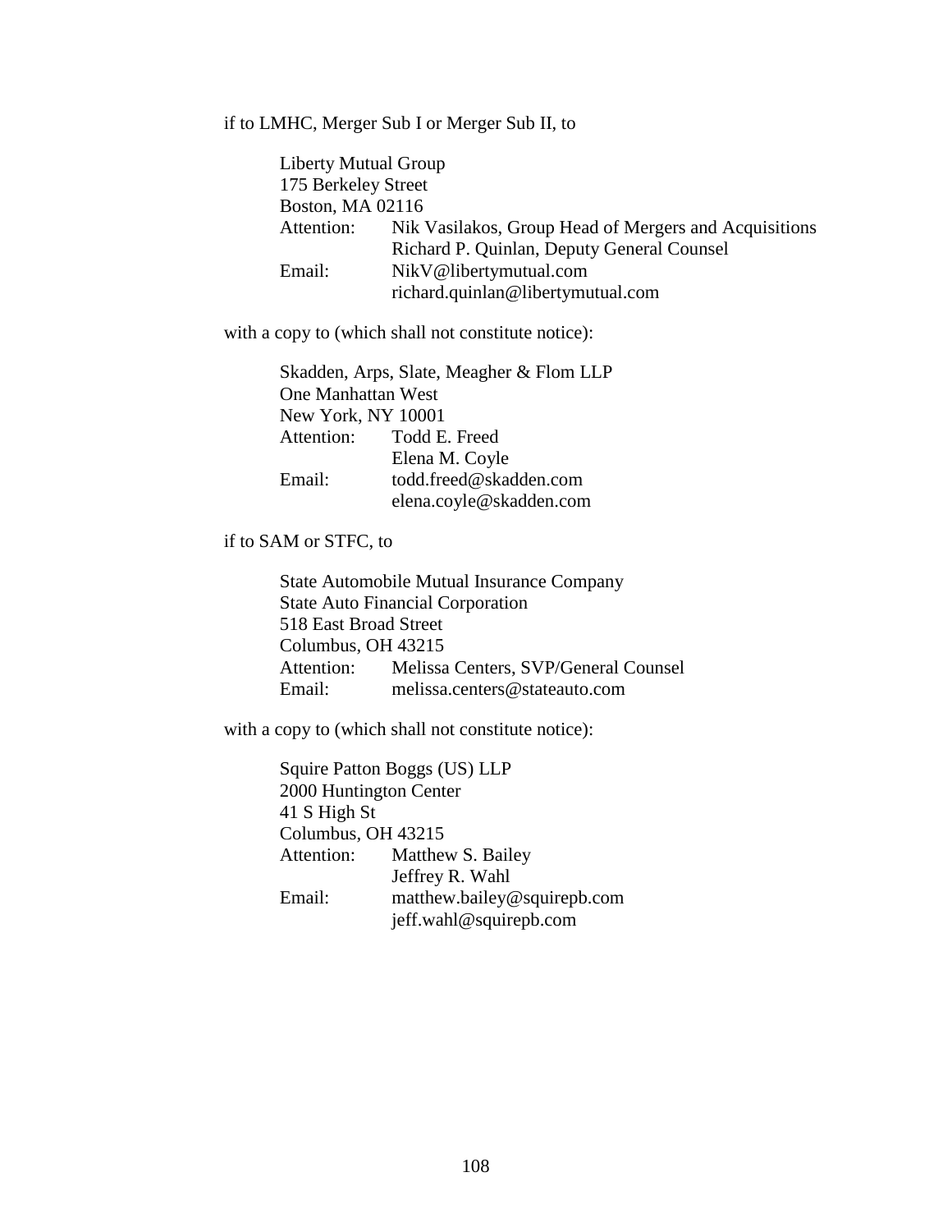if to LMHC, Merger Sub I or Merger Sub II, to

Liberty Mutual Group
175 Berkeley Street
Boston, MA 02116
Attention: Nik Vasilakos, Group Head of Mergers and Acquisitions
Richard P. Quinlan, Deputy General Counsel
Email: NikV@libertymutual.com
richard.quinlan@libertymutual.com

with a copy to (which shall not constitute notice):

Skadden, Arps, Slate, Meagher & Flom LLP
One Manhattan West
New York, NY 10001
Attention: Todd E. Freed
Elena M. Coyle
Email: todd.freed@skadden.com
elena.coyle@skadden.com

if to SAM or STFC, to

State Automobile Mutual Insurance Company
State Auto Financial Corporation
518 East Broad Street
Columbus, OH 43215
Attention: Melissa Centers, SVP/General Counsel
Email: melissa.centers@stateauto.com

with a copy to (which shall not constitute notice):

Squire Patton Boggs (US) LLP
2000 Huntington Center
41 S High St
Columbus, OH 43215
Attention: Matthew S. Bailey
Jeffrey R. Wahl
Email: matthew.bailey@squirepb.com
jeff.wahl@squirepb.com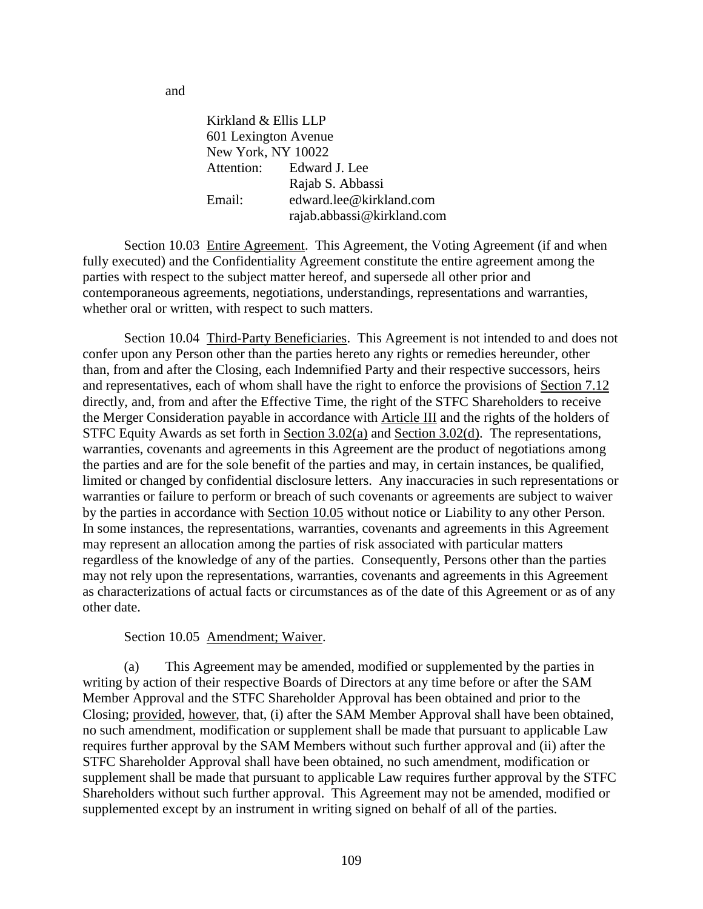and

Kirkland & Ellis LLP
601 Lexington Avenue
New York, NY 10022
Attention: Edward J. Lee
Rajab S. Abbassi
Email: edward.lee@kirkland.com
rajab.abbassi@kirkland.com

Section 10.03 Entire Agreement. This Agreement, the Voting Agreement (if and when fully executed) and the Confidentiality Agreement constitute the entire agreement among the parties with respect to the subject matter hereof, and supersede all other prior and contemporaneous agreements, negotiations, understandings, representations and warranties, whether oral or written, with respect to such matters.

Section 10.04 Third-Party Beneficiaries. This Agreement is not intended to and does not confer upon any Person other than the parties hereto any rights or remedies hereunder, other than, from and after the Closing, each Indemnified Party and their respective successors, heirs and representatives, each of whom shall have the right to enforce the provisions of Section 7.12 directly, and, from and after the Effective Time, the right of the STFC Shareholders to receive the Merger Consideration payable in accordance with Article III and the rights of the holders of STFC Equity Awards as set forth in Section 3.02(a) and Section 3.02(d). The representations, warranties, covenants and agreements in this Agreement are the product of negotiations among the parties and are for the sole benefit of the parties and may, in certain instances, be qualified, limited or changed by confidential disclosure letters. Any inaccuracies in such representations or warranties or failure to perform or breach of such covenants or agreements are subject to waiver by the parties in accordance with Section 10.05 without notice or Liability to any other Person. In some instances, the representations, warranties, covenants and agreements in this Agreement may represent an allocation among the parties of risk associated with particular matters regardless of the knowledge of any of the parties. Consequently, Persons other than the parties may not rely upon the representations, warranties, covenants and agreements in this Agreement as characterizations of actual facts or circumstances as of the date of this Agreement or as of any other date.

Section 10.05 Amendment; Waiver.

(a) This Agreement may be amended, modified or supplemented by the parties in writing by action of their respective Boards of Directors at any time before or after the SAM Member Approval and the STFC Shareholder Approval has been obtained and prior to the Closing; provided, however, that, (i) after the SAM Member Approval shall have been obtained, no such amendment, modification or supplement shall be made that pursuant to applicable Law requires further approval by the SAM Members without such further approval and (ii) after the STFC Shareholder Approval shall have been obtained, no such amendment, modification or supplement shall be made that pursuant to applicable Law requires further approval by the STFC Shareholders without such further approval. This Agreement may not be amended, modified or supplemented except by an instrument in writing signed on behalf of all of the parties.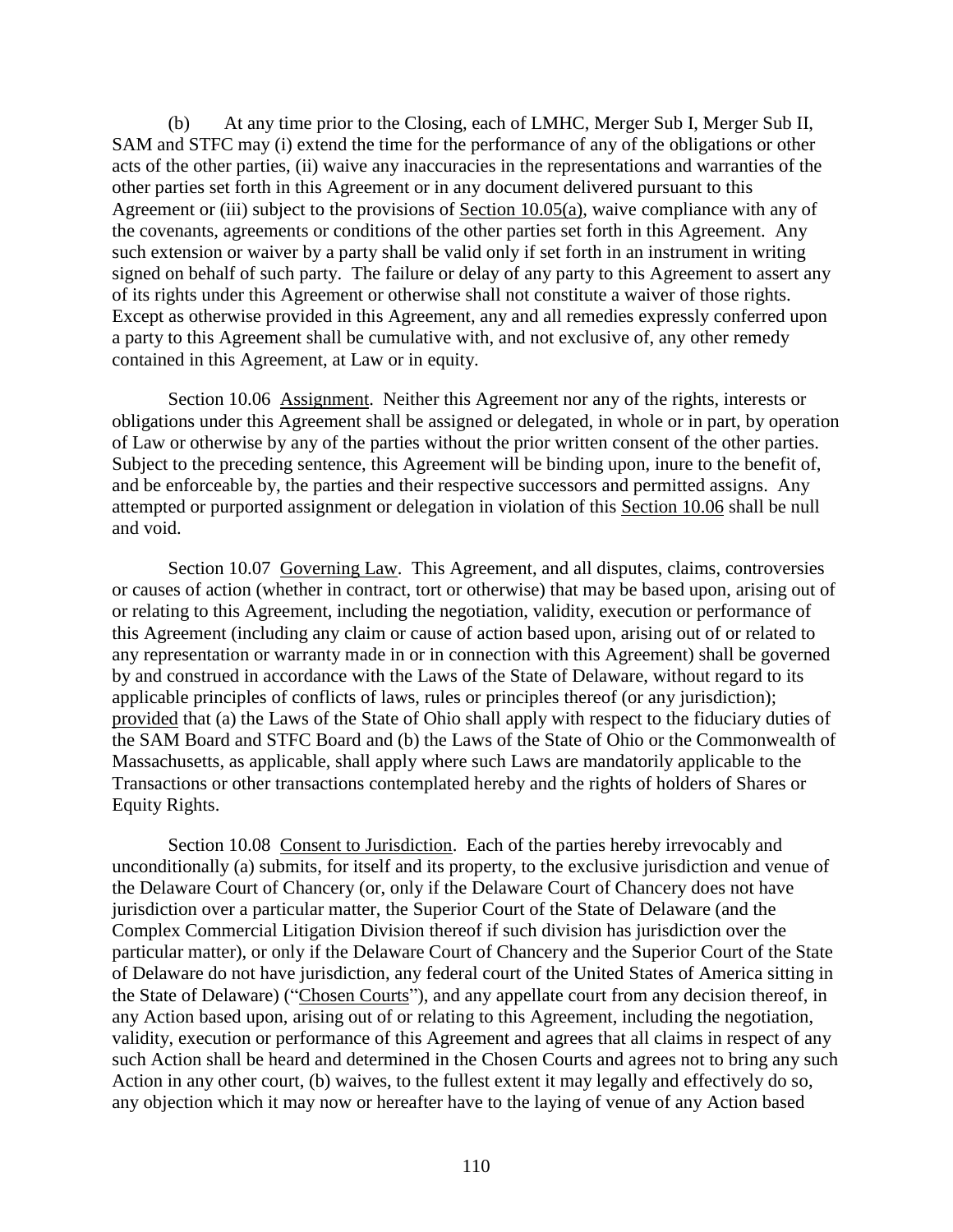(b) At any time prior to the Closing, each of LMHC, Merger Sub I, Merger Sub II, SAM and STFC may (i) extend the time for the performance of any of the obligations or other acts of the other parties, (ii) waive any inaccuracies in the representations and warranties of the other parties set forth in this Agreement or in any document delivered pursuant to this Agreement or (iii) subject to the provisions of Section 10.05(a), waive compliance with any of the covenants, agreements or conditions of the other parties set forth in this Agreement. Any such extension or waiver by a party shall be valid only if set forth in an instrument in writing signed on behalf of such party. The failure or delay of any party to this Agreement to assert any of its rights under this Agreement or otherwise shall not constitute a waiver of those rights. Except as otherwise provided in this Agreement, any and all remedies expressly conferred upon a party to this Agreement shall be cumulative with, and not exclusive of, any other remedy contained in this Agreement, at Law or in equity.

Section 10.06 Assignment. Neither this Agreement nor any of the rights, interests or obligations under this Agreement shall be assigned or delegated, in whole or in part, by operation of Law or otherwise by any of the parties without the prior written consent of the other parties. Subject to the preceding sentence, this Agreement will be binding upon, inure to the benefit of, and be enforceable by, the parties and their respective successors and permitted assigns. Any attempted or purported assignment or delegation in violation of this Section 10.06 shall be null and void.

Section 10.07 Governing Law. This Agreement, and all disputes, claims, controversies or causes of action (whether in contract, tort or otherwise) that may be based upon, arising out of or relating to this Agreement, including the negotiation, validity, execution or performance of this Agreement (including any claim or cause of action based upon, arising out of or related to any representation or warranty made in or in connection with this Agreement) shall be governed by and construed in accordance with the Laws of the State of Delaware, without regard to its applicable principles of conflicts of laws, rules or principles thereof (or any jurisdiction); provided that (a) the Laws of the State of Ohio shall apply with respect to the fiduciary duties of the SAM Board and STFC Board and (b) the Laws of the State of Ohio or the Commonwealth of Massachusetts, as applicable, shall apply where such Laws are mandatorily applicable to the Transactions or other transactions contemplated hereby and the rights of holders of Shares or Equity Rights.

Section 10.08 Consent to Jurisdiction. Each of the parties hereby irrevocably and unconditionally (a) submits, for itself and its property, to the exclusive jurisdiction and venue of the Delaware Court of Chancery (or, only if the Delaware Court of Chancery does not have jurisdiction over a particular matter, the Superior Court of the State of Delaware (and the Complex Commercial Litigation Division thereof if such division has jurisdiction over the particular matter), or only if the Delaware Court of Chancery and the Superior Court of the State of Delaware do not have jurisdiction, any federal court of the United States of America sitting in the State of Delaware) ("Chosen Courts"), and any appellate court from any decision thereof, in any Action based upon, arising out of or relating to this Agreement, including the negotiation, validity, execution or performance of this Agreement and agrees that all claims in respect of any such Action shall be heard and determined in the Chosen Courts and agrees not to bring any such Action in any other court, (b) waives, to the fullest extent it may legally and effectively do so, any objection which it may now or hereafter have to the laying of venue of any Action based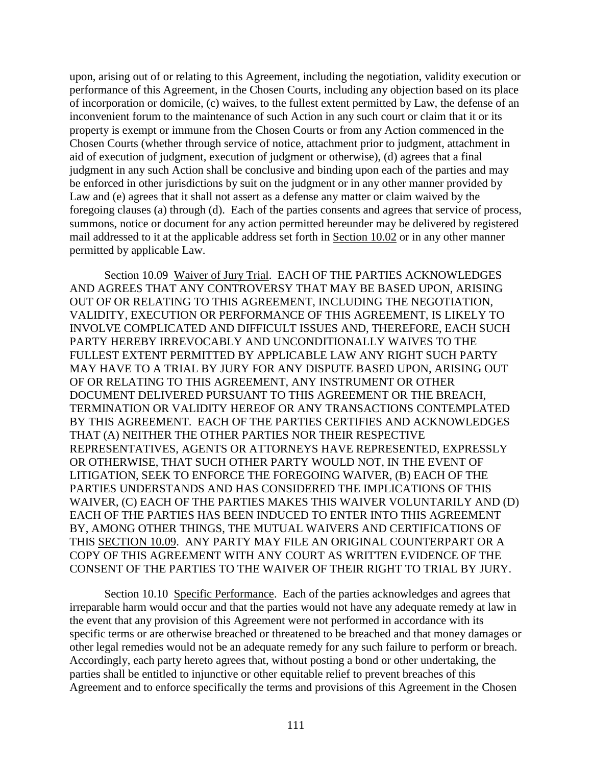upon, arising out of or relating to this Agreement, including the negotiation, validity execution or performance of this Agreement, in the Chosen Courts, including any objection based on its place of incorporation or domicile, (c) waives, to the fullest extent permitted by Law, the defense of an inconvenient forum to the maintenance of such Action in any such court or claim that it or its property is exempt or immune from the Chosen Courts or from any Action commenced in the Chosen Courts (whether through service of notice, attachment prior to judgment, attachment in aid of execution of judgment, execution of judgment or otherwise), (d) agrees that a final judgment in any such Action shall be conclusive and binding upon each of the parties and may be enforced in other jurisdictions by suit on the judgment or in any other manner provided by Law and (e) agrees that it shall not assert as a defense any matter or claim waived by the foregoing clauses (a) through (d). Each of the parties consents and agrees that service of process, summons, notice or document for any action permitted hereunder may be delivered by registered mail addressed to it at the applicable address set forth in Section 10.02 or in any other manner permitted by applicable Law.

Section 10.09 Waiver of Jury Trial. EACH OF THE PARTIES ACKNOWLEDGES AND AGREES THAT ANY CONTROVERSY THAT MAY BE BASED UPON, ARISING OUT OF OR RELATING TO THIS AGREEMENT, INCLUDING THE NEGOTIATION, VALIDITY, EXECUTION OR PERFORMANCE OF THIS AGREEMENT, IS LIKELY TO INVOLVE COMPLICATED AND DIFFICULT ISSUES AND, THEREFORE, EACH SUCH PARTY HEREBY IRREVOCABLY AND UNCONDITIONALLY WAIVES TO THE FULLEST EXTENT PERMITTED BY APPLICABLE LAW ANY RIGHT SUCH PARTY MAY HAVE TO A TRIAL BY JURY FOR ANY DISPUTE BASED UPON, ARISING OUT OF OR RELATING TO THIS AGREEMENT, ANY INSTRUMENT OR OTHER DOCUMENT DELIVERED PURSUANT TO THIS AGREEMENT OR THE BREACH, TERMINATION OR VALIDITY HEREOF OR ANY TRANSACTIONS CONTEMPLATED BY THIS AGREEMENT. EACH OF THE PARTIES CERTIFIES AND ACKNOWLEDGES THAT (A) NEITHER THE OTHER PARTIES NOR THEIR RESPECTIVE REPRESENTATIVES, AGENTS OR ATTORNEYS HAVE REPRESENTED, EXPRESSLY OR OTHERWISE, THAT SUCH OTHER PARTY WOULD NOT, IN THE EVENT OF LITIGATION, SEEK TO ENFORCE THE FOREGOING WAIVER, (B) EACH OF THE PARTIES UNDERSTANDS AND HAS CONSIDERED THE IMPLICATIONS OF THIS WAIVER, (C) EACH OF THE PARTIES MAKES THIS WAIVER VOLUNTARILY AND (D) EACH OF THE PARTIES HAS BEEN INDUCED TO ENTER INTO THIS AGREEMENT BY, AMONG OTHER THINGS, THE MUTUAL WAIVERS AND CERTIFICATIONS OF THIS SECTION 10.09. ANY PARTY MAY FILE AN ORIGINAL COUNTERPART OR A COPY OF THIS AGREEMENT WITH ANY COURT AS WRITTEN EVIDENCE OF THE CONSENT OF THE PARTIES TO THE WAIVER OF THEIR RIGHT TO TRIAL BY JURY.

Section 10.10 Specific Performance. Each of the parties acknowledges and agrees that irreparable harm would occur and that the parties would not have any adequate remedy at law in the event that any provision of this Agreement were not performed in accordance with its specific terms or are otherwise breached or threatened to be breached and that money damages or other legal remedies would not be an adequate remedy for any such failure to perform or breach. Accordingly, each party hereto agrees that, without posting a bond or other undertaking, the parties shall be entitled to injunctive or other equitable relief to prevent breaches of this Agreement and to enforce specifically the terms and provisions of this Agreement in the Chosen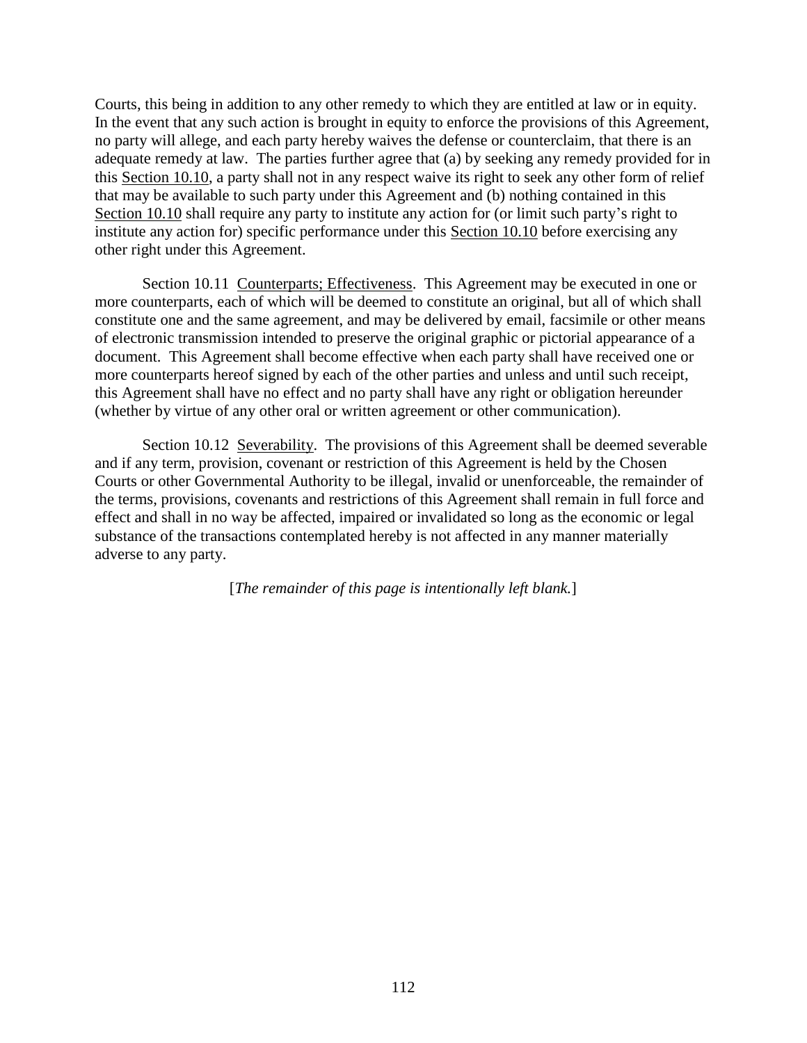Courts, this being in addition to any other remedy to which they are entitled at law or in equity. In the event that any such action is brought in equity to enforce the provisions of this Agreement, no party will allege, and each party hereby waives the defense or counterclaim, that there is an adequate remedy at law. The parties further agree that (a) by seeking any remedy provided for in this Section 10.10, a party shall not in any respect waive its right to seek any other form of relief that may be available to such party under this Agreement and (b) nothing contained in this Section 10.10 shall require any party to institute any action for (or limit such party's right to institute any action for) specific performance under this Section 10.10 before exercising any other right under this Agreement.

Section 10.11 Counterparts; Effectiveness. This Agreement may be executed in one or more counterparts, each of which will be deemed to constitute an original, but all of which shall constitute one and the same agreement, and may be delivered by email, facsimile or other means of electronic transmission intended to preserve the original graphic or pictorial appearance of a document. This Agreement shall become effective when each party shall have received one or more counterparts hereof signed by each of the other parties and unless and until such receipt, this Agreement shall have no effect and no party shall have any right or obligation hereunder (whether by virtue of any other oral or written agreement or other communication).

Section 10.12 Severability. The provisions of this Agreement shall be deemed severable and if any term, provision, covenant or restriction of this Agreement is held by the Chosen Courts or other Governmental Authority to be illegal, invalid or unenforceable, the remainder of the terms, provisions, covenants and restrictions of this Agreement shall remain in full force and effect and shall in no way be affected, impaired or invalidated so long as the economic or legal substance of the transactions contemplated hereby is not affected in any manner materially adverse to any party.

[*The remainder of this page is intentionally left blank.*]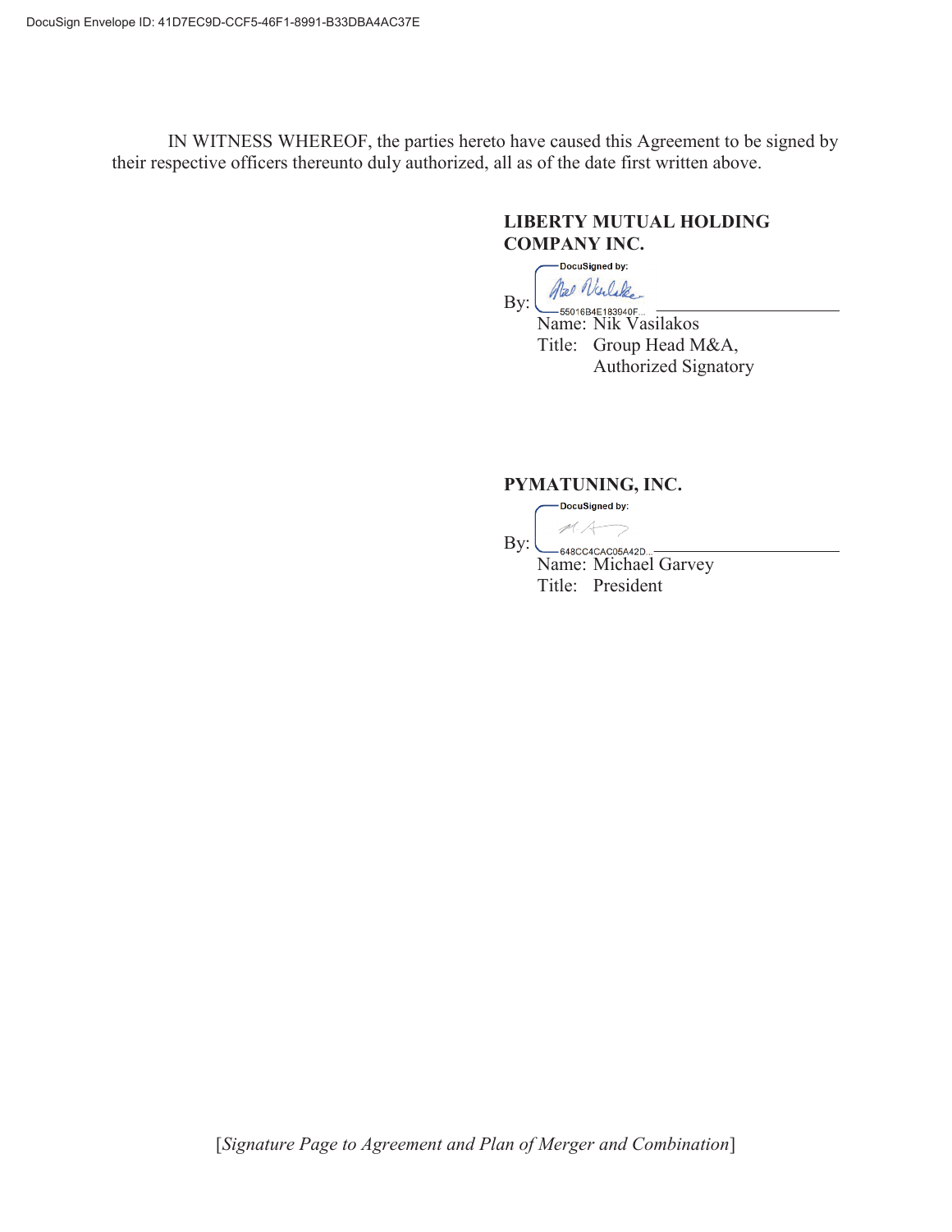IN WITNESS WHEREOF, the parties hereto have caused this Agreement to be signed by their respective officers thereunto duly authorized, all as of the date first written above.

**LIBERTY MUTUAL HOLDING COMPANY INC.**

By: DocuSigned by: 55016B4E183940F...

Name: Nik Vasilakos
Title: Group Head M&A, Authorized Signatory

**PYMATUNING, INC.**

By: DocuSigned by: 648CC4CAC05A42D...

Name: Michael Garvey
Title: President

[*Signature Page to Agreement and Plan of Merger and Combination*]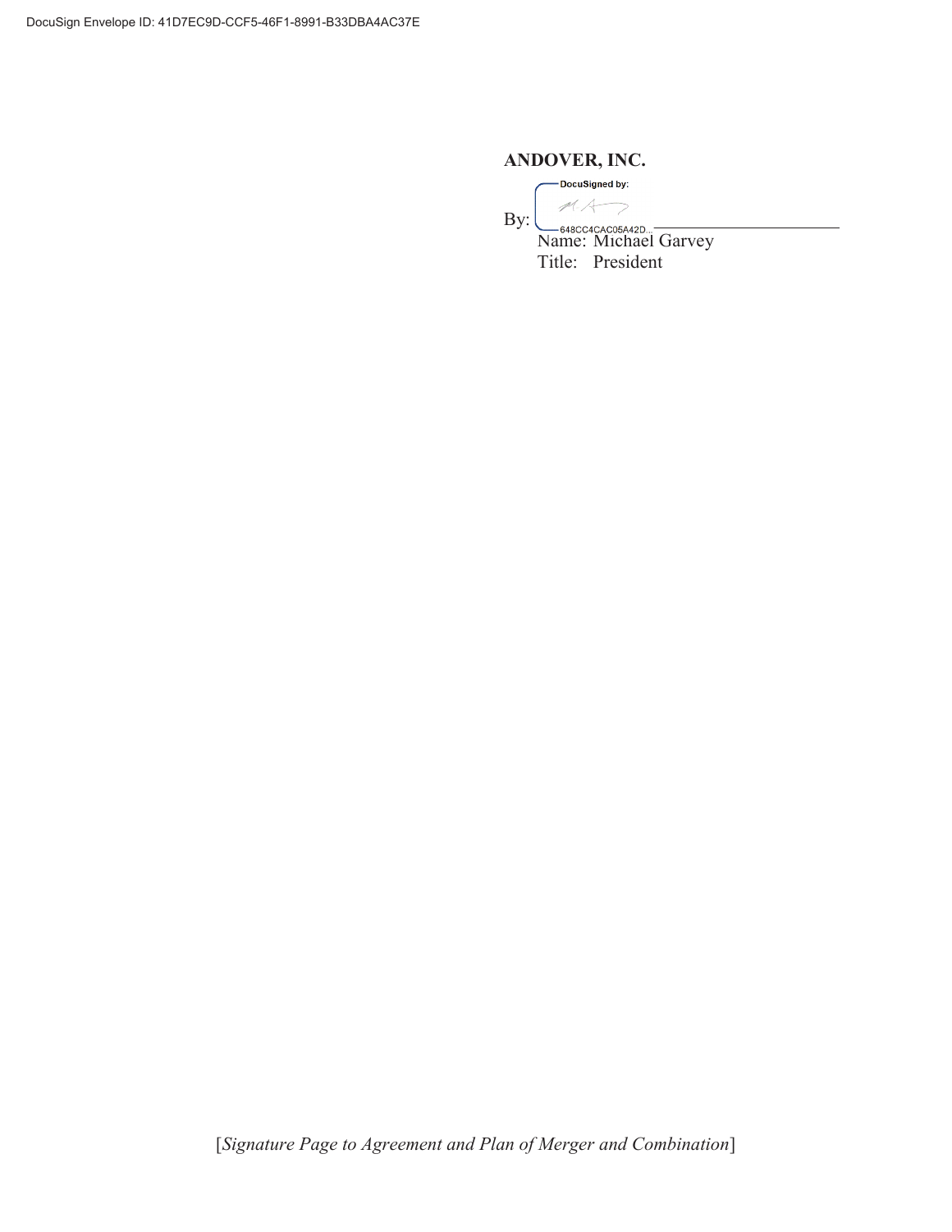**ANDOVER, INC.**

By: DocuSigned by: 648CC4CAC05A42D...

Name: Michael Garvey

Title: President

[*Signature Page to Agreement and Plan of Merger and Combination*]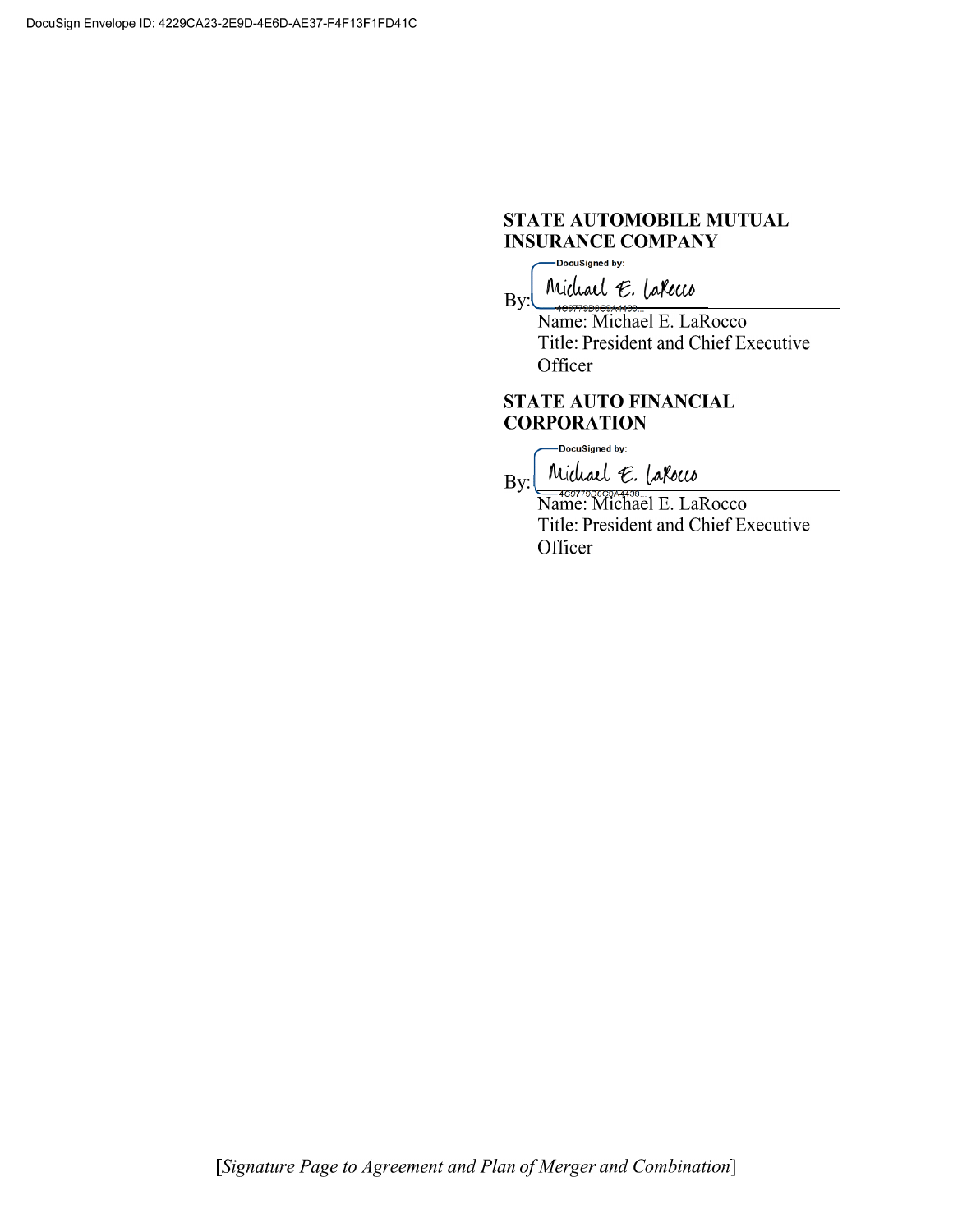DocuSign Envelope ID: 4229CA23-2E9D-4E6D-AE37-F4F13F1FD41C

**STATE AUTOMOBILE MUTUAL INSURANCE COMPANY**

DocuSigned by:

By: Michael E. LaRocco

4C0779D6C9A4438...

Name: Michael E. LaRocco
Title: President and Chief Executive Officer

**STATE AUTO FINANCIAL CORPORATION**

DocuSigned by:

By: Michael E. LaRocco

4C0779D6C9A4438...

Name: Michael E. LaRocco
Title: President and Chief Executive Officer

[*Signature Page to Agreement and Plan of Merger and Combination*]